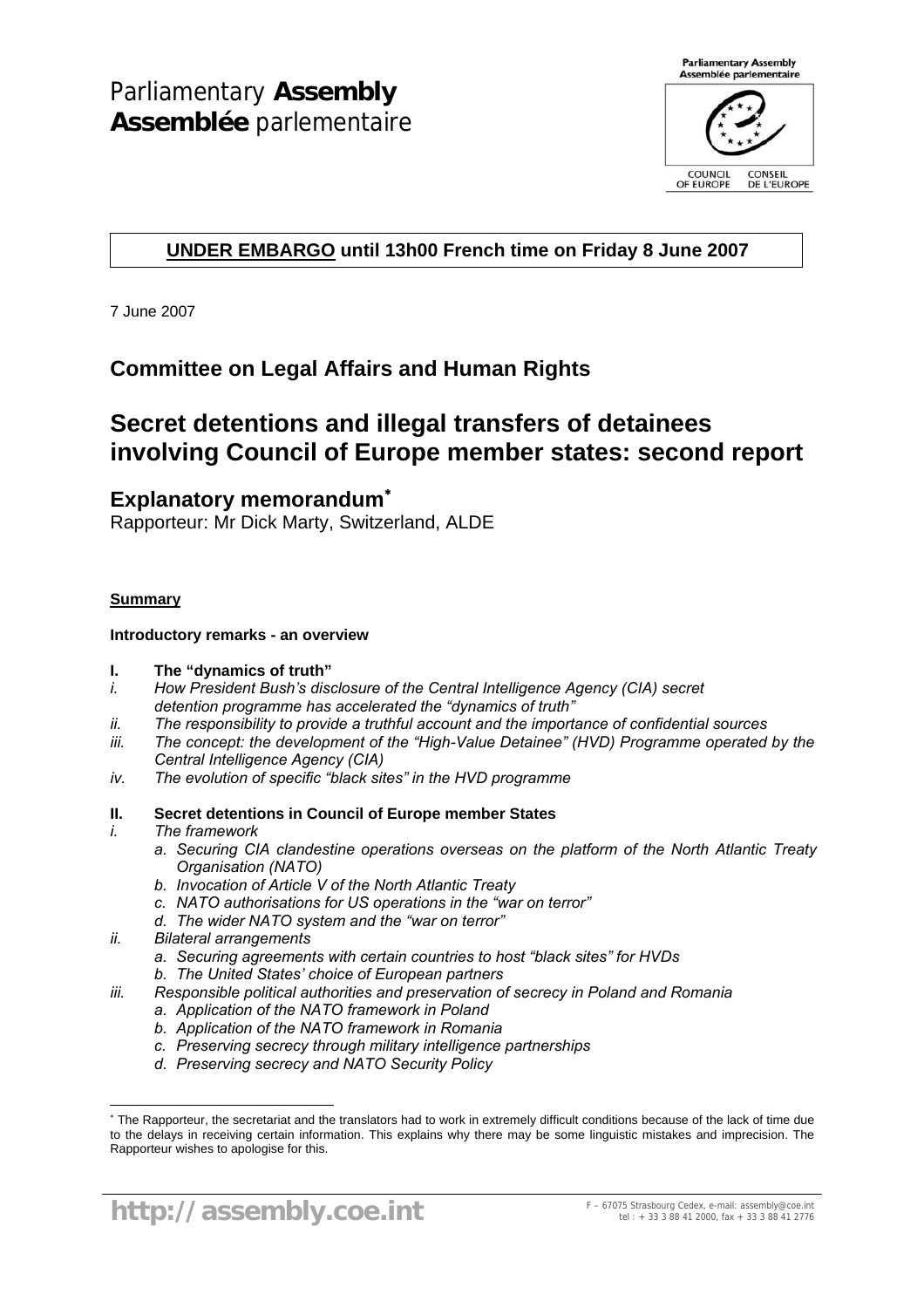Parliamentary **Assembly**
**Assemblée** parlementaire

**UNDER EMBARGO until 13h00 French time on Friday 8 June 2007**

7 June 2007

## Committee on Legal Affairs and Human Rights

# Secret detentions and illegal transfers of detainees involving Council of Europe member states: second report

## Explanatory memorandum*

Rapporteur: Mr Dick Marty, Switzerland, ALDE

**Summary**

**Introductory remarks - an overview**

**I. The "dynamics of truth"**

*i. How President Bush's disclosure of the Central Intelligence Agency (CIA) secret detention programme has accelerated the "dynamics of truth"*

*ii. The responsibility to provide a truthful account and the importance of confidential sources*

*iii. The concept: the development of the "High-Value Detainee" (HVD) Programme operated by the Central Intelligence Agency (CIA)*

*iv. The evolution of specific "black sites" in the HVD programme*

**II. Secret detentions in Council of Europe member States**

*i. The framework*

- *a. Securing CIA clandestine operations overseas on the platform of the North Atlantic Treaty Organisation (NATO)*
- *b. Invocation of Article V of the North Atlantic Treaty*
- *c. NATO authorisations for US operations in the "war on terror"*
- *d. The wider NATO system and the "war on terror"*

*ii. Bilateral arrangements*

- *a. Securing agreements with certain countries to host "black sites" for HVDs*
- *b. The United States' choice of European partners*

*iii. Responsible political authorities and preservation of secrecy in Poland and Romania*

- *a. Application of the NATO framework in Poland*
- *b. Application of the NATO framework in Romania*
- *c. Preserving secrecy through military intelligence partnerships*
- *d. Preserving secrecy and NATO Security Policy*

---

* The Rapporteur, the secretariat and the translators had to work in extremely difficult conditions because of the lack of time due to the delays in receiving certain information. This explains why there may be some linguistic mistakes and imprecision. The Rapporteur wishes to apologise for this.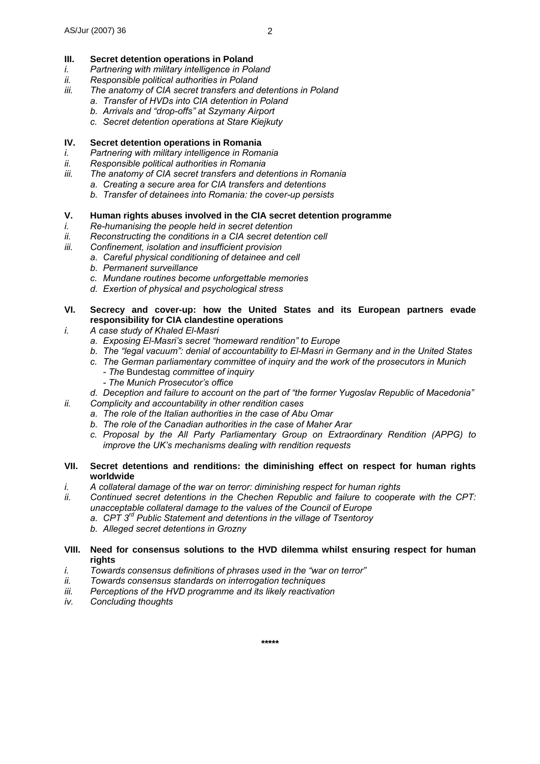**III. Secret detention operations in Poland**

*i. Partnering with military intelligence in Poland*

*ii. Responsible political authorities in Poland*

*iii. The anatomy of CIA secret transfers and detentions in Poland*

- *a. Transfer of HVDs into CIA detention in Poland*
- *b. Arrivals and "drop-offs" at Szymany Airport*
- *c. Secret detention operations at Stare Kiejkuty*

**IV. Secret detention operations in Romania**

*i. Partnering with military intelligence in Romania*

*ii. Responsible political authorities in Romania*

*iii. The anatomy of CIA secret transfers and detentions in Romania*

- *a. Creating a secure area for CIA transfers and detentions*
- *b. Transfer of detainees into Romania: the cover-up persists*

**V. Human rights abuses involved in the CIA secret detention programme**

*i. Re-humanising the people held in secret detention*

*ii. Reconstructing the conditions in a CIA secret detention cell*

*iii. Confinement, isolation and insufficient provision*

- *a. Careful physical conditioning of detainee and cell*
- *b. Permanent surveillance*
- *c. Mundane routines become unforgettable memories*
- *d. Exertion of physical and psychological stress*

**VI. Secrecy and cover-up: how the United States and its European partners evade responsibility for CIA clandestine operations**

*i. A case study of Khaled El-Masri*

- *a. Exposing El-Masri's secret "homeward rendition" to Europe*
- *b. The "legal vacuum": denial of accountability to El-Masri in Germany and in the United States*
- *c. The German parliamentary committee of inquiry and the work of the prosecutors in Munich*
  - *The* Bundestag *committee of inquiry*
  - *The Munich Prosecutor's office*
- *d. Deception and failure to account on the part of "the former Yugoslav Republic of Macedonia"*

*ii. Complicity and accountability in other rendition cases*

- *a. The role of the Italian authorities in the case of Abu Omar*
- *b. The role of the Canadian authorities in the case of Maher Arar*
- *c. Proposal by the All Party Parliamentary Group on Extraordinary Rendition (APPG) to improve the UK's mechanisms dealing with rendition requests*

**VII. Secret detentions and renditions: the diminishing effect on respect for human rights worldwide**

*i. A collateral damage of the war on terror: diminishing respect for human rights*

*ii. Continued secret detentions in the Chechen Republic and failure to cooperate with the CPT: unacceptable collateral damage to the values of the Council of Europe*

- *a. CPT 3rd Public Statement and detentions in the village of Tsentoroy*
- *b. Alleged secret detentions in Grozny*

**VIII. Need for consensus solutions to the HVD dilemma whilst ensuring respect for human rights**

*i. Towards consensus definitions of phrases used in the "war on terror"*

*ii. Towards consensus standards on interrogation techniques*

*iii. Perceptions of the HVD programme and its likely reactivation*

*iv. Concluding thoughts*

\*\*\*\*\*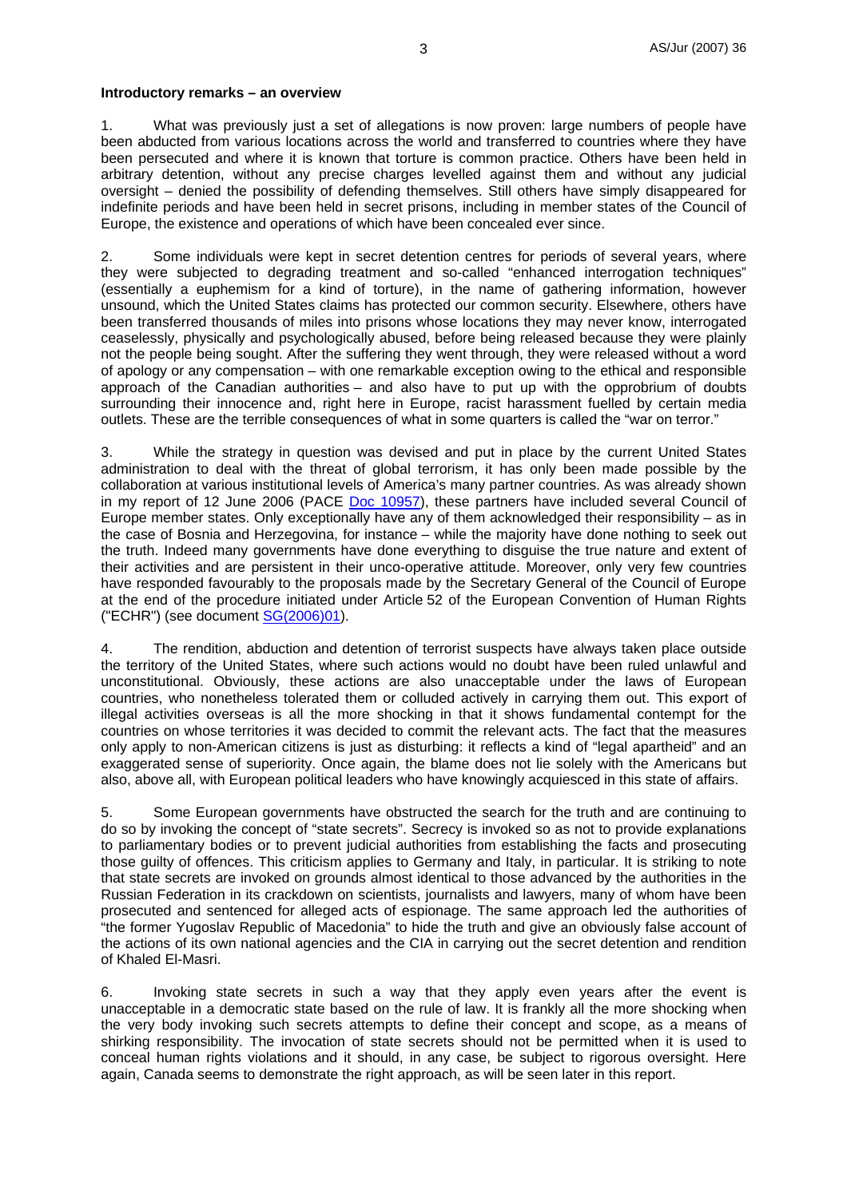**Introductory remarks – an overview**

1. What was previously just a set of allegations is now proven: large numbers of people have been abducted from various locations across the world and transferred to countries where they have been persecuted and where it is known that torture is common practice. Others have been held in arbitrary detention, without any precise charges levelled against them and without any judicial oversight – denied the possibility of defending themselves. Still others have simply disappeared for indefinite periods and have been held in secret prisons, including in member states of the Council of Europe, the existence and operations of which have been concealed ever since.

2. Some individuals were kept in secret detention centres for periods of several years, where they were subjected to degrading treatment and so-called "enhanced interrogation techniques" (essentially a euphemism for a kind of torture), in the name of gathering information, however unsound, which the United States claims has protected our common security. Elsewhere, others have been transferred thousands of miles into prisons whose locations they may never know, interrogated ceaselessly, physically and psychologically abused, before being released because they were plainly not the people being sought. After the suffering they went through, they were released without a word of apology or any compensation – with one remarkable exception owing to the ethical and responsible approach of the Canadian authorities – and also have to put up with the opprobrium of doubts surrounding their innocence and, right here in Europe, racist harassment fuelled by certain media outlets. These are the terrible consequences of what in some quarters is called the "war on terror."

3. While the strategy in question was devised and put in place by the current United States administration to deal with the threat of global terrorism, it has only been made possible by the collaboration at various institutional levels of America's many partner countries. As was already shown in my report of 12 June 2006 (PACE Doc 10957), these partners have included several Council of Europe member states. Only exceptionally have any of them acknowledged their responsibility – as in the case of Bosnia and Herzegovina, for instance – while the majority have done nothing to seek out the truth. Indeed many governments have done everything to disguise the true nature and extent of their activities and are persistent in their unco-operative attitude. Moreover, only very few countries have responded favourably to the proposals made by the Secretary General of the Council of Europe at the end of the procedure initiated under Article 52 of the European Convention of Human Rights ("ECHR") (see document SG(2006)01).

4. The rendition, abduction and detention of terrorist suspects have always taken place outside the territory of the United States, where such actions would no doubt have been ruled unlawful and unconstitutional. Obviously, these actions are also unacceptable under the laws of European countries, who nonetheless tolerated them or colluded actively in carrying them out. This export of illegal activities overseas is all the more shocking in that it shows fundamental contempt for the countries on whose territories it was decided to commit the relevant acts. The fact that the measures only apply to non-American citizens is just as disturbing: it reflects a kind of "legal apartheid" and an exaggerated sense of superiority. Once again, the blame does not lie solely with the Americans but also, above all, with European political leaders who have knowingly acquiesced in this state of affairs.

5. Some European governments have obstructed the search for the truth and are continuing to do so by invoking the concept of "state secrets". Secrecy is invoked so as not to provide explanations to parliamentary bodies or to prevent judicial authorities from establishing the facts and prosecuting those guilty of offences. This criticism applies to Germany and Italy, in particular. It is striking to note that state secrets are invoked on grounds almost identical to those advanced by the authorities in the Russian Federation in its crackdown on scientists, journalists and lawyers, many of whom have been prosecuted and sentenced for alleged acts of espionage. The same approach led the authorities of "the former Yugoslav Republic of Macedonia" to hide the truth and give an obviously false account of the actions of its own national agencies and the CIA in carrying out the secret detention and rendition of Khaled El-Masri.

6. Invoking state secrets in such a way that they apply even years after the event is unacceptable in a democratic state based on the rule of law. It is frankly all the more shocking when the very body invoking such secrets attempts to define their concept and scope, as a means of shirking responsibility. The invocation of state secrets should not be permitted when it is used to conceal human rights violations and it should, in any case, be subject to rigorous oversight. Here again, Canada seems to demonstrate the right approach, as will be seen later in this report.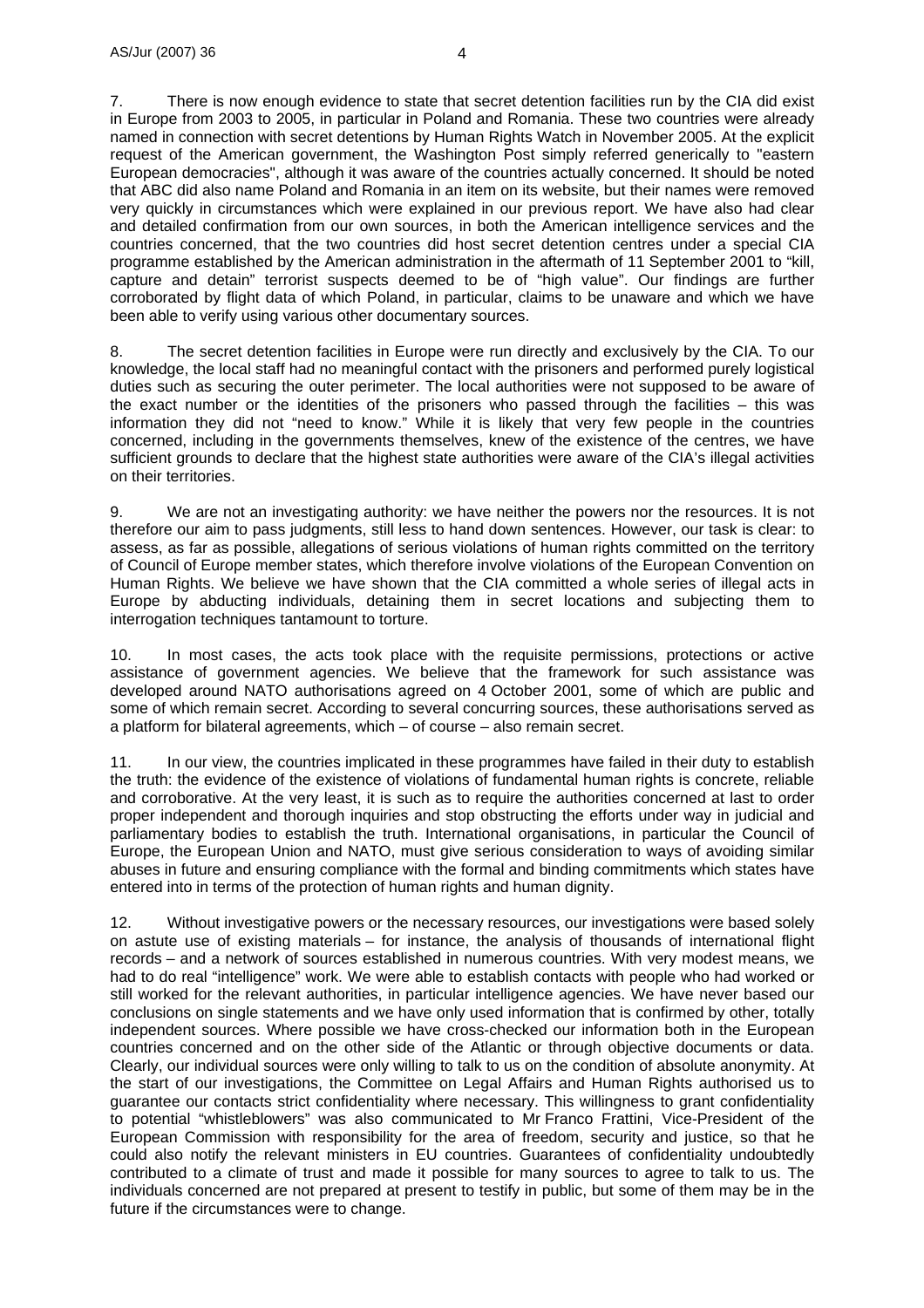7. There is now enough evidence to state that secret detention facilities run by the CIA did exist in Europe from 2003 to 2005, in particular in Poland and Romania. These two countries were already named in connection with secret detentions by Human Rights Watch in November 2005. At the explicit request of the American government, the Washington Post simply referred generically to "eastern European democracies", although it was aware of the countries actually concerned. It should be noted that ABC did also name Poland and Romania in an item on its website, but their names were removed very quickly in circumstances which were explained in our previous report. We have also had clear and detailed confirmation from our own sources, in both the American intelligence services and the countries concerned, that the two countries did host secret detention centres under a special CIA programme established by the American administration in the aftermath of 11 September 2001 to "kill, capture and detain" terrorist suspects deemed to be of "high value". Our findings are further corroborated by flight data of which Poland, in particular, claims to be unaware and which we have been able to verify using various other documentary sources.

8. The secret detention facilities in Europe were run directly and exclusively by the CIA. To our knowledge, the local staff had no meaningful contact with the prisoners and performed purely logistical duties such as securing the outer perimeter. The local authorities were not supposed to be aware of the exact number or the identities of the prisoners who passed through the facilities – this was information they did not "need to know." While it is likely that very few people in the countries concerned, including in the governments themselves, knew of the existence of the centres, we have sufficient grounds to declare that the highest state authorities were aware of the CIA's illegal activities on their territories.

9. We are not an investigating authority: we have neither the powers nor the resources. It is not therefore our aim to pass judgments, still less to hand down sentences. However, our task is clear: to assess, as far as possible, allegations of serious violations of human rights committed on the territory of Council of Europe member states, which therefore involve violations of the European Convention on Human Rights. We believe we have shown that the CIA committed a whole series of illegal acts in Europe by abducting individuals, detaining them in secret locations and subjecting them to interrogation techniques tantamount to torture.

10. In most cases, the acts took place with the requisite permissions, protections or active assistance of government agencies. We believe that the framework for such assistance was developed around NATO authorisations agreed on 4 October 2001, some of which are public and some of which remain secret. According to several concurring sources, these authorisations served as a platform for bilateral agreements, which – of course – also remain secret.

11. In our view, the countries implicated in these programmes have failed in their duty to establish the truth: the evidence of the existence of violations of fundamental human rights is concrete, reliable and corroborative. At the very least, it is such as to require the authorities concerned at last to order proper independent and thorough inquiries and stop obstructing the efforts under way in judicial and parliamentary bodies to establish the truth. International organisations, in particular the Council of Europe, the European Union and NATO, must give serious consideration to ways of avoiding similar abuses in future and ensuring compliance with the formal and binding commitments which states have entered into in terms of the protection of human rights and human dignity.

12. Without investigative powers or the necessary resources, our investigations were based solely on astute use of existing materials – for instance, the analysis of thousands of international flight records – and a network of sources established in numerous countries. With very modest means, we had to do real "intelligence" work. We were able to establish contacts with people who had worked or still worked for the relevant authorities, in particular intelligence agencies. We have never based our conclusions on single statements and we have only used information that is confirmed by other, totally independent sources. Where possible we have cross-checked our information both in the European countries concerned and on the other side of the Atlantic or through objective documents or data. Clearly, our individual sources were only willing to talk to us on the condition of absolute anonymity. At the start of our investigations, the Committee on Legal Affairs and Human Rights authorised us to guarantee our contacts strict confidentiality where necessary. This willingness to grant confidentiality to potential "whistleblowers" was also communicated to Mr Franco Frattini, Vice-President of the European Commission with responsibility for the area of freedom, security and justice, so that he could also notify the relevant ministers in EU countries. Guarantees of confidentiality undoubtedly contributed to a climate of trust and made it possible for many sources to agree to talk to us. The individuals concerned are not prepared at present to testify in public, but some of them may be in the future if the circumstances were to change.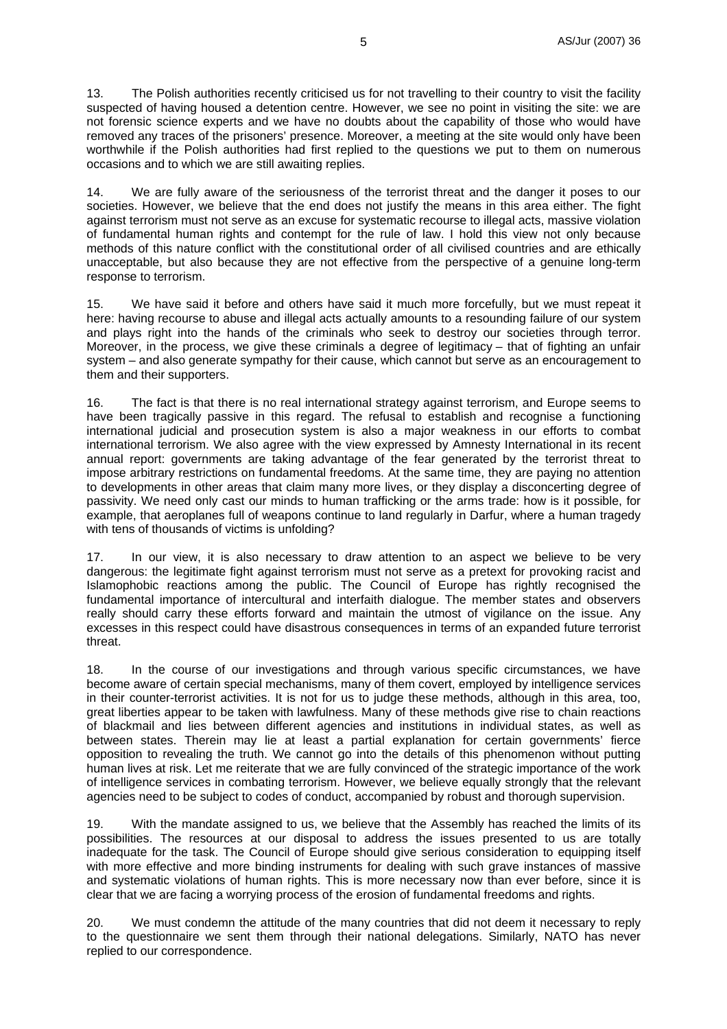13. The Polish authorities recently criticised us for not travelling to their country to visit the facility suspected of having housed a detention centre. However, we see no point in visiting the site: we are not forensic science experts and we have no doubts about the capability of those who would have removed any traces of the prisoners' presence. Moreover, a meeting at the site would only have been worthwhile if the Polish authorities had first replied to the questions we put to them on numerous occasions and to which we are still awaiting replies.

14. We are fully aware of the seriousness of the terrorist threat and the danger it poses to our societies. However, we believe that the end does not justify the means in this area either. The fight against terrorism must not serve as an excuse for systematic recourse to illegal acts, massive violation of fundamental human rights and contempt for the rule of law. I hold this view not only because methods of this nature conflict with the constitutional order of all civilised countries and are ethically unacceptable, but also because they are not effective from the perspective of a genuine long-term response to terrorism.

15. We have said it before and others have said it much more forcefully, but we must repeat it here: having recourse to abuse and illegal acts actually amounts to a resounding failure of our system and plays right into the hands of the criminals who seek to destroy our societies through terror. Moreover, in the process, we give these criminals a degree of legitimacy – that of fighting an unfair system – and also generate sympathy for their cause, which cannot but serve as an encouragement to them and their supporters.

16. The fact is that there is no real international strategy against terrorism, and Europe seems to have been tragically passive in this regard. The refusal to establish and recognise a functioning international judicial and prosecution system is also a major weakness in our efforts to combat international terrorism. We also agree with the view expressed by Amnesty International in its recent annual report: governments are taking advantage of the fear generated by the terrorist threat to impose arbitrary restrictions on fundamental freedoms. At the same time, they are paying no attention to developments in other areas that claim many more lives, or they display a disconcerting degree of passivity. We need only cast our minds to human trafficking or the arms trade: how is it possible, for example, that aeroplanes full of weapons continue to land regularly in Darfur, where a human tragedy with tens of thousands of victims is unfolding?

17. In our view, it is also necessary to draw attention to an aspect we believe to be very dangerous: the legitimate fight against terrorism must not serve as a pretext for provoking racist and Islamophobic reactions among the public. The Council of Europe has rightly recognised the fundamental importance of intercultural and interfaith dialogue. The member states and observers really should carry these efforts forward and maintain the utmost of vigilance on the issue. Any excesses in this respect could have disastrous consequences in terms of an expanded future terrorist threat.

18. In the course of our investigations and through various specific circumstances, we have become aware of certain special mechanisms, many of them covert, employed by intelligence services in their counter-terrorist activities. It is not for us to judge these methods, although in this area, too, great liberties appear to be taken with lawfulness. Many of these methods give rise to chain reactions of blackmail and lies between different agencies and institutions in individual states, as well as between states. Therein may lie at least a partial explanation for certain governments' fierce opposition to revealing the truth. We cannot go into the details of this phenomenon without putting human lives at risk. Let me reiterate that we are fully convinced of the strategic importance of the work of intelligence services in combating terrorism. However, we believe equally strongly that the relevant agencies need to be subject to codes of conduct, accompanied by robust and thorough supervision.

19. With the mandate assigned to us, we believe that the Assembly has reached the limits of its possibilities. The resources at our disposal to address the issues presented to us are totally inadequate for the task. The Council of Europe should give serious consideration to equipping itself with more effective and more binding instruments for dealing with such grave instances of massive and systematic violations of human rights. This is more necessary now than ever before, since it is clear that we are facing a worrying process of the erosion of fundamental freedoms and rights.

20. We must condemn the attitude of the many countries that did not deem it necessary to reply to the questionnaire we sent them through their national delegations. Similarly, NATO has never replied to our correspondence.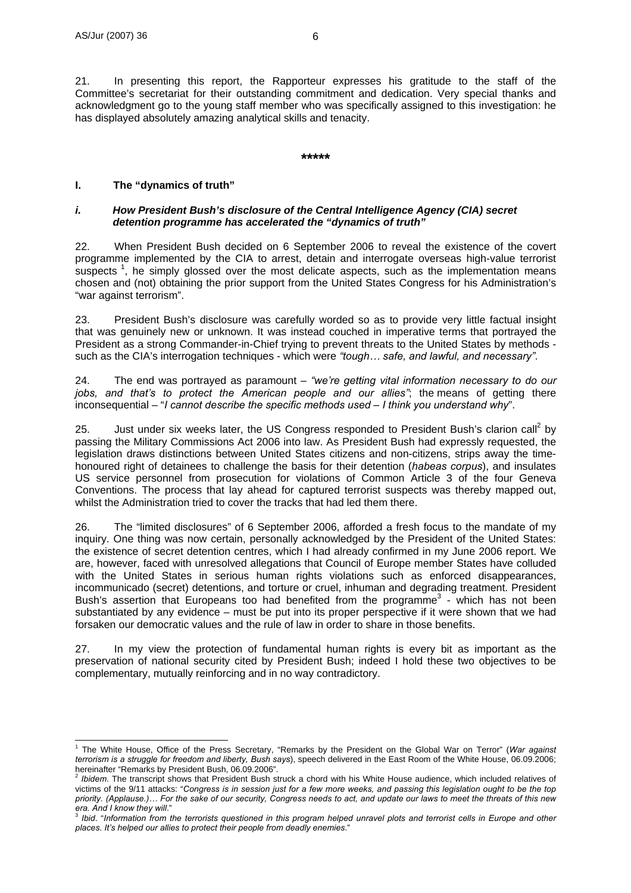21. In presenting this report, the Rapporteur expresses his gratitude to the staff of the Committee's secretariat for their outstanding commitment and dedication. Very special thanks and acknowledgment go to the young staff member who was specifically assigned to this investigation: he has displayed absolutely amazing analytical skills and tenacity.

**\*\*\*\*\***

## I. The "dynamics of truth"

### *i. How President Bush's disclosure of the Central Intelligence Agency (CIA) secret detention programme has accelerated the "dynamics of truth"*

22. When President Bush decided on 6 September 2006 to reveal the existence of the covert programme implemented by the CIA to arrest, detain and interrogate overseas high-value terrorist suspects [1], he simply glossed over the most delicate aspects, such as the implementation means chosen and (not) obtaining the prior support from the United States Congress for his Administration's "war against terrorism".

23. President Bush's disclosure was carefully worded so as to provide very little factual insight that was genuinely new or unknown. It was instead couched in imperative terms that portrayed the President as a strong Commander-in-Chief trying to prevent threats to the United States by methods - such as the CIA's interrogation techniques - which were *"tough… safe, and lawful, and necessary"*.

24. The end was portrayed as paramount – *"we're getting vital information necessary to do our jobs, and that's to protect the American people and our allies"*; the means of getting there inconsequential – "*I cannot describe the specific methods used – I think you understand why*".

25. Just under six weeks later, the US Congress responded to President Bush's clarion call[2] by passing the Military Commissions Act 2006 into law. As President Bush had expressly requested, the legislation draws distinctions between United States citizens and non-citizens, strips away the time-honoured right of detainees to challenge the basis for their detention (*habeas corpus*), and insulates US service personnel from prosecution for violations of Common Article 3 of the four Geneva Conventions. The process that lay ahead for captured terrorist suspects was thereby mapped out, whilst the Administration tried to cover the tracks that had led them there.

26. The "limited disclosures" of 6 September 2006, afforded a fresh focus to the mandate of my inquiry. One thing was now certain, personally acknowledged by the President of the United States: the existence of secret detention centres, which I had already confirmed in my June 2006 report. We are, however, faced with unresolved allegations that Council of Europe member States have colluded with the United States in serious human rights violations such as enforced disappearances, incommunicado (secret) detentions, and torture or cruel, inhuman and degrading treatment. President Bush's assertion that Europeans too had benefited from the programme[3] - which has not been substantiated by any evidence – must be put into its proper perspective if it were shown that we had forsaken our democratic values and the rule of law in order to share in those benefits.

27. In my view the protection of fundamental human rights is every bit as important as the preservation of national security cited by President Bush; indeed I hold these two objectives to be complementary, mutually reinforcing and in no way contradictory.

---

[1] The White House, Office of the Press Secretary, "Remarks by the President on the Global War on Terror" (*War against terrorism is a struggle for freedom and liberty, Bush says*), speech delivered in the East Room of the White House, 06.09.2006; hereinafter "Remarks by President Bush, 06.09.2006".

[2] *Ibidem*. The transcript shows that President Bush struck a chord with his White House audience, which included relatives of victims of the 9/11 attacks: "*Congress is in session just for a few more weeks, and passing this legislation ought to be the top priority. (Applause.)… For the sake of our security, Congress needs to act, and update our laws to meet the threats of this new era. And I know they will*."

[3] *Ibid*. "*Information from the terrorists questioned in this program helped unravel plots and terrorist cells in Europe and other places. It's helped our allies to protect their people from deadly enemies*."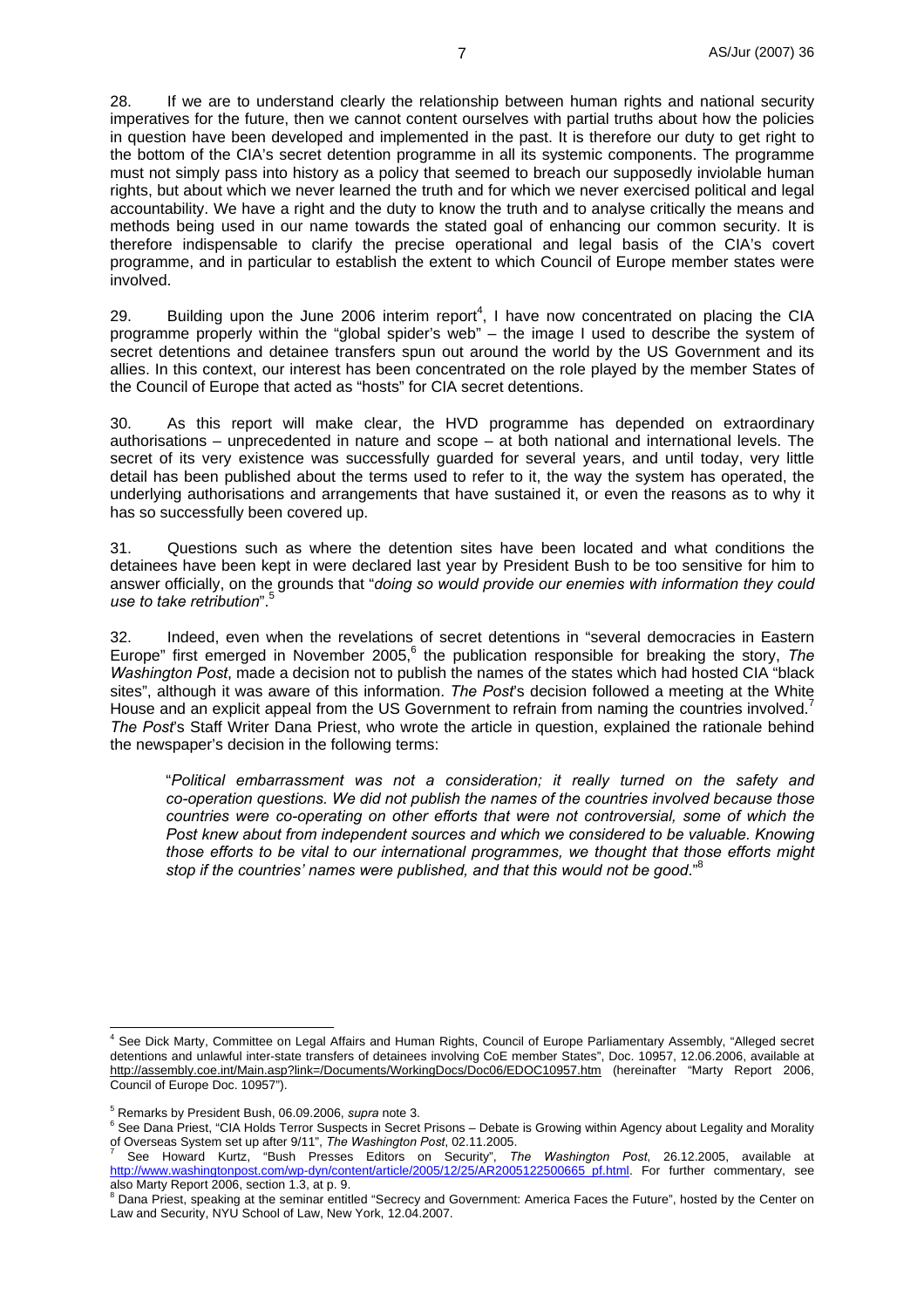28. If we are to understand clearly the relationship between human rights and national security imperatives for the future, then we cannot content ourselves with partial truths about how the policies in question have been developed and implemented in the past. It is therefore our duty to get right to the bottom of the CIA's secret detention programme in all its systemic components. The programme must not simply pass into history as a policy that seemed to breach our supposedly inviolable human rights, but about which we never learned the truth and for which we never exercised political and legal accountability. We have a right and the duty to know the truth and to analyse critically the means and methods being used in our name towards the stated goal of enhancing our common security. It is therefore indispensable to clarify the precise operational and legal basis of the CIA's covert programme, and in particular to establish the extent to which Council of Europe member states were involved.

29. Building upon the June 2006 interim report[4], I have now concentrated on placing the CIA programme properly within the "global spider's web" – the image I used to describe the system of secret detentions and detainee transfers spun out around the world by the US Government and its allies. In this context, our interest has been concentrated on the role played by the member States of the Council of Europe that acted as "hosts" for CIA secret detentions.

30. As this report will make clear, the HVD programme has depended on extraordinary authorisations – unprecedented in nature and scope – at both national and international levels. The secret of its very existence was successfully guarded for several years, and until today, very little detail has been published about the terms used to refer to it, the way the system has operated, the underlying authorisations and arrangements that have sustained it, or even the reasons as to why it has so successfully been covered up.

31. Questions such as where the detention sites have been located and what conditions the detainees have been kept in were declared last year by President Bush to be too sensitive for him to answer officially, on the grounds that "*doing so would provide our enemies with information they could use to take retribution*".[5]

32. Indeed, even when the revelations of secret detentions in "several democracies in Eastern Europe" first emerged in November 2005,[6] the publication responsible for breaking the story, *The Washington Post*, made a decision not to publish the names of the states which had hosted CIA "black sites", although it was aware of this information. *The Post*'s decision followed a meeting at the White House and an explicit appeal from the US Government to refrain from naming the countries involved.[7] *The Post*'s Staff Writer Dana Priest, who wrote the article in question, explained the rationale behind the newspaper's decision in the following terms:

> "*Political embarrassment was not a consideration; it really turned on the safety and co-operation questions. We did not publish the names of the countries involved because those countries were co-operating on other efforts that were not controversial, some of which the Post knew about from independent sources and which we considered to be valuable. Knowing those efforts to be vital to our international programmes, we thought that those efforts might stop if the countries' names were published, and that this would not be good.*"[8]

---

[4] See Dick Marty, Committee on Legal Affairs and Human Rights, Council of Europe Parliamentary Assembly, "Alleged secret detentions and unlawful inter-state transfers of detainees involving CoE member States", Doc. 10957, 12.06.2006, available at http://assembly.coe.int/Main.asp?link=/Documents/WorkingDocs/Doc06/EDOC10957.htm (hereinafter "Marty Report 2006, Council of Europe Doc. 10957").

[5] Remarks by President Bush, 06.09.2006, *supra* note 3.

[6] See Dana Priest, "CIA Holds Terror Suspects in Secret Prisons – Debate is Growing within Agency about Legality and Morality of Overseas System set up after 9/11", *The Washington Post*, 02.11.2005.

[7] See Howard Kurtz, "Bush Presses Editors on Security", *The Washington Post*, 26.12.2005, available at http://www.washingtonpost.com/wp-dyn/content/article/2005/12/25/AR2005122500665_pf.html. For further commentary, see also Marty Report 2006, section 1.3, at p. 9.

[8] Dana Priest, speaking at the seminar entitled "Secrecy and Government: America Faces the Future", hosted by the Center on Law and Security, NYU School of Law, New York, 12.04.2007.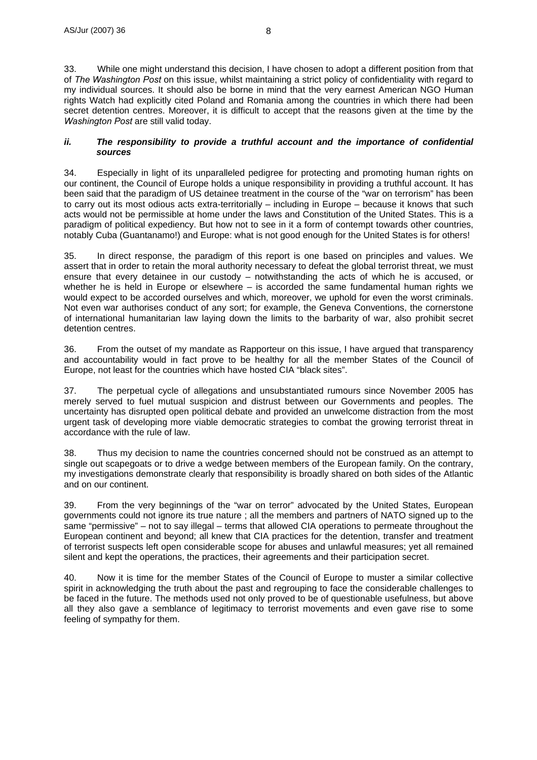33. While one might understand this decision, I have chosen to adopt a different position from that of *The Washington Post* on this issue, whilst maintaining a strict policy of confidentiality with regard to my individual sources. It should also be borne in mind that the very earnest American NGO Human rights Watch had explicitly cited Poland and Romania among the countries in which there had been secret detention centres. Moreover, it is difficult to accept that the reasons given at the time by the *Washington Post* are still valid today.

### *ii. The responsibility to provide a truthful account and the importance of confidential sources*

34. Especially in light of its unparalleled pedigree for protecting and promoting human rights on our continent, the Council of Europe holds a unique responsibility in providing a truthful account. It has been said that the paradigm of US detainee treatment in the course of the "war on terrorism" has been to carry out its most odious acts extra-territorially – including in Europe – because it knows that such acts would not be permissible at home under the laws and Constitution of the United States. This is a paradigm of political expediency. But how not to see in it a form of contempt towards other countries, notably Cuba (Guantanamo!) and Europe: what is not good enough for the United States is for others!

35. In direct response, the paradigm of this report is one based on principles and values. We assert that in order to retain the moral authority necessary to defeat the global terrorist threat, we must ensure that every detainee in our custody – notwithstanding the acts of which he is accused, or whether he is held in Europe or elsewhere – is accorded the same fundamental human rights we would expect to be accorded ourselves and which, moreover, we uphold for even the worst criminals. Not even war authorises conduct of any sort; for example, the Geneva Conventions, the cornerstone of international humanitarian law laying down the limits to the barbarity of war, also prohibit secret detention centres.

36. From the outset of my mandate as Rapporteur on this issue, I have argued that transparency and accountability would in fact prove to be healthy for all the member States of the Council of Europe, not least for the countries which have hosted CIA "black sites".

37. The perpetual cycle of allegations and unsubstantiated rumours since November 2005 has merely served to fuel mutual suspicion and distrust between our Governments and peoples. The uncertainty has disrupted open political debate and provided an unwelcome distraction from the most urgent task of developing more viable democratic strategies to combat the growing terrorist threat in accordance with the rule of law.

38. Thus my decision to name the countries concerned should not be construed as an attempt to single out scapegoats or to drive a wedge between members of the European family. On the contrary, my investigations demonstrate clearly that responsibility is broadly shared on both sides of the Atlantic and on our continent.

39. From the very beginnings of the "war on terror" advocated by the United States, European governments could not ignore its true nature ; all the members and partners of NATO signed up to the same "permissive" – not to say illegal – terms that allowed CIA operations to permeate throughout the European continent and beyond; all knew that CIA practices for the detention, transfer and treatment of terrorist suspects left open considerable scope for abuses and unlawful measures; yet all remained silent and kept the operations, the practices, their agreements and their participation secret.

40. Now it is time for the member States of the Council of Europe to muster a similar collective spirit in acknowledging the truth about the past and regrouping to face the considerable challenges to be faced in the future. The methods used not only proved to be of questionable usefulness, but above all they also gave a semblance of legitimacy to terrorist movements and even gave rise to some feeling of sympathy for them.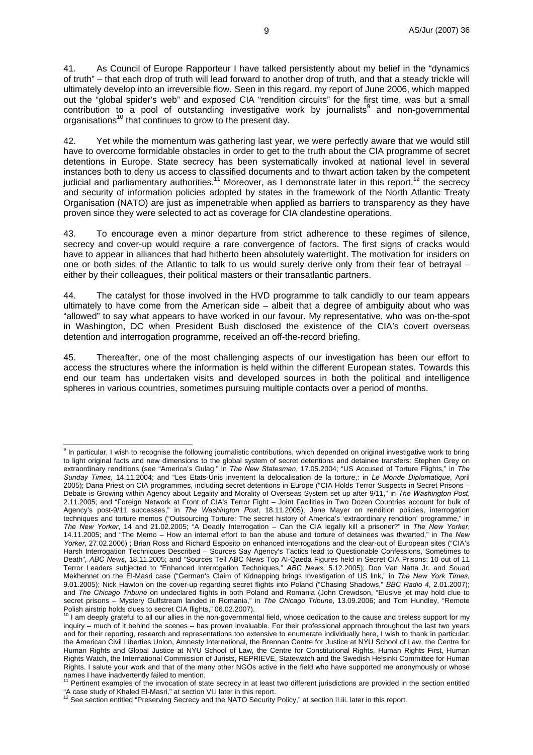41. As Council of Europe Rapporteur I have talked persistently about my belief in the "dynamics of truth" – that each drop of truth will lead forward to another drop of truth, and that a steady trickle will ultimately develop into an irreversible flow. Seen in this regard, my report of June 2006, which mapped out the "global spider's web" and exposed CIA "rendition circuits" for the first time, was but a small contribution to a pool of outstanding investigative work by journalists[9] and non-governmental organisations[10] that continues to grow to the present day.

42. Yet while the momentum was gathering last year, we were perfectly aware that we would still have to overcome formidable obstacles in order to get to the truth about the CIA programme of secret detentions in Europe. State secrecy has been systematically invoked at national level in several instances both to deny us access to classified documents and to thwart action taken by the competent judicial and parliamentary authorities.[11] Moreover, as I demonstrate later in this report,[12] the secrecy and security of information policies adopted by states in the framework of the North Atlantic Treaty Organisation (NATO) are just as impenetrable when applied as barriers to transparency as they have proven since they were selected to act as coverage for CIA clandestine operations.

43. To encourage even a minor departure from strict adherence to these regimes of silence, secrecy and cover-up would require a rare convergence of factors. The first signs of cracks would have to appear in alliances that had hitherto been absolutely watertight. The motivation for insiders on one or both sides of the Atlantic to talk to us would surely derive only from their fear of betrayal – either by their colleagues, their political masters or their transatlantic partners.

44. The catalyst for those involved in the HVD programme to talk candidly to our team appears ultimately to have come from the American side – albeit that a degree of ambiguity about who was "allowed" to say what appears to have worked in our favour. My representative, who was on-the-spot in Washington, DC when President Bush disclosed the existence of the CIA's covert overseas detention and interrogation programme, received an off-the-record briefing.

45. Thereafter, one of the most challenging aspects of our investigation has been our effort to access the structures where the information is held within the different European states. Towards this end our team has undertaken visits and developed sources in both the political and intelligence spheres in various countries, sometimes pursuing multiple contacts over a period of months.

---

[9] In particular, I wish to recognise the following journalistic contributions, which depended on original investigative work to bring to light original facts and new dimensions to the global system of secret detentions and detainee transfers: Stephen Grey on extraordinary renditions (see "America's Gulag," in *The New Statesman*, 17.05.2004; "US Accused of Torture Flights," in *The Sunday Times*, 14.11.2004; and "Les Etats-Unis inventent la delocalisation de la torture,: in *Le Monde Diplomatique*, April 2005); Dana Priest on CIA programmes, including secret detentions in Europe ("CIA Holds Terror Suspects in Secret Prisons – Debate is Growing within Agency about Legality and Morality of Overseas System set up after 9/11," in *The Washington Post*, 2.11.2005; and "Foreign Network at Front of CIA's Terror Fight – Joint Facilities in Two Dozen Countries account for bulk of Agency's post-9/11 successes," in *The Washington Post*, 18.11.2005); Jane Mayer on rendition policies, interrogation techniques and torture memos ("Outsourcing Torture: The secret history of America's 'extraordinary rendition' programme," in *The New Yorker*, 14 and 21.02.2005; "A Deadly Interrogation – Can the CIA legally kill a prisoner?" in *The New Yorker*, 14.11.2005; and "The Memo – How an internal effort to ban the abuse and torture of detainees was thwarted," in *The New Yorker*, 27.02.2006) ; Brian Ross and Richard Esposito on enhanced interrogations and the clear-out of European sites ("CIA's Harsh Interrogation Techniques Described – Sources Say Agency's Tactics lead to Questionable Confessions, Sometimes to Death", *ABC News*, 18.11.2005; and "Sources Tell ABC News Top Al-Qaeda Figures held in Secret CIA Prisons: 10 out of 11 Terror Leaders subjected to "Enhanced Interrogation Techniques," *ABC News*, 5.12.2005); Don Van Natta Jr. and Souad Mekhennet on the El-Masri case ("German's Claim of Kidnapping brings Investigation of US link," in *The New York Times*, 9.01.2005); Nick Hawton on the cover-up regarding secret flights into Poland ("Chasing Shadows," *BBC Radio 4*, 2.01.2007); and *The Chicago Tribune* on undeclared flights in both Poland and Romania (John Crewdson, "Elusive jet may hold clue to secret prisons – Mystery Gulfstream landed in Romania," in *The Chicago Tribune*, 13.09.2006; and Tom Hundley, "Remote Polish airstrip holds clues to secret CIA flights," 06.02.2007).

[10] I am deeply grateful to all our allies in the non-governmental field, whose dedication to the cause and tireless support for my inquiry – much of it behind the scenes – has proven invaluable. For their professional approach throughout the last two years and for their reporting, research and representations too extensive to enumerate individually here, I wish to thank in particular: the American Civil Liberties Union, Amnesty International, the Brennan Centre for Justice at NYU School of Law, the Centre for Human Rights and Global Justice at NYU School of Law, the Centre for Constitutional Rights, Human Rights First, Human Rights Watch, the International Commission of Jurists, REPRIEVE, Statewatch and the Swedish Helsinki Committee for Human Rights. I salute your work and that of the many other NGOs active in the field who have supported me anonymously or whose names I have inadvertently failed to mention.

[11] Pertinent examples of the invocation of state secrecy in at least two different jurisdictions are provided in the section entitled "A case study of Khaled El-Masri," at section VI.i later in this report.

[12] See section entitled "Preserving Secrecy and the NATO Security Policy," at section II.iii. later in this report.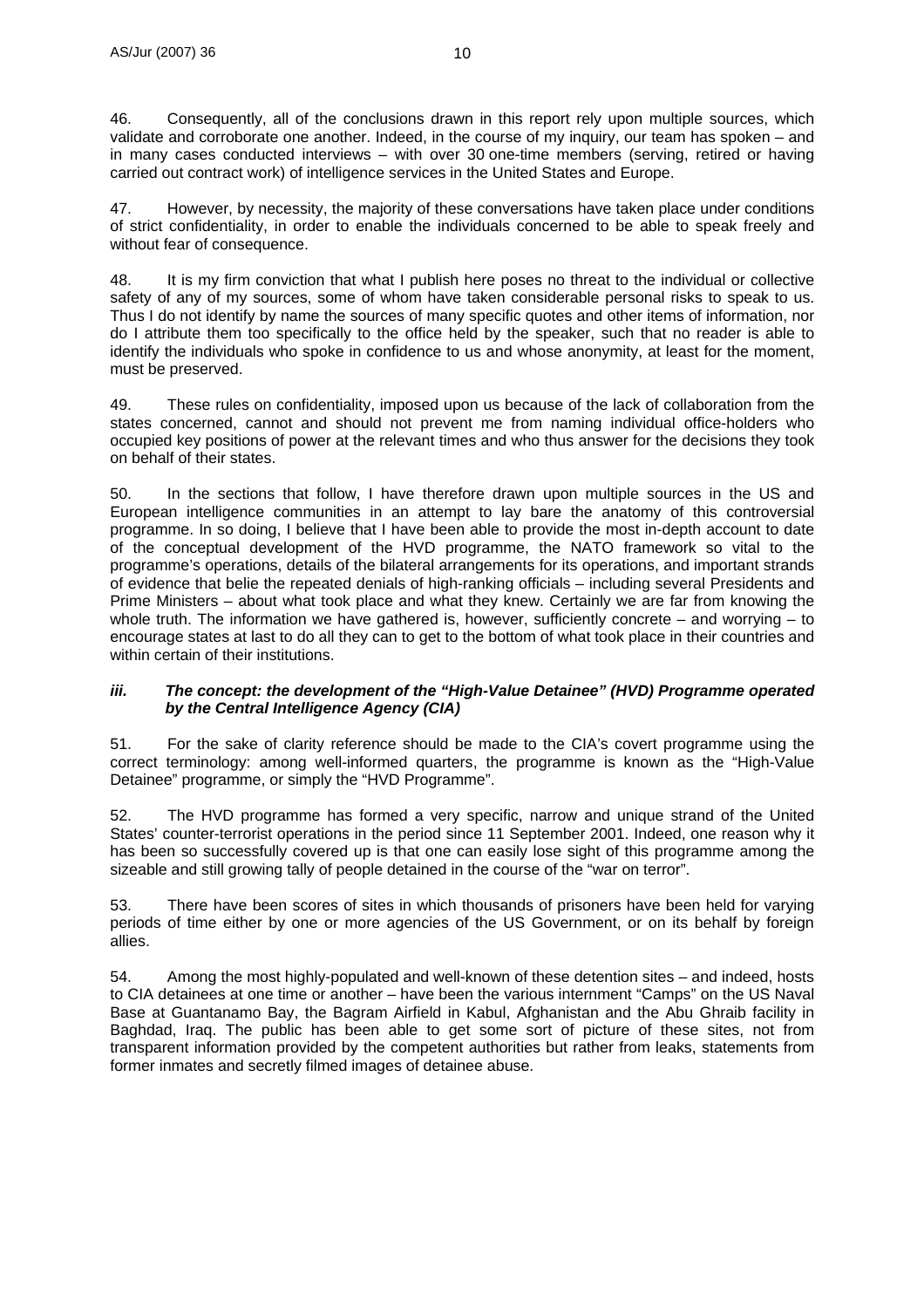46. Consequently, all of the conclusions drawn in this report rely upon multiple sources, which validate and corroborate one another. Indeed, in the course of my inquiry, our team has spoken – and in many cases conducted interviews – with over 30 one-time members (serving, retired or having carried out contract work) of intelligence services in the United States and Europe.

47. However, by necessity, the majority of these conversations have taken place under conditions of strict confidentiality, in order to enable the individuals concerned to be able to speak freely and without fear of consequence.

48. It is my firm conviction that what I publish here poses no threat to the individual or collective safety of any of my sources, some of whom have taken considerable personal risks to speak to us. Thus I do not identify by name the sources of many specific quotes and other items of information, nor do I attribute them too specifically to the office held by the speaker, such that no reader is able to identify the individuals who spoke in confidence to us and whose anonymity, at least for the moment, must be preserved.

49. These rules on confidentiality, imposed upon us because of the lack of collaboration from the states concerned, cannot and should not prevent me from naming individual office-holders who occupied key positions of power at the relevant times and who thus answer for the decisions they took on behalf of their states.

50. In the sections that follow, I have therefore drawn upon multiple sources in the US and European intelligence communities in an attempt to lay bare the anatomy of this controversial programme. In so doing, I believe that I have been able to provide the most in-depth account to date of the conceptual development of the HVD programme, the NATO framework so vital to the programme's operations, details of the bilateral arrangements for its operations, and important strands of evidence that belie the repeated denials of high-ranking officials – including several Presidents and Prime Ministers – about what took place and what they knew. Certainly we are far from knowing the whole truth. The information we have gathered is, however, sufficiently concrete – and worrying – to encourage states at last to do all they can to get to the bottom of what took place in their countries and within certain of their institutions.

### *iii. The concept: the development of the "High-Value Detainee" (HVD) Programme operated by the Central Intelligence Agency (CIA)*

51. For the sake of clarity reference should be made to the CIA's covert programme using the correct terminology: among well-informed quarters, the programme is known as the "High-Value Detainee" programme, or simply the "HVD Programme".

52. The HVD programme has formed a very specific, narrow and unique strand of the United States' counter-terrorist operations in the period since 11 September 2001. Indeed, one reason why it has been so successfully covered up is that one can easily lose sight of this programme among the sizeable and still growing tally of people detained in the course of the "war on terror".

53. There have been scores of sites in which thousands of prisoners have been held for varying periods of time either by one or more agencies of the US Government, or on its behalf by foreign allies.

54. Among the most highly-populated and well-known of these detention sites – and indeed, hosts to CIA detainees at one time or another – have been the various internment "Camps" on the US Naval Base at Guantanamo Bay, the Bagram Airfield in Kabul, Afghanistan and the Abu Ghraib facility in Baghdad, Iraq. The public has been able to get some sort of picture of these sites, not from transparent information provided by the competent authorities but rather from leaks, statements from former inmates and secretly filmed images of detainee abuse.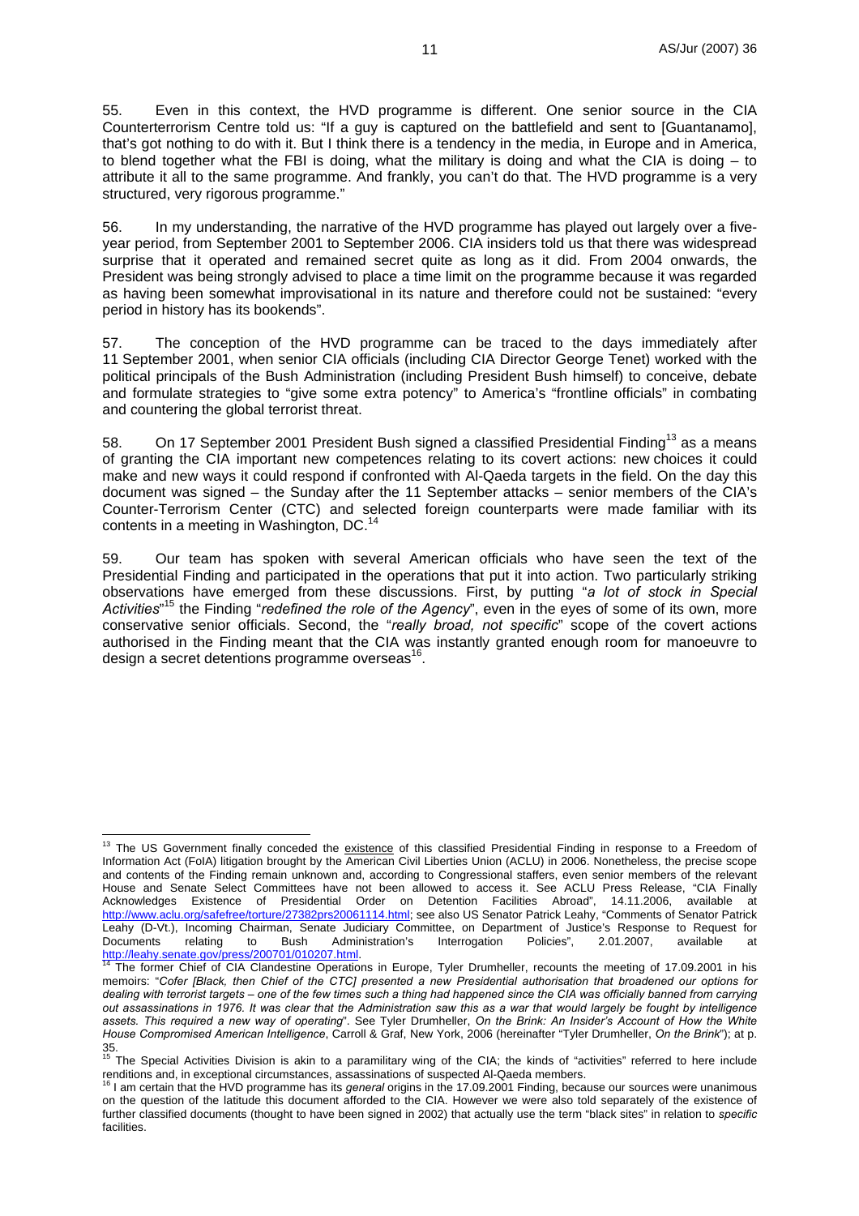55. Even in this context, the HVD programme is different. One senior source in the CIA Counterterrorism Centre told us: "If a guy is captured on the battlefield and sent to [Guantanamo], that's got nothing to do with it. But I think there is a tendency in the media, in Europe and in America, to blend together what the FBI is doing, what the military is doing and what the CIA is doing – to attribute it all to the same programme. And frankly, you can't do that. The HVD programme is a very structured, very rigorous programme."

56. In my understanding, the narrative of the HVD programme has played out largely over a five-year period, from September 2001 to September 2006. CIA insiders told us that there was widespread surprise that it operated and remained secret quite as long as it did. From 2004 onwards, the President was being strongly advised to place a time limit on the programme because it was regarded as having been somewhat improvisational in its nature and therefore could not be sustained: "every period in history has its bookends".

57. The conception of the HVD programme can be traced to the days immediately after 11 September 2001, when senior CIA officials (including CIA Director George Tenet) worked with the political principals of the Bush Administration (including President Bush himself) to conceive, debate and formulate strategies to "give some extra potency" to America's "frontline officials" in combating and countering the global terrorist threat.

58. On 17 September 2001 President Bush signed a classified Presidential Finding[13] as a means of granting the CIA important new competences relating to its covert actions: new choices it could make and new ways it could respond if confronted with Al-Qaeda targets in the field. On the day this document was signed – the Sunday after the 11 September attacks – senior members of the CIA's Counter-Terrorism Center (CTC) and selected foreign counterparts were made familiar with its contents in a meeting in Washington, DC.[14]

59. Our team has spoken with several American officials who have seen the text of the Presidential Finding and participated in the operations that put it into action. Two particularly striking observations have emerged from these discussions. First, by putting "*a lot of stock in Special Activities*"[15] the Finding "*redefined the role of the Agency*", even in the eyes of some of its own, more conservative senior officials. Second, the "*really broad, not specific*" scope of the covert actions authorised in the Finding meant that the CIA was instantly granted enough room for manoeuvre to design a secret detentions programme overseas[16].

---

[13] The US Government finally conceded the existence of this classified Presidential Finding in response to a Freedom of Information Act (FoIA) litigation brought by the American Civil Liberties Union (ACLU) in 2006. Nonetheless, the precise scope and contents of the Finding remain unknown and, according to Congressional staffers, even senior members of the relevant House and Senate Select Committees have not been allowed to access it. See ACLU Press Release, "CIA Finally Acknowledges Existence of Presidential Order on Detention Facilities Abroad", 14.11.2006, available at http://www.aclu.org/safefree/torture/27382prs20061114.html; see also US Senator Patrick Leahy, "Comments of Senator Patrick Leahy (D-Vt.), Incoming Chairman, Senate Judiciary Committee, on Department of Justice's Response to Request for Documents relating to Bush Administration's Interrogation Policies", 2.01.2007, available at http://leahy.senate.gov/press/200701/010207.html.

[14] The former Chief of CIA Clandestine Operations in Europe, Tyler Drumheller, recounts the meeting of 17.09.2001 in his memoirs: "*Cofer [Black, then Chief of the CTC] presented a new Presidential authorisation that broadened our options for dealing with terrorist targets – one of the few times such a thing had happened since the CIA was officially banned from carrying out assassinations in 1976. It was clear that the Administration saw this as a war that would largely be fought by intelligence assets. This required a new way of operating*". See Tyler Drumheller, *On the Brink: An Insider's Account of How the White House Compromised American Intelligence*, Carroll & Graf, New York, 2006 (hereinafter "Tyler Drumheller, *On the Brink*"); at p. 35.

[15] The Special Activities Division is akin to a paramilitary wing of the CIA; the kinds of "activities" referred to here include renditions and, in exceptional circumstances, assassinations of suspected Al-Qaeda members.

[16] I am certain that the HVD programme has its *general* origins in the 17.09.2001 Finding, because our sources were unanimous on the question of the latitude this document afforded to the CIA. However we were also told separately of the existence of further classified documents (thought to have been signed in 2002) that actually use the term "black sites" in relation to *specific* facilities.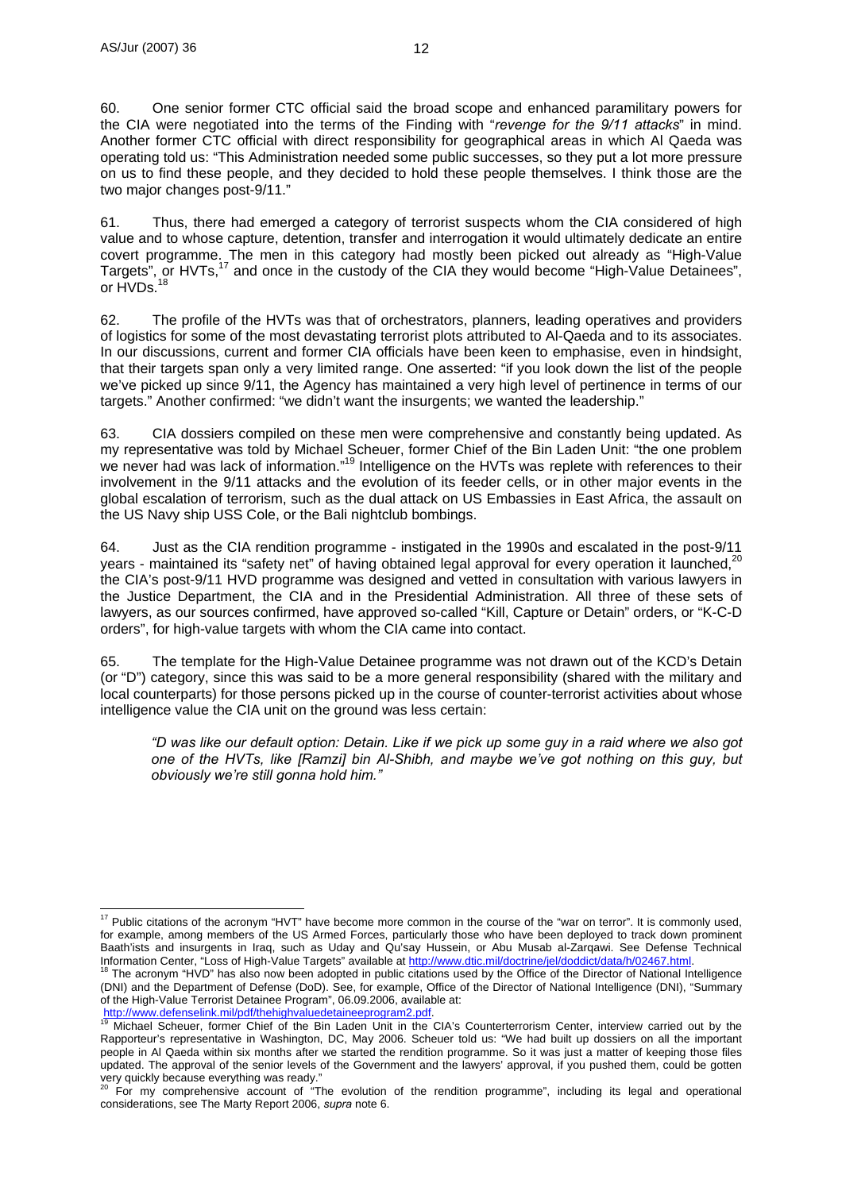60. One senior former CTC official said the broad scope and enhanced paramilitary powers for the CIA were negotiated into the terms of the Finding with "*revenge for the 9/11 attacks*" in mind. Another former CTC official with direct responsibility for geographical areas in which Al Qaeda was operating told us: "This Administration needed some public successes, so they put a lot more pressure on us to find these people, and they decided to hold these people themselves. I think those are the two major changes post-9/11."

61. Thus, there had emerged a category of terrorist suspects whom the CIA considered of high value and to whose capture, detention, transfer and interrogation it would ultimately dedicate an entire covert programme. The men in this category had mostly been picked out already as "High-Value Targets", or HVTs,[17] and once in the custody of the CIA they would become "High-Value Detainees", or HVDs.[18]

62. The profile of the HVTs was that of orchestrators, planners, leading operatives and providers of logistics for some of the most devastating terrorist plots attributed to Al-Qaeda and to its associates. In our discussions, current and former CIA officials have been keen to emphasise, even in hindsight, that their targets span only a very limited range. One asserted: "if you look down the list of the people we've picked up since 9/11, the Agency has maintained a very high level of pertinence in terms of our targets." Another confirmed: "we didn't want the insurgents; we wanted the leadership."

63. CIA dossiers compiled on these men were comprehensive and constantly being updated. As my representative was told by Michael Scheuer, former Chief of the Bin Laden Unit: "the one problem we never had was lack of information."[19] Intelligence on the HVTs was replete with references to their involvement in the 9/11 attacks and the evolution of its feeder cells, or in other major events in the global escalation of terrorism, such as the dual attack on US Embassies in East Africa, the assault on the US Navy ship USS Cole, or the Bali nightclub bombings.

64. Just as the CIA rendition programme - instigated in the 1990s and escalated in the post-9/11 years - maintained its "safety net" of having obtained legal approval for every operation it launched,[20] the CIA's post-9/11 HVD programme was designed and vetted in consultation with various lawyers in the Justice Department, the CIA and in the Presidential Administration. All three of these sets of lawyers, as our sources confirmed, have approved so-called "Kill, Capture or Detain" orders, or "K-C-D orders", for high-value targets with whom the CIA came into contact.

65. The template for the High-Value Detainee programme was not drawn out of the KCD's Detain (or "D") category, since this was said to be a more general responsibility (shared with the military and local counterparts) for those persons picked up in the course of counter-terrorist activities about whose intelligence value the CIA unit on the ground was less certain:

> *"D was like our default option: Detain. Like if we pick up some guy in a raid where we also got one of the HVTs, like [Ramzi] bin Al-Shibh, and maybe we've got nothing on this guy, but obviously we're still gonna hold him."*

---

[17] Public citations of the acronym "HVT" have become more common in the course of the "war on terror". It is commonly used, for example, among members of the US Armed Forces, particularly those who have been deployed to track down prominent Baath'ists and insurgents in Iraq, such as Uday and Qu'say Hussein, or Abu Musab al-Zarqawi. See Defense Technical Information Center, "Loss of High-Value Targets" available at http://www.dtic.mil/doctrine/jel/doddict/data/h/02467.html.

[18] The acronym "HVD" has also now been adopted in public citations used by the Office of the Director of National Intelligence (DNI) and the Department of Defense (DoD). See, for example, Office of the Director of National Intelligence (DNI), "Summary of the High-Value Terrorist Detainee Program", 06.09.2006, available at: http://www.defenselink.mil/pdf/thehighvaluedetaineeprogram2.pdf.

[19] Michael Scheuer, former Chief of the Bin Laden Unit in the CIA's Counterterrorism Center, interview carried out by the Rapporteur's representative in Washington, DC, May 2006. Scheuer told us: "We had built up dossiers on all the important people in Al Qaeda within six months after we started the rendition programme. So it was just a matter of keeping those files updated. The approval of the senior levels of the Government and the lawyers' approval, if you pushed them, could be gotten very quickly because everything was ready."

[20] For my comprehensive account of "The evolution of the rendition programme", including its legal and operational considerations, see The Marty Report 2006, *supra* note 6.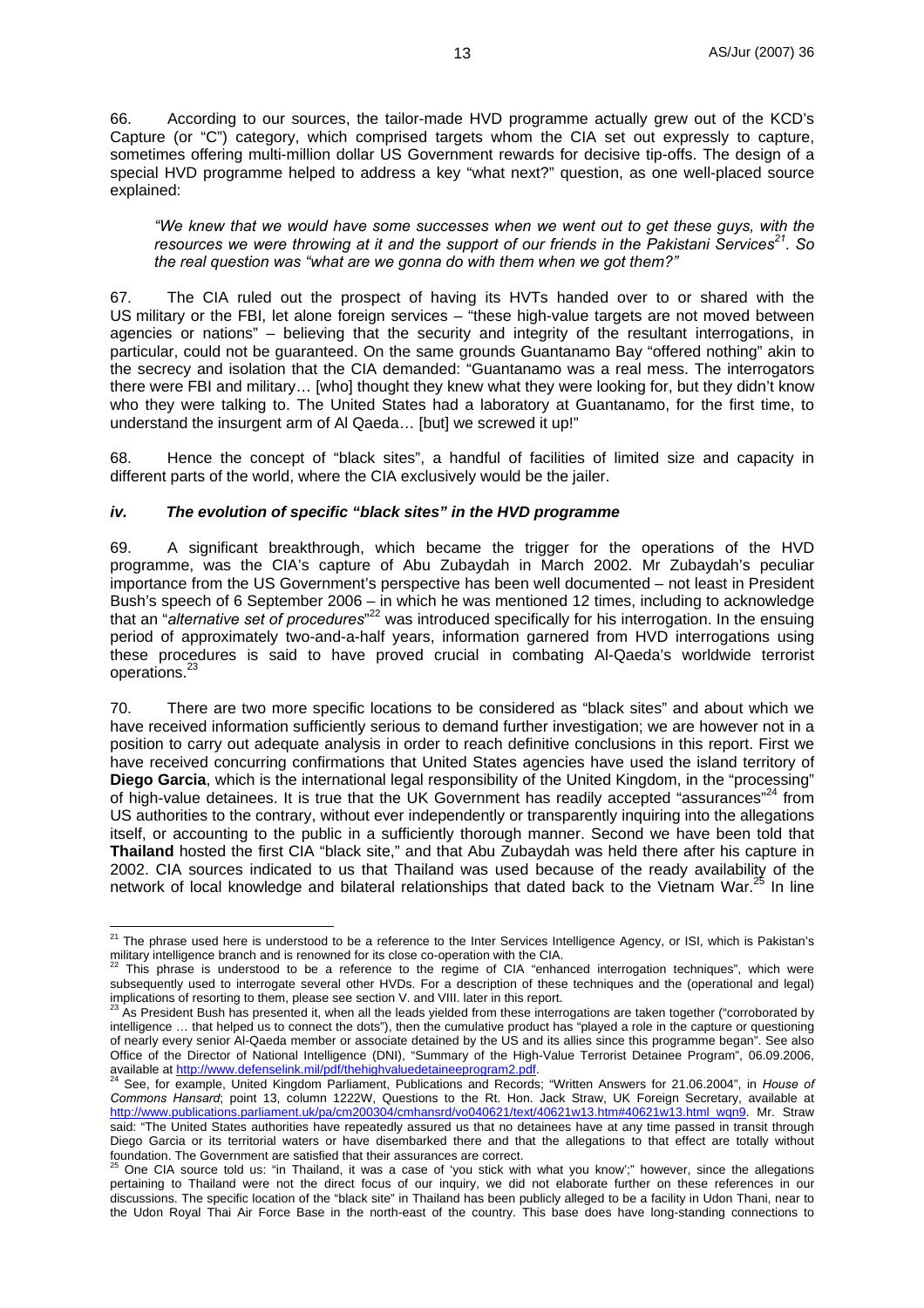66. According to our sources, the tailor-made HVD programme actually grew out of the KCD's Capture (or "C") category, which comprised targets whom the CIA set out expressly to capture, sometimes offering multi-million dollar US Government rewards for decisive tip-offs. The design of a special HVD programme helped to address a key "what next?" question, as one well-placed source explained:

*"We knew that we would have some successes when we went out to get these guys, with the resources we were throwing at it and the support of our friends in the Pakistani Services[21]. So the real question was "what are we gonna do with them when we got them?"*

67. The CIA ruled out the prospect of having its HVTs handed over to or shared with the US military or the FBI, let alone foreign services – "these high-value targets are not moved between agencies or nations" – believing that the security and integrity of the resultant interrogations, in particular, could not be guaranteed. On the same grounds Guantanamo Bay "offered nothing" akin to the secrecy and isolation that the CIA demanded: "Guantanamo was a real mess. The interrogators there were FBI and military… [who] thought they knew what they were looking for, but they didn't know who they were talking to. The United States had a laboratory at Guantanamo, for the first time, to understand the insurgent arm of Al Qaeda… [but] we screwed it up!"

68. Hence the concept of "black sites", a handful of facilities of limited size and capacity in different parts of the world, where the CIA exclusively would be the jailer.

### *iv. The evolution of specific "black sites" in the HVD programme*

69. A significant breakthrough, which became the trigger for the operations of the HVD programme, was the CIA's capture of Abu Zubaydah in March 2002. Mr Zubaydah's peculiar importance from the US Government's perspective has been well documented – not least in President Bush's speech of 6 September 2006 – in which he was mentioned 12 times, including to acknowledge that an "*alternative set of procedures*"[22] was introduced specifically for his interrogation. In the ensuing period of approximately two-and-a-half years, information garnered from HVD interrogations using these procedures is said to have proved crucial in combating Al-Qaeda's worldwide terrorist operations.[23]

70. There are two more specific locations to be considered as "black sites" and about which we have received information sufficiently serious to demand further investigation; we are however not in a position to carry out adequate analysis in order to reach definitive conclusions in this report. First we have received concurring confirmations that United States agencies have used the island territory of **Diego Garcia**, which is the international legal responsibility of the United Kingdom, in the "processing" of high-value detainees. It is true that the UK Government has readily accepted "assurances"[24] from US authorities to the contrary, without ever independently or transparently inquiring into the allegations itself, or accounting to the public in a sufficiently thorough manner. Second we have been told that **Thailand** hosted the first CIA "black site," and that Abu Zubaydah was held there after his capture in 2002. CIA sources indicated to us that Thailand was used because of the ready availability of the network of local knowledge and bilateral relationships that dated back to the Vietnam War.[25] In line

---

[21] The phrase used here is understood to be a reference to the Inter Services Intelligence Agency, or ISI, which is Pakistan's military intelligence branch and is renowned for its close co-operation with the CIA.

[22] This phrase is understood to be a reference to the regime of CIA "enhanced interrogation techniques", which were subsequently used to interrogate several other HVDs. For a description of these techniques and the (operational and legal) implications of resorting to them, please see section V. and VIII. later in this report.

[23] As President Bush has presented it, when all the leads yielded from these interrogations are taken together ("corroborated by intelligence … that helped us to connect the dots"), then the cumulative product has "played a role in the capture or questioning of nearly every senior Al-Qaeda member or associate detained by the US and its allies since this programme began". See also Office of the Director of National Intelligence (DNI), "Summary of the High-Value Terrorist Detainee Program", 06.09.2006, available at http://www.defenselink.mil/pdf/thehighvaluedetaineeprogram2.pdf.

[24] See, for example, United Kingdom Parliament, Publications and Records; "Written Answers for 21.06.2004", in *House of Commons Hansard*; point 13, column 1222W, Questions to the Rt. Hon. Jack Straw, UK Foreign Secretary, available at http://www.publications.parliament.uk/pa/cm200304/cmhansrd/vo040621/text/40621w13.htm#40621w13.html_wqn9. Mr. Straw said: "The United States authorities have repeatedly assured us that no detainees have at any time passed in transit through Diego Garcia or its territorial waters or have disembarked there and that the allegations to that effect are totally without foundation. The Government are satisfied that their assurances are correct.

[25] One CIA source told us: "in Thailand, it was a case of 'you stick with what you know';" however, since the allegations pertaining to Thailand were not the direct focus of our inquiry, we did not elaborate further on these references in our discussions. The specific location of the "black site" in Thailand has been publicly alleged to be a facility in Udon Thani, near to the Udon Royal Thai Air Force Base in the north-east of the country. This base does have long-standing connections to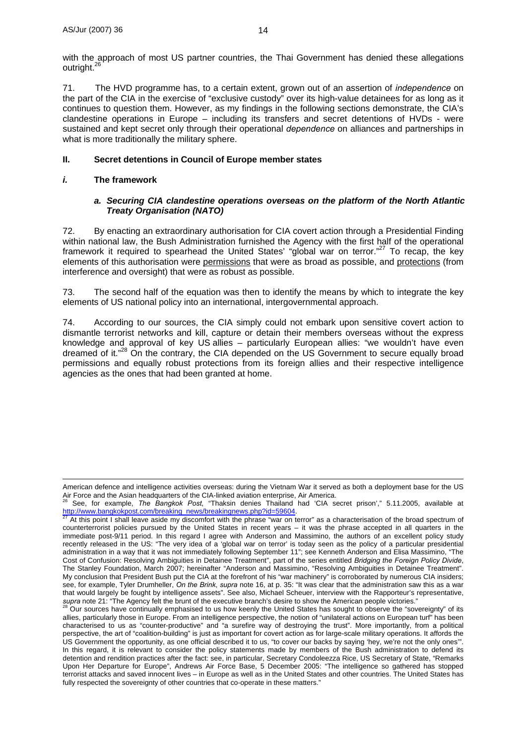with the approach of most US partner countries, the Thai Government has denied these allegations outright.[26]

71. The HVD programme has, to a certain extent, grown out of an assertion of *independence* on the part of the CIA in the exercise of "exclusive custody" over its high-value detainees for as long as it continues to question them. However, as my findings in the following sections demonstrate, the CIA's clandestine operations in Europe – including its transfers and secret detentions of HVDs - were sustained and kept secret only through their operational *dependence* on alliances and partnerships in what is more traditionally the military sphere.

## II. Secret detentions in Council of Europe member states

### *i.* The framework

#### *a. Securing CIA clandestine operations overseas on the platform of the North Atlantic Treaty Organisation (NATO)*

72. By enacting an extraordinary authorisation for CIA covert action through a Presidential Finding within national law, the Bush Administration furnished the Agency with the first half of the operational framework it required to spearhead the United States' "global war on terror."[27] To recap, the key elements of this authorisation were permissions that were as broad as possible, and protections (from interference and oversight) that were as robust as possible.

73. The second half of the equation was then to identify the means by which to integrate the key elements of US national policy into an international, intergovernmental approach.

74. According to our sources, the CIA simply could not embark upon sensitive covert action to dismantle terrorist networks and kill, capture or detain their members overseas without the express knowledge and approval of key US allies – particularly European allies: "we wouldn't have even dreamed of it."[28] On the contrary, the CIA depended on the US Government to secure equally broad permissions and equally robust protections from its foreign allies and their respective intelligence agencies as the ones that had been granted at home.

---

American defence and intelligence activities overseas: during the Vietnam War it served as both a deployment base for the US Air Force and the Asian headquarters of the CIA-linked aviation enterprise, Air America.

[26] See, for example, *The Bangkok Post*, "Thaksin denies Thailand had 'CIA secret prison'," 5.11.2005, available at http://www.bangkokpost.com/breaking_news/breakingnews.php?id=59604.

[27] At this point I shall leave aside my discomfort with the phrase "war on terror" as a characterisation of the broad spectrum of counterterrorist policies pursued by the United States in recent years – it was the phrase accepted in all quarters in the immediate post-9/11 period. In this regard I agree with Anderson and Massimino, the authors of an excellent policy study recently released in the US: "The very idea of a 'global war on terror' is today seen as the policy of a particular presidential administration in a way that it was not immediately following September 11"; see Kenneth Anderson and Elisa Massimino, "The Cost of Confusion: Resolving Ambiguities in Detainee Treatment", part of the series entitled *Bridging the Foreign Policy Divide*, The Stanley Foundation, March 2007; hereinafter "Anderson and Massimino, "Resolving Ambiguities in Detainee Treatment". My conclusion that President Bush put the CIA at the forefront of his "war machinery" is corroborated by numerous CIA insiders; see, for example, Tyler Drumheller, *On the Brink*, *supra* note 16, at p. 35: "It was clear that the administration saw this as a war that would largely be fought by intelligence assets". See also, Michael Scheuer, interview with the Rapporteur's representative, *supra* note 21: "The Agency felt the brunt of the executive branch's desire to show the American people victories."

[28] Our sources have continually emphasised to us how keenly the United States has sought to observe the "sovereignty" of its allies, particularly those in Europe. From an intelligence perspective, the notion of "unilateral actions on European turf" has been characterised to us as "counter-productive" and "a surefire way of destroying the trust". More importantly, from a political perspective, the art of "coalition-building" is just as important for covert action as for large-scale military operations. It affords the US Government the opportunity, as one official described it to us, "to cover our backs by saying 'hey, we're not the only ones'". In this regard, it is relevant to consider the policy statements made by members of the Bush administration to defend its detention and rendition practices after the fact: see, in particular, Secretary Condoleezza Rice, US Secretary of State, "Remarks Upon Her Departure for Europe", Andrews Air Force Base, 5 December 2005: "The intelligence so gathered has stopped terrorist attacks and saved innocent lives – in Europe as well as in the United States and other countries. The United States has fully respected the sovereignty of other countries that co-operate in these matters."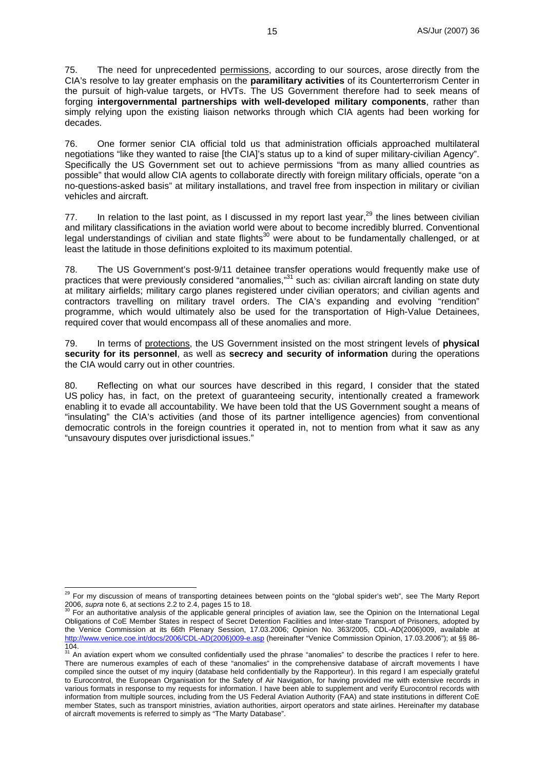75. The need for unprecedented permissions, according to our sources, arose directly from the CIA's resolve to lay greater emphasis on the **paramilitary activities** of its Counterterrorism Center in the pursuit of high-value targets, or HVTs. The US Government therefore had to seek means of forging **intergovernmental partnerships with well-developed military components**, rather than simply relying upon the existing liaison networks through which CIA agents had been working for decades.

76. One former senior CIA official told us that administration officials approached multilateral negotiations "like they wanted to raise [the CIA]'s status up to a kind of super military-civilian Agency". Specifically the US Government set out to achieve permissions "from as many allied countries as possible" that would allow CIA agents to collaborate directly with foreign military officials, operate "on a no-questions-asked basis" at military installations, and travel free from inspection in military or civilian vehicles and aircraft.

77. In relation to the last point, as I discussed in my report last year,[29] the lines between civilian and military classifications in the aviation world were about to become incredibly blurred. Conventional legal understandings of civilian and state flights[30] were about to be fundamentally challenged, or at least the latitude in those definitions exploited to its maximum potential.

78. The US Government's post-9/11 detainee transfer operations would frequently make use of practices that were previously considered "anomalies,"[31] such as: civilian aircraft landing on state duty at military airfields; military cargo planes registered under civilian operators; and civilian agents and contractors travelling on military travel orders. The CIA's expanding and evolving "rendition" programme, which would ultimately also be used for the transportation of High-Value Detainees, required cover that would encompass all of these anomalies and more.

79. In terms of protections, the US Government insisted on the most stringent levels of **physical security for its personnel**, as well as **secrecy and security of information** during the operations the CIA would carry out in other countries.

80. Reflecting on what our sources have described in this regard, I consider that the stated US policy has, in fact, on the pretext of guaranteeing security, intentionally created a framework enabling it to evade all accountability. We have been told that the US Government sought a means of "insulating" the CIA's activities (and those of its partner intelligence agencies) from conventional democratic controls in the foreign countries it operated in, not to mention from what it saw as any "unsavoury disputes over jurisdictional issues."

---

[29] For my discussion of means of transporting detainees between points on the "global spider's web", see The Marty Report 2006, *supra* note 6, at sections 2.2 to 2.4, pages 15 to 18.

[30] For an authoritative analysis of the applicable general principles of aviation law, see the Opinion on the International Legal Obligations of CoE Member States in respect of Secret Detention Facilities and Inter-state Transport of Prisoners, adopted by the Venice Commission at its 66th Plenary Session, 17.03.2006; Opinion No. 363/2005, CDL-AD(2006)009, available at http://www.venice.coe.int/docs/2006/CDL-AD(2006)009-e.asp (hereinafter "Venice Commission Opinion, 17.03.2006"); at §§ 86-104.

[31] An aviation expert whom we consulted confidentially used the phrase "anomalies" to describe the practices I refer to here. There are numerous examples of each of these "anomalies" in the comprehensive database of aircraft movements I have compiled since the outset of my inquiry (database held confidentially by the Rapporteur). In this regard I am especially grateful to Eurocontrol, the European Organisation for the Safety of Air Navigation, for having provided me with extensive records in various formats in response to my requests for information. I have been able to supplement and verify Eurocontrol records with information from multiple sources, including from the US Federal Aviation Authority (FAA) and state institutions in different CoE member States, such as transport ministries, aviation authorities, airport operators and state airlines. Hereinafter my database of aircraft movements is referred to as simply as "The Marty Database".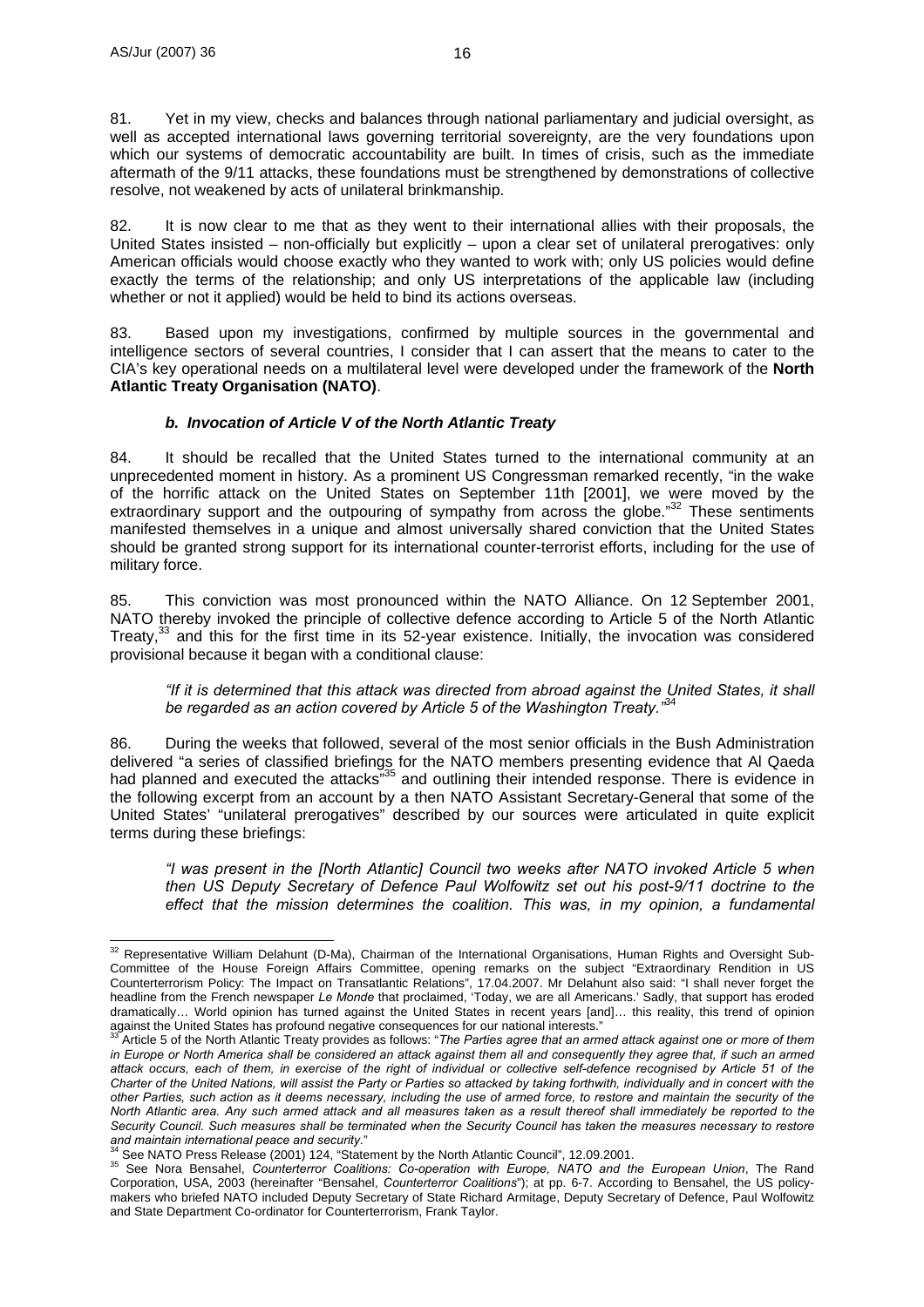81. Yet in my view, checks and balances through national parliamentary and judicial oversight, as well as accepted international laws governing territorial sovereignty, are the very foundations upon which our systems of democratic accountability are built. In times of crisis, such as the immediate aftermath of the 9/11 attacks, these foundations must be strengthened by demonstrations of collective resolve, not weakened by acts of unilateral brinkmanship.

82. It is now clear to me that as they went to their international allies with their proposals, the United States insisted – non-officially but explicitly – upon a clear set of unilateral prerogatives: only American officials would choose exactly who they wanted to work with; only US policies would define exactly the terms of the relationship; and only US interpretations of the applicable law (including whether or not it applied) would be held to bind its actions overseas.

83. Based upon my investigations, confirmed by multiple sources in the governmental and intelligence sectors of several countries, I consider that I can assert that the means to cater to the CIA's key operational needs on a multilateral level were developed under the framework of the **North Atlantic Treaty Organisation (NATO)**.

### *b. Invocation of Article V of the North Atlantic Treaty*

84. It should be recalled that the United States turned to the international community at an unprecedented moment in history. As a prominent US Congressman remarked recently, "in the wake of the horrific attack on the United States on September 11th [2001], we were moved by the extraordinary support and the outpouring of sympathy from across the globe."[32] These sentiments manifested themselves in a unique and almost universally shared conviction that the United States should be granted strong support for its international counter-terrorist efforts, including for the use of military force.

85. This conviction was most pronounced within the NATO Alliance. On 12 September 2001, NATO thereby invoked the principle of collective defence according to Article 5 of the North Atlantic Treaty,[33] and this for the first time in its 52-year existence. Initially, the invocation was considered provisional because it began with a conditional clause:

> *"If it is determined that this attack was directed from abroad against the United States, it shall be regarded as an action covered by Article 5 of the Washington Treaty."*[34]

86. During the weeks that followed, several of the most senior officials in the Bush Administration delivered "a series of classified briefings for the NATO members presenting evidence that Al Qaeda had planned and executed the attacks"[35] and outlining their intended response. There is evidence in the following excerpt from an account by a then NATO Assistant Secretary-General that some of the United States' "unilateral prerogatives" described by our sources were articulated in quite explicit terms during these briefings:

> *"I was present in the [North Atlantic] Council two weeks after NATO invoked Article 5 when then US Deputy Secretary of Defence Paul Wolfowitz set out his post-9/11 doctrine to the effect that the mission determines the coalition. This was, in my opinion, a fundamental*

---

[32] Representative William Delahunt (D-Ma), Chairman of the International Organisations, Human Rights and Oversight Sub-Committee of the House Foreign Affairs Committee, opening remarks on the subject "Extraordinary Rendition in US Counterterrorism Policy: The Impact on Transatlantic Relations", 17.04.2007. Mr Delahunt also said: "I shall never forget the headline from the French newspaper *Le Monde* that proclaimed, 'Today, we are all Americans.' Sadly, that support has eroded dramatically… World opinion has turned against the United States in recent years [and]… this reality, this trend of opinion against the United States has profound negative consequences for our national interests."

[33] Article 5 of the North Atlantic Treaty provides as follows: "*The Parties agree that an armed attack against one or more of them in Europe or North America shall be considered an attack against them all and consequently they agree that, if such an armed attack occurs, each of them, in exercise of the right of individual or collective self-defence recognised by Article 51 of the Charter of the United Nations, will assist the Party or Parties so attacked by taking forthwith, individually and in concert with the other Parties, such action as it deems necessary, including the use of armed force, to restore and maintain the security of the North Atlantic area. Any such armed attack and all measures taken as a result thereof shall immediately be reported to the Security Council. Such measures shall be terminated when the Security Council has taken the measures necessary to restore and maintain international peace and security.*"

[34] See NATO Press Release (2001) 124, "Statement by the North Atlantic Council", 12.09.2001.

[35] See Nora Bensahel, *Counterterror Coalitions: Co-operation with Europe, NATO and the European Union*, The Rand Corporation, USA, 2003 (hereinafter "Bensahel, *Counterterror Coalitions*"); at pp. 6-7. According to Bensahel, the US policy-makers who briefed NATO included Deputy Secretary of State Richard Armitage, Deputy Secretary of Defence, Paul Wolfowitz and State Department Co-ordinator for Counterterrorism, Frank Taylor.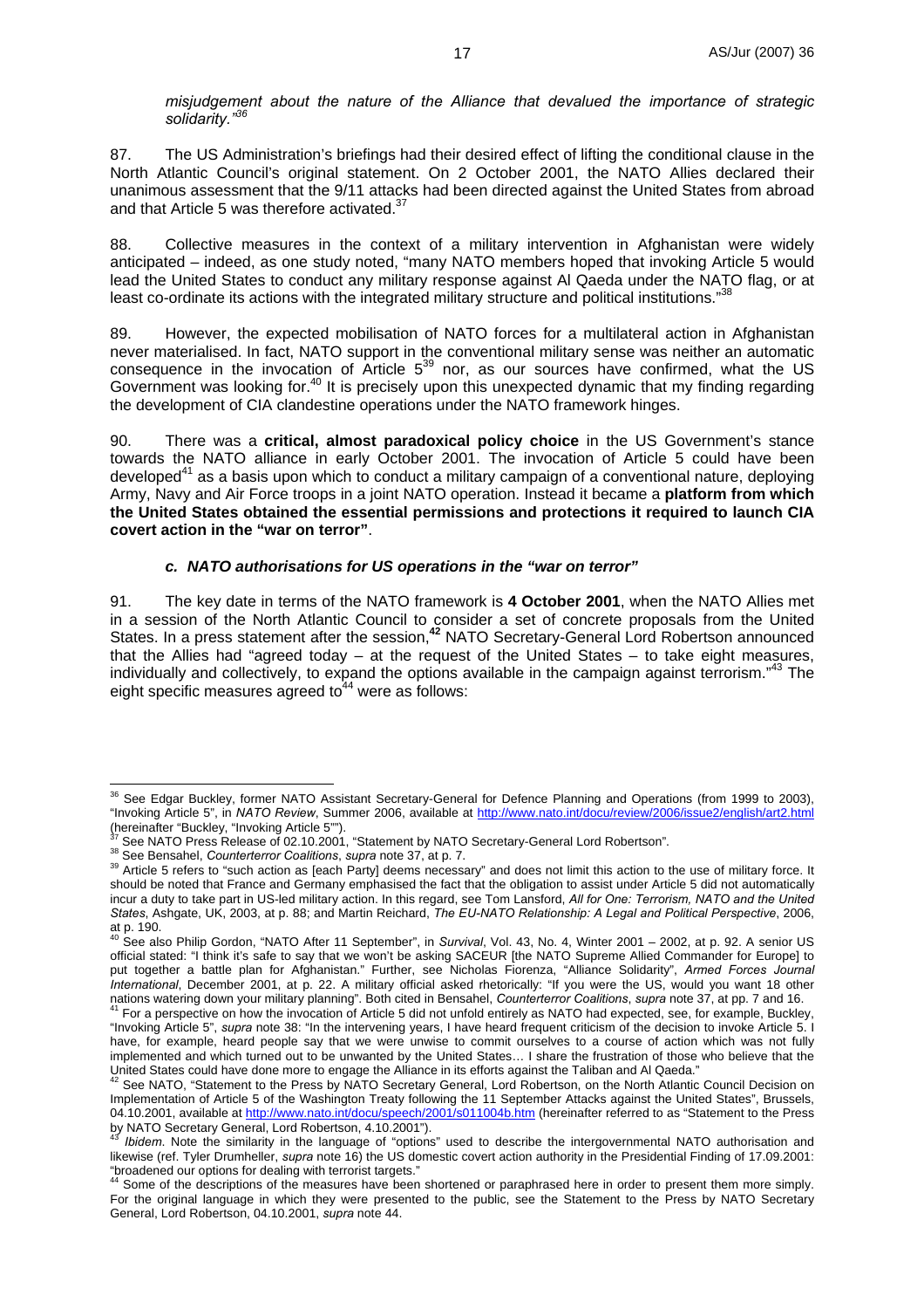*misjudgement about the nature of the Alliance that devalued the importance of strategic solidarity."*[36]

87. The US Administration's briefings had their desired effect of lifting the conditional clause in the North Atlantic Council's original statement. On 2 October 2001, the NATO Allies declared their unanimous assessment that the 9/11 attacks had been directed against the United States from abroad and that Article 5 was therefore activated.[37]

88. Collective measures in the context of a military intervention in Afghanistan were widely anticipated – indeed, as one study noted, "many NATO members hoped that invoking Article 5 would lead the United States to conduct any military response against Al Qaeda under the NATO flag, or at least co-ordinate its actions with the integrated military structure and political institutions."[38]

89. However, the expected mobilisation of NATO forces for a multilateral action in Afghanistan never materialised. In fact, NATO support in the conventional military sense was neither an automatic consequence in the invocation of Article 5[39] nor, as our sources have confirmed, what the US Government was looking for.[40] It is precisely upon this unexpected dynamic that my finding regarding the development of CIA clandestine operations under the NATO framework hinges.

90. There was a **critical, almost paradoxical policy choice** in the US Government's stance towards the NATO alliance in early October 2001. The invocation of Article 5 could have been developed[41] as a basis upon which to conduct a military campaign of a conventional nature, deploying Army, Navy and Air Force troops in a joint NATO operation. Instead it became a **platform from which the United States obtained the essential permissions and protections it required to launch CIA covert action in the "war on terror"**.

### *c. NATO authorisations for US operations in the "war on terror"*

91. The key date in terms of the NATO framework is **4 October 2001**, when the NATO Allies met in a session of the North Atlantic Council to consider a set of concrete proposals from the United States. In a press statement after the session,**[42]** NATO Secretary-General Lord Robertson announced that the Allies had "agreed today – at the request of the United States – to take eight measures, individually and collectively, to expand the options available in the campaign against terrorism."[43] The eight specific measures agreed to[44] were as follows:

---

[36] See Edgar Buckley, former NATO Assistant Secretary-General for Defence Planning and Operations (from 1999 to 2003), "Invoking Article 5", in *NATO Review*, Summer 2006, available at http://www.nato.int/docu/review/2006/issue2/english/art2.html (hereinafter "Buckley, "Invoking Article 5"").

[37] See NATO Press Release of 02.10.2001, "Statement by NATO Secretary-General Lord Robertson".

[38] See Bensahel, *Counterterror Coalitions*, *supra* note 37, at p. 7.

[39] Article 5 refers to "such action as [each Party] deems necessary" and does not limit this action to the use of military force. It should be noted that France and Germany emphasised the fact that the obligation to assist under Article 5 did not automatically incur a duty to take part in US-led military action. In this regard, see Tom Lansford, *All for One: Terrorism, NATO and the United States*, Ashgate, UK, 2003, at p. 88; and Martin Reichard, *The EU-NATO Relationship: A Legal and Political Perspective*, 2006, at p. 190.

[40] See also Philip Gordon, "NATO After 11 September", in *Survival*, Vol. 43, No. 4, Winter 2001 – 2002, at p. 92. A senior US official stated: "I think it's safe to say that we won't be asking SACEUR [the NATO Supreme Allied Commander for Europe] to put together a battle plan for Afghanistan." Further, see Nicholas Fiorenza, "Alliance Solidarity", *Armed Forces Journal International*, December 2001, at p. 22. A military official asked rhetorically: "If you were the US, would you want 18 other nations watering down your military planning". Both cited in Bensahel, *Counterterror Coalitions*, *supra* note 37, at pp. 7 and 16.

[41] For a perspective on how the invocation of Article 5 did not unfold entirely as NATO had expected, see, for example, Buckley, "Invoking Article 5", *supra* note 38: "In the intervening years, I have heard frequent criticism of the decision to invoke Article 5. I have, for example, heard people say that we were unwise to commit ourselves to a course of action which was not fully implemented and which turned out to be unwanted by the United States… I share the frustration of those who believe that the United States could have done more to engage the Alliance in its efforts against the Taliban and Al Qaeda."

[42] See NATO, "Statement to the Press by NATO Secretary General, Lord Robertson, on the North Atlantic Council Decision on Implementation of Article 5 of the Washington Treaty following the 11 September Attacks against the United States", Brussels, 04.10.2001, available at http://www.nato.int/docu/speech/2001/s011004b.htm (hereinafter referred to as "Statement to the Press by NATO Secretary General, Lord Robertson, 4.10.2001").

[43] *Ibidem*. Note the similarity in the language of "options" used to describe the intergovernmental NATO authorisation and likewise (ref. Tyler Drumheller, *supra* note 16) the US domestic covert action authority in the Presidential Finding of 17.09.2001: "broadened our options for dealing with terrorist targets."

[44] Some of the descriptions of the measures have been shortened or paraphrased here in order to present them more simply. For the original language in which they were presented to the public, see the Statement to the Press by NATO Secretary General, Lord Robertson, 04.10.2001, *supra* note 44.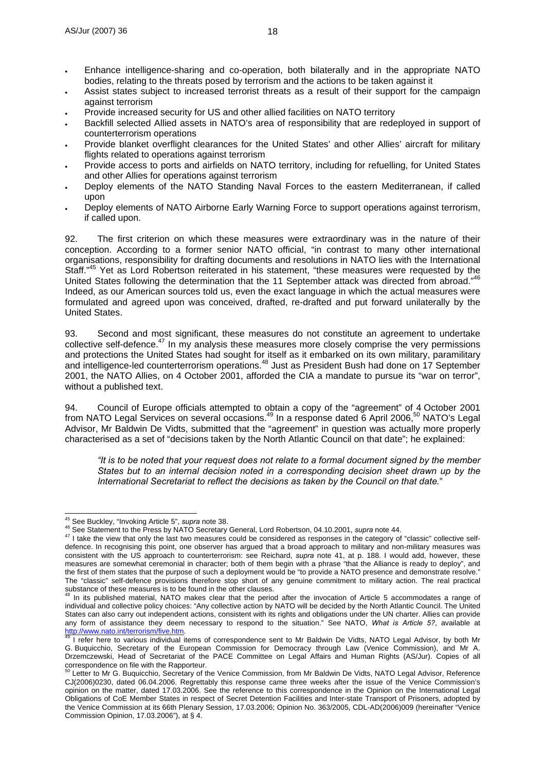- Enhance intelligence-sharing and co-operation, both bilaterally and in the appropriate NATO bodies, relating to the threats posed by terrorism and the actions to be taken against it
- Assist states subject to increased terrorist threats as a result of their support for the campaign against terrorism
- Provide increased security for US and other allied facilities on NATO territory
- Backfill selected Allied assets in NATO's area of responsibility that are redeployed in support of counterterrorism operations
- Provide blanket overflight clearances for the United States' and other Allies' aircraft for military flights related to operations against terrorism
- Provide access to ports and airfields on NATO territory, including for refuelling, for United States and other Allies for operations against terrorism
- Deploy elements of the NATO Standing Naval Forces to the eastern Mediterranean, if called upon
- Deploy elements of NATO Airborne Early Warning Force to support operations against terrorism, if called upon.

92. The first criterion on which these measures were extraordinary was in the nature of their conception. According to a former senior NATO official, "in contrast to many other international organisations, responsibility for drafting documents and resolutions in NATO lies with the International Staff."[45] Yet as Lord Robertson reiterated in his statement, "these measures were requested by the United States following the determination that the 11 September attack was directed from abroad."[46] Indeed, as our American sources told us, even the exact language in which the actual measures were formulated and agreed upon was conceived, drafted, re-drafted and put forward unilaterally by the United States.

93. Second and most significant, these measures do not constitute an agreement to undertake collective self-defence.[47] In my analysis these measures more closely comprise the very permissions and protections the United States had sought for itself as it embarked on its own military, paramilitary and intelligence-led counterterrorism operations.[48] Just as President Bush had done on 17 September 2001, the NATO Allies, on 4 October 2001, afforded the CIA a mandate to pursue its "war on terror", without a published text.

94. Council of Europe officials attempted to obtain a copy of the "agreement" of 4 October 2001 from NATO Legal Services on several occasions.[49] In a response dated 6 April 2006,[50] NATO's Legal Advisor, Mr Baldwin De Vidts, submitted that the "agreement" in question was actually more properly characterised as a set of "decisions taken by the North Atlantic Council on that date"; he explained:

> *"It is to be noted that your request does not relate to a formal document signed by the member States but to an internal decision noted in a corresponding decision sheet drawn up by the International Secretariat to reflect the decisions as taken by the Council on that date.*"

---

[45] See Buckley, "Invoking Article 5", *supra* note 38.

[46] See Statement to the Press by NATO Secretary General, Lord Robertson, 04.10.2001, *supra* note 44.

[47] I take the view that only the last two measures could be considered as responses in the category of "classic" collective self-defence. In recognising this point, one observer has argued that a broad approach to military and non-military measures was consistent with the US approach to counterterrorism: see Reichard, *supra* note 41, at p. 188. I would add, however, these measures are somewhat ceremonial in character; both of them begin with a phrase "that the Alliance is ready to deploy", and the first of them states that the purpose of such a deployment would be "to provide a NATO presence and demonstrate resolve." The "classic" self-defence provisions therefore stop short of any genuine commitment to military action. The real practical substance of these measures is to be found in the other clauses.

[48] In its published material, NATO makes clear that the period after the invocation of Article 5 accommodates a range of individual and collective policy choices: "Any collective action by NATO will be decided by the North Atlantic Council. The United States can also carry out independent actions, consistent with its rights and obligations under the UN charter. Allies can provide any form of assistance they deem necessary to respond to the situation." See NATO, *What is Article 5?*, available at http://www.nato.int/terrorism/five.htm.

[49] I refer here to various individual items of correspondence sent to Mr Baldwin De Vidts, NATO Legal Advisor, by both Mr G. Buquicchio, Secretary of the European Commission for Democracy through Law (Venice Commission), and Mr A. Drzemczewski, Head of Secretariat of the PACE Committee on Legal Affairs and Human Rights (AS/Jur). Copies of all correspondence on file with the Rapporteur.

[50] Letter to Mr G. Buquicchio, Secretary of the Venice Commission, from Mr Baldwin De Vidts, NATO Legal Advisor, Reference CJ(2006)0230, dated 06.04.2006. Regrettably this response came three weeks after the issue of the Venice Commission's opinion on the matter, dated 17.03.2006. See the reference to this correspondence in the Opinion on the International Legal Obligations of CoE Member States in respect of Secret Detention Facilities and Inter-state Transport of Prisoners, adopted by the Venice Commission at its 66th Plenary Session, 17.03.2006; Opinion No. 363/2005, CDL-AD(2006)009 (hereinafter "Venice Commission Opinion, 17.03.2006"), at § 4.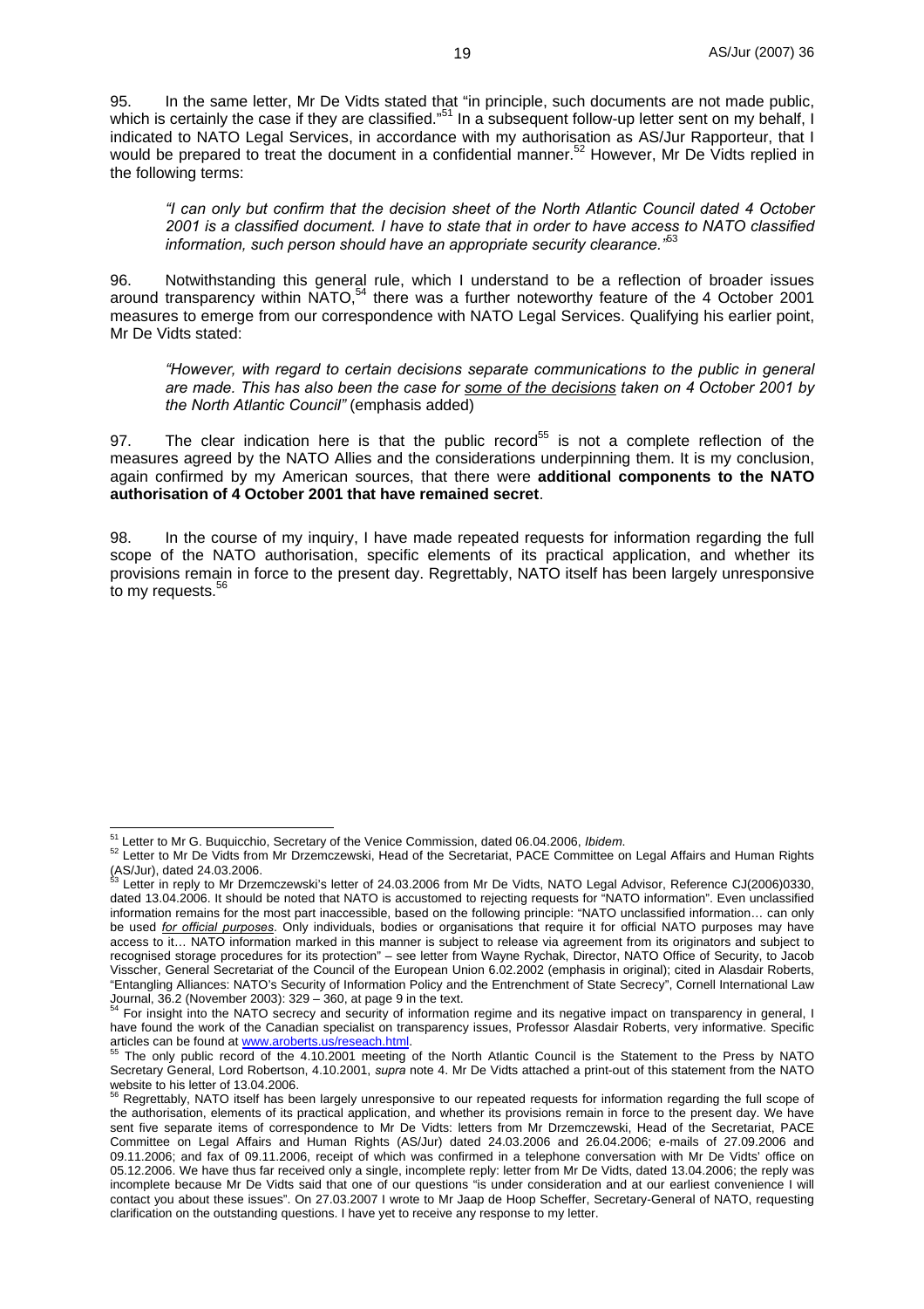95. In the same letter, Mr De Vidts stated that "in principle, such documents are not made public, which is certainly the case if they are classified."[51] In a subsequent follow-up letter sent on my behalf, I indicated to NATO Legal Services, in accordance with my authorisation as AS/Jur Rapporteur, that I would be prepared to treat the document in a confidential manner.[52] However, Mr De Vidts replied in the following terms:

> *"I can only but confirm that the decision sheet of the North Atlantic Council dated 4 October 2001 is a classified document. I have to state that in order to have access to NATO classified information, such person should have an appropriate security clearance."*[53]

96. Notwithstanding this general rule, which I understand to be a reflection of broader issues around transparency within NATO,[54] there was a further noteworthy feature of the 4 October 2001 measures to emerge from our correspondence with NATO Legal Services. Qualifying his earlier point, Mr De Vidts stated:

> *"However, with regard to certain decisions separate communications to the public in general are made. This has also been the case for <u>some of the decisions</u> taken on 4 October 2001 by the North Atlantic Council"* (emphasis added)

97. The clear indication here is that the public record[55] is not a complete reflection of the measures agreed by the NATO Allies and the considerations underpinning them. It is my conclusion, again confirmed by my American sources, that there were **additional components to the NATO authorisation of 4 October 2001 that have remained secret**.

98. In the course of my inquiry, I have made repeated requests for information regarding the full scope of the NATO authorisation, specific elements of its practical application, and whether its provisions remain in force to the present day. Regrettably, NATO itself has been largely unresponsive to my requests.[56]

---

[51] Letter to Mr G. Buquicchio, Secretary of the Venice Commission, dated 06.04.2006, *Ibidem.*

[52] Letter to Mr De Vidts from Mr Drzemczewski, Head of the Secretariat, PACE Committee on Legal Affairs and Human Rights (AS/Jur), dated 24.03.2006.

[53] Letter in reply to Mr Drzemczewski's letter of 24.03.2006 from Mr De Vidts, NATO Legal Advisor, Reference CJ(2006)0330, dated 13.04.2006. It should be noted that NATO is accustomed to rejecting requests for "NATO information". Even unclassified information remains for the most part inaccessible, based on the following principle: "NATO unclassified information… can only be used *<u>for official purposes</u>*. Only individuals, bodies or organisations that require it for official NATO purposes may have access to it… NATO information marked in this manner is subject to release via agreement from its originators and subject to recognised storage procedures for its protection" – see letter from Wayne Rychak, Director, NATO Office of Security, to Jacob Visscher, General Secretariat of the Council of the European Union 6.02.2002 (emphasis in original); cited in Alasdair Roberts, "Entangling Alliances: NATO's Security of Information Policy and the Entrenchment of State Secrecy", Cornell International Law Journal, 36.2 (November 2003): 329 – 360, at page 9 in the text.

[54] For insight into the NATO secrecy and security of information regime and its negative impact on transparency in general, I have found the work of the Canadian specialist on transparency issues, Professor Alasdair Roberts, very informative. Specific articles can be found at www.aroberts.us/reseach.html.

[55] The only public record of the 4.10.2001 meeting of the North Atlantic Council is the Statement to the Press by NATO Secretary General, Lord Robertson, 4.10.2001, *supra* note 4. Mr De Vidts attached a print-out of this statement from the NATO website to his letter of 13.04.2006.

[56] Regrettably, NATO itself has been largely unresponsive to our repeated requests for information regarding the full scope of the authorisation, elements of its practical application, and whether its provisions remain in force to the present day. We have sent five separate items of correspondence to Mr De Vidts: letters from Mr Drzemczewski, Head of the Secretariat, PACE Committee on Legal Affairs and Human Rights (AS/Jur) dated 24.03.2006 and 26.04.2006; e-mails of 27.09.2006 and 09.11.2006; and fax of 09.11.2006, receipt of which was confirmed in a telephone conversation with Mr De Vidts' office on 05.12.2006. We have thus far received only a single, incomplete reply: letter from Mr De Vidts, dated 13.04.2006; the reply was incomplete because Mr De Vidts said that one of our questions "is under consideration and at our earliest convenience I will contact you about these issues". On 27.03.2007 I wrote to Mr Jaap de Hoop Scheffer, Secretary-General of NATO, requesting clarification on the outstanding questions. I have yet to receive any response to my letter.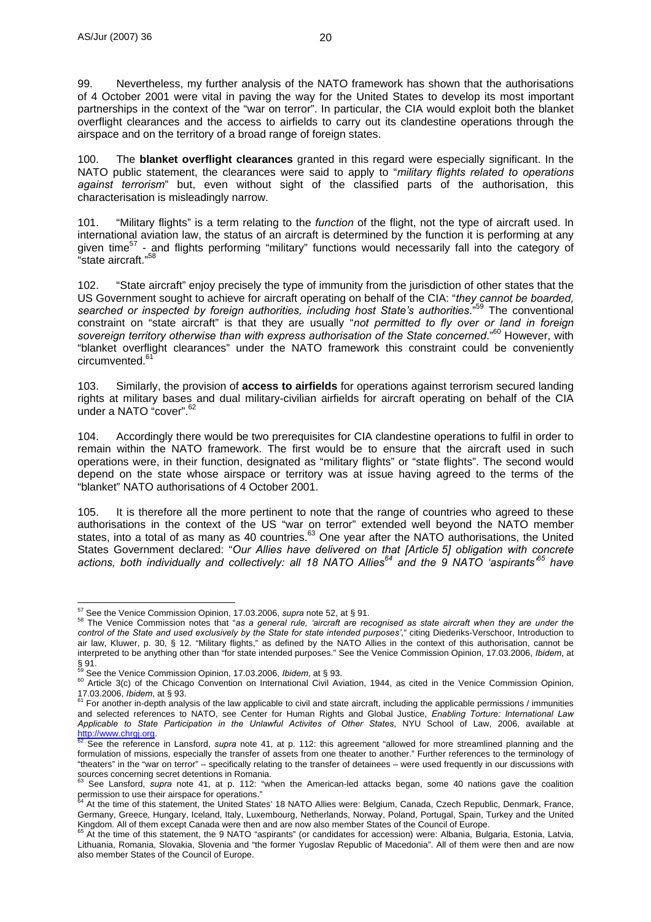99. Nevertheless, my further analysis of the NATO framework has shown that the authorisations of 4 October 2001 were vital in paving the way for the United States to develop its most important partnerships in the context of the "war on terror". In particular, the CIA would exploit both the blanket overflight clearances and the access to airfields to carry out its clandestine operations through the airspace and on the territory of a broad range of foreign states.

100. The **blanket overflight clearances** granted in this regard were especially significant. In the NATO public statement, the clearances were said to apply to "*military flights related to operations against terrorism*" but, even without sight of the classified parts of the authorisation, this characterisation is misleadingly narrow.

101. "Military flights" is a term relating to the *function* of the flight, not the type of aircraft used. In international aviation law, the status of an aircraft is determined by the function it is performing at any given time[57] - and flights performing "military" functions would necessarily fall into the category of "state aircraft."[58]

102. "State aircraft" enjoy precisely the type of immunity from the jurisdiction of other states that the US Government sought to achieve for aircraft operating on behalf of the CIA: "*they cannot be boarded, searched or inspected by foreign authorities, including host State's authorities*."[59] The conventional constraint on "state aircraft" is that they are usually "*not permitted to fly over or land in foreign sovereign territory otherwise than with express authorisation of the State concerned*."[60] However, with "blanket overflight clearances" under the NATO framework this constraint could be conveniently circumvented.[61]

103. Similarly, the provision of **access to airfields** for operations against terrorism secured landing rights at military bases and dual military-civilian airfields for aircraft operating on behalf of the CIA under a NATO "cover".[62]

104. Accordingly there would be two prerequisites for CIA clandestine operations to fulfil in order to remain within the NATO framework. The first would be to ensure that the aircraft used in such operations were, in their function, designated as "military flights" or "state flights". The second would depend on the state whose airspace or territory was at issue having agreed to the terms of the "blanket" NATO authorisations of 4 October 2001.

105. It is therefore all the more pertinent to note that the range of countries who agreed to these authorisations in the context of the US "war on terror" extended well beyond the NATO member states, into a total of as many as 40 countries.[63] One year after the NATO authorisations, the United States Government declared: "*Our Allies have delivered on that [Article 5] obligation with concrete actions, both individually and collectively: all 18 NATO Allies*[64] *and the 9 NATO 'aspirants'*[65] *have*

---

[57] See the Venice Commission Opinion, 17.03.2006, *supra* note 52, at § 91.

[58] The Venice Commission notes that "*as a general rule, 'aircraft are recognised as state aircraft when they are under the control of the State and used exclusively by the State for state intended purposes'*," citing Diederiks-Verschoor, Introduction to air law, Kluwer, p. 30, § 12. "Military flights," as defined by the NATO Allies in the context of this authorisation, cannot be interpreted to be anything other than "for state intended purposes." See the Venice Commission Opinion, 17.03.2006, *Ibidem*, at § 91.

[59] See the Venice Commission Opinion, 17.03.2006, *Ibidem*, at § 93.

[60] Article 3(c) of the Chicago Convention on International Civil Aviation, 1944, as cited in the Venice Commission Opinion, 17.03.2006, *Ibidem*, at § 93.

[61] For another in-depth analysis of the law applicable to civil and state aircraft, including the applicable permissions / immunities and selected references to NATO, see Center for Human Rights and Global Justice, *Enabling Torture: International Law Applicable to State Participation in the Unlawful Activites of Other States*, NYU School of Law, 2006, available at http://www.chrgj.org.

[62] See the reference in Lansford, *supra* note 41, at p. 112: this agreement "allowed for more streamlined planning and the formulation of missions, especially the transfer of assets from one theater to another." Further references to the terminology of "theaters" in the "war on terror" – specifically relating to the transfer of detainees – were used frequently in our discussions with sources concerning secret detentions in Romania.

[63] See Lansford, *supra* note 41, at p. 112: "when the American-led attacks began, some 40 nations gave the coalition permission to use their airspace for operations."

[64] At the time of this statement, the United States' 18 NATO Allies were: Belgium, Canada, Czech Republic, Denmark, France, Germany, Greece, Hungary, Iceland, Italy, Luxembourg, Netherlands, Norway, Poland, Portugal, Spain, Turkey and the United Kingdom. All of them except Canada were then and are now also member States of the Council of Europe.

[65] At the time of this statement, the 9 NATO "aspirants" (or candidates for accession) were: Albania, Bulgaria, Estonia, Latvia, Lithuania, Romania, Slovakia, Slovenia and "the former Yugoslav Republic of Macedonia". All of them were then and are now also member States of the Council of Europe.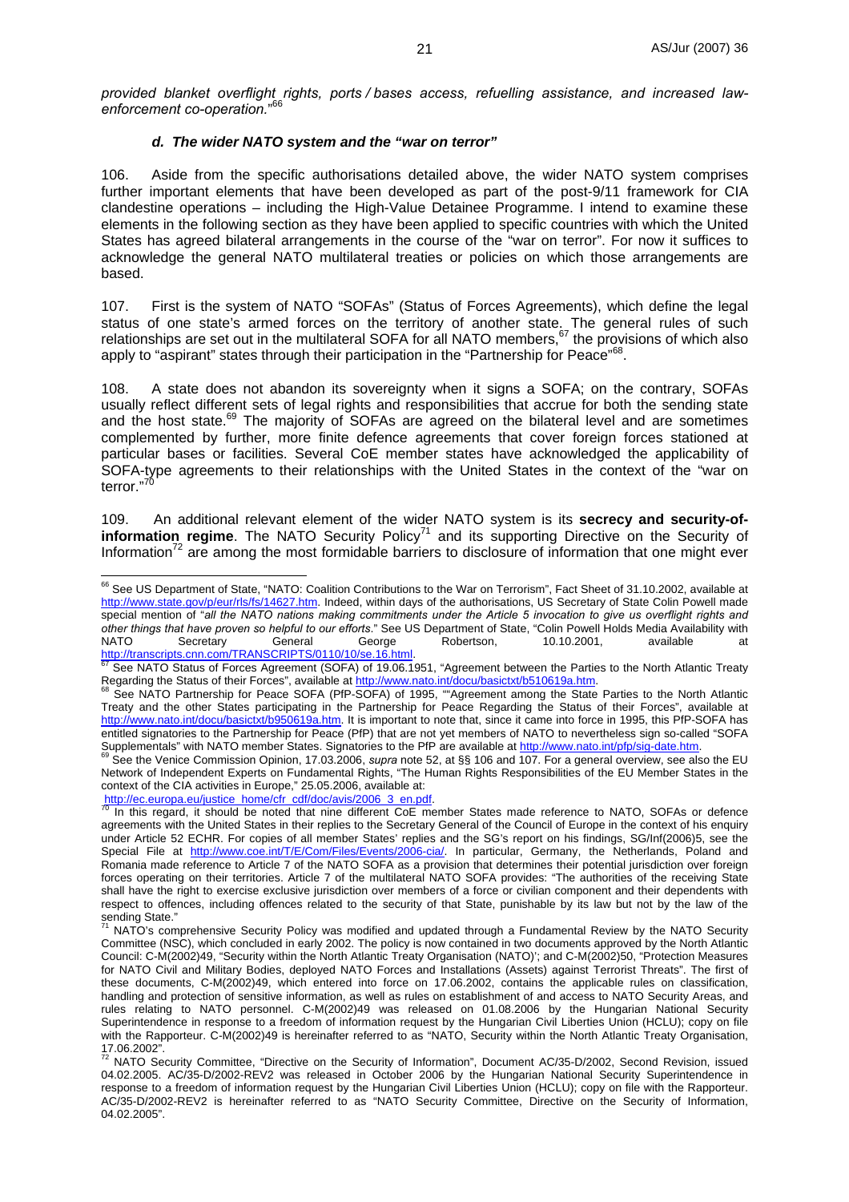*provided blanket overflight rights, ports / bases access, refuelling assistance, and increased law-enforcement co-operation.*"[66]

#### *d. The wider NATO system and the "war on terror"*

106. Aside from the specific authorisations detailed above, the wider NATO system comprises further important elements that have been developed as part of the post-9/11 framework for CIA clandestine operations – including the High-Value Detainee Programme. I intend to examine these elements in the following section as they have been applied to specific countries with which the United States has agreed bilateral arrangements in the course of the "war on terror". For now it suffices to acknowledge the general NATO multilateral treaties or policies on which those arrangements are based.

107. First is the system of NATO "SOFAs" (Status of Forces Agreements), which define the legal status of one state's armed forces on the territory of another state. The general rules of such relationships are set out in the multilateral SOFA for all NATO members,[67] the provisions of which also apply to "aspirant" states through their participation in the "Partnership for Peace"[68].

108. A state does not abandon its sovereignty when it signs a SOFA; on the contrary, SOFAs usually reflect different sets of legal rights and responsibilities that accrue for both the sending state and the host state.[69] The majority of SOFAs are agreed on the bilateral level and are sometimes complemented by further, more finite defence agreements that cover foreign forces stationed at particular bases or facilities. Several CoE member states have acknowledged the applicability of SOFA-type agreements to their relationships with the United States in the context of the "war on terror."[70]

109. An additional relevant element of the wider NATO system is its **secrecy and security-of-information regime**. The NATO Security Policy[71] and its supporting Directive on the Security of Information[72] are among the most formidable barriers to disclosure of information that one might ever

---

[66] See US Department of State, "NATO: Coalition Contributions to the War on Terrorism", Fact Sheet of 31.10.2002, available at http://www.state.gov/p/eur/rls/fs/14627.htm. Indeed, within days of the authorisations, US Secretary of State Colin Powell made special mention of "*all the NATO nations making commitments under the Article 5 invocation to give us overflight rights and other things that have proven so helpful to our efforts*." See US Department of State, "Colin Powell Holds Media Availability with NATO Secretary General George Robertson, 10.10.2001, available at http://transcripts.cnn.com/TRANSCRIPTS/0110/10/se.16.html.

[67] See NATO Status of Forces Agreement (SOFA) of 19.06.1951, "Agreement between the Parties to the North Atlantic Treaty Regarding the Status of their Forces", available at http://www.nato.int/docu/basictxt/b510619a.htm.

[68] See NATO Partnership for Peace SOFA (PfP-SOFA) of 1995, ""Agreement among the State Parties to the North Atlantic Treaty and the other States participating in the Partnership for Peace Regarding the Status of their Forces", available at http://www.nato.int/docu/basictxt/b950619a.htm. It is important to note that, since it came into force in 1995, this PfP-SOFA has entitled signatories to the Partnership for Peace (PfP) that are not yet members of NATO to nevertheless sign so-called "SOFA Supplementals" with NATO member States. Signatories to the PfP are available at http://www.nato.int/pfp/sig-date.htm.

[69] See the Venice Commission Opinion, 17.03.2006, *supra* note 52, at §§ 106 and 107. For a general overview, see also the EU Network of Independent Experts on Fundamental Rights, "The Human Rights Responsibilities of the EU Member States in the context of the CIA activities in Europe," 25.05.2006, available at: http://ec.europa.eu/justice_home/cfr_cdf/doc/avis/2006_3_en.pdf.

[70] In this regard, it should be noted that nine different CoE member States made reference to NATO, SOFAs or defence agreements with the United States in their replies to the Secretary General of the Council of Europe in the context of his enquiry under Article 52 ECHR. For copies of all member States' replies and the SG's report on his findings, SG/Inf(2006)5, see the Special File at http://www.coe.int/T/E/Com/Files/Events/2006-cia/. In particular, Germany, the Netherlands, Poland and Romania made reference to Article 7 of the NATO SOFA as a provision that determines their potential jurisdiction over foreign forces operating on their territories. Article 7 of the multilateral NATO SOFA provides: "The authorities of the receiving State shall have the right to exercise exclusive jurisdiction over members of a force or civilian component and their dependents with respect to offences, including offences related to the security of that State, punishable by its law but not by the law of the sending State."

[71] NATO's comprehensive Security Policy was modified and updated through a Fundamental Review by the NATO Security Committee (NSC), which concluded in early 2002. The policy is now contained in two documents approved by the North Atlantic Council: C-M(2002)49, "Security within the North Atlantic Treaty Organisation (NATO)'; and C-M(2002)50, "Protection Measures for NATO Civil and Military Bodies, deployed NATO Forces and Installations (Assets) against Terrorist Threats". The first of these documents, C-M(2002)49, which entered into force on 17.06.2002, contains the applicable rules on classification, handling and protection of sensitive information, as well as rules on establishment of and access to NATO Security Areas, and rules relating to NATO personnel. C-M(2002)49 was released on 01.08.2006 by the Hungarian National Security Superintendence in response to a freedom of information request by the Hungarian Civil Liberties Union (HCLU); copy on file with the Rapporteur. C-M(2002)49 is hereinafter referred to as "NATO, Security within the North Atlantic Treaty Organisation, 17.06.2002".

[72] NATO Security Committee, "Directive on the Security of Information", Document AC/35-D/2002, Second Revision, issued 04.02.2005. AC/35-D/2002-REV2 was released in October 2006 by the Hungarian National Security Superintendence in response to a freedom of information request by the Hungarian Civil Liberties Union (HCLU); copy on file with the Rapporteur. AC/35-D/2002-REV2 is hereinafter referred to as "NATO Security Committee, Directive on the Security of Information, 04.02.2005".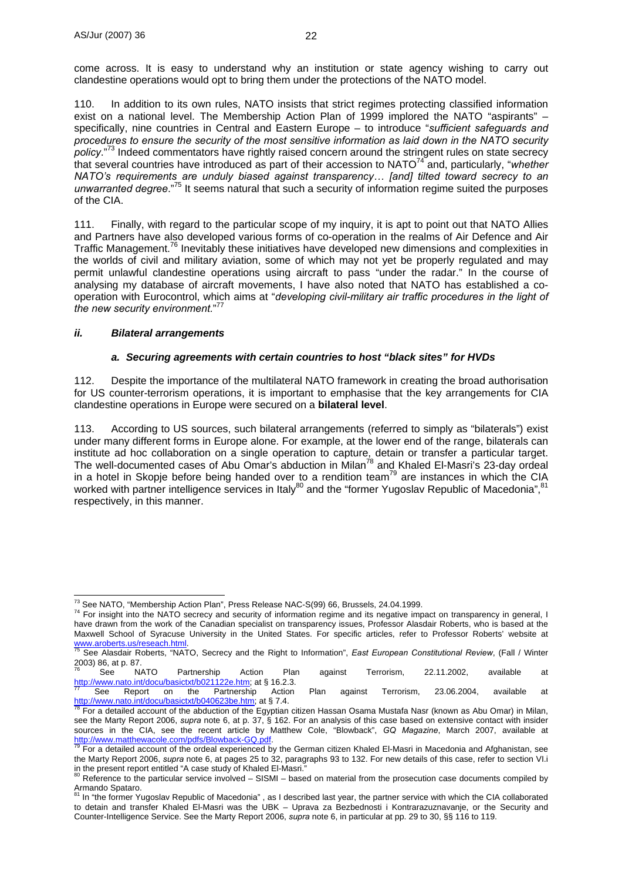come across. It is easy to understand why an institution or state agency wishing to carry out clandestine operations would opt to bring them under the protections of the NATO model.

110. In addition to its own rules, NATO insists that strict regimes protecting classified information exist on a national level. The Membership Action Plan of 1999 implored the NATO "aspirants" – specifically, nine countries in Central and Eastern Europe – to introduce "*sufficient safeguards and procedures to ensure the security of the most sensitive information as laid down in the NATO security policy*."[73] Indeed commentators have rightly raised concern around the stringent rules on state secrecy that several countries have introduced as part of their accession to NATO[74] and, particularly, "*whether NATO's requirements are unduly biased against transparency… [and] tilted toward secrecy to an unwarranted degree*."[75] It seems natural that such a security of information regime suited the purposes of the CIA.

111. Finally, with regard to the particular scope of my inquiry, it is apt to point out that NATO Allies and Partners have also developed various forms of co-operation in the realms of Air Defence and Air Traffic Management.[76] Inevitably these initiatives have developed new dimensions and complexities in the worlds of civil and military aviation, some of which may not yet be properly regulated and may permit unlawful clandestine operations using aircraft to pass "under the radar." In the course of analysing my database of aircraft movements, I have also noted that NATO has established a co-operation with Eurocontrol, which aims at "*developing civil-military air traffic procedures in the light of the new security environment.*"[77]

### *ii. Bilateral arrangements*

#### *a. Securing agreements with certain countries to host "black sites" for HVDs*

112. Despite the importance of the multilateral NATO framework in creating the broad authorisation for US counter-terrorism operations, it is important to emphasise that the key arrangements for CIA clandestine operations in Europe were secured on a **bilateral level**.

113. According to US sources, such bilateral arrangements (referred to simply as "bilaterals") exist under many different forms in Europe alone. For example, at the lower end of the range, bilaterals can institute ad hoc collaboration on a single operation to capture, detain or transfer a particular target. The well-documented cases of Abu Omar's abduction in Milan[78] and Khaled El-Masri's 23-day ordeal in a hotel in Skopje before being handed over to a rendition team[79] are instances in which the CIA worked with partner intelligence services in Italy[80] and the "former Yugoslav Republic of Macedonia",[81] respectively, in this manner.

---

[73] See NATO, "Membership Action Plan", Press Release NAC-S(99) 66, Brussels, 24.04.1999.

[74] For insight into the NATO secrecy and security of information regime and its negative impact on transparency in general, I have drawn from the work of the Canadian specialist on transparency issues, Professor Alasdair Roberts, who is based at the Maxwell School of Syracuse University in the United States. For specific articles, refer to Professor Roberts' website at www.aroberts.us/reseach.html.

[75] See Alasdair Roberts, "NATO, Secrecy and the Right to Information", *East European Constitutional Review*, (Fall / Winter 2003) 86, at p. 87.

[76] See NATO Partnership Action Plan against Terrorism, 22.11.2002, available at http://www.nato.int/docu/basictxt/b021122e.htm; at § 16.2.3.

[77] See Report on the Partnership Action Plan against Terrorism, 23.06.2004, available at http://www.nato.int/docu/basictxt/b040623be.htm; at § 7.4.

[78] For a detailed account of the abduction of the Egyptian citizen Hassan Osama Mustafa Nasr (known as Abu Omar) in Milan, see the Marty Report 2006, *supra* note 6, at p. 37, § 162. For an analysis of this case based on extensive contact with insider sources in the CIA, see the recent article by Matthew Cole, "Blowback", *GQ Magazine*, March 2007, available at http://www.matthewacole.com/pdfs/Blowback-GQ.pdf.

[79] For a detailed account of the ordeal experienced by the German citizen Khaled El-Masri in Macedonia and Afghanistan, see the Marty Report 2006, *supra* note 6, at pages 25 to 32, paragraphs 93 to 132. For new details of this case, refer to section VI.i in the present report entitled "A case study of Khaled El-Masri."

[80] Reference to the particular service involved – SISMI – based on material from the prosecution case documents compiled by Armando Spataro.

[81] In "the former Yugoslav Republic of Macedonia" , as I described last year, the partner service with which the CIA collaborated to detain and transfer Khaled El-Masri was the UBK – Uprava za Bezbednosti i Kontrarazuznavanje, or the Security and Counter-Intelligence Service. See the Marty Report 2006, *supra* note 6, in particular at pp. 29 to 30, §§ 116 to 119.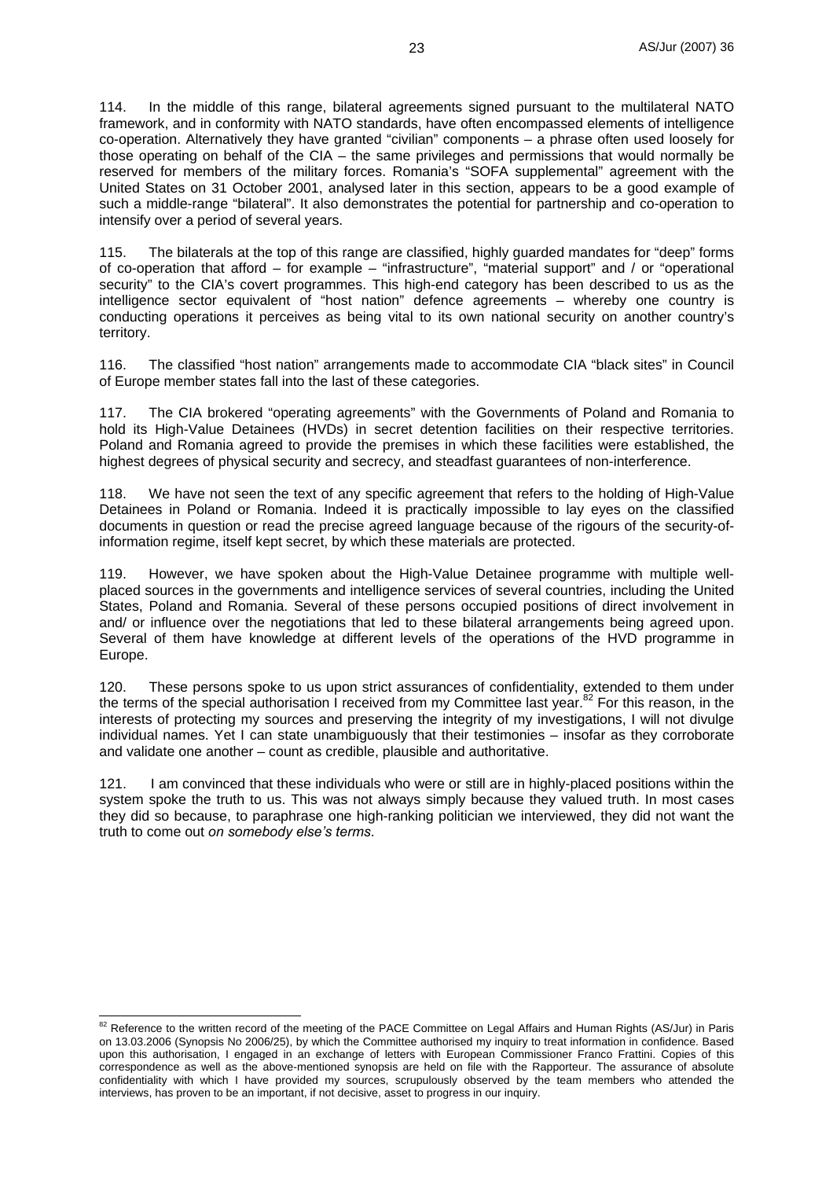114. In the middle of this range, bilateral agreements signed pursuant to the multilateral NATO framework, and in conformity with NATO standards, have often encompassed elements of intelligence co-operation. Alternatively they have granted "civilian" components – a phrase often used loosely for those operating on behalf of the CIA – the same privileges and permissions that would normally be reserved for members of the military forces. Romania's "SOFA supplemental" agreement with the United States on 31 October 2001, analysed later in this section, appears to be a good example of such a middle-range "bilateral". It also demonstrates the potential for partnership and co-operation to intensify over a period of several years.

115. The bilaterals at the top of this range are classified, highly guarded mandates for "deep" forms of co-operation that afford – for example – "infrastructure", "material support" and / or "operational security" to the CIA's covert programmes. This high-end category has been described to us as the intelligence sector equivalent of "host nation" defence agreements – whereby one country is conducting operations it perceives as being vital to its own national security on another country's territory.

116. The classified "host nation" arrangements made to accommodate CIA "black sites" in Council of Europe member states fall into the last of these categories.

117. The CIA brokered "operating agreements" with the Governments of Poland and Romania to hold its High-Value Detainees (HVDs) in secret detention facilities on their respective territories. Poland and Romania agreed to provide the premises in which these facilities were established, the highest degrees of physical security and secrecy, and steadfast guarantees of non-interference.

118. We have not seen the text of any specific agreement that refers to the holding of High-Value Detainees in Poland or Romania. Indeed it is practically impossible to lay eyes on the classified documents in question or read the precise agreed language because of the rigours of the security-of-information regime, itself kept secret, by which these materials are protected.

119. However, we have spoken about the High-Value Detainee programme with multiple well-placed sources in the governments and intelligence services of several countries, including the United States, Poland and Romania. Several of these persons occupied positions of direct involvement in and/ or influence over the negotiations that led to these bilateral arrangements being agreed upon. Several of them have knowledge at different levels of the operations of the HVD programme in Europe.

120. These persons spoke to us upon strict assurances of confidentiality, extended to them under the terms of the special authorisation I received from my Committee last year.[82] For this reason, in the interests of protecting my sources and preserving the integrity of my investigations, I will not divulge individual names. Yet I can state unambiguously that their testimonies – insofar as they corroborate and validate one another – count as credible, plausible and authoritative.

121. I am convinced that these individuals who were or still are in highly-placed positions within the system spoke the truth to us. This was not always simply because they valued truth. In most cases they did so because, to paraphrase one high-ranking politician we interviewed, they did not want the truth to come out *on somebody else's terms*.

---

[82] Reference to the written record of the meeting of the PACE Committee on Legal Affairs and Human Rights (AS/Jur) in Paris on 13.03.2006 (Synopsis No 2006/25), by which the Committee authorised my inquiry to treat information in confidence. Based upon this authorisation, I engaged in an exchange of letters with European Commissioner Franco Frattini. Copies of this correspondence as well as the above-mentioned synopsis are held on file with the Rapporteur. The assurance of absolute confidentiality with which I have provided my sources, scrupulously observed by the team members who attended the interviews, has proven to be an important, if not decisive, asset to progress in our inquiry.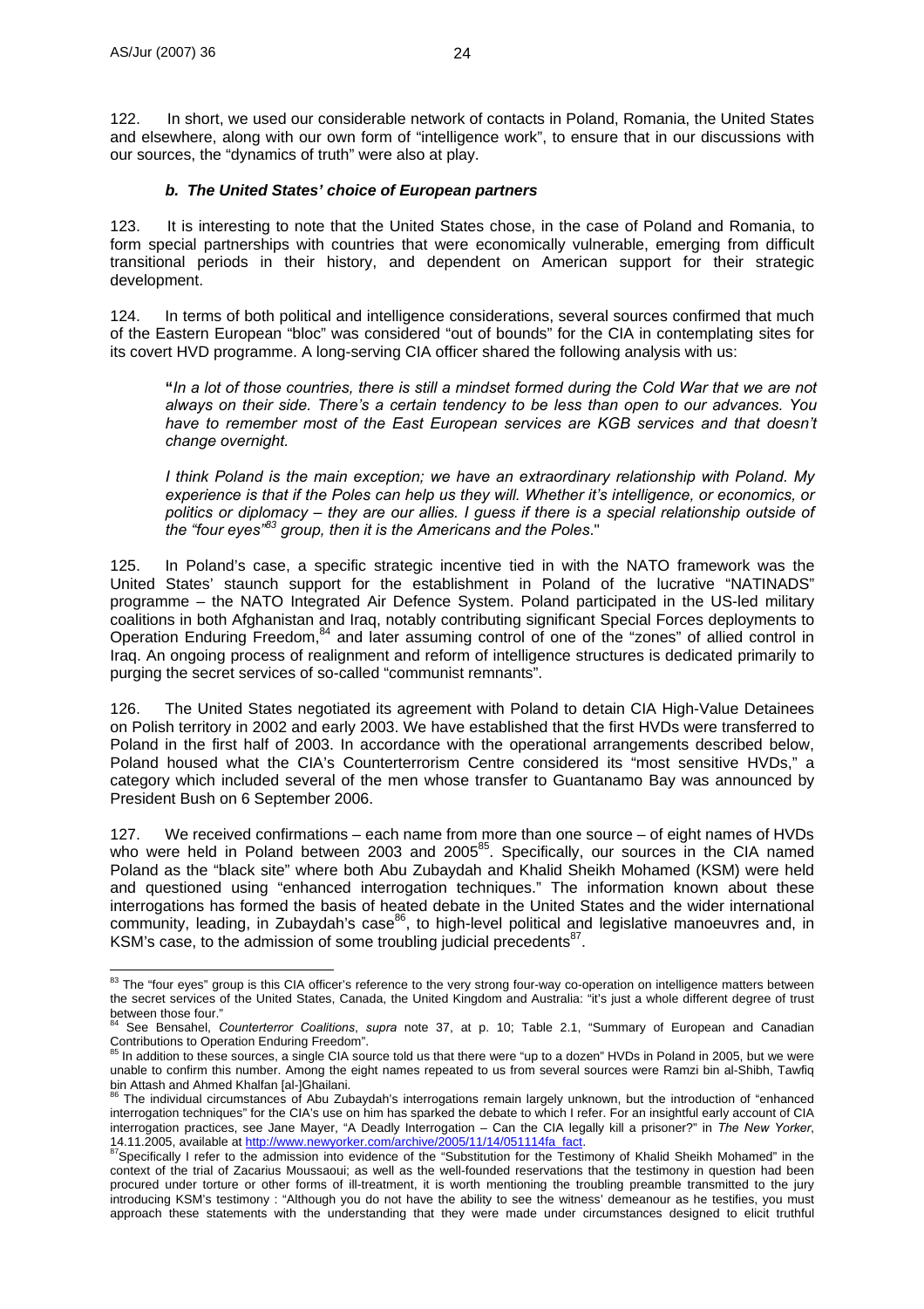122. In short, we used our considerable network of contacts in Poland, Romania, the United States and elsewhere, along with our own form of "intelligence work", to ensure that in our discussions with our sources, the "dynamics of truth" were also at play.

### *b. The United States' choice of European partners*

123. It is interesting to note that the United States chose, in the case of Poland and Romania, to form special partnerships with countries that were economically vulnerable, emerging from difficult transitional periods in their history, and dependent on American support for their strategic development.

124. In terms of both political and intelligence considerations, several sources confirmed that much of the Eastern European "bloc" was considered "out of bounds" for the CIA in contemplating sites for its covert HVD programme. A long-serving CIA officer shared the following analysis with us:

> **"***In a lot of those countries, there is still a mindset formed during the Cold War that we are not always on their side. There's a certain tendency to be less than open to our advances. You have to remember most of the East European services are KGB services and that doesn't change overnight.*
>
> *I think Poland is the main exception; we have an extraordinary relationship with Poland. My experience is that if the Poles can help us they will. Whether it's intelligence, or economics, or politics or diplomacy – they are our allies. I guess if there is a special relationship outside of the "four eyes"*[83] *group, then it is the Americans and the Poles*."

125. In Poland's case, a specific strategic incentive tied in with the NATO framework was the United States' staunch support for the establishment in Poland of the lucrative "NATINADS" programme – the NATO Integrated Air Defence System. Poland participated in the US-led military coalitions in both Afghanistan and Iraq, notably contributing significant Special Forces deployments to Operation Enduring Freedom,[84] and later assuming control of one of the "zones" of allied control in Iraq. An ongoing process of realignment and reform of intelligence structures is dedicated primarily to purging the secret services of so-called "communist remnants".

126. The United States negotiated its agreement with Poland to detain CIA High-Value Detainees on Polish territory in 2002 and early 2003. We have established that the first HVDs were transferred to Poland in the first half of 2003. In accordance with the operational arrangements described below, Poland housed what the CIA's Counterterrorism Centre considered its "most sensitive HVDs," a category which included several of the men whose transfer to Guantanamo Bay was announced by President Bush on 6 September 2006.

127. We received confirmations – each name from more than one source – of eight names of HVDs who were held in Poland between 2003 and 2005[85]. Specifically, our sources in the CIA named Poland as the "black site" where both Abu Zubaydah and Khalid Sheikh Mohamed (KSM) were held and questioned using "enhanced interrogation techniques." The information known about these interrogations has formed the basis of heated debate in the United States and the wider international community, leading, in Zubaydah's case[86], to high-level political and legislative manoeuvres and, in KSM's case, to the admission of some troubling judicial precedents[87].

---

[83] The "four eyes" group is this CIA officer's reference to the very strong four-way co-operation on intelligence matters between the secret services of the United States, Canada, the United Kingdom and Australia: "it's just a whole different degree of trust between those four."

[84] See Bensahel, *Counterterror Coalitions*, *supra* note 37, at p. 10; Table 2.1, "Summary of European and Canadian Contributions to Operation Enduring Freedom".

[85] In addition to these sources, a single CIA source told us that there were "up to a dozen" HVDs in Poland in 2005, but we were unable to confirm this number. Among the eight names repeated to us from several sources were Ramzi bin al-Shibh, Tawfiq bin Attash and Ahmed Khalfan [al-]Ghailani.

[86] The individual circumstances of Abu Zubaydah's interrogations remain largely unknown, but the introduction of "enhanced interrogation techniques" for the CIA's use on him has sparked the debate to which I refer. For an insightful early account of CIA interrogation practices, see Jane Mayer, "A Deadly Interrogation – Can the CIA legally kill a prisoner?" in *The New Yorker*, 14.11.2005, available at http://www.newyorker.com/archive/2005/11/14/051114fa_fact.

[87] Specifically I refer to the admission into evidence of the "Substitution for the Testimony of Khalid Sheikh Mohamed" in the context of the trial of Zacarius Moussaoui; as well as the well-founded reservations that the testimony in question had been procured under torture or other forms of ill-treatment, it is worth mentioning the troubling preamble transmitted to the jury introducing KSM's testimony : "Although you do not have the ability to see the witness' demeanour as he testifies, you must approach these statements with the understanding that they were made under circumstances designed to elicit truthful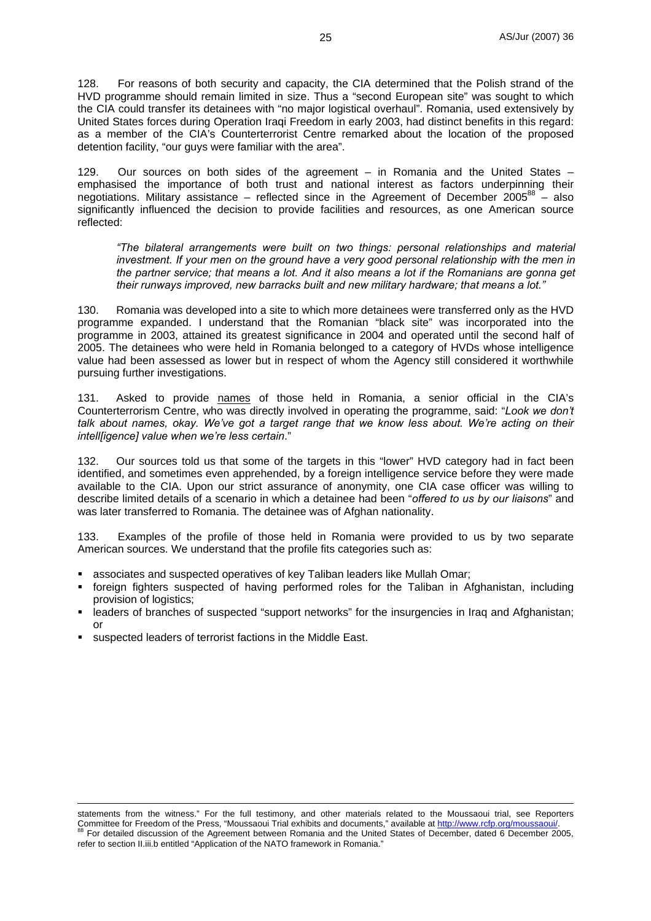128. For reasons of both security and capacity, the CIA determined that the Polish strand of the HVD programme should remain limited in size. Thus a "second European site" was sought to which the CIA could transfer its detainees with "no major logistical overhaul". Romania, used extensively by United States forces during Operation Iraqi Freedom in early 2003, had distinct benefits in this regard: as a member of the CIA's Counterterrorist Centre remarked about the location of the proposed detention facility, "our guys were familiar with the area".

129. Our sources on both sides of the agreement – in Romania and the United States – emphasised the importance of both trust and national interest as factors underpinning their negotiations. Military assistance – reflected since in the Agreement of December 2005[88] – also significantly influenced the decision to provide facilities and resources, as one American source reflected:

> *"The bilateral arrangements were built on two things: personal relationships and material investment. If your men on the ground have a very good personal relationship with the men in the partner service; that means a lot. And it also means a lot if the Romanians are gonna get their runways improved, new barracks built and new military hardware; that means a lot."*

130. Romania was developed into a site to which more detainees were transferred only as the HVD programme expanded. I understand that the Romanian "black site" was incorporated into the programme in 2003, attained its greatest significance in 2004 and operated until the second half of 2005. The detainees who were held in Romania belonged to a category of HVDs whose intelligence value had been assessed as lower but in respect of whom the Agency still considered it worthwhile pursuing further investigations.

131. Asked to provide names of those held in Romania, a senior official in the CIA's Counterterrorism Centre, who was directly involved in operating the programme, said: "*Look we don't talk about names, okay. We've got a target range that we know less about. We're acting on their intell[igence] value when we're less certain*."

132. Our sources told us that some of the targets in this "lower" HVD category had in fact been identified, and sometimes even apprehended, by a foreign intelligence service before they were made available to the CIA. Upon our strict assurance of anonymity, one CIA case officer was willing to describe limited details of a scenario in which a detainee had been "*offered to us by our liaisons*" and was later transferred to Romania. The detainee was of Afghan nationality.

133. Examples of the profile of those held in Romania were provided to us by two separate American sources. We understand that the profile fits categories such as:

- associates and suspected operatives of key Taliban leaders like Mullah Omar;
- foreign fighters suspected of having performed roles for the Taliban in Afghanistan, including provision of logistics;
- leaders of branches of suspected "support networks" for the insurgencies in Iraq and Afghanistan; or
- suspected leaders of terrorist factions in the Middle East.

---

statements from the witness." For the full testimony, and other materials related to the Moussaoui trial, see Reporters Committee for Freedom of the Press, "Moussaoui Trial exhibits and documents," available at http://www.rcfp.org/moussaoui/.

[88] For detailed discussion of the Agreement between Romania and the United States of December, dated 6 December 2005, refer to section II.iii.b entitled "Application of the NATO framework in Romania."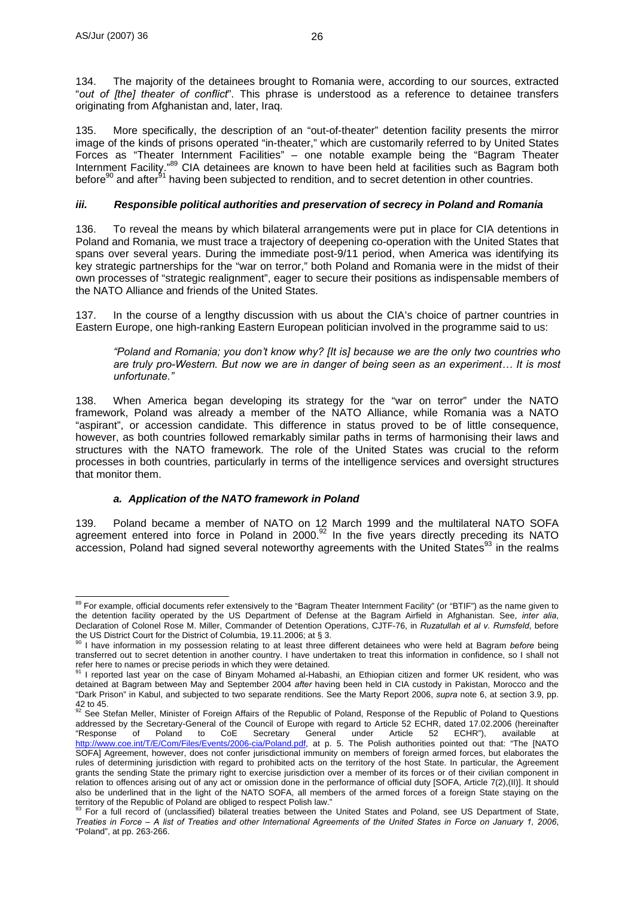134. The majority of the detainees brought to Romania were, according to our sources, extracted "*out of [the] theater of conflict*". This phrase is understood as a reference to detainee transfers originating from Afghanistan and, later, Iraq.

135. More specifically, the description of an "out-of-theater" detention facility presents the mirror image of the kinds of prisons operated "in-theater," which are customarily referred to by United States Forces as "Theater Internment Facilities" – one notable example being the "Bagram Theater Internment Facility."[89] CIA detainees are known to have been held at facilities such as Bagram both before[90] and after[91] having been subjected to rendition, and to secret detention in other countries.

### *iii. Responsible political authorities and preservation of secrecy in Poland and Romania*

136. To reveal the means by which bilateral arrangements were put in place for CIA detentions in Poland and Romania, we must trace a trajectory of deepening co-operation with the United States that spans over several years. During the immediate post-9/11 period, when America was identifying its key strategic partnerships for the "war on terror," both Poland and Romania were in the midst of their own processes of "strategic realignment", eager to secure their positions as indispensable members of the NATO Alliance and friends of the United States.

137. In the course of a lengthy discussion with us about the CIA's choice of partner countries in Eastern Europe, one high-ranking Eastern European politician involved in the programme said to us:

> *"Poland and Romania; you don't know why? [It is] because we are the only two countries who are truly pro-Western. But now we are in danger of being seen as an experiment… It is most unfortunate."*

138. When America began developing its strategy for the "war on terror" under the NATO framework, Poland was already a member of the NATO Alliance, while Romania was a NATO "aspirant", or accession candidate. This difference in status proved to be of little consequence, however, as both countries followed remarkably similar paths in terms of harmonising their laws and structures with the NATO framework. The role of the United States was crucial to the reform processes in both countries, particularly in terms of the intelligence services and oversight structures that monitor them.

#### *a. Application of the NATO framework in Poland*

139. Poland became a member of NATO on 12 March 1999 and the multilateral NATO SOFA agreement entered into force in Poland in 2000.[92] In the five years directly preceding its NATO accession, Poland had signed several noteworthy agreements with the United States[93] in the realms

---

[89] For example, official documents refer extensively to the "Bagram Theater Internment Facility" (or "BTIF") as the name given to the detention facility operated by the US Department of Defense at the Bagram Airfield in Afghanistan. See, *inter alia*, Declaration of Colonel Rose M. Miller, Commander of Detention Operations, CJTF-76, in *Ruzatullah et al v. Rumsfeld*, before the US District Court for the District of Columbia, 19.11.2006; at § 3.

[90] I have information in my possession relating to at least three different detainees who were held at Bagram *before* being transferred out to secret detention in another country. I have undertaken to treat this information in confidence, so I shall not refer here to names or precise periods in which they were detained.

[91] I reported last year on the case of Binyam Mohamed al-Habashi, an Ethiopian citizen and former UK resident, who was detained at Bagram between May and September 2004 *after* having been held in CIA custody in Pakistan, Morocco and the "Dark Prison" in Kabul, and subjected to two separate renditions. See the Marty Report 2006, *supra* note 6, at section 3.9, pp. 42 to 45.

[92] See Stefan Meller, Minister of Foreign Affairs of the Republic of Poland, Response of the Republic of Poland to Questions addressed by the Secretary-General of the Council of Europe with regard to Article 52 ECHR, dated 17.02.2006 (hereinafter "Response of Poland to CoE Secretary General under Article 52 ECHR"), available at http://www.coe.int/T/E/Com/Files/Events/2006-cia/Poland.pdf, at p. 5. The Polish authorities pointed out that: "The [NATO SOFA] Agreement, however, does not confer jurisdictional immunity on members of foreign armed forces, but elaborates the rules of determining jurisdiction with regard to prohibited acts on the territory of the host State. In particular, the Agreement grants the sending State the primary right to exercise jurisdiction over a member of its forces or of their civilian component in relation to offences arising out of any act or omission done in the performance of official duty [SOFA, Article 7(2),(II)]. It should also be underlined that in the light of the NATO SOFA, all members of the armed forces of a foreign State staying on the territory of the Republic of Poland are obliged to respect Polish law."

[93] For a full record of (unclassified) bilateral treaties between the United States and Poland, see US Department of State, *Treaties in Force – A list of Treaties and other International Agreements of the United States in Force on January 1, 2006*, "Poland", at pp. 263-266.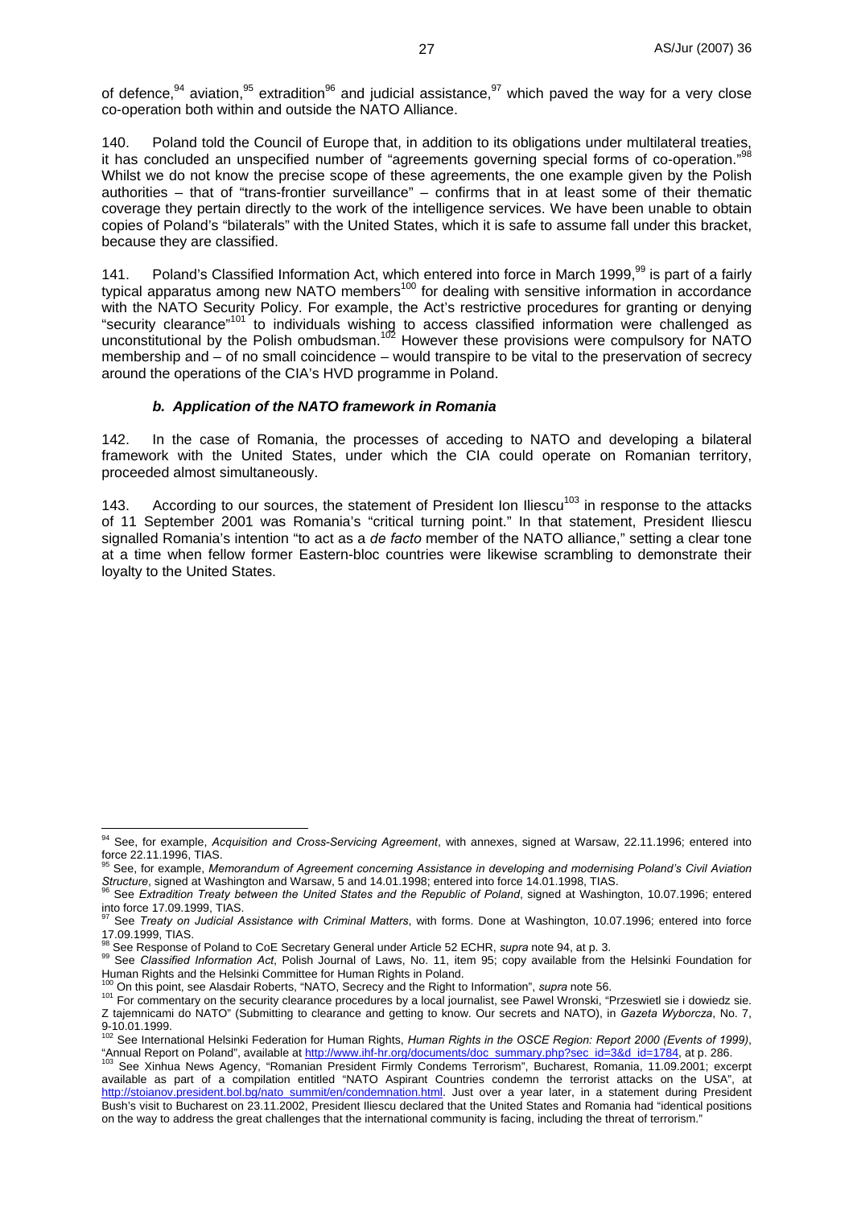of defence,[94] aviation,[95] extradition[96] and judicial assistance,[97] which paved the way for a very close co-operation both within and outside the NATO Alliance.

140. Poland told the Council of Europe that, in addition to its obligations under multilateral treaties, it has concluded an unspecified number of "agreements governing special forms of co-operation."[98] Whilst we do not know the precise scope of these agreements, the one example given by the Polish authorities – that of "trans-frontier surveillance" – confirms that in at least some of their thematic coverage they pertain directly to the work of the intelligence services. We have been unable to obtain copies of Poland's "bilaterals" with the United States, which it is safe to assume fall under this bracket, because they are classified.

141. Poland's Classified Information Act, which entered into force in March 1999,[99] is part of a fairly typical apparatus among new NATO members[100] for dealing with sensitive information in accordance with the NATO Security Policy. For example, the Act's restrictive procedures for granting or denying "security clearance"[101] to individuals wishing to access classified information were challenged as unconstitutional by the Polish ombudsman.[102] However these provisions were compulsory for NATO membership and – of no small coincidence – would transpire to be vital to the preservation of secrecy around the operations of the CIA's HVD programme in Poland.

#### *b. Application of the NATO framework in Romania*

142. In the case of Romania, the processes of acceding to NATO and developing a bilateral framework with the United States, under which the CIA could operate on Romanian territory, proceeded almost simultaneously.

143. According to our sources, the statement of President Ion Iliescu[103] in response to the attacks of 11 September 2001 was Romania's "critical turning point." In that statement, President Iliescu signalled Romania's intention "to act as a *de facto* member of the NATO alliance," setting a clear tone at a time when fellow former Eastern-bloc countries were likewise scrambling to demonstrate their loyalty to the United States.

---

[94] See, for example, *Acquisition and Cross-Servicing Agreement*, with annexes, signed at Warsaw, 22.11.1996; entered into force 22.11.1996, TIAS.

[95] See, for example, *Memorandum of Agreement concerning Assistance in developing and modernising Poland's Civil Aviation Structure*, signed at Washington and Warsaw, 5 and 14.01.1998; entered into force 14.01.1998, TIAS.

[96] See *Extradition Treaty between the United States and the Republic of Poland*, signed at Washington, 10.07.1996; entered into force 17.09.1999, TIAS.

[97] See *Treaty on Judicial Assistance with Criminal Matters*, with forms. Done at Washington, 10.07.1996; entered into force 17.09.1999, TIAS.

[98] See Response of Poland to CoE Secretary General under Article 52 ECHR, *supra* note 94, at p. 3.

[99] See *Classified Information Act*, Polish Journal of Laws, No. 11, item 95; copy available from the Helsinki Foundation for Human Rights and the Helsinki Committee for Human Rights in Poland.

[100] On this point, see Alasdair Roberts, "NATO, Secrecy and the Right to Information", *supra* note 56.

[101] For commentary on the security clearance procedures by a local journalist, see Pawel Wronski, "Przeswietl sie i dowiedz sie. Z tajemnicami do NATO" (Submitting to clearance and getting to know. Our secrets and NATO), in *Gazeta Wyborcza*, No. 7, 9-10.01.1999.

[102] See International Helsinki Federation for Human Rights, *Human Rights in the OSCE Region: Report 2000 (Events of 1999)*, "Annual Report on Poland", available at http://www.ihf-hr.org/documents/doc_summary.php?sec_id=3&d_id=1784, at p. 286.

[103] See Xinhua News Agency, "Romanian President Firmly Condems Terrorism", Bucharest, Romania, 11.09.2001; excerpt available as part of a compilation entitled "NATO Aspirant Countries condemn the terrorist attacks on the USA", at http://stoianov.president.bol.bg/nato_summit/en/condemnation.html. Just over a year later, in a statement during President Bush's visit to Bucharest on 23.11.2002, President Iliescu declared that the United States and Romania had "identical positions on the way to address the great challenges that the international community is facing, including the threat of terrorism."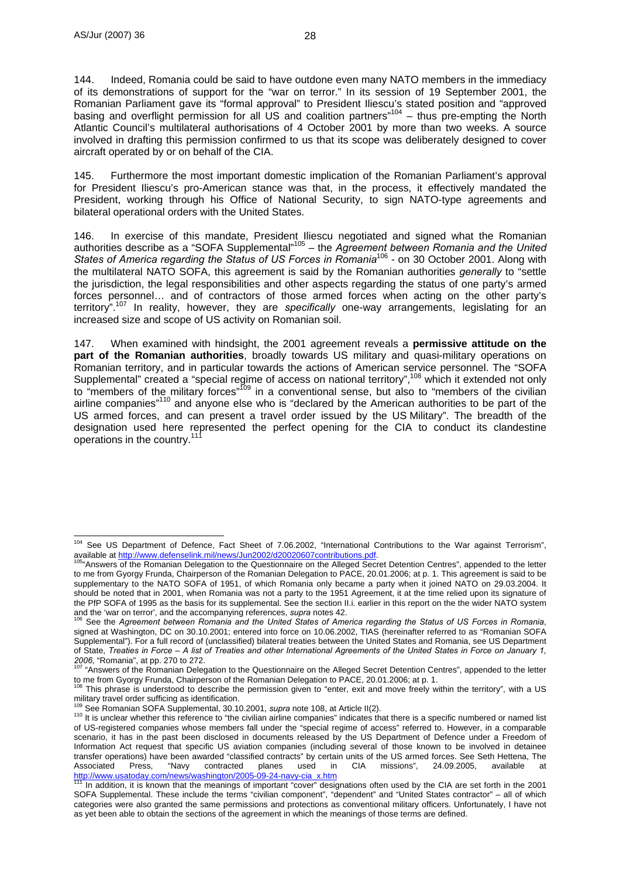144. Indeed, Romania could be said to have outdone even many NATO members in the immediacy of its demonstrations of support for the "war on terror." In its session of 19 September 2001, the Romanian Parliament gave its "formal approval" to President Iliescu's stated position and "approved basing and overflight permission for all US and coalition partners"[104] – thus pre-empting the North Atlantic Council's multilateral authorisations of 4 October 2001 by more than two weeks. A source involved in drafting this permission confirmed to us that its scope was deliberately designed to cover aircraft operated by or on behalf of the CIA.

145. Furthermore the most important domestic implication of the Romanian Parliament's approval for President Iliescu's pro-American stance was that, in the process, it effectively mandated the President, working through his Office of National Security, to sign NATO-type agreements and bilateral operational orders with the United States.

146. In exercise of this mandate, President Iliescu negotiated and signed what the Romanian authorities describe as a "SOFA Supplemental"[105] – the *Agreement between Romania and the United States of America regarding the Status of US Forces in Romania*[106] - on 30 October 2001. Along with the multilateral NATO SOFA, this agreement is said by the Romanian authorities *generally* to "settle the jurisdiction, the legal responsibilities and other aspects regarding the status of one party's armed forces personnel… and of contractors of those armed forces when acting on the other party's territory".[107] In reality, however, they are *specifically* one-way arrangements, legislating for an increased size and scope of US activity on Romanian soil.

147. When examined with hindsight, the 2001 agreement reveals a **permissive attitude on the part of the Romanian authorities**, broadly towards US military and quasi-military operations on Romanian territory, and in particular towards the actions of American service personnel. The "SOFA Supplemental" created a "special regime of access on national territory",[108] which it extended not only to "members of the military forces"[109] in a conventional sense, but also to "members of the civilian airline companies"[110] and anyone else who is "declared by the American authorities to be part of the US armed forces, and can present a travel order issued by the US Military". The breadth of the designation used here represented the perfect opening for the CIA to conduct its clandestine operations in the country.[111]

---

[104] See US Department of Defence, Fact Sheet of 7.06.2002, "International Contributions to the War against Terrorism", available at http://www.defenselink.mil/news/Jun2002/d20020607contributions.pdf.

[105] "Answers of the Romanian Delegation to the Questionnaire on the Alleged Secret Detention Centres", appended to the letter to me from Gyorgy Frunda, Chairperson of the Romanian Delegation to PACE, 20.01.2006; at p. 1. This agreement is said to be supplementary to the NATO SOFA of 1951, of which Romania only became a party when it joined NATO on 29.03.2004. It should be noted that in 2001, when Romania was not a party to the 1951 Agreement, it at the time relied upon its signature of the PfP SOFA of 1995 as the basis for its supplemental. See the section II.i. earlier in this report on the the wider NATO system and the 'war on terror', and the accompanying references, *supra* notes 42.

[106] See the *Agreement between Romania and the United States of America regarding the Status of US Forces in Romania*, signed at Washington, DC on 30.10.2001; entered into force on 10.06.2002, TIAS (hereinafter referred to as "Romanian SOFA Supplemental"). For a full record of (unclassified) bilateral treaties between the United States and Romania, see US Department of State, *Treaties in Force – A list of Treaties and other International Agreements of the United States in Force on January 1, 2006*, "Romania", at pp. 270 to 272.

[107] "Answers of the Romanian Delegation to the Questionnaire on the Alleged Secret Detention Centres", appended to the letter to me from Gyorgy Frunda, Chairperson of the Romanian Delegation to PACE, 20.01.2006; at p. 1.

[108] This phrase is understood to describe the permission given to "enter, exit and move freely within the territory", with a US military travel order sufficing as identification.

[109] See Romanian SOFA Supplemental, 30.10.2001, *supra* note 108, at Article II(2).

[110] It is unclear whether this reference to "the civilian airline companies" indicates that there is a specific numbered or named list of US-registered companies whose members fall under the "special regime of access" referred to. However, in a comparable scenario, it has in the past been disclosed in documents released by the US Department of Defence under a Freedom of Information Act request that specific US aviation companies (including several of those known to be involved in detainee transfer operations) have been awarded "classified contracts" by certain units of the US armed forces. See Seth Hettena, The Associated Press, "Navy contracted planes used in CIA missions", 24.09.2005, available at http://www.usatoday.com/news/washington/2005-09-24-navy-cia_x.htm

[111] In addition, it is known that the meanings of important "cover" designations often used by the CIA are set forth in the 2001 SOFA Supplemental. These include the terms "civilian component", "dependent" and "United States contractor" – all of which categories were also granted the same permissions and protections as conventional military officers. Unfortunately, I have not as yet been able to obtain the sections of the agreement in which the meanings of those terms are defined.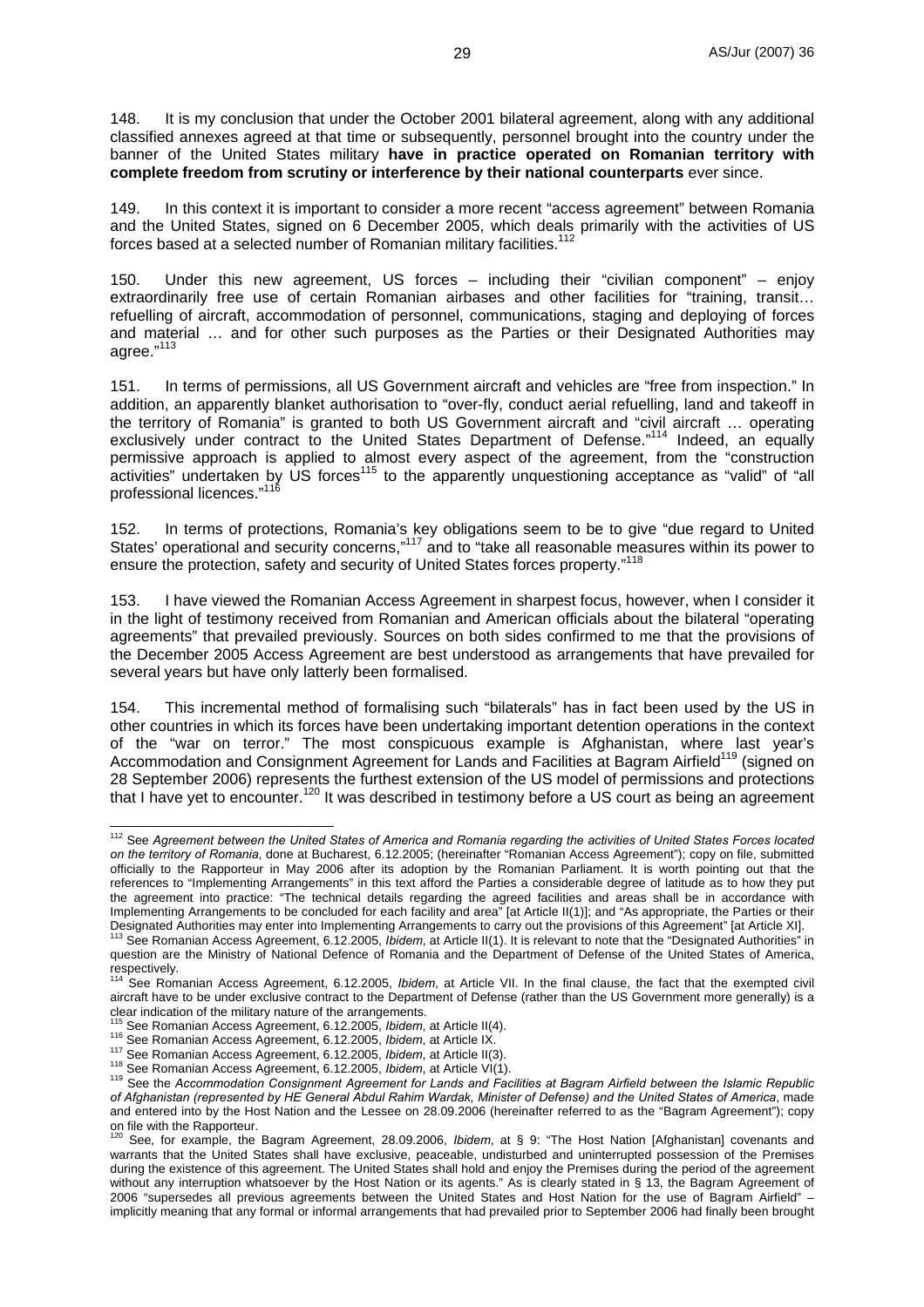148. It is my conclusion that under the October 2001 bilateral agreement, along with any additional classified annexes agreed at that time or subsequently, personnel brought into the country under the banner of the United States military **have in practice operated on Romanian territory with complete freedom from scrutiny or interference by their national counterparts** ever since.

149. In this context it is important to consider a more recent "access agreement" between Romania and the United States, signed on 6 December 2005, which deals primarily with the activities of US forces based at a selected number of Romanian military facilities.[112]

150. Under this new agreement, US forces – including their "civilian component" – enjoy extraordinarily free use of certain Romanian airbases and other facilities for "training, transit… refuelling of aircraft, accommodation of personnel, communications, staging and deploying of forces and material … and for other such purposes as the Parties or their Designated Authorities may agree."[113]

151. In terms of permissions, all US Government aircraft and vehicles are "free from inspection." In addition, an apparently blanket authorisation to "over-fly, conduct aerial refuelling, land and takeoff in the territory of Romania" is granted to both US Government aircraft and "civil aircraft … operating exclusively under contract to the United States Department of Defense."[114] Indeed, an equally permissive approach is applied to almost every aspect of the agreement, from the "construction activities" undertaken by US forces[115] to the apparently unquestioning acceptance as "valid" of "all professional licences."[116]

152. In terms of protections, Romania's key obligations seem to be to give "due regard to United States' operational and security concerns,"[117] and to "take all reasonable measures within its power to ensure the protection, safety and security of United States forces property."[118]

153. I have viewed the Romanian Access Agreement in sharpest focus, however, when I consider it in the light of testimony received from Romanian and American officials about the bilateral "operating agreements" that prevailed previously. Sources on both sides confirmed to me that the provisions of the December 2005 Access Agreement are best understood as arrangements that have prevailed for several years but have only latterly been formalised.

154. This incremental method of formalising such "bilaterals" has in fact been used by the US in other countries in which its forces have been undertaking important detention operations in the context of the "war on terror." The most conspicuous example is Afghanistan, where last year's Accommodation and Consignment Agreement for Lands and Facilities at Bagram Airfield[119] (signed on 28 September 2006) represents the furthest extension of the US model of permissions and protections that I have yet to encounter.[120] It was described in testimony before a US court as being an agreement

---

[112] See *Agreement between the United States of America and Romania regarding the activities of United States Forces located on the territory of Romania*, done at Bucharest, 6.12.2005; (hereinafter "Romanian Access Agreement"); copy on file, submitted officially to the Rapporteur in May 2006 after its adoption by the Romanian Parliament. It is worth pointing out that the references to "Implementing Arrangements" in this text afford the Parties a considerable degree of latitude as to how they put the agreement into practice: "The technical details regarding the agreed facilities and areas shall be in accordance with Implementing Arrangements to be concluded for each facility and area" [at Article II(1)]; and "As appropriate, the Parties or their Designated Authorities may enter into Implementing Arrangements to carry out the provisions of this Agreement" [at Article XI].

[113] See Romanian Access Agreement, 6.12.2005, *Ibidem*, at Article II(1). It is relevant to note that the "Designated Authorities" in question are the Ministry of National Defence of Romania and the Department of Defense of the United States of America, respectively.

[114] See Romanian Access Agreement, 6.12.2005, *Ibidem*, at Article VII. In the final clause, the fact that the exempted civil aircraft have to be under exclusive contract to the Department of Defense (rather than the US Government more generally) is a clear indication of the military nature of the arrangements.

[115] See Romanian Access Agreement, 6.12.2005, *Ibidem*, at Article II(4).

[116] See Romanian Access Agreement, 6.12.2005, *Ibidem*, at Article IX.

[117] See Romanian Access Agreement, 6.12.2005, *Ibidem*, at Article II(3).

[118] See Romanian Access Agreement, 6.12.2005, *Ibidem*, at Article VI(1).

[119] See the *Accommodation Consignment Agreement for Lands and Facilities at Bagram Airfield between the Islamic Republic of Afghanistan (represented by HE General Abdul Rahim Wardak, Minister of Defense) and the United States of America*, made and entered into by the Host Nation and the Lessee on 28.09.2006 (hereinafter referred to as the "Bagram Agreement"); copy on file with the Rapporteur.

[120] See, for example, the Bagram Agreement, 28.09.2006, *Ibidem*, at § 9: "The Host Nation [Afghanistan] covenants and warrants that the United States shall have exclusive, peaceable, undisturbed and uninterrupted possession of the Premises during the existence of this agreement. The United States shall hold and enjoy the Premises during the period of the agreement without any interruption whatsoever by the Host Nation or its agents." As is clearly stated in § 13, the Bagram Agreement of 2006 "supersedes all previous agreements between the United States and Host Nation for the use of Bagram Airfield" – implicitly meaning that any formal or informal arrangements that had prevailed prior to September 2006 had finally been brought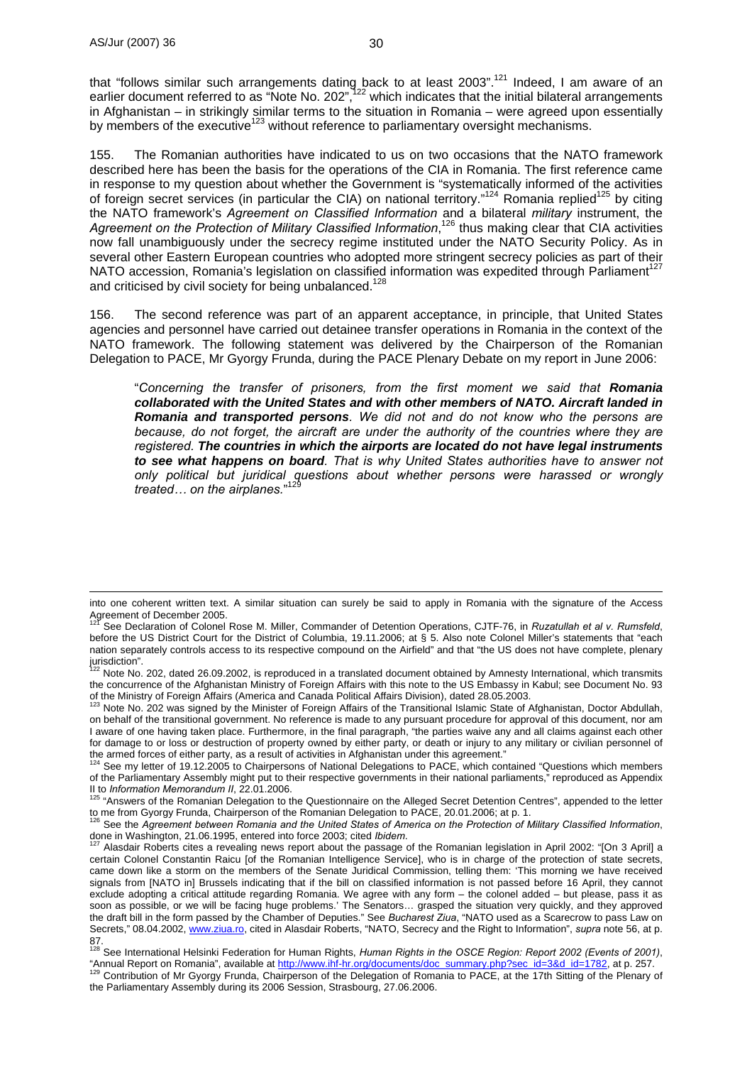that "follows similar such arrangements dating back to at least 2003".[121] Indeed, I am aware of an earlier document referred to as "Note No. 202",[122] which indicates that the initial bilateral arrangements in Afghanistan – in strikingly similar terms to the situation in Romania – were agreed upon essentially by members of the executive[123] without reference to parliamentary oversight mechanisms.

155. The Romanian authorities have indicated to us on two occasions that the NATO framework described here has been the basis for the operations of the CIA in Romania. The first reference came in response to my question about whether the Government is "systematically informed of the activities of foreign secret services (in particular the CIA) on national territory."[124] Romania replied[125] by citing the NATO framework's *Agreement on Classified Information* and a bilateral *military* instrument, the *Agreement on the Protection of Military Classified Information*,[126] thus making clear that CIA activities now fall unambiguously under the secrecy regime instituted under the NATO Security Policy. As in several other Eastern European countries who adopted more stringent secrecy policies as part of their NATO accession, Romania's legislation on classified information was expedited through Parliament[127] and criticised by civil society for being unbalanced.[128]

156. The second reference was part of an apparent acceptance, in principle, that United States agencies and personnel have carried out detainee transfer operations in Romania in the context of the NATO framework. The following statement was delivered by the Chairperson of the Romanian Delegation to PACE, Mr Gyorgy Frunda, during the PACE Plenary Debate on my report in June 2006:

> "*Concerning the transfer of prisoners, from the first moment we said that* ***Romania collaborated with the United States and with other members of NATO. Aircraft landed in Romania and transported persons****. We did not and do not know who the persons are because, do not forget, the aircraft are under the authority of the countries where they are registered.* ***The countries in which the airports are located do not have legal instruments to see what happens on board****. That is why United States authorities have to answer not only political but juridical questions about whether persons were harassed or wrongly treated… on the airplanes.*"[129]

---

into one coherent written text. A similar situation can surely be said to apply in Romania with the signature of the Access Agreement of December 2005.

[121] See Declaration of Colonel Rose M. Miller, Commander of Detention Operations, CJTF-76, in *Ruzatullah et al v. Rumsfeld*, before the US District Court for the District of Columbia, 19.11.2006; at § 5. Also note Colonel Miller's statements that "each nation separately controls access to its respective compound on the Airfield" and that "the US does not have complete, plenary jurisdiction".

[122] Note No. 202, dated 26.09.2002, is reproduced in a translated document obtained by Amnesty International, which transmits the concurrence of the Afghanistan Ministry of Foreign Affairs with this note to the US Embassy in Kabul; see Document No. 93 of the Ministry of Foreign Affairs (America and Canada Political Affairs Division), dated 28.05.2003.

[123] Note No. 202 was signed by the Minister of Foreign Affairs of the Transitional Islamic State of Afghanistan, Doctor Abdullah, on behalf of the transitional government. No reference is made to any pursuant procedure for approval of this document, nor am I aware of one having taken place. Furthermore, in the final paragraph, "the parties waive any and all claims against each other for damage to or loss or destruction of property owned by either party, or death or injury to any military or civilian personnel of the armed forces of either party, as a result of activities in Afghanistan under this agreement."

[124] See my letter of 19.12.2005 to Chairpersons of National Delegations to PACE, which contained "Questions which members of the Parliamentary Assembly might put to their respective governments in their national parliaments," reproduced as Appendix II to *Information Memorandum II*, 22.01.2006.

[125] "Answers of the Romanian Delegation to the Questionnaire on the Alleged Secret Detention Centres", appended to the letter to me from Gyorgy Frunda, Chairperson of the Romanian Delegation to PACE, 20.01.2006; at p. 1.

[126] See the *Agreement between Romania and the United States of America on the Protection of Military Classified Information*, done in Washington, 21.06.1995, entered into force 2003; cited *Ibidem.*

[127] Alasdair Roberts cites a revealing news report about the passage of the Romanian legislation in April 2002: "[On 3 April] a certain Colonel Constantin Raicu [of the Romanian Intelligence Service], who is in charge of the protection of state secrets, came down like a storm on the members of the Senate Juridical Commission, telling them: 'This morning we have received signals from [NATO in] Brussels indicating that if the bill on classified information is not passed before 16 April, they cannot exclude adopting a critical attitude regarding Romania. We agree with any form – the colonel added – but please, pass it as soon as possible, or we will be facing huge problems.' The Senators… grasped the situation very quickly, and they approved the draft bill in the form passed by the Chamber of Deputies." See *Bucharest Ziua*, "NATO used as a Scarecrow to pass Law on Secrets," 08.04.2002, www.ziua.ro, cited in Alasdair Roberts, "NATO, Secrecy and the Right to Information", *supra* note 56, at p. 87.

[128] See International Helsinki Federation for Human Rights, *Human Rights in the OSCE Region: Report 2002 (Events of 2001)*, "Annual Report on Romania", available at http://www.ihf-hr.org/documents/doc_summary.php?sec_id=3&d_id=1782, at p. 257.

[129] Contribution of Mr Gyorgy Frunda, Chairperson of the Delegation of Romania to PACE, at the 17th Sitting of the Plenary of the Parliamentary Assembly during its 2006 Session, Strasbourg, 27.06.2006.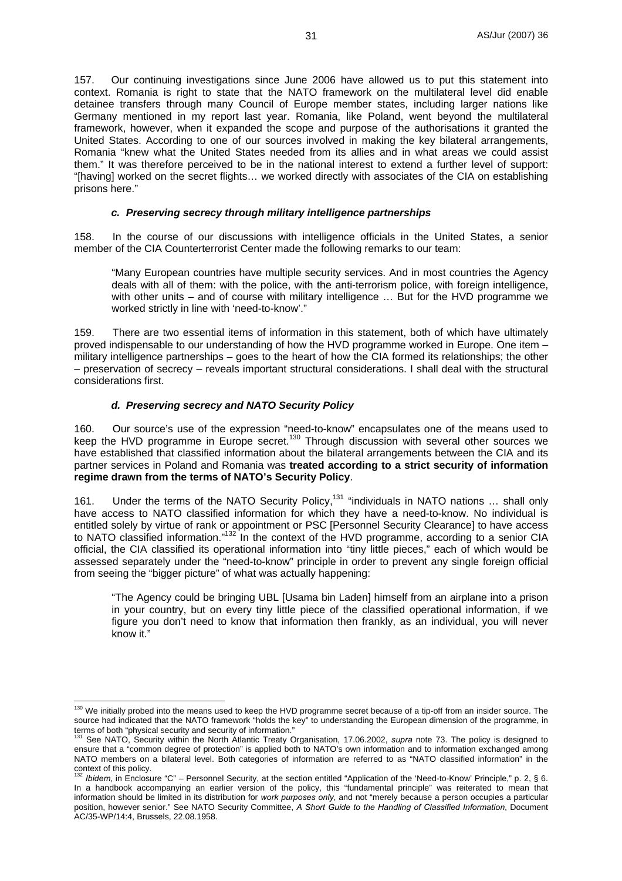157. Our continuing investigations since June 2006 have allowed us to put this statement into context. Romania is right to state that the NATO framework on the multilateral level did enable detainee transfers through many Council of Europe member states, including larger nations like Germany mentioned in my report last year. Romania, like Poland, went beyond the multilateral framework, however, when it expanded the scope and purpose of the authorisations it granted the United States. According to one of our sources involved in making the key bilateral arrangements, Romania "knew what the United States needed from its allies and in what areas we could assist them." It was therefore perceived to be in the national interest to extend a further level of support: "[having] worked on the secret flights… we worked directly with associates of the CIA on establishing prisons here."

#### *c. Preserving secrecy through military intelligence partnerships*

158. In the course of our discussions with intelligence officials in the United States, a senior member of the CIA Counterterrorist Center made the following remarks to our team:

> "Many European countries have multiple security services. And in most countries the Agency deals with all of them: with the police, with the anti-terrorism police, with foreign intelligence, with other units – and of course with military intelligence … But for the HVD programme we worked strictly in line with 'need-to-know'."

159. There are two essential items of information in this statement, both of which have ultimately proved indispensable to our understanding of how the HVD programme worked in Europe. One item – military intelligence partnerships – goes to the heart of how the CIA formed its relationships; the other – preservation of secrecy – reveals important structural considerations. I shall deal with the structural considerations first.

#### *d. Preserving secrecy and NATO Security Policy*

160. Our source's use of the expression "need-to-know" encapsulates one of the means used to keep the HVD programme in Europe secret.[130] Through discussion with several other sources we have established that classified information about the bilateral arrangements between the CIA and its partner services in Poland and Romania was **treated according to a strict security of information regime drawn from the terms of NATO's Security Policy**.

161. Under the terms of the NATO Security Policy,[131] "individuals in NATO nations … shall only have access to NATO classified information for which they have a need-to-know. No individual is entitled solely by virtue of rank or appointment or PSC [Personnel Security Clearance] to have access to NATO classified information."[132] In the context of the HVD programme, according to a senior CIA official, the CIA classified its operational information into "tiny little pieces," each of which would be assessed separately under the "need-to-know" principle in order to prevent any single foreign official from seeing the "bigger picture" of what was actually happening:

> "The Agency could be bringing UBL [Usama bin Laden] himself from an airplane into a prison in your country, but on every tiny little piece of the classified operational information, if we figure you don't need to know that information then frankly, as an individual, you will never know it."

---

[130] We initially probed into the means used to keep the HVD programme secret because of a tip-off from an insider source. The source had indicated that the NATO framework "holds the key" to understanding the European dimension of the programme, in terms of both "physical security and security of information."

[131] See NATO, Security within the North Atlantic Treaty Organisation, 17.06.2002, *supra* note 73. The policy is designed to ensure that a "common degree of protection" is applied both to NATO's own information and to information exchanged among NATO members on a bilateral level. Both categories of information are referred to as "NATO classified information" in the context of this policy.

[132] *Ibidem*, in Enclosure "C" – Personnel Security, at the section entitled "Application of the 'Need-to-Know' Principle," p. 2, § 6. In a handbook accompanying an earlier version of the policy, this "fundamental principle" was reiterated to mean that information should be limited in its distribution for *work purposes only*, and not "merely because a person occupies a particular position, however senior." See NATO Security Committee, *A Short Guide to the Handling of Classified Information*, Document AC/35-WP/14:4, Brussels, 22.08.1958.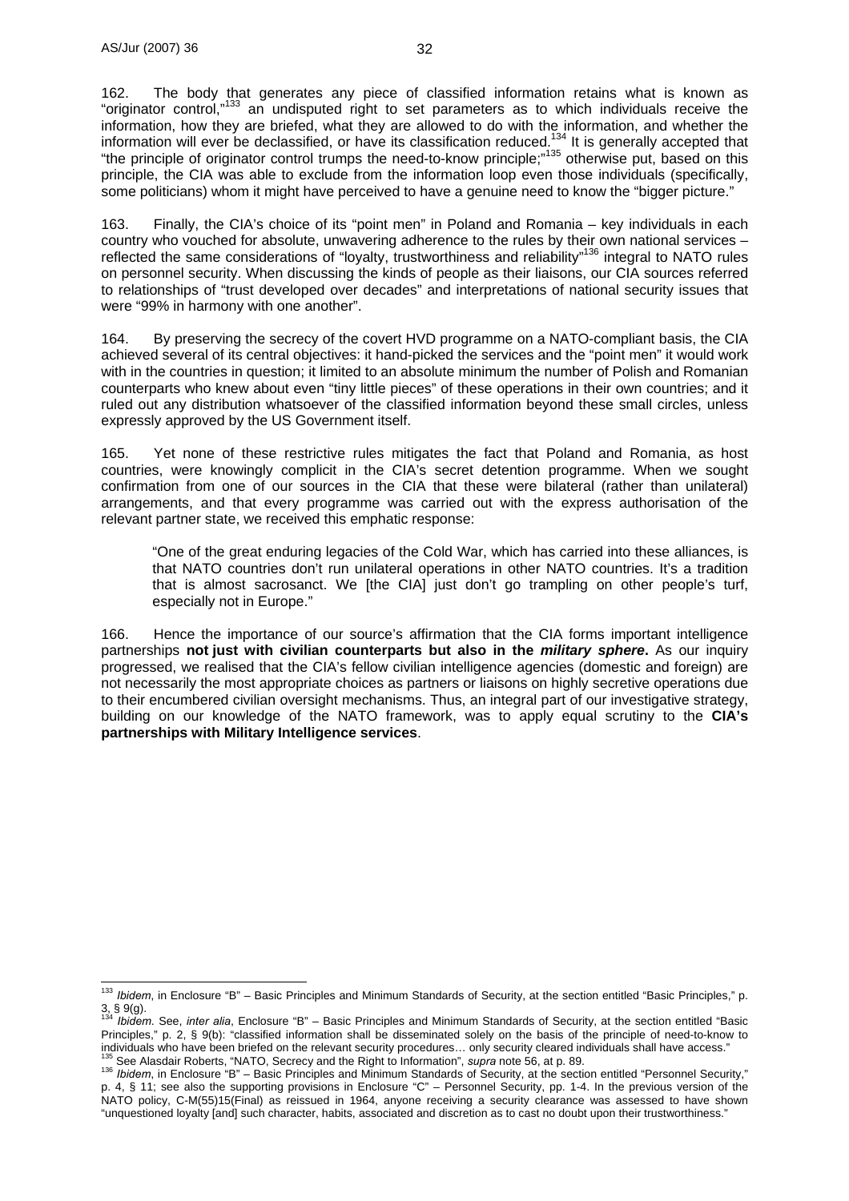162. The body that generates any piece of classified information retains what is known as "originator control,"[133] an undisputed right to set parameters as to which individuals receive the information, how they are briefed, what they are allowed to do with the information, and whether the information will ever be declassified, or have its classification reduced.[134] It is generally accepted that "the principle of originator control trumps the need-to-know principle;"[135] otherwise put, based on this principle, the CIA was able to exclude from the information loop even those individuals (specifically, some politicians) whom it might have perceived to have a genuine need to know the "bigger picture."

163. Finally, the CIA's choice of its "point men" in Poland and Romania – key individuals in each country who vouched for absolute, unwavering adherence to the rules by their own national services – reflected the same considerations of "loyalty, trustworthiness and reliability"[136] integral to NATO rules on personnel security. When discussing the kinds of people as their liaisons, our CIA sources referred to relationships of "trust developed over decades" and interpretations of national security issues that were "99% in harmony with one another".

164. By preserving the secrecy of the covert HVD programme on a NATO-compliant basis, the CIA achieved several of its central objectives: it hand-picked the services and the "point men" it would work with in the countries in question; it limited to an absolute minimum the number of Polish and Romanian counterparts who knew about even "tiny little pieces" of these operations in their own countries; and it ruled out any distribution whatsoever of the classified information beyond these small circles, unless expressly approved by the US Government itself.

165. Yet none of these restrictive rules mitigates the fact that Poland and Romania, as host countries, were knowingly complicit in the CIA's secret detention programme. When we sought confirmation from one of our sources in the CIA that these were bilateral (rather than unilateral) arrangements, and that every programme was carried out with the express authorisation of the relevant partner state, we received this emphatic response:

> "One of the great enduring legacies of the Cold War, which has carried into these alliances, is that NATO countries don't run unilateral operations in other NATO countries. It's a tradition that is almost sacrosanct. We [the CIA] just don't go trampling on other people's turf, especially not in Europe."

166. Hence the importance of our source's affirmation that the CIA forms important intelligence partnerships **not just with civilian counterparts but also in the *military sphere*.** As our inquiry progressed, we realised that the CIA's fellow civilian intelligence agencies (domestic and foreign) are not necessarily the most appropriate choices as partners or liaisons on highly secretive operations due to their encumbered civilian oversight mechanisms. Thus, an integral part of our investigative strategy, building on our knowledge of the NATO framework, was to apply equal scrutiny to the **CIA's partnerships with Military Intelligence services**.

---

[133] *Ibidem*, in Enclosure "B" – Basic Principles and Minimum Standards of Security, at the section entitled "Basic Principles," p. 3, § 9(g).

[134] *Ibidem*. See, *inter alia*, Enclosure "B" – Basic Principles and Minimum Standards of Security, at the section entitled "Basic Principles," p. 2, § 9(b): "classified information shall be disseminated solely on the basis of the principle of need-to-know to individuals who have been briefed on the relevant security procedures… only security cleared individuals shall have access."

[135] See Alasdair Roberts, "NATO, Secrecy and the Right to Information", *supra* note 56, at p. 89.

[136] *Ibidem*, in Enclosure "B" – Basic Principles and Minimum Standards of Security, at the section entitled "Personnel Security," p. 4, § 11; see also the supporting provisions in Enclosure "C" – Personnel Security, pp. 1-4. In the previous version of the NATO policy, C-M(55)15(Final) as reissued in 1964, anyone receiving a security clearance was assessed to have shown "unquestioned loyalty [and] such character, habits, associated and discretion as to cast no doubt upon their trustworthiness."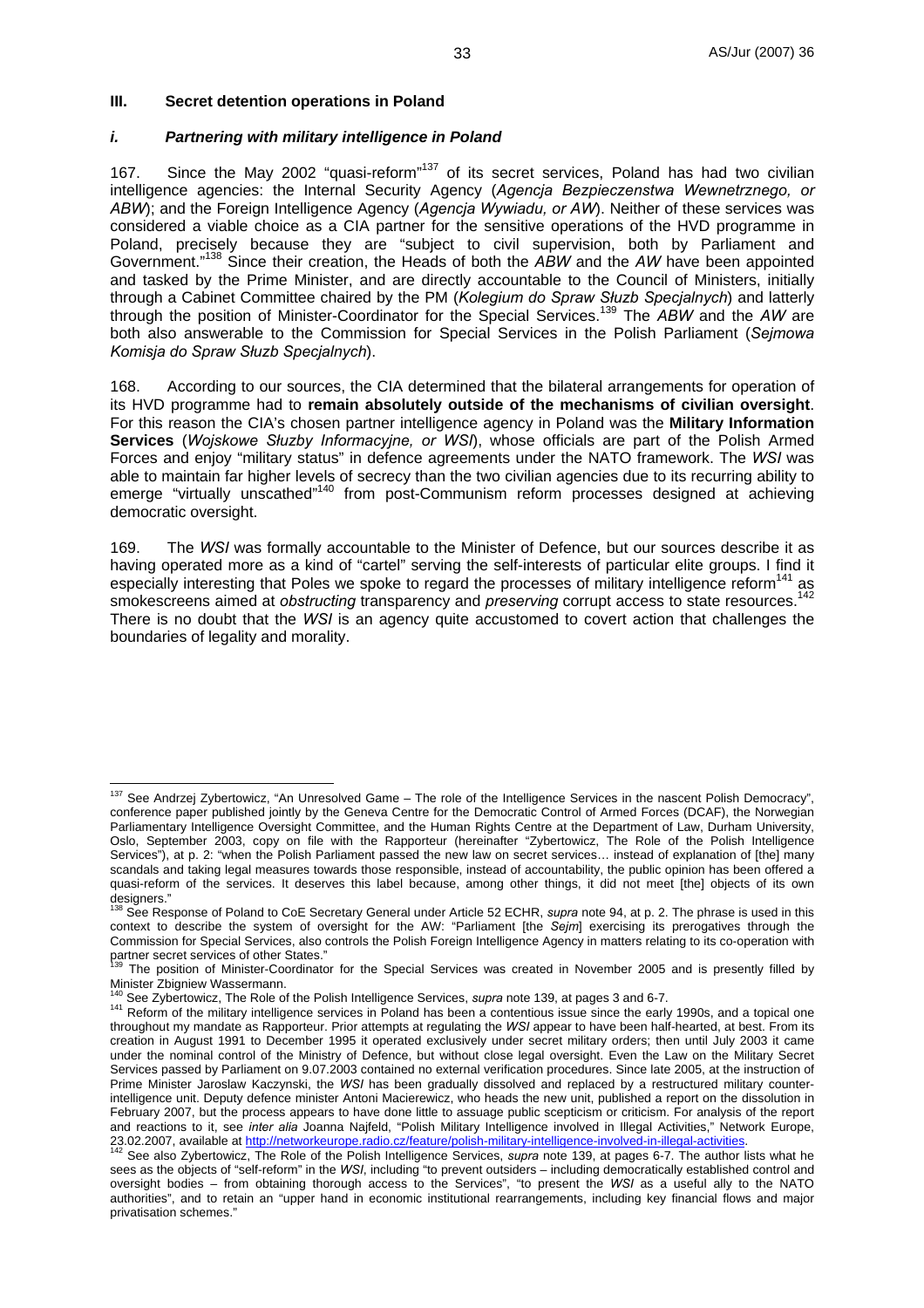### III. Secret detention operations in Poland

#### *i. Partnering with military intelligence in Poland*

167. Since the May 2002 "quasi-reform"[137] of its secret services, Poland has had two civilian intelligence agencies: the Internal Security Agency (*Agencja Bezpieczenstwa Wewnetrznego, or ABW*); and the Foreign Intelligence Agency (*Agencja Wywiadu, or AW*). Neither of these services was considered a viable choice as a CIA partner for the sensitive operations of the HVD programme in Poland, precisely because they are "subject to civil supervision, both by Parliament and Government."[138] Since their creation, the Heads of both the *ABW* and the *AW* have been appointed and tasked by the Prime Minister, and are directly accountable to the Council of Ministers, initially through a Cabinet Committee chaired by the PM (*Kolegium do Spraw Służb Specjalnych*) and latterly through the position of Minister-Coordinator for the Special Services.[139] The *ABW* and the *AW* are both also answerable to the Commission for Special Services in the Polish Parliament (*Sejmowa Komisja do Spraw Służb Specjalnych*).

168. According to our sources, the CIA determined that the bilateral arrangements for operation of its HVD programme had to **remain absolutely outside of the mechanisms of civilian oversight**. For this reason the CIA's chosen partner intelligence agency in Poland was the **Military Information Services** (*Wojskowe Służby Informacyjne, or WSI*), whose officials are part of the Polish Armed Forces and enjoy "military status" in defence agreements under the NATO framework. The *WSI* was able to maintain far higher levels of secrecy than the two civilian agencies due to its recurring ability to emerge "virtually unscathed"[140] from post-Communism reform processes designed at achieving democratic oversight.

169. The *WSI* was formally accountable to the Minister of Defence, but our sources describe it as having operated more as a kind of "cartel" serving the self-interests of particular elite groups. I find it especially interesting that Poles we spoke to regard the processes of military intelligence reform[141] as smokescreens aimed at *obstructing* transparency and *preserving* corrupt access to state resources.[142] There is no doubt that the *WSI* is an agency quite accustomed to covert action that challenges the boundaries of legality and morality.

---

[137] See Andrzej Zybertowicz, "An Unresolved Game – The role of the Intelligence Services in the nascent Polish Democracy", conference paper published jointly by the Geneva Centre for the Democratic Control of Armed Forces (DCAF), the Norwegian Parliamentary Intelligence Oversight Committee, and the Human Rights Centre at the Department of Law, Durham University, Oslo, September 2003, copy on file with the Rapporteur (hereinafter "Zybertowicz, The Role of the Polish Intelligence Services"), at p. 2: "when the Polish Parliament passed the new law on secret services… instead of explanation of [the] many scandals and taking legal measures towards those responsible, instead of accountability, the public opinion has been offered a quasi-reform of the services. It deserves this label because, among other things, it did not meet [the] objects of its own designers."

[138] See Response of Poland to CoE Secretary General under Article 52 ECHR, *supra* note 94, at p. 2. The phrase is used in this context to describe the system of oversight for the AW: "Parliament [the *Sejm*] exercising its prerogatives through the Commission for Special Services, also controls the Polish Foreign Intelligence Agency in matters relating to its co-operation with partner secret services of other States."

[139] The position of Minister-Coordinator for the Special Services was created in November 2005 and is presently filled by Minister Zbigniew Wassermann.

[140] See Zybertowicz, The Role of the Polish Intelligence Services, *supra* note 139, at pages 3 and 6-7.

[141] Reform of the military intelligence services in Poland has been a contentious issue since the early 1990s, and a topical one throughout my mandate as Rapporteur. Prior attempts at regulating the *WSI* appear to have been half-hearted, at best. From its creation in August 1991 to December 1995 it operated exclusively under secret military orders; then until July 2003 it came under the nominal control of the Ministry of Defence, but without close legal oversight. Even the Law on the Military Secret Services passed by Parliament on 9.07.2003 contained no external verification procedures. Since late 2005, at the instruction of Prime Minister Jaroslaw Kaczynski, the *WSI* has been gradually dissolved and replaced by a restructured military counter-intelligence unit. Deputy defence minister Antoni Macierewicz, who heads the new unit, published a report on the dissolution in February 2007, but the process appears to have done little to assuage public scepticism or criticism. For analysis of the report and reactions to it, see *inter alia* Joanna Najfeld, "Polish Military Intelligence involved in Illegal Activities," Network Europe, 23.02.2007, available at http://networkeurope.radio.cz/feature/polish-military-intelligence-involved-in-illegal-activities.

[142] See also Zybertowicz, The Role of the Polish Intelligence Services, *supra* note 139, at pages 6-7. The author lists what he sees as the objects of "self-reform" in the *WSI*, including "to prevent outsiders – including democratically established control and oversight bodies – from obtaining thorough access to the Services", "to present the *WSI* as a useful ally to the NATO authorities", and to retain an "upper hand in economic institutional rearrangements, including key financial flows and major privatisation schemes."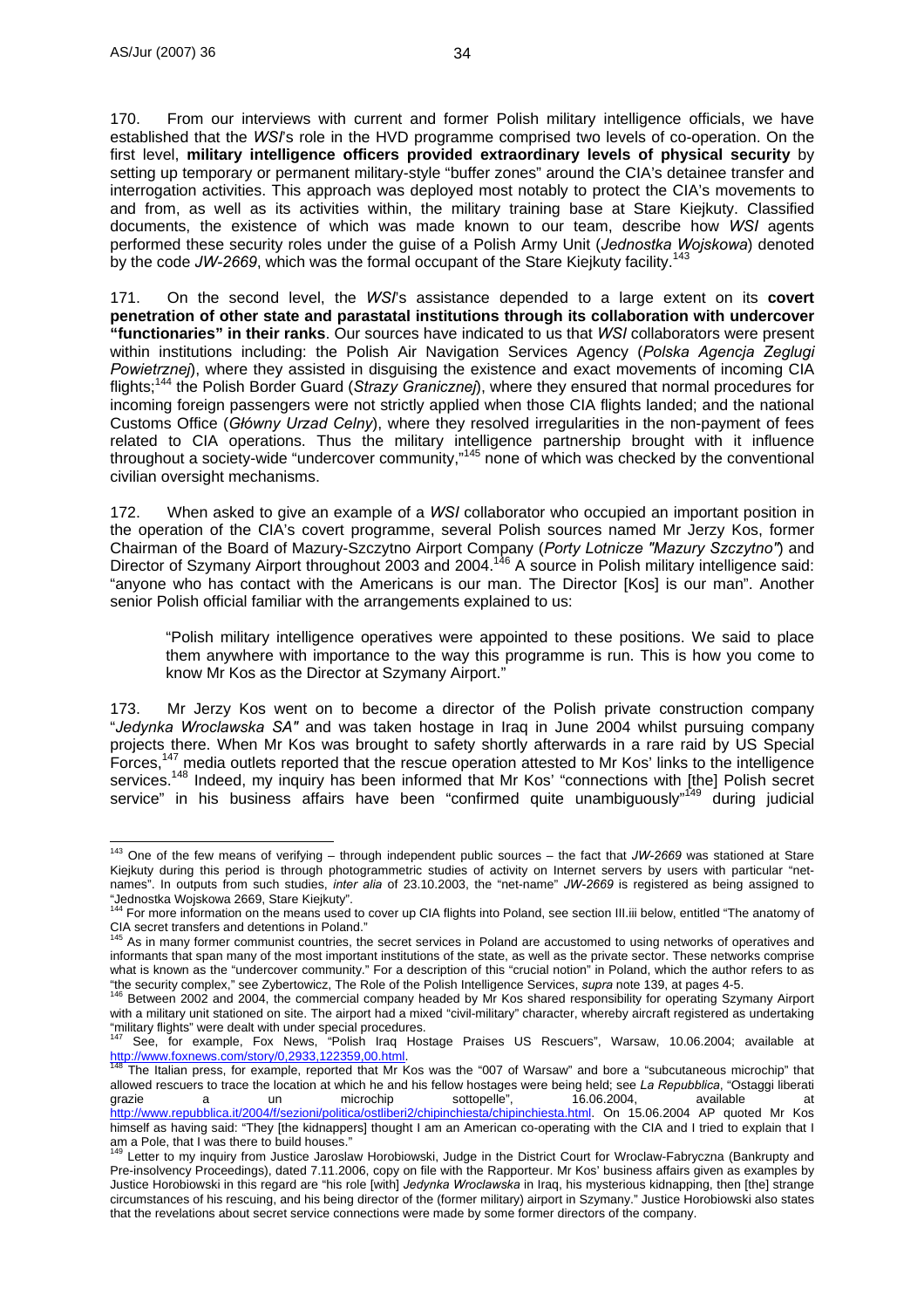170. From our interviews with current and former Polish military intelligence officials, we have established that the *WSI*'s role in the HVD programme comprised two levels of co-operation. On the first level, **military intelligence officers provided extraordinary levels of physical security** by setting up temporary or permanent military-style "buffer zones" around the CIA's detainee transfer and interrogation activities. This approach was deployed most notably to protect the CIA's movements to and from, as well as its activities within, the military training base at Stare Kiejkuty. Classified documents, the existence of which was made known to our team, describe how *WSI* agents performed these security roles under the guise of a Polish Army Unit (*Jednostka Wojskowa*) denoted by the code *JW-2669*, which was the formal occupant of the Stare Kiejkuty facility.[143]

171. On the second level, the *WSI*'s assistance depended to a large extent on its **covert penetration of other state and parastatal institutions through its collaboration with undercover "functionaries" in their ranks**. Our sources have indicated to us that *WSI* collaborators were present within institutions including: the Polish Air Navigation Services Agency (*Polska Agencja Zeglugi Powietrznej*), where they assisted in disguising the existence and exact movements of incoming CIA flights;[144] the Polish Border Guard (*Strazy Granicznej*), where they ensured that normal procedures for incoming foreign passengers were not strictly applied when those CIA flights landed; and the national Customs Office (*Główny Urzad Celny*), where they resolved irregularities in the non-payment of fees related to CIA operations. Thus the military intelligence partnership brought with it influence throughout a society-wide "undercover community,"[145] none of which was checked by the conventional civilian oversight mechanisms.

172. When asked to give an example of a *WSI* collaborator who occupied an important position in the operation of the CIA's covert programme, several Polish sources named Mr Jerzy Kos, former Chairman of the Board of Mazury-Szczytno Airport Company (*Porty Lotnicze "Mazury Szczytno"*) and Director of Szymany Airport throughout 2003 and 2004.[146] A source in Polish military intelligence said: "anyone who has contact with the Americans is our man. The Director [Kos] is our man". Another senior Polish official familiar with the arrangements explained to us:

> "Polish military intelligence operatives were appointed to these positions. We said to place them anywhere with importance to the way this programme is run. This is how you come to know Mr Kos as the Director at Szymany Airport."

173. Mr Jerzy Kos went on to become a director of the Polish private construction company "*Jedynka Wroclawska SA"* and was taken hostage in Iraq in June 2004 whilst pursuing company projects there. When Mr Kos was brought to safety shortly afterwards in a rare raid by US Special Forces,[147] media outlets reported that the rescue operation attested to Mr Kos' links to the intelligence services.[148] Indeed, my inquiry has been informed that Mr Kos' "connections with [the] Polish secret service" in his business affairs have been "confirmed quite unambiguously"[149] during judicial

---

[143] One of the few means of verifying – through independent public sources – the fact that *JW-2669* was stationed at Stare Kiejkuty during this period is through photogrammetric studies of activity on Internet servers by users with particular "net-names". In outputs from such studies, *inter alia* of 23.10.2003, the "net-name" *JW-2669* is registered as being assigned to "Jednostka Wojskowa 2669, Stare Kiejkuty".

[144] For more information on the means used to cover up CIA flights into Poland, see section III.iii below, entitled "The anatomy of CIA secret transfers and detentions in Poland."

[145] As in many former communist countries, the secret services in Poland are accustomed to using networks of operatives and informants that span many of the most important institutions of the state, as well as the private sector. These networks comprise what is known as the "undercover community." For a description of this "crucial notion" in Poland, which the author refers to as "the security complex," see Zybertowicz, The Role of the Polish Intelligence Services, *supra* note 139, at pages 4-5.

[146] Between 2002 and 2004, the commercial company headed by Mr Kos shared responsibility for operating Szymany Airport with a military unit stationed on site. The airport had a mixed "civil-military" character, whereby aircraft registered as undertaking "military flights" were dealt with under special procedures.

[147] See, for example, Fox News, "Polish Iraq Hostage Praises US Rescuers", Warsaw, 10.06.2004; available at http://www.foxnews.com/story/0,2933,122359,00.html.

[148] The Italian press, for example, reported that Mr Kos was the "007 of Warsaw" and bore a "subcutaneous microchip" that allowed rescuers to trace the location at which he and his fellow hostages were being held; see *La Repubblica*, "Ostaggi liberati grazie a un microchip sottopelle", 16.06.2004, available at http://www.repubblica.it/2004/f/sezioni/politica/ostliberi2/chipinchiesta/chipinchiesta.html. On 15.06.2004 AP quoted Mr Kos himself as having said: "They [the kidnappers] thought I am an American co-operating with the CIA and I tried to explain that I am a Pole, that I was there to build houses."

[149] Letter to my inquiry from Justice Jaroslaw Horobiowski, Judge in the District Court for Wroclaw-Fabryczna (Bankrupty and Pre-insolvency Proceedings), dated 7.11.2006, copy on file with the Rapporteur. Mr Kos' business affairs given as examples by Justice Horobiowski in this regard are "his role [with] *Jedynka Wroclawska* in Iraq, his mysterious kidnapping, then [the] strange circumstances of his rescuing, and his being director of the (former military) airport in Szymany." Justice Horobiowski also states that the revelations about secret service connections were made by some former directors of the company.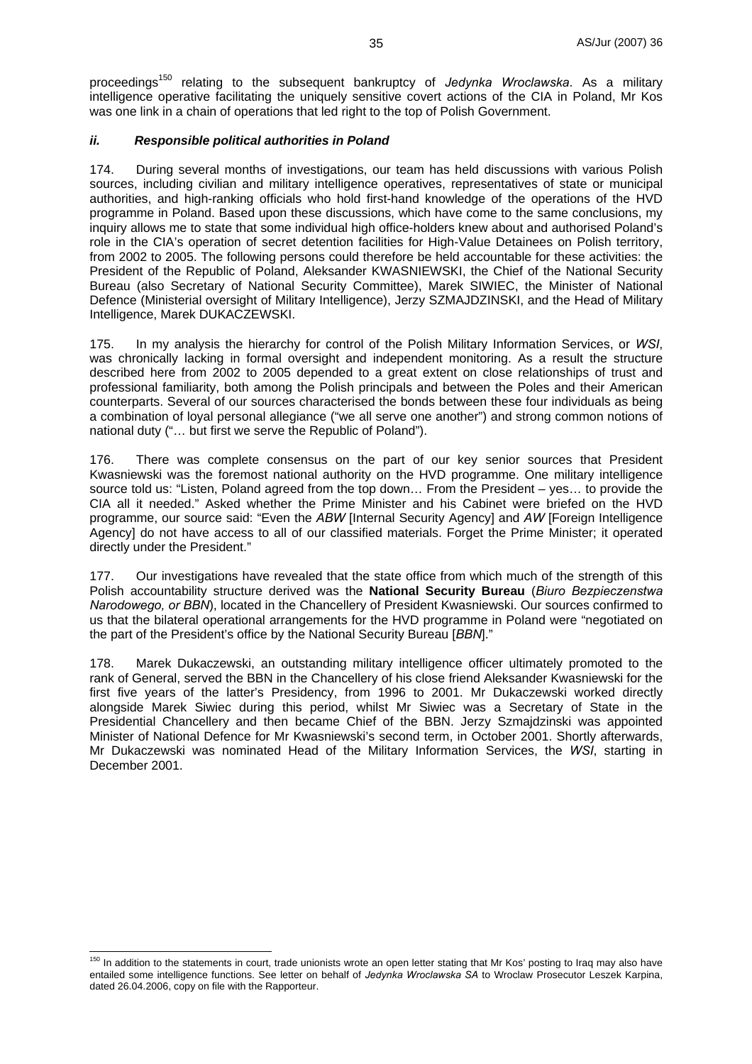proceedings[150] relating to the subsequent bankruptcy of *Jedynka Wroclawska*. As a military intelligence operative facilitating the uniquely sensitive covert actions of the CIA in Poland, Mr Kos was one link in a chain of operations that led right to the top of Polish Government.

### *ii. Responsible political authorities in Poland*

174. During several months of investigations, our team has held discussions with various Polish sources, including civilian and military intelligence operatives, representatives of state or municipal authorities, and high-ranking officials who hold first-hand knowledge of the operations of the HVD programme in Poland. Based upon these discussions, which have come to the same conclusions, my inquiry allows me to state that some individual high office-holders knew about and authorised Poland's role in the CIA's operation of secret detention facilities for High-Value Detainees on Polish territory, from 2002 to 2005. The following persons could therefore be held accountable for these activities: the President of the Republic of Poland, Aleksander KWASNIEWSKI, the Chief of the National Security Bureau (also Secretary of National Security Committee), Marek SIWIEC, the Minister of National Defence (Ministerial oversight of Military Intelligence), Jerzy SZMAJDZINSKI, and the Head of Military Intelligence, Marek DUKACZEWSKI.

175. In my analysis the hierarchy for control of the Polish Military Information Services, or *WSI*, was chronically lacking in formal oversight and independent monitoring. As a result the structure described here from 2002 to 2005 depended to a great extent on close relationships of trust and professional familiarity, both among the Polish principals and between the Poles and their American counterparts. Several of our sources characterised the bonds between these four individuals as being a combination of loyal personal allegiance ("we all serve one another") and strong common notions of national duty ("… but first we serve the Republic of Poland").

176. There was complete consensus on the part of our key senior sources that President Kwasniewski was the foremost national authority on the HVD programme. One military intelligence source told us: "Listen, Poland agreed from the top down… From the President – yes… to provide the CIA all it needed." Asked whether the Prime Minister and his Cabinet were briefed on the HVD programme, our source said: "Even the *ABW* [Internal Security Agency] and *AW* [Foreign Intelligence Agency] do not have access to all of our classified materials. Forget the Prime Minister; it operated directly under the President."

177. Our investigations have revealed that the state office from which much of the strength of this Polish accountability structure derived was the **National Security Bureau** (*Biuro Bezpieczenstwa Narodowego, or BBN*), located in the Chancellery of President Kwasniewski. Our sources confirmed to us that the bilateral operational arrangements for the HVD programme in Poland were "negotiated on the part of the President's office by the National Security Bureau [*BBN*]."

178. Marek Dukaczewski, an outstanding military intelligence officer ultimately promoted to the rank of General, served the BBN in the Chancellery of his close friend Aleksander Kwasniewski for the first five years of the latter's Presidency, from 1996 to 2001. Mr Dukaczewski worked directly alongside Marek Siwiec during this period, whilst Mr Siwiec was a Secretary of State in the Presidential Chancellery and then became Chief of the BBN. Jerzy Szmajdzinski was appointed Minister of National Defence for Mr Kwasniewski's second term, in October 2001. Shortly afterwards, Mr Dukaczewski was nominated Head of the Military Information Services, the *WSI*, starting in December 2001.

---

[150] In addition to the statements in court, trade unionists wrote an open letter stating that Mr Kos' posting to Iraq may also have entailed some intelligence functions. See letter on behalf of *Jedynka Wroclawska SA* to Wroclaw Prosecutor Leszek Karpina, dated 26.04.2006, copy on file with the Rapporteur.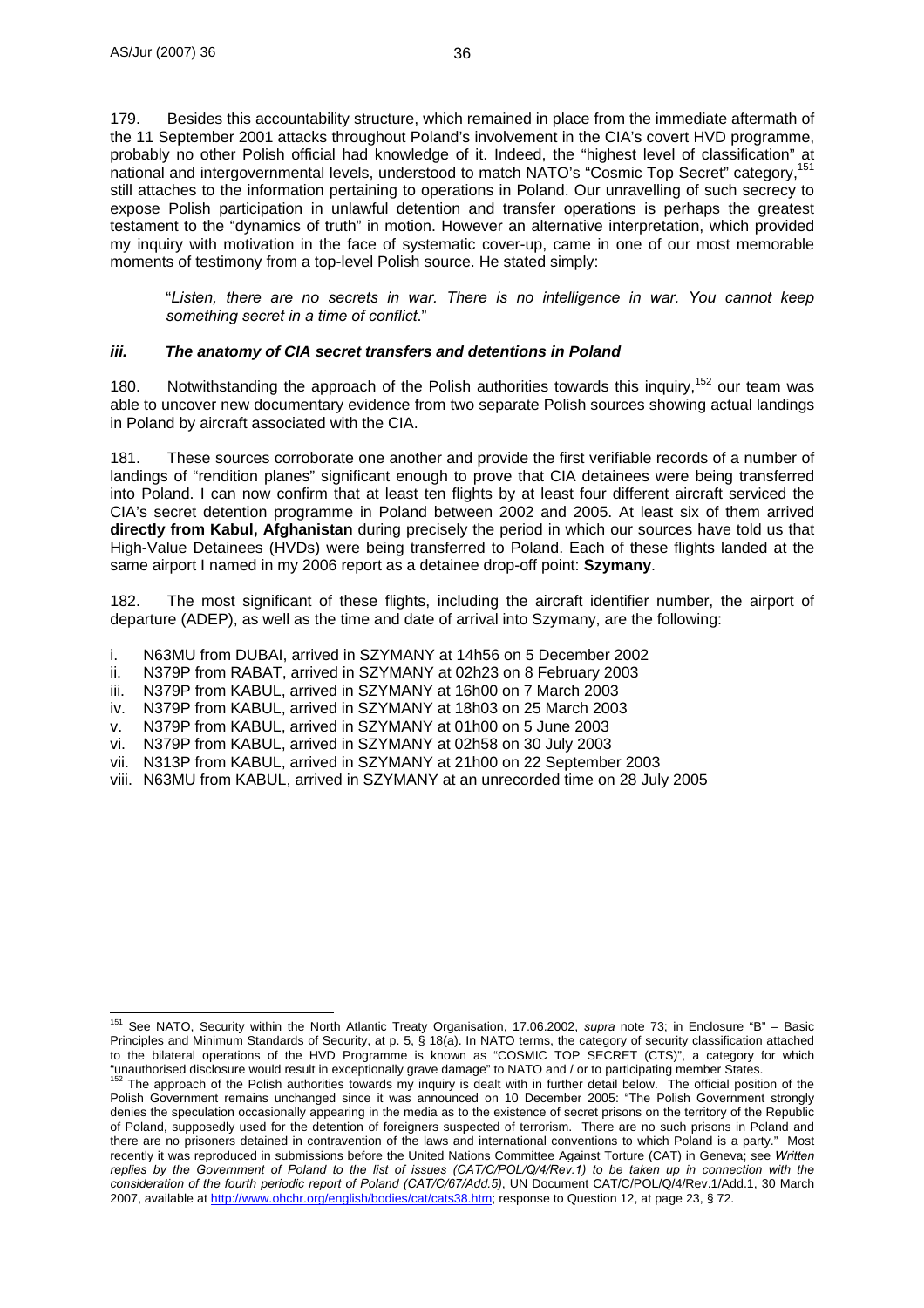179. Besides this accountability structure, which remained in place from the immediate aftermath of the 11 September 2001 attacks throughout Poland's involvement in the CIA's covert HVD programme, probably no other Polish official had knowledge of it. Indeed, the "highest level of classification" at national and intergovernmental levels, understood to match NATO's "Cosmic Top Secret" category,[151] still attaches to the information pertaining to operations in Poland. Our unravelling of such secrecy to expose Polish participation in unlawful detention and transfer operations is perhaps the greatest testament to the "dynamics of truth" in motion. However an alternative interpretation, which provided my inquiry with motivation in the face of systematic cover-up, came in one of our most memorable moments of testimony from a top-level Polish source. He stated simply:

> "*Listen, there are no secrets in war. There is no intelligence in war. You cannot keep something secret in a time of conflict*."

### *iii. The anatomy of CIA secret transfers and detentions in Poland*

180. Notwithstanding the approach of the Polish authorities towards this inquiry,[152] our team was able to uncover new documentary evidence from two separate Polish sources showing actual landings in Poland by aircraft associated with the CIA.

181. These sources corroborate one another and provide the first verifiable records of a number of landings of "rendition planes" significant enough to prove that CIA detainees were being transferred into Poland. I can now confirm that at least ten flights by at least four different aircraft serviced the CIA's secret detention programme in Poland between 2002 and 2005. At least six of them arrived **directly from Kabul, Afghanistan** during precisely the period in which our sources have told us that High-Value Detainees (HVDs) were being transferred to Poland. Each of these flights landed at the same airport I named in my 2006 report as a detainee drop-off point: **Szymany**.

182. The most significant of these flights, including the aircraft identifier number, the airport of departure (ADEP), as well as the time and date of arrival into Szymany, are the following:

i. N63MU from DUBAI, arrived in SZYMANY at 14h56 on 5 December 2002
ii. N379P from RABAT, arrived in SZYMANY at 02h23 on 8 February 2003
iii. N379P from KABUL, arrived in SZYMANY at 16h00 on 7 March 2003
iv. N379P from KABUL, arrived in SZYMANY at 18h03 on 25 March 2003
v. N379P from KABUL, arrived in SZYMANY at 01h00 on 5 June 2003
vi. N379P from KABUL, arrived in SZYMANY at 02h58 on 30 July 2003
vii. N313P from KABUL, arrived in SZYMANY at 21h00 on 22 September 2003
viii. N63MU from KABUL, arrived in SZYMANY at an unrecorded time on 28 July 2005

---

[151] See NATO, Security within the North Atlantic Treaty Organisation, 17.06.2002, *supra* note 73; in Enclosure "B" – Basic Principles and Minimum Standards of Security, at p. 5, § 18(a). In NATO terms, the category of security classification attached to the bilateral operations of the HVD Programme is known as "COSMIC TOP SECRET (CTS)", a category for which "unauthorised disclosure would result in exceptionally grave damage" to NATO and / or to participating member States.

[152] The approach of the Polish authorities towards my inquiry is dealt with in further detail below. The official position of the Polish Government remains unchanged since it was announced on 10 December 2005: "The Polish Government strongly denies the speculation occasionally appearing in the media as to the existence of secret prisons on the territory of the Republic of Poland, supposedly used for the detention of foreigners suspected of terrorism. There are no such prisons in Poland and there are no prisoners detained in contravention of the laws and international conventions to which Poland is a party." Most recently it was reproduced in submissions before the United Nations Committee Against Torture (CAT) in Geneva; see *Written replies by the Government of Poland to the list of issues (CAT/C/POL/Q/4/Rev.1) to be taken up in connection with the consideration of the fourth periodic report of Poland (CAT/C/67/Add.5)*, UN Document CAT/C/POL/Q/4/Rev.1/Add.1, 30 March 2007, available at http://www.ohchr.org/english/bodies/cat/cats38.htm; response to Question 12, at page 23, § 72.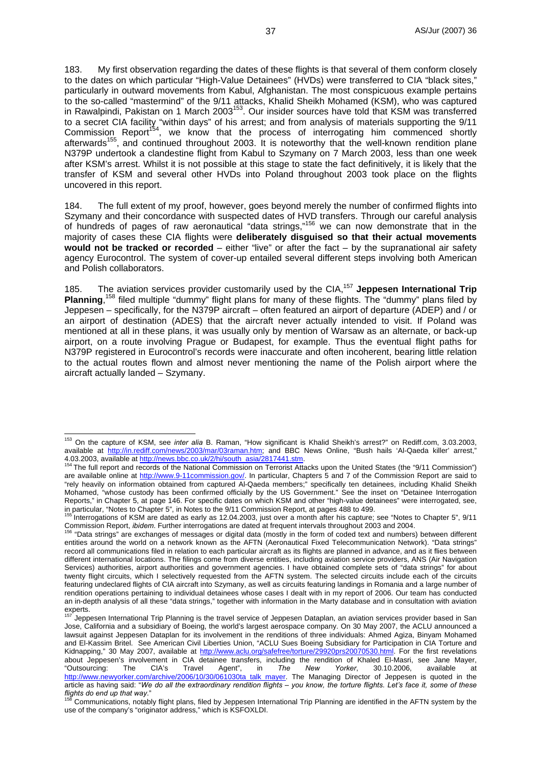183. My first observation regarding the dates of these flights is that several of them conform closely to the dates on which particular "High-Value Detainees" (HVDs) were transferred to CIA "black sites," particularly in outward movements from Kabul, Afghanistan. The most conspicuous example pertains to the so-called "mastermind" of the 9/11 attacks, Khalid Sheikh Mohamed (KSM), who was captured in Rawalpindi, Pakistan on 1 March 2003[153]. Our insider sources have told that KSM was transferred to a secret CIA facility "within days" of his arrest; and from analysis of materials supporting the 9/11 Commission Report[154], we know that the process of interrogating him commenced shortly afterwards[155], and continued throughout 2003. It is noteworthy that the well-known rendition plane N379P undertook a clandestine flight from Kabul to Szymany on 7 March 2003, less than one week after KSM's arrest. Whilst it is not possible at this stage to state the fact definitively, it is likely that the transfer of KSM and several other HVDs into Poland throughout 2003 took place on the flights uncovered in this report.

184. The full extent of my proof, however, goes beyond merely the number of confirmed flights into Szymany and their concordance with suspected dates of HVD transfers. Through our careful analysis of hundreds of pages of raw aeronautical "data strings,"[156] we can now demonstrate that in the majority of cases these CIA flights were **deliberately disguised so that their actual movements would not be tracked or recorded** – either "live" or after the fact – by the supranational air safety agency Eurocontrol. The system of cover-up entailed several different steps involving both American and Polish collaborators.

185. The aviation services provider customarily used by the CIA,[157] **Jeppesen International Trip Planning**,[158] filed multiple "dummy" flight plans for many of these flights. The "dummy" plans filed by Jeppesen – specifically, for the N379P aircraft – often featured an airport of departure (ADEP) and / or an airport of destination (ADES) that the aircraft never actually intended to visit. If Poland was mentioned at all in these plans, it was usually only by mention of Warsaw as an alternate, or back-up airport, on a route involving Prague or Budapest, for example. Thus the eventual flight paths for N379P registered in Eurocontrol's records were inaccurate and often incoherent, bearing little relation to the actual routes flown and almost never mentioning the name of the Polish airport where the aircraft actually landed – Szymany.

---

[153] On the capture of KSM, see *inter alia* B. Raman, "How significant is Khalid Sheikh's arrest?" on Rediff.com, 3.03.2003, available at http://in.rediff.com/news/2003/mar/03raman.htm; and BBC News Online, "Bush hails 'Al-Qaeda killer' arrest," 4.03.2003, available at http://news.bbc.co.uk/2/hi/south_asia/2817441.stm.

[154] The full report and records of the National Commission on Terrorist Attacks upon the United States (the "9/11 Commission") are available online at http://www.9-11commission.gov/. In particular, Chapters 5 and 7 of the Commission Report are said to "rely heavily on information obtained from captured Al-Qaeda members;" specifically ten detainees, including Khalid Sheikh Mohamed, "whose custody has been confirmed officially by the US Government." See the inset on "Detainee Interrogation Reports," in Chapter 5, at page 146. For specific dates on which KSM and other "high-value detainees" were interrogated, see, in particular, "Notes to Chapter 5", in Notes to the 9/11 Commission Report, at pages 488 to 499.

[155] Interrogations of KSM are dated as early as 12.04.2003, just over a month after his capture; see "Notes to Chapter 5", 9/11 Commission Report, *ibidem*. Further interrogations are dated at frequent intervals throughout 2003 and 2004.

[156] "Data strings" are exchanges of messages or digital data (mostly in the form of coded text and numbers) between different entities around the world on a network known as the AFTN (Aeronautical Fixed Telecommunication Network). "Data strings" record all communications filed in relation to each particular aircraft as its flights are planned in advance, and as it flies between different international locations. The filings come from diverse entities, including aviation service providers, ANS (Air Navigation Services) authorities, airport authorities and government agencies. I have obtained complete sets of "data strings" for about twenty flight circuits, which I selectively requested from the AFTN system. The selected circuits include each of the circuits featuring undeclared flights of CIA aircraft into Szymany, as well as circuits featuring landings in Romania and a large number of rendition operations pertaining to individual detainees whose cases I dealt with in my report of 2006. Our team has conducted an in-depth analysis of all these "data strings," together with information in the Marty database and in consultation with aviation experts.

[157] Jeppesen International Trip Planning is the travel service of Jeppesen Dataplan, an aviation services provider based in San Jose, California and a subsidiary of Boeing, the world's largest aerospace company. On 30 May 2007, the ACLU announced a lawsuit against Jeppesen Dataplan for its involvement in the renditions of three individuals: Ahmed Agiza, Binyam Mohamed and El-Kassim Britel. See American Civil Liberties Union, "ACLU Sues Boeing Subsidiary for Participation in CIA Torture and Kidnapping," 30 May 2007, available at http://www.aclu.org/safefree/torture/29920prs20070530.html. For the first revelations about Jeppesen's involvement in CIA detainee transfers, including the rendition of Khaled El-Masri, see Jane Mayer, "Outsourcing: The CIA's Travel Agent", in *The New Yorker*, 30.10.2006, available at http://www.newyorker.com/archive/2006/10/30/061030ta_talk_mayer. The Managing Director of Jeppesen is quoted in the article as having said: "*We do all the extraordinary rendition flights – you know, the torture flights. Let's face it, some of these flights do end up that way*."

[158] Communications, notably flight plans, filed by Jeppesen International Trip Planning are identified in the AFTN system by the use of the company's "originator address," which is KSFOXLDI.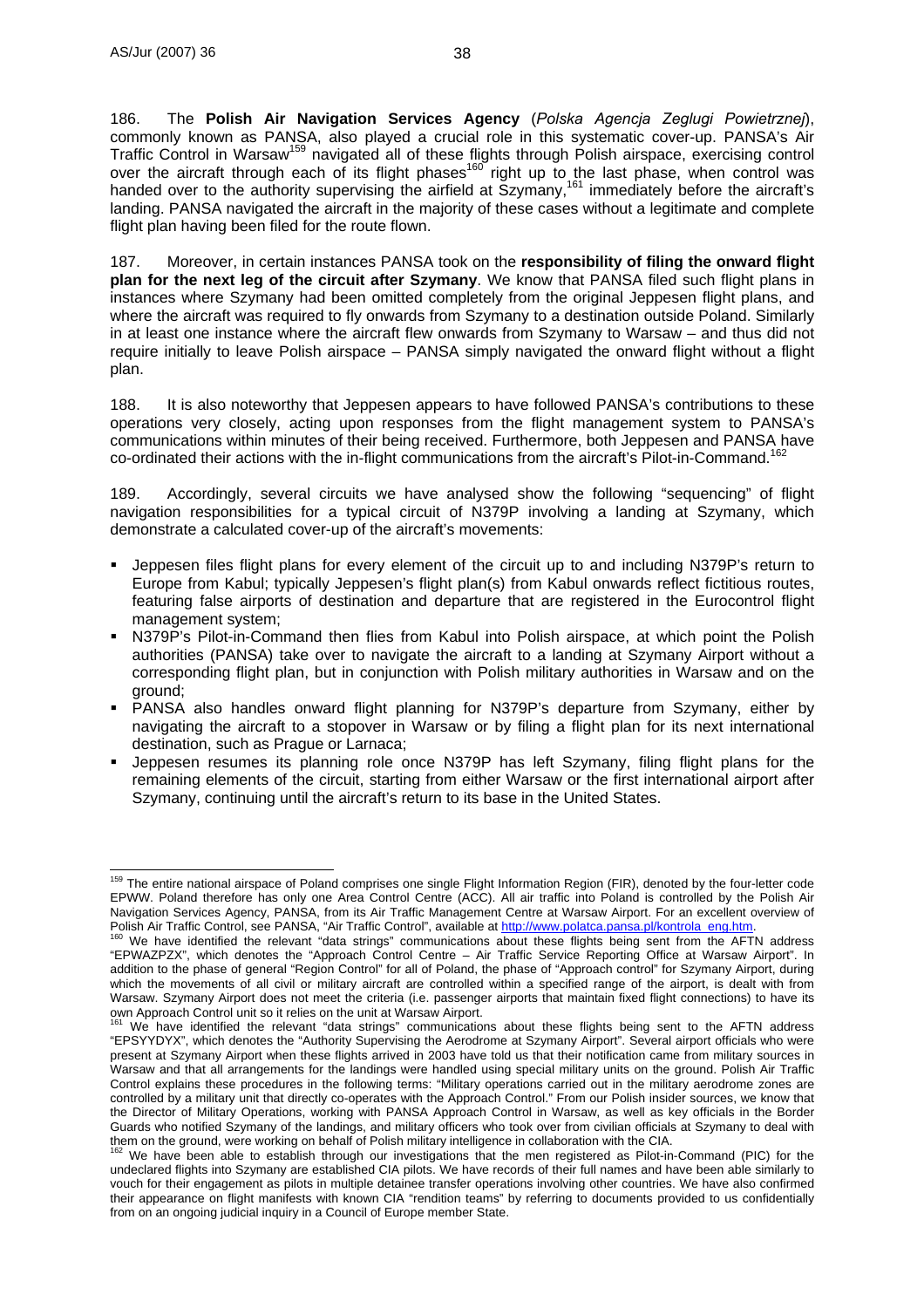186. The **Polish Air Navigation Services Agency** (*Polska Agencja Zeglugi Powietrznej*), commonly known as PANSA, also played a crucial role in this systematic cover-up. PANSA's Air Traffic Control in Warsaw[159] navigated all of these flights through Polish airspace, exercising control over the aircraft through each of its flight phases[160] right up to the last phase, when control was handed over to the authority supervising the airfield at Szymany,[161] immediately before the aircraft's landing. PANSA navigated the aircraft in the majority of these cases without a legitimate and complete flight plan having been filed for the route flown.

187. Moreover, in certain instances PANSA took on the **responsibility of filing the onward flight plan for the next leg of the circuit after Szymany**. We know that PANSA filed such flight plans in instances where Szymany had been omitted completely from the original Jeppesen flight plans, and where the aircraft was required to fly onwards from Szymany to a destination outside Poland. Similarly in at least one instance where the aircraft flew onwards from Szymany to Warsaw – and thus did not require initially to leave Polish airspace – PANSA simply navigated the onward flight without a flight plan.

188. It is also noteworthy that Jeppesen appears to have followed PANSA's contributions to these operations very closely, acting upon responses from the flight management system to PANSA's communications within minutes of their being received. Furthermore, both Jeppesen and PANSA have co-ordinated their actions with the in-flight communications from the aircraft's Pilot-in-Command.[162]

189. Accordingly, several circuits we have analysed show the following "sequencing" of flight navigation responsibilities for a typical circuit of N379P involving a landing at Szymany, which demonstrate a calculated cover-up of the aircraft's movements:

- Jeppesen files flight plans for every element of the circuit up to and including N379P's return to Europe from Kabul; typically Jeppesen's flight plan(s) from Kabul onwards reflect fictitious routes, featuring false airports of destination and departure that are registered in the Eurocontrol flight management system;
- N379P's Pilot-in-Command then flies from Kabul into Polish airspace, at which point the Polish authorities (PANSA) take over to navigate the aircraft to a landing at Szymany Airport without a corresponding flight plan, but in conjunction with Polish military authorities in Warsaw and on the ground;
- PANSA also handles onward flight planning for N379P's departure from Szymany, either by navigating the aircraft to a stopover in Warsaw or by filing a flight plan for its next international destination, such as Prague or Larnaca;
- Jeppesen resumes its planning role once N379P has left Szymany, filing flight plans for the remaining elements of the circuit, starting from either Warsaw or the first international airport after Szymany, continuing until the aircraft's return to its base in the United States.

---

[159] The entire national airspace of Poland comprises one single Flight Information Region (FIR), denoted by the four-letter code EPWW. Poland therefore has only one Area Control Centre (ACC). All air traffic into Poland is controlled by the Polish Air Navigation Services Agency, PANSA, from its Air Traffic Management Centre at Warsaw Airport. For an excellent overview of Polish Air Traffic Control, see PANSA, "Air Traffic Control", available at http://www.polatca.pansa.pl/kontrola_eng.htm.

[160] We have identified the relevant "data strings" communications about these flights being sent from the AFTN address "EPWAZPZX", which denotes the "Approach Control Centre – Air Traffic Service Reporting Office at Warsaw Airport". In addition to the phase of general "Region Control" for all of Poland, the phase of "Approach control" for Szymany Airport, during which the movements of all civil or military aircraft are controlled within a specified range of the airport, is dealt with from Warsaw. Szymany Airport does not meet the criteria (i.e. passenger airports that maintain fixed flight connections) to have its own Approach Control unit so it relies on the unit at Warsaw Airport.

[161] We have identified the relevant "data strings" communications about these flights being sent to the AFTN address "EPSYYDYX", which denotes the "Authority Supervising the Aerodrome at Szymany Airport". Several airport officials who were present at Szymany Airport when these flights arrived in 2003 have told us that their notification came from military sources in Warsaw and that all arrangements for the landings were handled using special military units on the ground. Polish Air Traffic Control explains these procedures in the following terms: "Military operations carried out in the military aerodrome zones are controlled by a military unit that directly co-operates with the Approach Control." From our Polish insider sources, we know that the Director of Military Operations, working with PANSA Approach Control in Warsaw, as well as key officials in the Border Guards who notified Szymany of the landings, and military officers who took over from civilian officials at Szymany to deal with them on the ground, were working on behalf of Polish military intelligence in collaboration with the CIA.

[162] We have been able to establish through our investigations that the men registered as Pilot-in-Command (PIC) for the undeclared flights into Szymany are established CIA pilots. We have records of their full names and have been able similarly to vouch for their engagement as pilots in multiple detainee transfer operations involving other countries. We have also confirmed their appearance on flight manifests with known CIA "rendition teams" by referring to documents provided to us confidentially from on an ongoing judicial inquiry in a Council of Europe member State.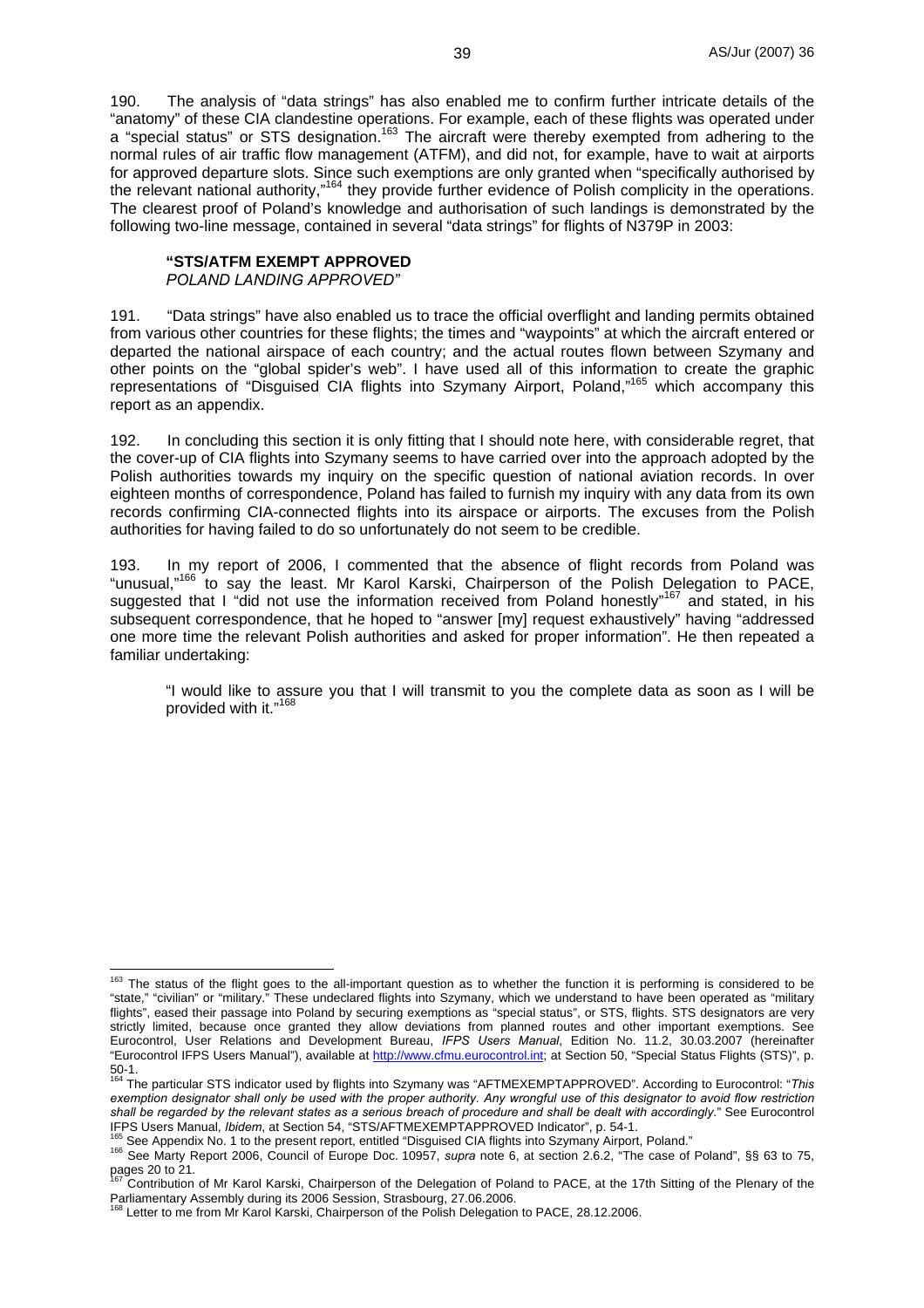190. The analysis of "data strings" has also enabled me to confirm further intricate details of the "anatomy" of these CIA clandestine operations. For example, each of these flights was operated under a "special status" or STS designation.[163] The aircraft were thereby exempted from adhering to the normal rules of air traffic flow management (ATFM), and did not, for example, have to wait at airports for approved departure slots. Since such exemptions are only granted when "specifically authorised by the relevant national authority,"[164] they provide further evidence of Polish complicity in the operations. The clearest proof of Poland's knowledge and authorisation of such landings is demonstrated by the following two-line message, contained in several "data strings" for flights of N379P in 2003:

> **"STS/ATFM EXEMPT APPROVED**
> *POLAND LANDING APPROVED"*

191. "Data strings" have also enabled us to trace the official overflight and landing permits obtained from various other countries for these flights; the times and "waypoints" at which the aircraft entered or departed the national airspace of each country; and the actual routes flown between Szymany and other points on the "global spider's web". I have used all of this information to create the graphic representations of "Disguised CIA flights into Szymany Airport, Poland,"[165] which accompany this report as an appendix.

192. In concluding this section it is only fitting that I should note here, with considerable regret, that the cover-up of CIA flights into Szymany seems to have carried over into the approach adopted by the Polish authorities towards my inquiry on the specific question of national aviation records. In over eighteen months of correspondence, Poland has failed to furnish my inquiry with any data from its own records confirming CIA-connected flights into its airspace or airports. The excuses from the Polish authorities for having failed to do so unfortunately do not seem to be credible.

193. In my report of 2006, I commented that the absence of flight records from Poland was "unusual,"[166] to say the least. Mr Karol Karski, Chairperson of the Polish Delegation to PACE, suggested that I "did not use the information received from Poland honestly"[167] and stated, in his subsequent correspondence, that he hoped to "answer [my] request exhaustively" having "addressed one more time the relevant Polish authorities and asked for proper information". He then repeated a familiar undertaking:

> "I would like to assure you that I will transmit to you the complete data as soon as I will be provided with it."[168]

---

[163] The status of the flight goes to the all-important question as to whether the function it is performing is considered to be "state," "civilian" or "military." These undeclared flights into Szymany, which we understand to have been operated as "military flights", eased their passage into Poland by securing exemptions as "special status", or STS, flights. STS designators are very strictly limited, because once granted they allow deviations from planned routes and other important exemptions. See Eurocontrol, User Relations and Development Bureau, *IFPS Users Manual*, Edition No. 11.2, 30.03.2007 (hereinafter "Eurocontrol IFPS Users Manual"), available at http://www.cfmu.eurocontrol.int; at Section 50, "Special Status Flights (STS)", p. 50-1.

[164] The particular STS indicator used by flights into Szymany was "AFTMEXEMPTAPPROVED". According to Eurocontrol: "*This exemption designator shall only be used with the proper authority. Any wrongful use of this designator to avoid flow restriction shall be regarded by the relevant states as a serious breach of procedure and shall be dealt with accordingly*." See Eurocontrol IFPS Users Manual, *Ibidem*, at Section 54, "STS/AFTMEXEMPTAPPROVED Indicator", p. 54-1.

[165] See Appendix No. 1 to the present report, entitled "Disguised CIA flights into Szymany Airport, Poland."

[166] See Marty Report 2006, Council of Europe Doc. 10957, *supra* note 6, at section 2.6.2, "The case of Poland", §§ 63 to 75, pages 20 to 21.

[167] Contribution of Mr Karol Karski, Chairperson of the Delegation of Poland to PACE, at the 17th Sitting of the Plenary of the Parliamentary Assembly during its 2006 Session, Strasbourg, 27.06.2006.

[168] Letter to me from Mr Karol Karski, Chairperson of the Polish Delegation to PACE, 28.12.2006.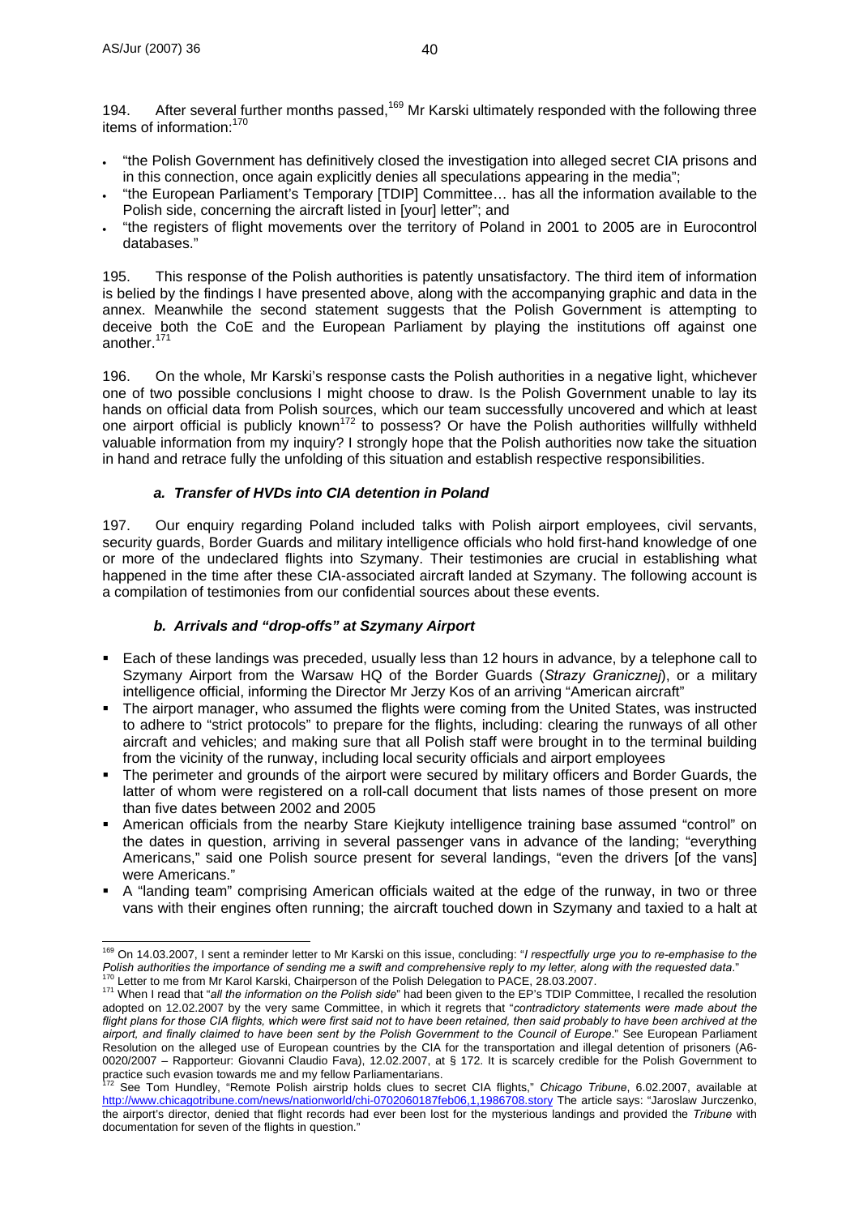194. After several further months passed,[169] Mr Karski ultimately responded with the following three items of information:[170]

- "the Polish Government has definitively closed the investigation into alleged secret CIA prisons and in this connection, once again explicitly denies all speculations appearing in the media";
- "the European Parliament's Temporary [TDIP] Committee… has all the information available to the Polish side, concerning the aircraft listed in [your] letter"; and
- "the registers of flight movements over the territory of Poland in 2001 to 2005 are in Eurocontrol databases."

195. This response of the Polish authorities is patently unsatisfactory. The third item of information is belied by the findings I have presented above, along with the accompanying graphic and data in the annex. Meanwhile the second statement suggests that the Polish Government is attempting to deceive both the CoE and the European Parliament by playing the institutions off against one another.[171]

196. On the whole, Mr Karski's response casts the Polish authorities in a negative light, whichever one of two possible conclusions I might choose to draw. Is the Polish Government unable to lay its hands on official data from Polish sources, which our team successfully uncovered and which at least one airport official is publicly known[172] to possess? Or have the Polish authorities willfully withheld valuable information from my inquiry? I strongly hope that the Polish authorities now take the situation in hand and retrace fully the unfolding of this situation and establish respective responsibilities.

### *a. Transfer of HVDs into CIA detention in Poland*

197. Our enquiry regarding Poland included talks with Polish airport employees, civil servants, security guards, Border Guards and military intelligence officials who hold first-hand knowledge of one or more of the undeclared flights into Szymany. Their testimonies are crucial in establishing what happened in the time after these CIA-associated aircraft landed at Szymany. The following account is a compilation of testimonies from our confidential sources about these events.

### *b. Arrivals and "drop-offs" at Szymany Airport*

- Each of these landings was preceded, usually less than 12 hours in advance, by a telephone call to Szymany Airport from the Warsaw HQ of the Border Guards (*Strazy Granicznej*), or a military intelligence official, informing the Director Mr Jerzy Kos of an arriving "American aircraft"
- The airport manager, who assumed the flights were coming from the United States, was instructed to adhere to "strict protocols" to prepare for the flights, including: clearing the runways of all other aircraft and vehicles; and making sure that all Polish staff were brought in to the terminal building from the vicinity of the runway, including local security officials and airport employees
- The perimeter and grounds of the airport were secured by military officers and Border Guards, the latter of whom were registered on a roll-call document that lists names of those present on more than five dates between 2002 and 2005
- American officials from the nearby Stare Kiejkuty intelligence training base assumed "control" on the dates in question, arriving in several passenger vans in advance of the landing; "everything Americans," said one Polish source present for several landings, "even the drivers [of the vans] were Americans."
- A "landing team" comprising American officials waited at the edge of the runway, in two or three vans with their engines often running; the aircraft touched down in Szymany and taxied to a halt at

---

[169] On 14.03.2007, I sent a reminder letter to Mr Karski on this issue, concluding: "*I respectfully urge you to re-emphasise to the Polish authorities the importance of sending me a swift and comprehensive reply to my letter, along with the requested data*."

[170] Letter to me from Mr Karol Karski, Chairperson of the Polish Delegation to PACE, 28.03.2007.

[171] When I read that "*all the information on the Polish side*" had been given to the EP's TDIP Committee, I recalled the resolution adopted on 12.02.2007 by the very same Committee, in which it regrets that "*contradictory statements were made about the flight plans for those CIA flights, which were first said not to have been retained, then said probably to have been archived at the airport, and finally claimed to have been sent by the Polish Government to the Council of Europe*." See European Parliament Resolution on the alleged use of European countries by the CIA for the transportation and illegal detention of prisoners (A6-0020/2007 – Rapporteur: Giovanni Claudio Fava), 12.02.2007, at § 172. It is scarcely credible for the Polish Government to practice such evasion towards me and my fellow Parliamentarians.

[172] See Tom Hundley, "Remote Polish airstrip holds clues to secret CIA flights," *Chicago Tribune*, 6.02.2007, available at http://www.chicagotribune.com/news/nationworld/chi-0702060187feb06,1,1986708.story The article says: "Jaroslaw Jurczenko, the airport's director, denied that flight records had ever been lost for the mysterious landings and provided the *Tribune* with documentation for seven of the flights in question."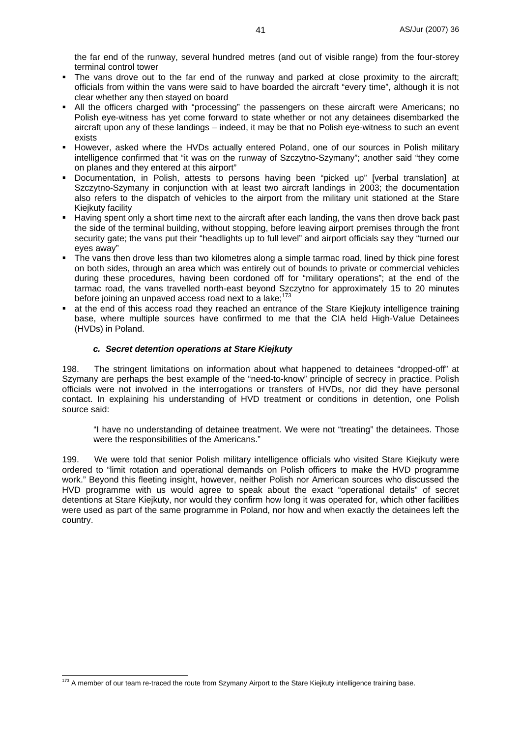the far end of the runway, several hundred metres (and out of visible range) from the four-storey terminal control tower

- The vans drove out to the far end of the runway and parked at close proximity to the aircraft; officials from within the vans were said to have boarded the aircraft "every time", although it is not clear whether any then stayed on board
- All the officers charged with "processing" the passengers on these aircraft were Americans; no Polish eye-witness has yet come forward to state whether or not any detainees disembarked the aircraft upon any of these landings – indeed, it may be that no Polish eye-witness to such an event exists
- However, asked where the HVDs actually entered Poland, one of our sources in Polish military intelligence confirmed that "it was on the runway of Szczytno-Szymany"; another said "they come on planes and they entered at this airport"
- Documentation, in Polish, attests to persons having been "picked up" [verbal translation] at Szczytno-Szymany in conjunction with at least two aircraft landings in 2003; the documentation also refers to the dispatch of vehicles to the airport from the military unit stationed at the Stare Kiejkuty facility
- Having spent only a short time next to the aircraft after each landing, the vans then drove back past the side of the terminal building, without stopping, before leaving airport premises through the front security gate; the vans put their "headlights up to full level" and airport officials say they "turned our eyes away"
- The vans then drove less than two kilometres along a simple tarmac road, lined by thick pine forest on both sides, through an area which was entirely out of bounds to private or commercial vehicles during these procedures, having been cordoned off for "military operations"; at the end of the tarmac road, the vans travelled north-east beyond Szczytno for approximately 15 to 20 minutes before joining an unpaved access road next to a lake;[173]
- at the end of this access road they reached an entrance of the Stare Kiejkuty intelligence training base, where multiple sources have confirmed to me that the CIA held High-Value Detainees (HVDs) in Poland.

### *c. Secret detention operations at Stare Kiejkuty*

198. The stringent limitations on information about what happened to detainees "dropped-off" at Szymany are perhaps the best example of the "need-to-know" principle of secrecy in practice. Polish officials were not involved in the interrogations or transfers of HVDs, nor did they have personal contact. In explaining his understanding of HVD treatment or conditions in detention, one Polish source said:

> "I have no understanding of detainee treatment. We were not "treating" the detainees. Those were the responsibilities of the Americans."

199. We were told that senior Polish military intelligence officials who visited Stare Kiejkuty were ordered to "limit rotation and operational demands on Polish officers to make the HVD programme work." Beyond this fleeting insight, however, neither Polish nor American sources who discussed the HVD programme with us would agree to speak about the exact "operational details" of secret detentions at Stare Kiejkuty, nor would they confirm how long it was operated for, which other facilities were used as part of the same programme in Poland, nor how and when exactly the detainees left the country.

---

[173] A member of our team re-traced the route from Szymany Airport to the Stare Kiejkuty intelligence training base.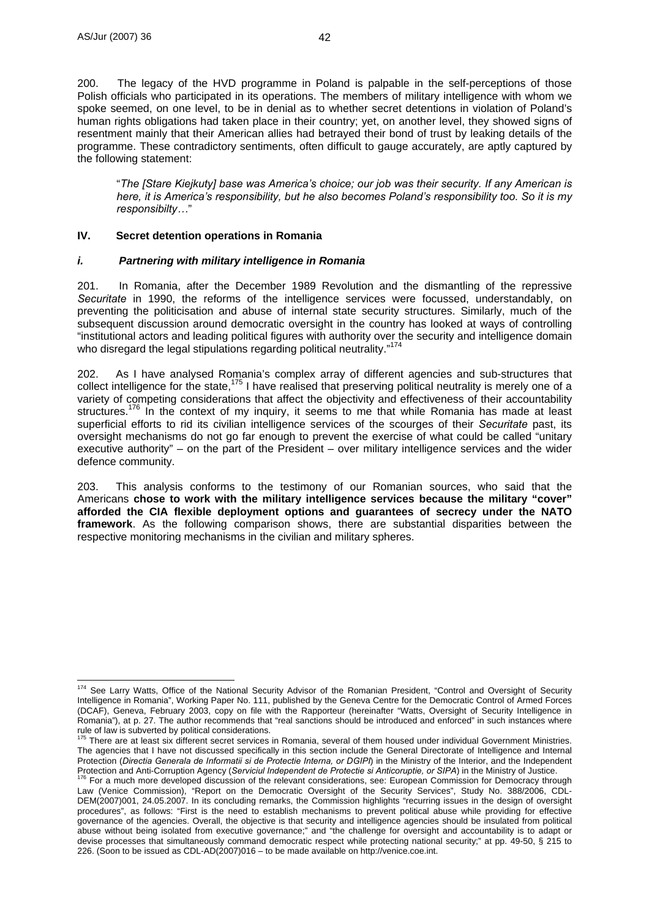200. The legacy of the HVD programme in Poland is palpable in the self-perceptions of those Polish officials who participated in its operations. The members of military intelligence with whom we spoke seemed, on one level, to be in denial as to whether secret detentions in violation of Poland's human rights obligations had taken place in their country; yet, on another level, they showed signs of resentment mainly that their American allies had betrayed their bond of trust by leaking details of the programme. These contradictory sentiments, often difficult to gauge accurately, are aptly captured by the following statement:

> "*The [Stare Kiejkuty] base was America's choice; our job was their security. If any American is here, it is America's responsibility, but he also becomes Poland's responsibility too. So it is my responsibilty…*"

## IV. Secret detention operations in Romania

### *i. Partnering with military intelligence in Romania*

201. In Romania, after the December 1989 Revolution and the dismantling of the repressive *Securitate* in 1990, the reforms of the intelligence services were focussed, understandably, on preventing the politicisation and abuse of internal state security structures. Similarly, much of the subsequent discussion around democratic oversight in the country has looked at ways of controlling "institutional actors and leading political figures with authority over the security and intelligence domain who disregard the legal stipulations regarding political neutrality."[174]

202. As I have analysed Romania's complex array of different agencies and sub-structures that collect intelligence for the state,[175] I have realised that preserving political neutrality is merely one of a variety of competing considerations that affect the objectivity and effectiveness of their accountability structures.[176] In the context of my inquiry, it seems to me that while Romania has made at least superficial efforts to rid its civilian intelligence services of the scourges of their *Securitate* past, its oversight mechanisms do not go far enough to prevent the exercise of what could be called "unitary executive authority" – on the part of the President – over military intelligence services and the wider defence community.

203. This analysis conforms to the testimony of our Romanian sources, who said that the Americans **chose to work with the military intelligence services because the military "cover" afforded the CIA flexible deployment options and guarantees of secrecy under the NATO framework**. As the following comparison shows, there are substantial disparities between the respective monitoring mechanisms in the civilian and military spheres.

---

[174] See Larry Watts, Office of the National Security Advisor of the Romanian President, "Control and Oversight of Security Intelligence in Romania", Working Paper No. 111, published by the Geneva Centre for the Democratic Control of Armed Forces (DCAF), Geneva, February 2003, copy on file with the Rapporteur (hereinafter "Watts, Oversight of Security Intelligence in Romania"), at p. 27. The author recommends that "real sanctions should be introduced and enforced" in such instances where rule of law is subverted by political considerations.

[175] There are at least six different secret services in Romania, several of them housed under individual Government Ministries. The agencies that I have not discussed specifically in this section include the General Directorate of Intelligence and Internal Protection (*Directia Generala de Informatii si de Protectie Interna, or DGIPI*) in the Ministry of the Interior, and the Independent Protection and Anti-Corruption Agency (*Serviciul Independent de Protectie si Anticoruptie, or SIPA*) in the Ministry of Justice.

[176] For a much more developed discussion of the relevant considerations, see: European Commission for Democracy through Law (Venice Commission), "Report on the Democratic Oversight of the Security Services", Study No. 388/2006, CDL-DEM(2007)001, 24.05.2007. In its concluding remarks, the Commission highlights "recurring issues in the design of oversight procedures", as follows: "First is the need to establish mechanisms to prevent political abuse while providing for effective governance of the agencies. Overall, the objective is that security and intelligence agencies should be insulated from political abuse without being isolated from executive governance;" and "the challenge for oversight and accountability is to adapt or devise processes that simultaneously command democratic respect while protecting national security;" at pp. 49-50, § 215 to 226. (Soon to be issued as CDL-AD(2007)016 – to be made available on http://venice.coe.int.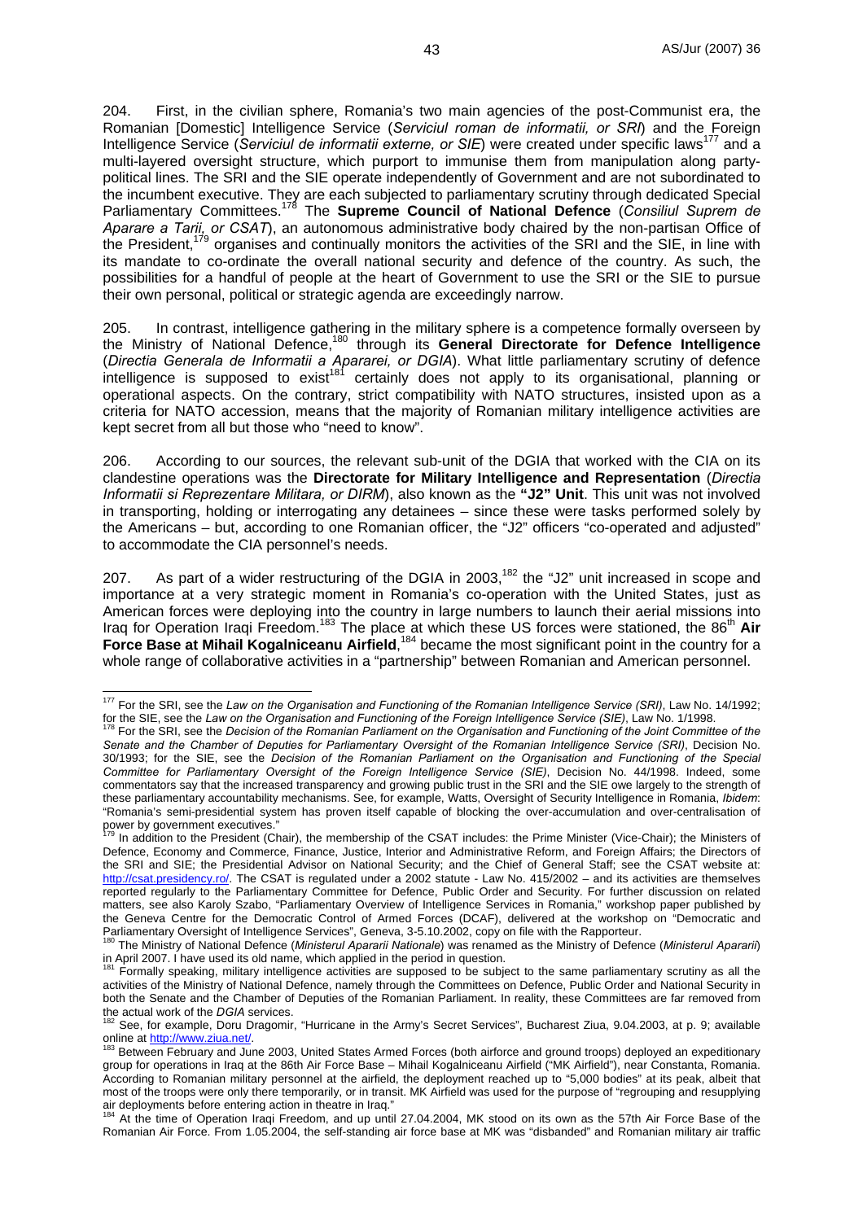204. First, in the civilian sphere, Romania's two main agencies of the post-Communist era, the Romanian [Domestic] Intelligence Service (*Serviciul roman de informatii, or SRI*) and the Foreign Intelligence Service (*Serviciul de informatii externe, or SIE*) were created under specific laws[177] and a multi-layered oversight structure, which purport to immunise them from manipulation along party-political lines. The SRI and the SIE operate independently of Government and are not subordinated to the incumbent executive. They are each subjected to parliamentary scrutiny through dedicated Special Parliamentary Committees.[178] The **Supreme Council of National Defence** (*Consiliul Suprem de Aparare a Tarii, or CSAT*), an autonomous administrative body chaired by the non-partisan Office of the President,[179] organises and continually monitors the activities of the SRI and the SIE, in line with its mandate to co-ordinate the overall national security and defence of the country. As such, the possibilities for a handful of people at the heart of Government to use the SRI or the SIE to pursue their own personal, political or strategic agenda are exceedingly narrow.

205. In contrast, intelligence gathering in the military sphere is a competence formally overseen by the Ministry of National Defence,[180] through its **General Directorate for Defence Intelligence** (*Directia Generala de Informatii a Aparării, or DGIA*). What little parliamentary scrutiny of defence intelligence is supposed to exist[181] certainly does not apply to its organisational, planning or operational aspects. On the contrary, strict compatibility with NATO structures, insisted upon as a criteria for NATO accession, means that the majority of Romanian military intelligence activities are kept secret from all but those who "need to know".

206. According to our sources, the relevant sub-unit of the DGIA that worked with the CIA on its clandestine operations was the **Directorate for Military Intelligence and Representation** (*Directia Informatii si Reprezentare Militara, or DIRM*), also known as the **"J2" Unit**. This unit was not involved in transporting, holding or interrogating any detainees – since these were tasks performed solely by the Americans – but, according to one Romanian officer, the "J2" officers "co-operated and adjusted" to accommodate the CIA personnel's needs.

207. As part of a wider restructuring of the DGIA in 2003,[182] the "J2" unit increased in scope and importance at a very strategic moment in Romania's co-operation with the United States, just as American forces were deploying into the country in large numbers to launch their aerial missions into Iraq for Operation Iraqi Freedom.[183] The place at which these US forces were stationed, the 86[th] **Air Force Base at Mihail Kogalniceanu Airfield**,[184] became the most significant point in the country for a whole range of collaborative activities in a "partnership" between Romanian and American personnel.

---

[177] For the SRI, see the *Law on the Organisation and Functioning of the Romanian Intelligence Service (SRI)*, Law No. 14/1992; for the SIE, see the *Law on the Organisation and Functioning of the Foreign Intelligence Service (SIE)*, Law No. 1/1998.

[178] For the SRI, see the *Decision of the Romanian Parliament on the Organisation and Functioning of the Joint Committee of the Senate and the Chamber of Deputies for Parliamentary Oversight of the Romanian Intelligence Service (SRI)*, Decision No. 30/1993; for the SIE, see the *Decision of the Romanian Parliament on the Organisation and Functioning of the Special Committee for Parliamentary Oversight of the Foreign Intelligence Service (SIE)*, Decision No. 44/1998. Indeed, some commentators say that the increased transparency and growing public trust in the SRI and the SIE owe largely to the strength of these parliamentary accountability mechanisms. See, for example, Watts, Oversight of Security Intelligence in Romania, *Ibidem*: "Romania's semi-presidential system has proven itself capable of blocking the over-accumulation and over-centralisation of power by government executives."

[179] In addition to the President (Chair), the membership of the CSAT includes: the Prime Minister (Vice-Chair); the Ministers of Defence, Economy and Commerce, Finance, Justice, Interior and Administrative Reform, and Foreign Affairs; the Directors of the SRI and SIE; the Presidential Advisor on National Security; and the Chief of General Staff; see the CSAT website at: http://csat.presidency.ro/. The CSAT is regulated under a 2002 statute - Law No. 415/2002 – and its activities are themselves reported regularly to the Parliamentary Committee for Defence, Public Order and Security. For further discussion on related matters, see also Karoly Szabo, "Parliamentary Overview of Intelligence Services in Romania," workshop paper published by the Geneva Centre for the Democratic Control of Armed Forces (DCAF), delivered at the workshop on "Democratic and Parliamentary Oversight of Intelligence Services", Geneva, 3-5.10.2002, copy on file with the Rapporteur.

[180] The Ministry of National Defence (*Ministerul Apararii Nationale*) was renamed as the Ministry of Defence (*Ministerul Apararii*) in April 2007. I have used its old name, which applied in the period in question.

[181] Formally speaking, military intelligence activities are supposed to be subject to the same parliamentary scrutiny as all the activities of the Ministry of National Defence, namely through the Committees on Defence, Public Order and National Security in both the Senate and the Chamber of Deputies of the Romanian Parliament. In reality, these Committees are far removed from the actual work of the *DGIA* services.

[182] See, for example, Doru Dragomir, "Hurricane in the Army's Secret Services", Bucharest Ziua, 9.04.2003, at p. 9; available online at http://www.ziua.net/.

[183] Between February and June 2003, United States Armed Forces (both airforce and ground troops) deployed an expeditionary group for operations in Iraq at the 86th Air Force Base – Mihail Kogalniceanu Airfield ("MK Airfield"), near Constanta, Romania. According to Romanian military personnel at the airfield, the deployment reached up to "5,000 bodies" at its peak, albeit that most of the troops were only there temporarily, or in transit. MK Airfield was used for the purpose of "regrouping and resupplying air deployments before entering action in theatre in Iraq."

[184] At the time of Operation Iraqi Freedom, and up until 27.04.2004, MK stood on its own as the 57th Air Force Base of the Romanian Air Force. From 1.05.2004, the self-standing air force base at MK was "disbanded" and Romanian military air traffic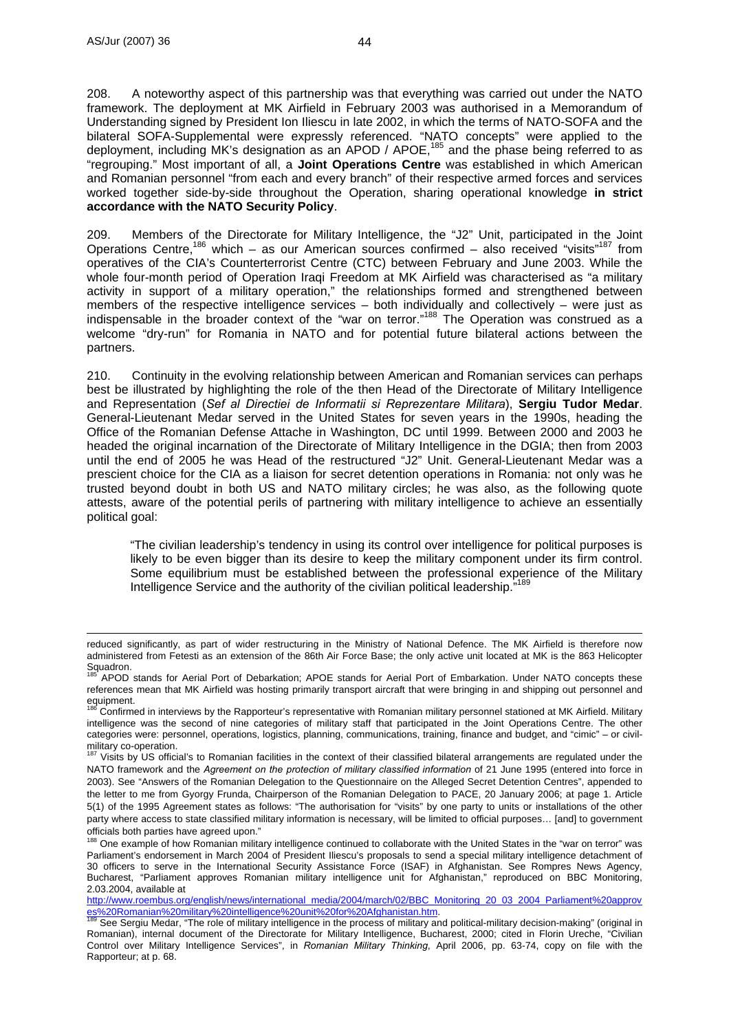208. A noteworthy aspect of this partnership was that everything was carried out under the NATO framework. The deployment at MK Airfield in February 2003 was authorised in a Memorandum of Understanding signed by President Ion Iliescu in late 2002, in which the terms of NATO-SOFA and the bilateral SOFA-Supplemental were expressly referenced. "NATO concepts" were applied to the deployment, including MK's designation as an APOD / APOE,[185] and the phase being referred to as "regrouping." Most important of all, a **Joint Operations Centre** was established in which American and Romanian personnel "from each and every branch" of their respective armed forces and services worked together side-by-side throughout the Operation, sharing operational knowledge **in strict accordance with the NATO Security Policy**.

209. Members of the Directorate for Military Intelligence, the "J2" Unit, participated in the Joint Operations Centre,[186] which – as our American sources confirmed – also received "visits"[187] from operatives of the CIA's Counterterrorist Centre (CTC) between February and June 2003. While the whole four-month period of Operation Iraqi Freedom at MK Airfield was characterised as "a military activity in support of a military operation," the relationships formed and strengthened between members of the respective intelligence services – both individually and collectively – were just as indispensable in the broader context of the "war on terror."[188] The Operation was construed as a welcome "dry-run" for Romania in NATO and for potential future bilateral actions between the partners.

210. Continuity in the evolving relationship between American and Romanian services can perhaps best be illustrated by highlighting the role of the then Head of the Directorate of Military Intelligence and Representation (*Sef al Directiei de Informatii si Reprezentare Militara*), **Sergiu Tudor Medar**. General-Lieutenant Medar served in the United States for seven years in the 1990s, heading the Office of the Romanian Defense Attache in Washington, DC until 1999. Between 2000 and 2003 he headed the original incarnation of the Directorate of Military Intelligence in the DGIA; then from 2003 until the end of 2005 he was Head of the restructured "J2" Unit. General-Lieutenant Medar was a prescient choice for the CIA as a liaison for secret detention operations in Romania: not only was he trusted beyond doubt in both US and NATO military circles; he was also, as the following quote attests, aware of the potential perils of partnering with military intelligence to achieve an essentially political goal:

> "The civilian leadership's tendency in using its control over intelligence for political purposes is likely to be even bigger than its desire to keep the military component under its firm control. Some equilibrium must be established between the professional experience of the Military Intelligence Service and the authority of the civilian political leadership."[189]

---

reduced significantly, as part of wider restructuring in the Ministry of National Defence. The MK Airfield is therefore now administered from Fetesti as an extension of the 86th Air Force Base; the only active unit located at MK is the 863 Helicopter Squadron.

[185] APOD stands for Aerial Port of Debarkation; APOE stands for Aerial Port of Embarkation. Under NATO concepts these references mean that MK Airfield was hosting primarily transport aircraft that were bringing in and shipping out personnel and equipment.

[186] Confirmed in interviews by the Rapporteur's representative with Romanian military personnel stationed at MK Airfield. Military intelligence was the second of nine categories of military staff that participated in the Joint Operations Centre. The other categories were: personnel, operations, logistics, planning, communications, training, finance and budget, and "cimic" – or civil-military co-operation.

[187] Visits by US official's to Romanian facilities in the context of their classified bilateral arrangements are regulated under the NATO framework and the *Agreement on the protection of military classified information* of 21 June 1995 (entered into force in 2003). See "Answers of the Romanian Delegation to the Questionnaire on the Alleged Secret Detention Centres", appended to the letter to me from Gyorgy Frunda, Chairperson of the Romanian Delegation to PACE, 20 January 2006; at page 1. Article 5(1) of the 1995 Agreement states as follows: "The authorisation for "visits" by one party to units or installations of the other party where access to state classified military information is necessary, will be limited to official purposes… [and] to government officials both parties have agreed upon."

[188] One example of how Romanian military intelligence continued to collaborate with the United States in the "war on terror" was Parliament's endorsement in March 2004 of President Iliescu's proposals to send a special military intelligence detachment of 30 officers to serve in the International Security Assistance Force (ISAF) in Afghanistan. See Rompres News Agency, Bucharest, "Parliament approves Romanian military intelligence unit for Afghanistan," reproduced on BBC Monitoring, 2.03.2004, available at http://www.roembus.org/english/news/international_media/2004/march/02/BBC_Monitoring_20_03_2004_Parliament%20approves%20Romanian%20military%20intelligence%20unit%20for%20Afghanistan.htm.

[189] See Sergiu Medar, "The role of military intelligence in the process of military and political-military decision-making" (original in Romanian), internal document of the Directorate for Military Intelligence, Bucharest, 2000; cited in Florin Ureche, "Civilian Control over Military Intelligence Services", in *Romanian Military Thinking*, April 2006, pp. 63-74, copy on file with the Rapporteur; at p. 68.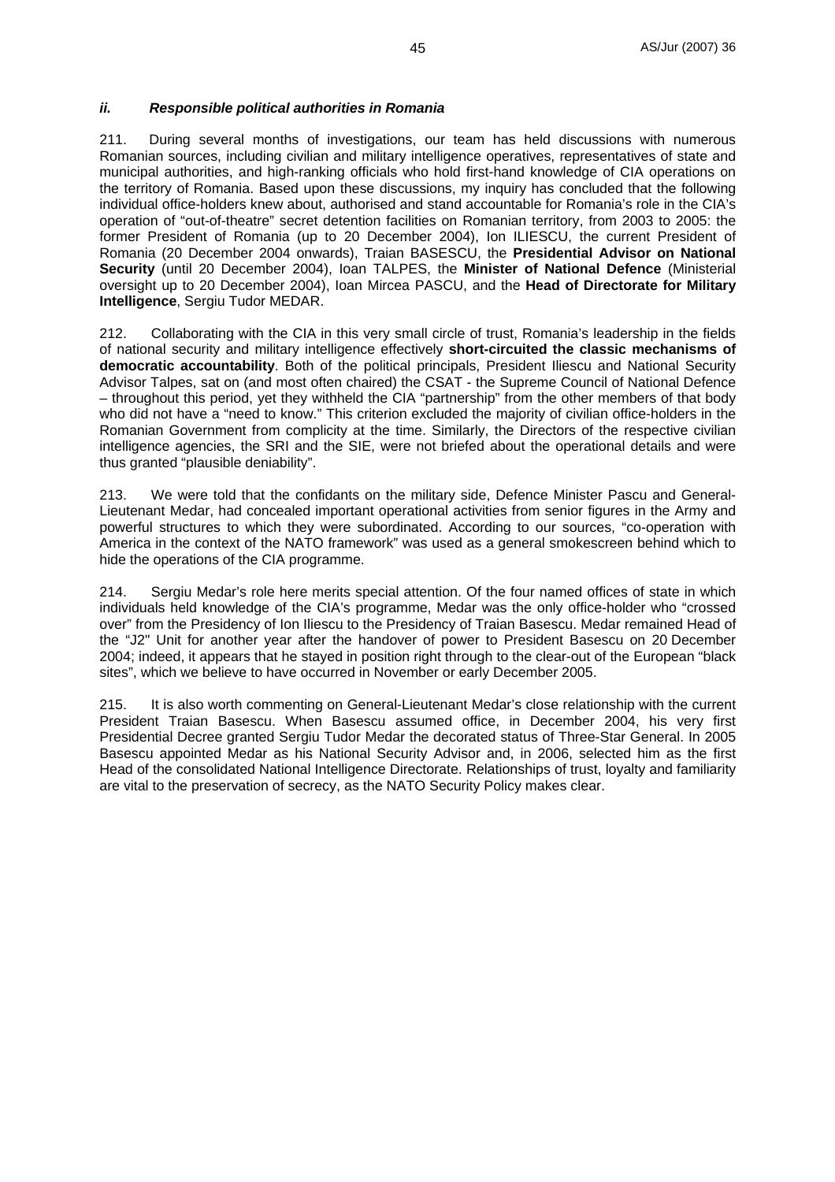### *ii. Responsible political authorities in Romania*

211. During several months of investigations, our team has held discussions with numerous Romanian sources, including civilian and military intelligence operatives, representatives of state and municipal authorities, and high-ranking officials who hold first-hand knowledge of CIA operations on the territory of Romania. Based upon these discussions, my inquiry has concluded that the following individual office-holders knew about, authorised and stand accountable for Romania's role in the CIA's operation of "out-of-theatre" secret detention facilities on Romanian territory, from 2003 to 2005: the former President of Romania (up to 20 December 2004), Ion ILIESCU, the current President of Romania (20 December 2004 onwards), Traian BASESCU, the **Presidential Advisor on National Security** (until 20 December 2004), Ioan TALPES, the **Minister of National Defence** (Ministerial oversight up to 20 December 2004), Ioan Mircea PASCU, and the **Head of Directorate for Military Intelligence**, Sergiu Tudor MEDAR.

212. Collaborating with the CIA in this very small circle of trust, Romania's leadership in the fields of national security and military intelligence effectively **short-circuited the classic mechanisms of democratic accountability**. Both of the political principals, President Iliescu and National Security Advisor Talpes, sat on (and most often chaired) the CSAT - the Supreme Council of National Defence – throughout this period, yet they withheld the CIA "partnership" from the other members of that body who did not have a "need to know." This criterion excluded the majority of civilian office-holders in the Romanian Government from complicity at the time. Similarly, the Directors of the respective civilian intelligence agencies, the SRI and the SIE, were not briefed about the operational details and were thus granted "plausible deniability".

213. We were told that the confidants on the military side, Defence Minister Pascu and General-Lieutenant Medar, had concealed important operational activities from senior figures in the Army and powerful structures to which they were subordinated. According to our sources, "co-operation with America in the context of the NATO framework" was used as a general smokescreen behind which to hide the operations of the CIA programme.

214. Sergiu Medar's role here merits special attention. Of the four named offices of state in which individuals held knowledge of the CIA's programme, Medar was the only office-holder who "crossed over" from the Presidency of Ion Iliescu to the Presidency of Traian Basescu. Medar remained Head of the "J2" Unit for another year after the handover of power to President Basescu on 20 December 2004; indeed, it appears that he stayed in position right through to the clear-out of the European "black sites", which we believe to have occurred in November or early December 2005.

215. It is also worth commenting on General-Lieutenant Medar's close relationship with the current President Traian Basescu. When Basescu assumed office, in December 2004, his very first Presidential Decree granted Sergiu Tudor Medar the decorated status of Three-Star General. In 2005 Basescu appointed Medar as his National Security Advisor and, in 2006, selected him as the first Head of the consolidated National Intelligence Directorate. Relationships of trust, loyalty and familiarity are vital to the preservation of secrecy, as the NATO Security Policy makes clear.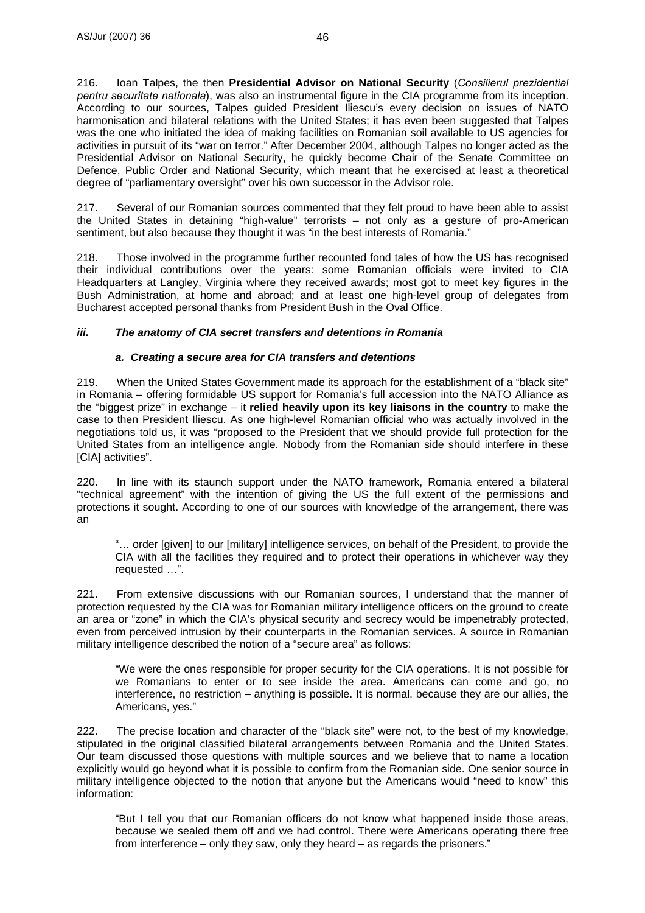216. Ioan Talpes, the then **Presidential Advisor on National Security** (*Consilierul prezidential pentru securitate nationala*), was also an instrumental figure in the CIA programme from its inception. According to our sources, Talpes guided President Iliescu's every decision on issues of NATO harmonisation and bilateral relations with the United States; it has even been suggested that Talpes was the one who initiated the idea of making facilities on Romanian soil available to US agencies for activities in pursuit of its "war on terror." After December 2004, although Talpes no longer acted as the Presidential Advisor on National Security, he quickly become Chair of the Senate Committee on Defence, Public Order and National Security, which meant that he exercised at least a theoretical degree of "parliamentary oversight" over his own successor in the Advisor role.

217. Several of our Romanian sources commented that they felt proud to have been able to assist the United States in detaining "high-value" terrorists – not only as a gesture of pro-American sentiment, but also because they thought it was "in the best interests of Romania."

218. Those involved in the programme further recounted fond tales of how the US has recognised their individual contributions over the years: some Romanian officials were invited to CIA Headquarters at Langley, Virginia where they received awards; most got to meet key figures in the Bush Administration, at home and abroad; and at least one high-level group of delegates from Bucharest accepted personal thanks from President Bush in the Oval Office.

### *iii. The anatomy of CIA secret transfers and detentions in Romania*

#### *a. Creating a secure area for CIA transfers and detentions*

219. When the United States Government made its approach for the establishment of a "black site" in Romania – offering formidable US support for Romania's full accession into the NATO Alliance as the "biggest prize" in exchange – it **relied heavily upon its key liaisons in the country** to make the case to then President Iliescu. As one high-level Romanian official who was actually involved in the negotiations told us, it was "proposed to the President that we should provide full protection for the United States from an intelligence angle. Nobody from the Romanian side should interfere in these [CIA] activities".

220. In line with its staunch support under the NATO framework, Romania entered a bilateral "technical agreement" with the intention of giving the US the full extent of the permissions and protections it sought. According to one of our sources with knowledge of the arrangement, there was an

> "… order [given] to our [military] intelligence services, on behalf of the President, to provide the CIA with all the facilities they required and to protect their operations in whichever way they requested …".

221. From extensive discussions with our Romanian sources, I understand that the manner of protection requested by the CIA was for Romanian military intelligence officers on the ground to create an area or "zone" in which the CIA's physical security and secrecy would be impenetrably protected, even from perceived intrusion by their counterparts in the Romanian services. A source in Romanian military intelligence described the notion of a "secure area" as follows:

> "We were the ones responsible for proper security for the CIA operations. It is not possible for we Romanians to enter or to see inside the area. Americans can come and go, no interference, no restriction – anything is possible. It is normal, because they are our allies, the Americans, yes."

222. The precise location and character of the "black site" were not, to the best of my knowledge, stipulated in the original classified bilateral arrangements between Romania and the United States. Our team discussed those questions with multiple sources and we believe that to name a location explicitly would go beyond what it is possible to confirm from the Romanian side. One senior source in military intelligence objected to the notion that anyone but the Americans would "need to know" this information:

> "But I tell you that our Romanian officers do not know what happened inside those areas, because we sealed them off and we had control. There were Americans operating there free from interference – only they saw, only they heard – as regards the prisoners."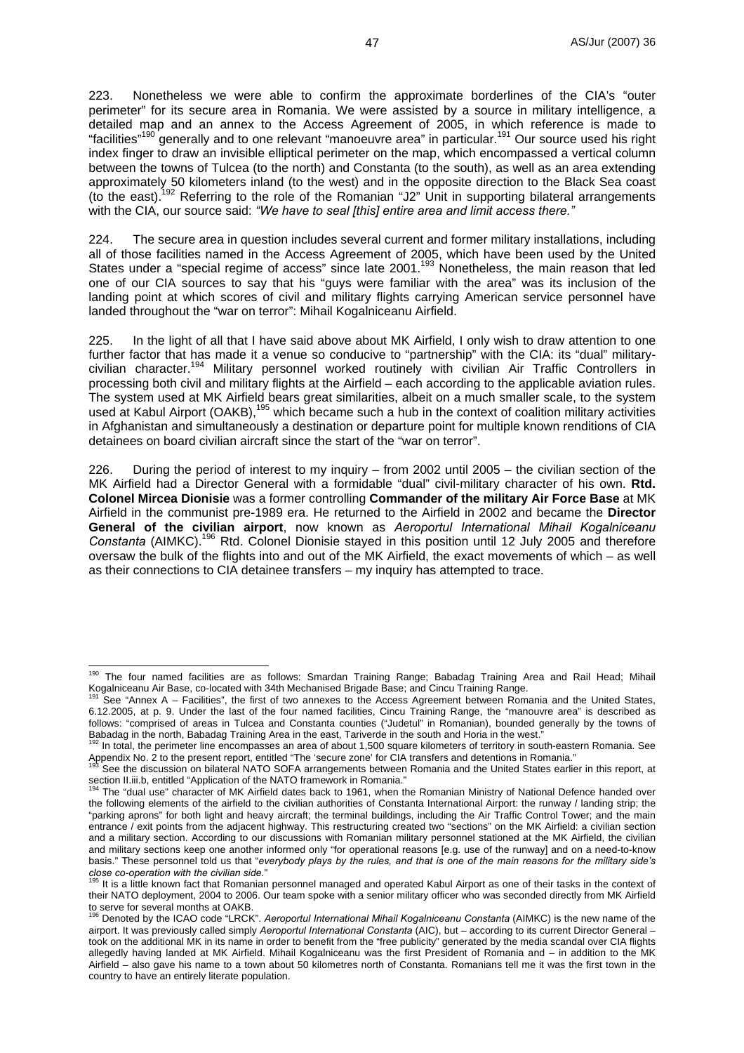223. Nonetheless we were able to confirm the approximate borderlines of the CIA's "outer perimeter" for its secure area in Romania. We were assisted by a source in military intelligence, a detailed map and an annex to the Access Agreement of 2005, in which reference is made to "facilities"[190] generally and to one relevant "manoeuvre area" in particular.[191] Our source used his right index finger to draw an invisible elliptical perimeter on the map, which encompassed a vertical column between the towns of Tulcea (to the north) and Constanta (to the south), as well as an area extending approximately 50 kilometers inland (to the west) and in the opposite direction to the Black Sea coast (to the east).[192] Referring to the role of the Romanian "J2" Unit in supporting bilateral arrangements with the CIA, our source said: *"We have to seal [this] entire area and limit access there."*

224. The secure area in question includes several current and former military installations, including all of those facilities named in the Access Agreement of 2005, which have been used by the United States under a "special regime of access" since late 2001.[193] Nonetheless, the main reason that led one of our CIA sources to say that his "guys were familiar with the area" was its inclusion of the landing point at which scores of civil and military flights carrying American service personnel have landed throughout the "war on terror": Mihail Kogalniceanu Airfield.

225. In the light of all that I have said above about MK Airfield, I only wish to draw attention to one further factor that has made it a venue so conducive to "partnership" with the CIA: its "dual" military-civilian character.[194] Military personnel worked routinely with civilian Air Traffic Controllers in processing both civil and military flights at the Airfield – each according to the applicable aviation rules. The system used at MK Airfield bears great similarities, albeit on a much smaller scale, to the system used at Kabul Airport (OAKB),[195] which became such a hub in the context of coalition military activities in Afghanistan and simultaneously a destination or departure point for multiple known renditions of CIA detainees on board civilian aircraft since the start of the "war on terror".

226. During the period of interest to my inquiry – from 2002 until 2005 – the civilian section of the MK Airfield had a Director General with a formidable "dual" civil-military character of his own. **Rtd. Colonel Mircea Dionisie** was a former controlling **Commander of the military Air Force Base** at MK Airfield in the communist pre-1989 era. He returned to the Airfield in 2002 and became the **Director General of the civilian airport**, now known as *Aeroportul International Mihail Kogalniceanu Constanta* (AIMKC).[196] Rtd. Colonel Dionisie stayed in this position until 12 July 2005 and therefore oversaw the bulk of the flights into and out of the MK Airfield, the exact movements of which – as well as their connections to CIA detainee transfers – my inquiry has attempted to trace.

---

[190] The four named facilities are as follows: Smardan Training Range; Babadag Training Area and Rail Head; Mihail Kogalniceanu Air Base, co-located with 34th Mechanised Brigade Base; and Cincu Training Range.

[191] See "Annex A – Facilities", the first of two annexes to the Access Agreement between Romania and the United States, 6.12.2005, at p. 9. Under the last of the four named facilities, Cincu Training Range, the "manouvre area" is described as follows: "comprised of areas in Tulcea and Constanta counties ("Judetul" in Romanian), bounded generally by the towns of Babadag in the north, Babadag Training Area in the east, Tariverde in the south and Horia in the west."

[192] In total, the perimeter line encompasses an area of about 1,500 square kilometers of territory in south-eastern Romania. See Appendix No. 2 to the present report, entitled "The 'secure zone' for CIA transfers and detentions in Romania."

[193] See the discussion on bilateral NATO SOFA arrangements between Romania and the United States earlier in this report, at section II.iii.b, entitled "Application of the NATO framework in Romania."

[194] The "dual use" character of MK Airfield dates back to 1961, when the Romanian Ministry of National Defence handed over the following elements of the airfield to the civilian authorities of Constanta International Airport: the runway / landing strip; the "parking aprons" for both light and heavy aircraft; the terminal buildings, including the Air Traffic Control Tower; and the main entrance / exit points from the adjacent highway. This restructuring created two "sections" on the MK Airfield: a civilian section and a military section. According to our discussions with Romanian military personnel stationed at the MK Airfield, the civilian and military sections keep one another informed only "for operational reasons [e.g. use of the runway] and on a need-to-know basis." These personnel told us that "*everybody plays by the rules, and that is one of the main reasons for the military side's close co-operation with the civilian side*."

[195] It is a little known fact that Romanian personnel managed and operated Kabul Airport as one of their tasks in the context of their NATO deployment, 2004 to 2006. Our team spoke with a senior military officer who was seconded directly from MK Airfield to serve for several months at OAKB.

[196] Denoted by the ICAO code "LRCK". *Aeroportul International Mihail Kogalniceanu Constanta* (AIMKC) is the new name of the airport. It was previously called simply *Aeroportul International Constanta* (AIC), but – according to its current Director General – took on the additional MK in its name in order to benefit from the "free publicity" generated by the media scandal over CIA flights allegedly having landed at MK Airfield. Mihail Kogalniceanu was the first President of Romania and – in addition to the MK Airfield – also gave his name to a town about 50 kilometres north of Constanta. Romanians tell me it was the first town in the country to have an entirely literate population.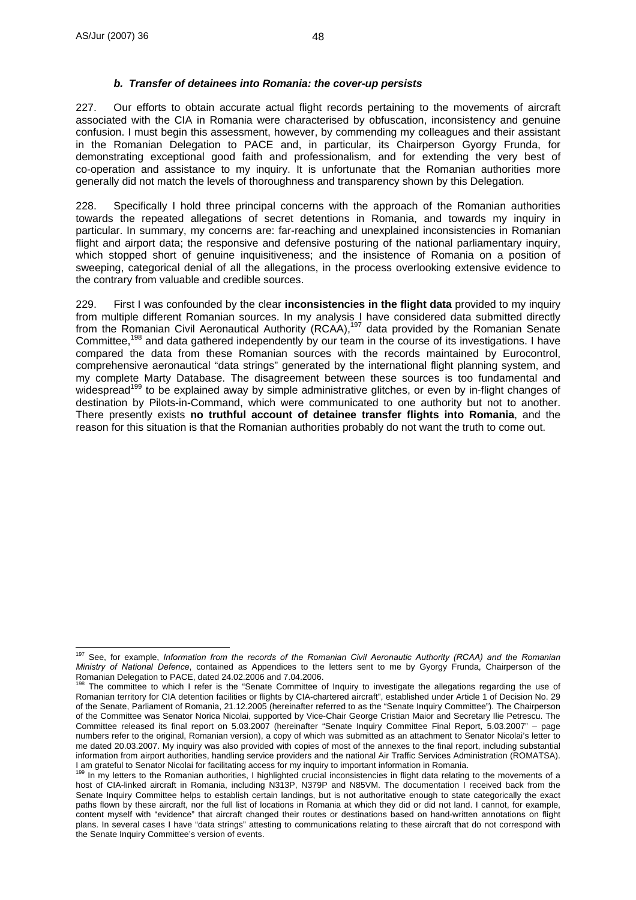### *b. Transfer of detainees into Romania: the cover-up persists*

227. Our efforts to obtain accurate actual flight records pertaining to the movements of aircraft associated with the CIA in Romania were characterised by obfuscation, inconsistency and genuine confusion. I must begin this assessment, however, by commending my colleagues and their assistant in the Romanian Delegation to PACE and, in particular, its Chairperson Gyorgy Frunda, for demonstrating exceptional good faith and professionalism, and for extending the very best of co-operation and assistance to my inquiry. It is unfortunate that the Romanian authorities more generally did not match the levels of thoroughness and transparency shown by this Delegation.

228. Specifically I hold three principal concerns with the approach of the Romanian authorities towards the repeated allegations of secret detentions in Romania, and towards my inquiry in particular. In summary, my concerns are: far-reaching and unexplained inconsistencies in Romanian flight and airport data; the responsive and defensive posturing of the national parliamentary inquiry, which stopped short of genuine inquisitiveness; and the insistence of Romania on a position of sweeping, categorical denial of all the allegations, in the process overlooking extensive evidence to the contrary from valuable and credible sources.

229. First I was confounded by the clear **inconsistencies in the flight data** provided to my inquiry from multiple different Romanian sources. In my analysis I have considered data submitted directly from the Romanian Civil Aeronautical Authority (RCAA),[197] data provided by the Romanian Senate Committee,[198] and data gathered independently by our team in the course of its investigations. I have compared the data from these Romanian sources with the records maintained by Eurocontrol, comprehensive aeronautical "data strings" generated by the international flight planning system, and my complete Marty Database. The disagreement between these sources is too fundamental and widespread[199] to be explained away by simple administrative glitches, or even by in-flight changes of destination by Pilots-in-Command, which were communicated to one authority but not to another. There presently exists **no truthful account of detainee transfer flights into Romania**, and the reason for this situation is that the Romanian authorities probably do not want the truth to come out.

---

[197] See, for example, *Information from the records of the Romanian Civil Aeronautic Authority (RCAA) and the Romanian Ministry of National Defence*, contained as Appendices to the letters sent to me by Gyorgy Frunda, Chairperson of the Romanian Delegation to PACE, dated 24.02.2006 and 7.04.2006.

[198] The committee to which I refer is the "Senate Committee of Inquiry to investigate the allegations regarding the use of Romanian territory for CIA detention facilities or flights by CIA-chartered aircraft", established under Article 1 of Decision No. 29 of the Senate, Parliament of Romania, 21.12.2005 (hereinafter referred to as the "Senate Inquiry Committee"). The Chairperson of the Committee was Senator Norica Nicolai, supported by Vice-Chair George Cristian Maior and Secretary Ilie Petrescu. The Committee released its final report on 5.03.2007 (hereinafter "Senate Inquiry Committee Final Report, 5.03.2007" – page numbers refer to the original, Romanian version), a copy of which was submitted as an attachment to Senator Nicolai's letter to me dated 20.03.2007. My inquiry was also provided with copies of most of the annexes to the final report, including substantial information from airport authorities, handling service providers and the national Air Traffic Services Administration (ROMATSA). I am grateful to Senator Nicolai for facilitating access for my inquiry to important information in Romania.

[199] In my letters to the Romanian authorities, I highlighted crucial inconsistencies in flight data relating to the movements of a host of CIA-linked aircraft in Romania, including N313P, N379P and N85VM. The documentation I received back from the Senate Inquiry Committee helps to establish certain landings, but is not authoritative enough to state categorically the exact paths flown by these aircraft, nor the full list of locations in Romania at which they did or did not land. I cannot, for example, content myself with "evidence" that aircraft changed their routes or destinations based on hand-written annotations on flight plans. In several cases I have "data strings" attesting to communications relating to these aircraft that do not correspond with the Senate Inquiry Committee's version of events.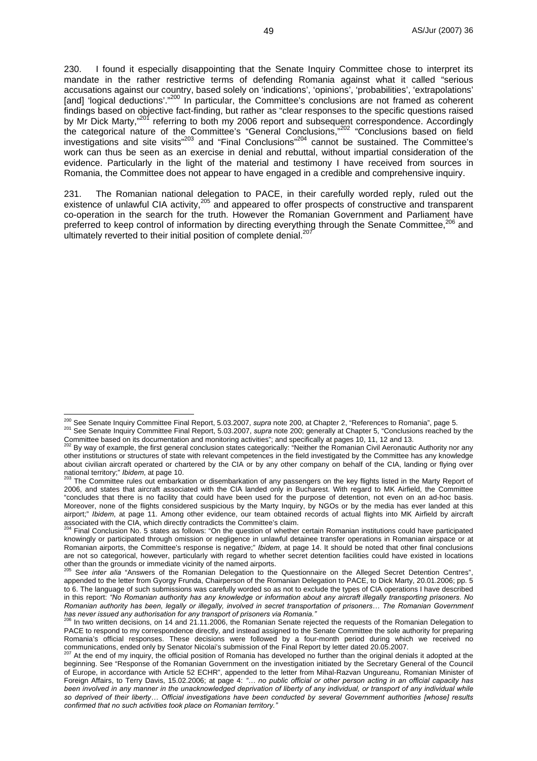230. I found it especially disappointing that the Senate Inquiry Committee chose to interpret its mandate in the rather restrictive terms of defending Romania against what it called "serious accusations against our country, based solely on 'indications', 'opinions', 'probabilities', 'extrapolations' [and] 'logical deductions'."[200] In particular, the Committee's conclusions are not framed as coherent findings based on objective fact-finding, but rather as "clear responses to the specific questions raised by Mr Dick Marty,"[201] referring to both my 2006 report and subsequent correspondence. Accordingly the categorical nature of the Committee's "General Conclusions,"[202] "Conclusions based on field investigations and site visits"[203] and "Final Conclusions"[204] cannot be sustained. The Committee's work can thus be seen as an exercise in denial and rebuttal, without impartial consideration of the evidence. Particularly in the light of the material and testimony I have received from sources in Romania, the Committee does not appear to have engaged in a credible and comprehensive inquiry.

231. The Romanian national delegation to PACE, in their carefully worded reply, ruled out the existence of unlawful CIA activity,[205] and appeared to offer prospects of constructive and transparent co-operation in the search for the truth. However the Romanian Government and Parliament have preferred to keep control of information by directing everything through the Senate Committee,[206] and ultimately reverted to their initial position of complete denial.[207]

---

[200] See Senate Inquiry Committee Final Report, 5.03.2007, *supra* note 200, at Chapter 2, "References to Romania", page 5.

[201] See Senate Inquiry Committee Final Report, 5.03.2007, *supra* note 200; generally at Chapter 5, "Conclusions reached by the Committee based on its documentation and monitoring activities"; and specifically at pages 10, 11, 12 and 13.

[202] By way of example, the first general conclusion states categorically: "Neither the Romanian Civil Aeronautic Authority nor any other institutions or structures of state with relevant competences in the field investigated by the Committee has any knowledge about civilian aircraft operated or chartered by the CIA or by any other company on behalf of the CIA, landing or flying over national territory;" *Ibidem*, at page 10.

[203] The Committee rules out embarkation or disembarkation of any passengers on the key flights listed in the Marty Report of 2006, and states that aircraft associated with the CIA landed only in Bucharest. With regard to MK Airfield, the Committee "concludes that there is no facility that could have been used for the purpose of detention, not even on an ad-hoc basis. Moreover, none of the flights considered suspicious by the Marty Inquiry, by NGOs or by the media has ever landed at this airport;" *Ibidem*, at page 11. Among other evidence, our team obtained records of actual flights into MK Airfield by aircraft associated with the CIA, which directly contradicts the Committee's claim.

[204] Final Conclusion No. 5 states as follows: "On the question of whether certain Romanian institutions could have participated knowingly or participated through omission or negligence in unlawful detainee transfer operations in Romanian airspace or at Romanian airports, the Committee's response is negative;" *Ibidem*, at page 14. It should be noted that other final conclusions are not so categorical, however, particularly with regard to whether secret detention facilities could have existed in locations other than the grounds or immediate vicinity of the named airports.

[205] See *inter alia* "Answers of the Romanian Delegation to the Questionnaire on the Alleged Secret Detention Centres", appended to the letter from Gyorgy Frunda, Chairperson of the Romanian Delegation to PACE, to Dick Marty, 20.01.2006; pp. 5 to 6. The language of such submissions was carefully worded so as not to exclude the types of CIA operations I have described in this report: *"No Romanian authority has any knowledge or information about any aircraft illegally transporting prisoners. No Romanian authority has been, legally or illegally, involved in secret transportation of prisoners… The Romanian Government has never issued any authorisation for any transport of prisoners via Romania."*

[206] In two written decisions, on 14 and 21.11.2006, the Romanian Senate rejected the requests of the Romanian Delegation to PACE to respond to my correspondence directly, and instead assigned to the Senate Committee the sole authority for preparing Romania's official responses. These decisions were followed by a four-month period during which we received no communications, ended only by Senator Nicolai's submission of the Final Report by letter dated 20.05.2007.

[207] At the end of my inquiry, the official position of Romania has developed no further than the original denials it adopted at the beginning. See "Response of the Romanian Government on the investigation initiated by the Secretary General of the Council of Europe, in accordance with Article 52 ECHR", appended to the letter from Mihal-Razvan Ungureanu, Romanian Minister of Foreign Affairs, to Terry Davis, 15.02.2006; at page 4: *"… no public official or other person acting in an official capacity has been involved in any manner in the unacknowledged deprivation of liberty of any individual, or transport of any individual while so deprived of their liberty… Official investigations have been conducted by several Government authorities [whose] results confirmed that no such activities took place on Romanian territory."*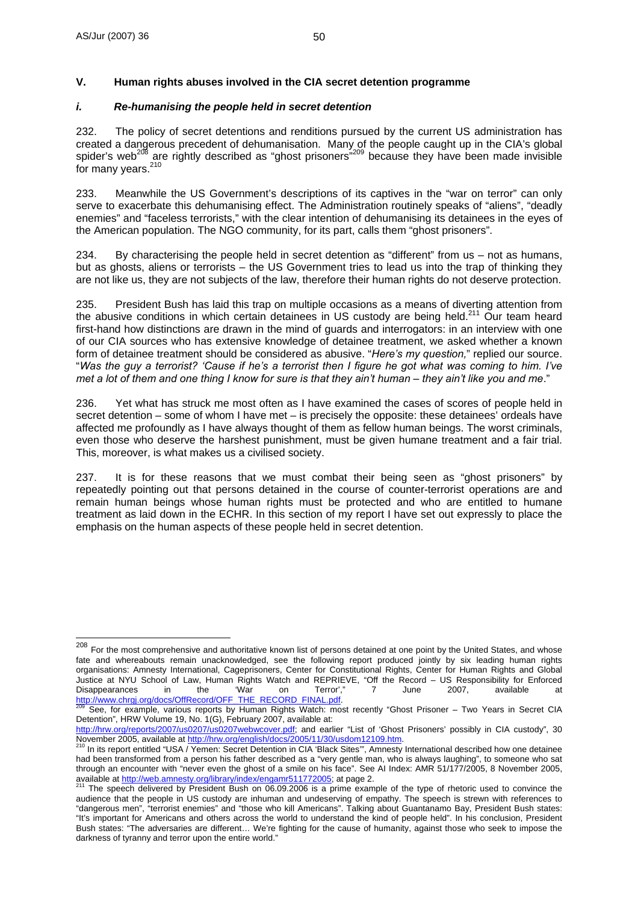## V. Human rights abuses involved in the CIA secret detention programme

### *i. Re-humanising the people held in secret detention*

232. The policy of secret detentions and renditions pursued by the current US administration has created a dangerous precedent of dehumanisation. Many of the people caught up in the CIA's global spider's web[208] are rightly described as "ghost prisoners"[209] because they have been made invisible for many years.[210]

233. Meanwhile the US Government's descriptions of its captives in the "war on terror" can only serve to exacerbate this dehumanising effect. The Administration routinely speaks of "aliens", "deadly enemies" and "faceless terrorists," with the clear intention of dehumanising its detainees in the eyes of the American population. The NGO community, for its part, calls them "ghost prisoners".

234. By characterising the people held in secret detention as "different" from us – not as humans, but as ghosts, aliens or terrorists – the US Government tries to lead us into the trap of thinking they are not like us, they are not subjects of the law, therefore their human rights do not deserve protection.

235. President Bush has laid this trap on multiple occasions as a means of diverting attention from the abusive conditions in which certain detainees in US custody are being held.[211] Our team heard first-hand how distinctions are drawn in the mind of guards and interrogators: in an interview with one of our CIA sources who has extensive knowledge of detainee treatment, we asked whether a known form of detainee treatment should be considered as abusive. "*Here's my question,*" replied our source. "*Was the guy a terrorist? 'Cause if he's a terrorist then I figure he got what was coming to him. I've met a lot of them and one thing I know for sure is that they ain't human – they ain't like you and me*."

236. Yet what has struck me most often as I have examined the cases of scores of people held in secret detention – some of whom I have met – is precisely the opposite: these detainees' ordeals have affected me profoundly as I have always thought of them as fellow human beings. The worst criminals, even those who deserve the harshest punishment, must be given humane treatment and a fair trial. This, moreover, is what makes us a civilised society.

237. It is for these reasons that we must combat their being seen as "ghost prisoners" by repeatedly pointing out that persons detained in the course of counter-terrorist operations are and remain human beings whose human rights must be protected and who are entitled to humane treatment as laid down in the ECHR. In this section of my report I have set out expressly to place the emphasis on the human aspects of these people held in secret detention.

---

[208] For the most comprehensive and authoritative known list of persons detained at one point by the United States, and whose fate and whereabouts remain unacknowledged, see the following report produced jointly by six leading human rights organisations: Amnesty International, Cageprisoners, Center for Constitutional Rights, Center for Human Rights and Global Justice at NYU School of Law, Human Rights Watch and REPRIEVE, "Off the Record – US Responsibility for Enforced Disappearances in the 'War on Terror'," 7 June 2007, available at http://www.chrgj.org/docs/OffRecord/OFF_THE_RECORD_FINAL.pdf.

[209] See, for example, various reports by Human Rights Watch: most recently "Ghost Prisoner – Two Years in Secret CIA Detention", HRW Volume 19, No. 1(G), February 2007, available at: http://hrw.org/reports/2007/us0207/us0207webwcover.pdf; and earlier "List of 'Ghost Prisoners' possibly in CIA custody", 30 November 2005, available at http://hrw.org/english/docs/2005/11/30/usdom12109.htm.

[210] In its report entitled "USA / Yemen: Secret Detention in CIA 'Black Sites'", Amnesty International described how one detainee had been transformed from a person his father described as a "very gentle man, who is always laughing", to someone who sat through an encounter with "never even the ghost of a smile on his face". See AI Index: AMR 51/177/2005, 8 November 2005, available at http://web.amnesty.org/library/index/engamr511772005; at page 2.

[211] The speech delivered by President Bush on 06.09.2006 is a prime example of the type of rhetoric used to convince the audience that the people in US custody are inhuman and undeserving of empathy. The speech is strewn with references to "dangerous men", "terrorist enemies" and "those who kill Americans". Talking about Guantanamo Bay, President Bush states: "It's important for Americans and others across the world to understand the kind of people held". In his conclusion, President Bush states: "The adversaries are different… We're fighting for the cause of humanity, against those who seek to impose the darkness of tyranny and terror upon the entire world."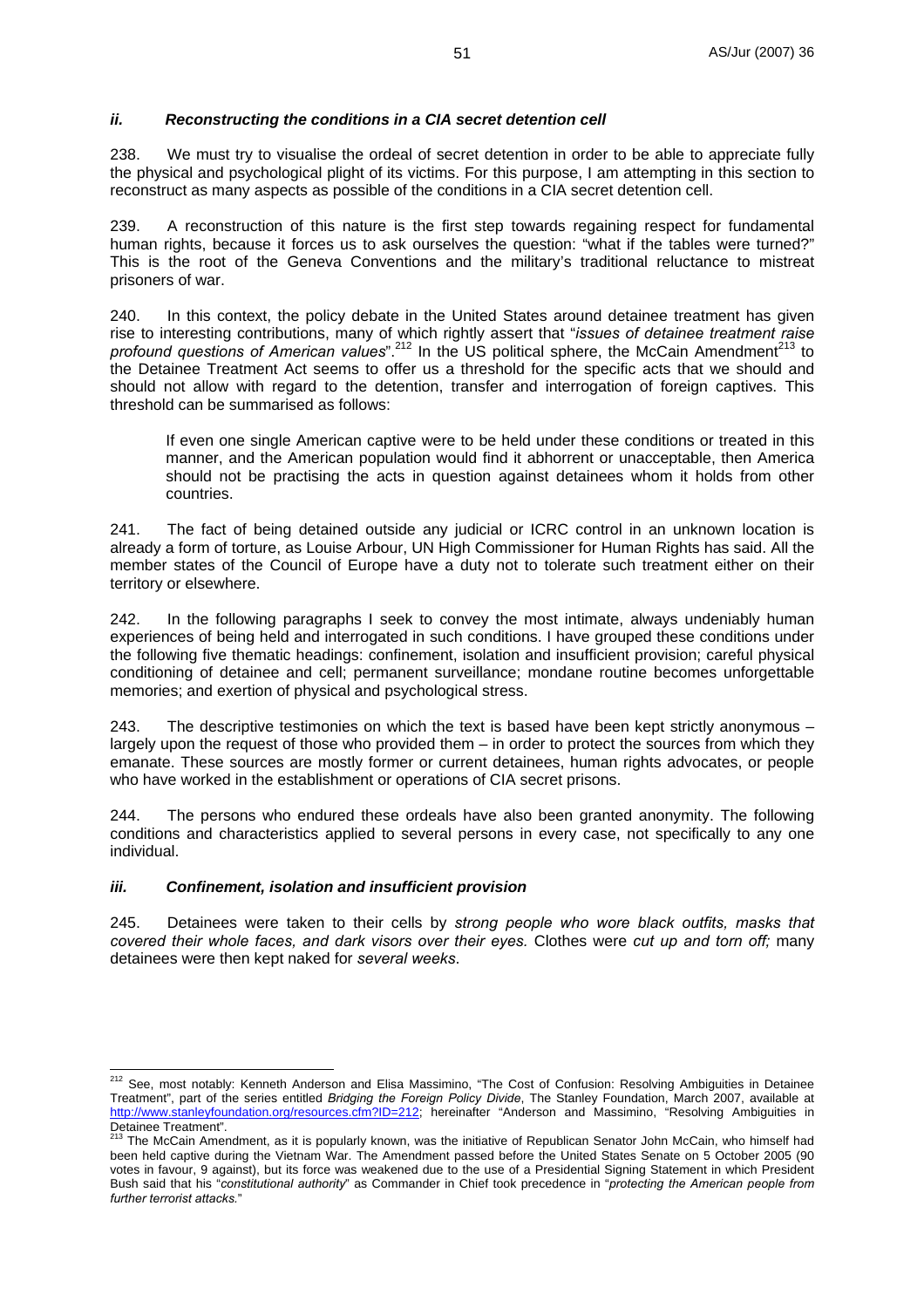### *ii. Reconstructing the conditions in a CIA secret detention cell*

238. We must try to visualise the ordeal of secret detention in order to be able to appreciate fully the physical and psychological plight of its victims. For this purpose, I am attempting in this section to reconstruct as many aspects as possible of the conditions in a CIA secret detention cell.

239. A reconstruction of this nature is the first step towards regaining respect for fundamental human rights, because it forces us to ask ourselves the question: "what if the tables were turned?" This is the root of the Geneva Conventions and the military's traditional reluctance to mistreat prisoners of war.

240. In this context, the policy debate in the United States around detainee treatment has given rise to interesting contributions, many of which rightly assert that "*issues of detainee treatment raise profound questions of American values*".[212] In the US political sphere, the McCain Amendment[213] to the Detainee Treatment Act seems to offer us a threshold for the specific acts that we should and should not allow with regard to the detention, transfer and interrogation of foreign captives. This threshold can be summarised as follows:

> If even one single American captive were to be held under these conditions or treated in this manner, and the American population would find it abhorrent or unacceptable, then America should not be practising the acts in question against detainees whom it holds from other countries.

241. The fact of being detained outside any judicial or ICRC control in an unknown location is already a form of torture, as Louise Arbour, UN High Commissioner for Human Rights has said. All the member states of the Council of Europe have a duty not to tolerate such treatment either on their territory or elsewhere.

242. In the following paragraphs I seek to convey the most intimate, always undeniably human experiences of being held and interrogated in such conditions. I have grouped these conditions under the following five thematic headings: confinement, isolation and insufficient provision; careful physical conditioning of detainee and cell; permanent surveillance; mondane routine becomes unforgettable memories; and exertion of physical and psychological stress.

243. The descriptive testimonies on which the text is based have been kept strictly anonymous – largely upon the request of those who provided them – in order to protect the sources from which they emanate. These sources are mostly former or current detainees, human rights advocates, or people who have worked in the establishment or operations of CIA secret prisons.

244. The persons who endured these ordeals have also been granted anonymity. The following conditions and characteristics applied to several persons in every case, not specifically to any one individual.

### *iii. Confinement, isolation and insufficient provision*

245. Detainees were taken to their cells by *strong people who wore black outfits, masks that covered their whole faces, and dark visors over their eyes.* Clothes were *cut up and torn off;* many detainees were then kept naked for *several weeks*.

---

[212] See, most notably: Kenneth Anderson and Elisa Massimino, "The Cost of Confusion: Resolving Ambiguities in Detainee Treatment", part of the series entitled *Bridging the Foreign Policy Divide*, The Stanley Foundation, March 2007, available at http://www.stanleyfoundation.org/resources.cfm?ID=212; hereinafter "Anderson and Massimino, "Resolving Ambiguities in Detainee Treatment".

[213] The McCain Amendment, as it is popularly known, was the initiative of Republican Senator John McCain, who himself had been held captive during the Vietnam War. The Amendment passed before the United States Senate on 5 October 2005 (90 votes in favour, 9 against), but its force was weakened due to the use of a Presidential Signing Statement in which President Bush said that his "*constitutional authority*" as Commander in Chief took precedence in "*protecting the American people from further terrorist attacks.*"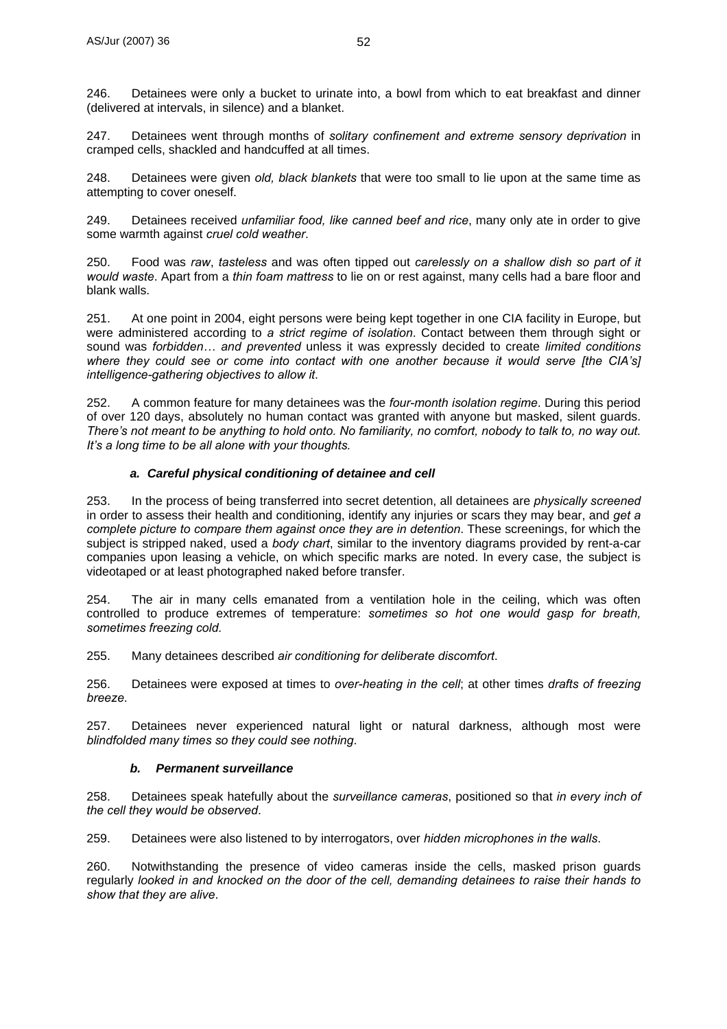246. Detainees were only a bucket to urinate into, a bowl from which to eat breakfast and dinner (delivered at intervals, in silence) and a blanket.

247. Detainees went through months of *solitary confinement and extreme sensory deprivation* in cramped cells, shackled and handcuffed at all times.

248. Detainees were given *old, black blankets* that were too small to lie upon at the same time as attempting to cover oneself.

249. Detainees received *unfamiliar food, like canned beef and rice*, many only ate in order to give some warmth against *cruel cold weather*.

250. Food was *raw*, *tasteless* and was often tipped out *carelessly on a shallow dish so part of it would waste*. Apart from a *thin foam mattress* to lie on or rest against, many cells had a bare floor and blank walls.

251. At one point in 2004, eight persons were being kept together in one CIA facility in Europe, but were administered according to *a strict regime of isolation*. Contact between them through sight or sound was *forbidden… and prevented* unless it was expressly decided to create *limited conditions where they could see or come into contact with one another because it would serve [the CIA's] intelligence-gathering objectives to allow it*.

252. A common feature for many detainees was the *four-month isolation regime*. During this period of over 120 days, absolutely no human contact was granted with anyone but masked, silent guards. *There's not meant to be anything to hold onto. No familiarity, no comfort, nobody to talk to, no way out. It's a long time to be all alone with your thoughts.*

#### *a. Careful physical conditioning of detainee and cell*

253. In the process of being transferred into secret detention, all detainees are *physically screened* in order to assess their health and conditioning, identify any injuries or scars they may bear, and *get a complete picture to compare them against once they are in detention*. These screenings, for which the subject is stripped naked, used a *body chart*, similar to the inventory diagrams provided by rent-a-car companies upon leasing a vehicle, on which specific marks are noted. In every case, the subject is videotaped or at least photographed naked before transfer.

254. The air in many cells emanated from a ventilation hole in the ceiling, which was often controlled to produce extremes of temperature: *sometimes so hot one would gasp for breath, sometimes freezing cold.*

255. Many detainees described *air conditioning for deliberate discomfort*.

256. Detainees were exposed at times to *over-heating in the cell*; at other times *drafts of freezing breeze*.

257. Detainees never experienced natural light or natural darkness, although most were *blindfolded many times so they could see nothing*.

#### *b. Permanent surveillance*

258. Detainees speak hatefully about the *surveillance cameras*, positioned so that *in every inch of the cell they would be observed*.

259. Detainees were also listened to by interrogators, over *hidden microphones in the walls*.

260. Notwithstanding the presence of video cameras inside the cells, masked prison guards regularly *looked in and knocked on the door of the cell, demanding detainees to raise their hands to show that they are alive*.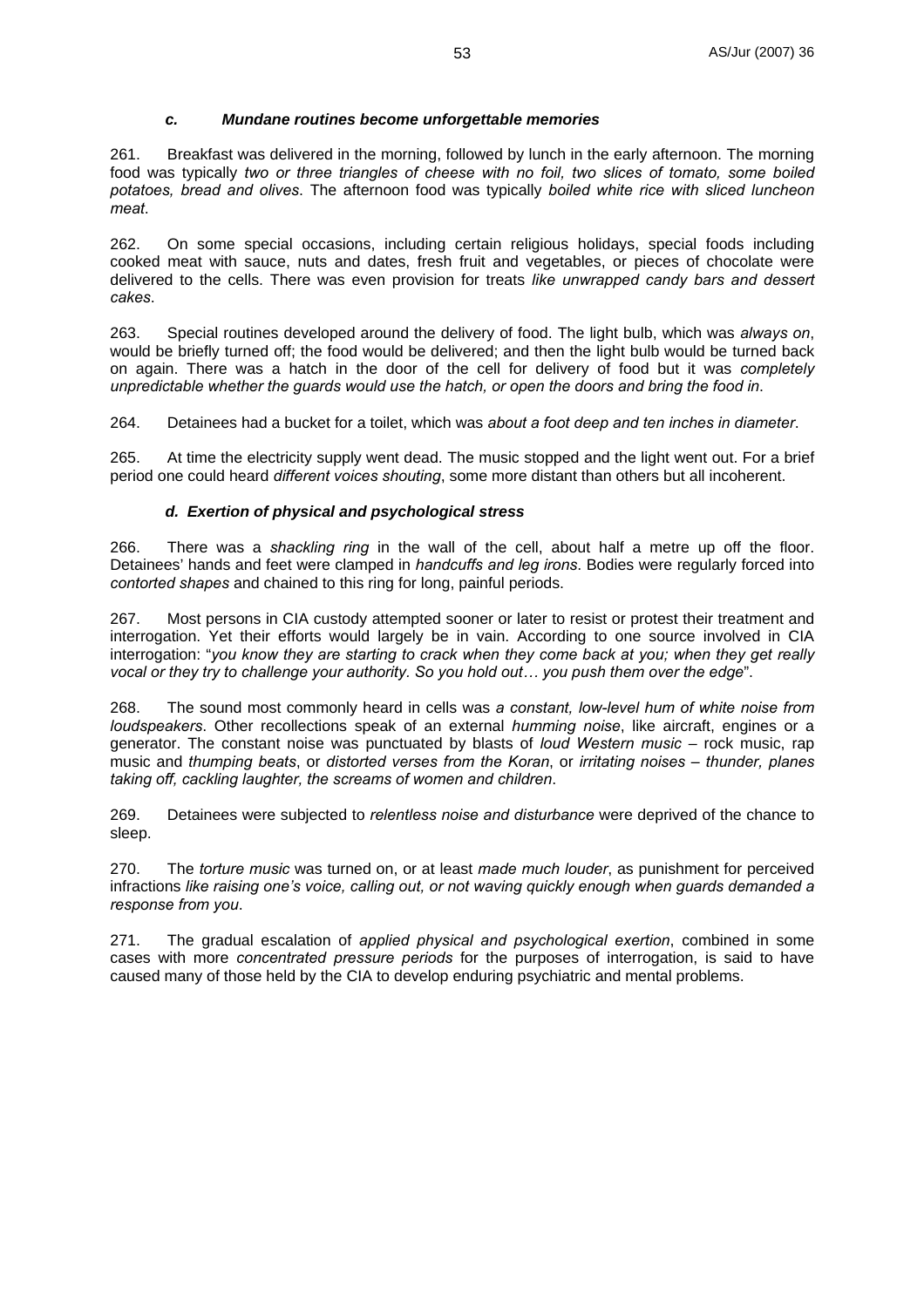### *c. Mundane routines become unforgettable memories*

261. Breakfast was delivered in the morning, followed by lunch in the early afternoon. The morning food was typically *two or three triangles of cheese with no foil, two slices of tomato, some boiled potatoes, bread and olives*. The afternoon food was typically *boiled white rice with sliced luncheon meat*.

262. On some special occasions, including certain religious holidays, special foods including cooked meat with sauce, nuts and dates, fresh fruit and vegetables, or pieces of chocolate were delivered to the cells. There was even provision for treats *like unwrapped candy bars and dessert cakes*.

263. Special routines developed around the delivery of food. The light bulb, which was *always on*, would be briefly turned off; the food would be delivered; and then the light bulb would be turned back on again. There was a hatch in the door of the cell for delivery of food but it was *completely unpredictable whether the guards would use the hatch, or open the doors and bring the food in*.

264. Detainees had a bucket for a toilet, which was *about a foot deep and ten inches in diameter*.

265. At time the electricity supply went dead. The music stopped and the light went out. For a brief period one could heard *different voices shouting*, some more distant than others but all incoherent.

### *d. Exertion of physical and psychological stress*

266. There was a *shackling ring* in the wall of the cell, about half a metre up off the floor. Detainees' hands and feet were clamped in *handcuffs and leg irons*. Bodies were regularly forced into *contorted shapes* and chained to this ring for long, painful periods.

267. Most persons in CIA custody attempted sooner or later to resist or protest their treatment and interrogation. Yet their efforts would largely be in vain. According to one source involved in CIA interrogation: "*you know they are starting to crack when they come back at you; when they get really vocal or they try to challenge your authority. So you hold out… you push them over the edge*".

268. The sound most commonly heard in cells was *a constant, low-level hum of white noise from loudspeakers*. Other recollections speak of an external *humming noise*, like aircraft, engines or a generator. The constant noise was punctuated by blasts of *loud Western music* – rock music, rap music and *thumping beats*, or *distorted verses from the Koran*, or *irritating noises – thunder, planes taking off, cackling laughter, the screams of women and children*.

269. Detainees were subjected to *relentless noise and disturbance* were deprived of the chance to sleep.

270. The *torture music* was turned on, or at least *made much louder*, as punishment for perceived infractions *like raising one's voice, calling out, or not waving quickly enough when guards demanded a response from you*.

271. The gradual escalation of *applied physical and psychological exertion*, combined in some cases with more *concentrated pressure periods* for the purposes of interrogation, is said to have caused many of those held by the CIA to develop enduring psychiatric and mental problems.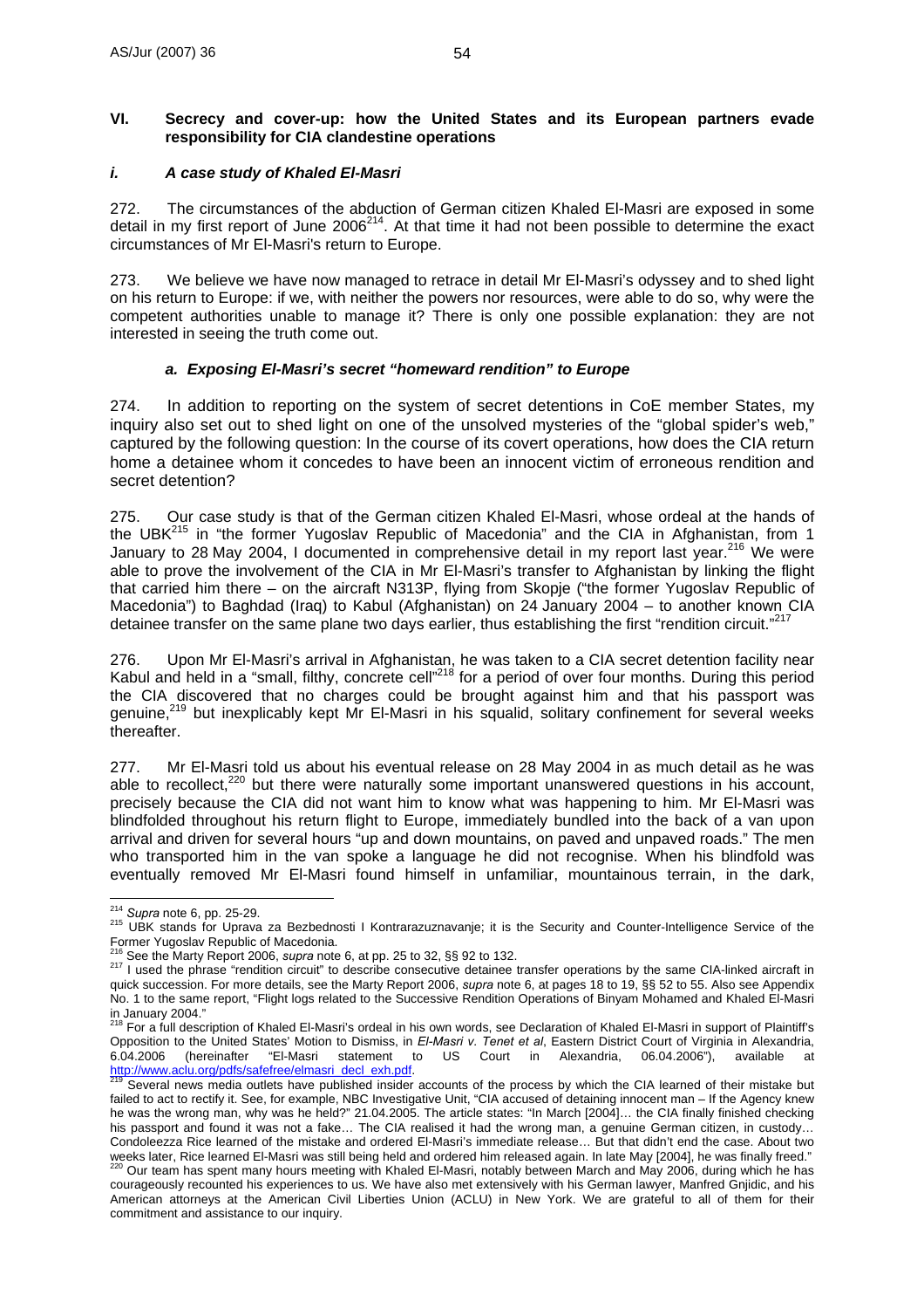### VI. Secrecy and cover-up: how the United States and its European partners evade responsibility for CIA clandestine operations

#### *i. A case study of Khaled El-Masri*

272. The circumstances of the abduction of German citizen Khaled El-Masri are exposed in some detail in my first report of June 2006[214]. At that time it had not been possible to determine the exact circumstances of Mr El-Masri's return to Europe.

273. We believe we have now managed to retrace in detail Mr El-Masri's odyssey and to shed light on his return to Europe: if we, with neither the powers nor resources, were able to do so, why were the competent authorities unable to manage it? There is only one possible explanation: they are not interested in seeing the truth come out.

##### *a. Exposing El-Masri's secret "homeward rendition" to Europe*

274. In addition to reporting on the system of secret detentions in CoE member States, my inquiry also set out to shed light on one of the unsolved mysteries of the "global spider's web," captured by the following question: In the course of its covert operations, how does the CIA return home a detainee whom it concedes to have been an innocent victim of erroneous rendition and secret detention?

275. Our case study is that of the German citizen Khaled El-Masri, whose ordeal at the hands of the UBK[215] in "the former Yugoslav Republic of Macedonia" and the CIA in Afghanistan, from 1 January to 28 May 2004, I documented in comprehensive detail in my report last year.[216] We were able to prove the involvement of the CIA in Mr El-Masri's transfer to Afghanistan by linking the flight that carried him there – on the aircraft N313P, flying from Skopje ("the former Yugoslav Republic of Macedonia") to Baghdad (Iraq) to Kabul (Afghanistan) on 24 January 2004 – to another known CIA detainee transfer on the same plane two days earlier, thus establishing the first "rendition circuit."[217]

276. Upon Mr El-Masri's arrival in Afghanistan, he was taken to a CIA secret detention facility near Kabul and held in a "small, filthy, concrete cell"[218] for a period of over four months. During this period the CIA discovered that no charges could be brought against him and that his passport was genuine,[219] but inexplicably kept Mr El-Masri in his squalid, solitary confinement for several weeks thereafter.

277. Mr El-Masri told us about his eventual release on 28 May 2004 in as much detail as he was able to recollect,[220] but there were naturally some important unanswered questions in his account, precisely because the CIA did not want him to know what was happening to him. Mr El-Masri was blindfolded throughout his return flight to Europe, immediately bundled into the back of a van upon arrival and driven for several hours "up and down mountains, on paved and unpaved roads." The men who transported him in the van spoke a language he did not recognise. When his blindfold was eventually removed Mr El-Masri found himself in unfamiliar, mountainous terrain, in the dark,

---

[214] *Supra* note 6, pp. 25-29.

[215] UBK stands for Uprava za Bezbednosti I Kontrarazuznavanje; it is the Security and Counter-Intelligence Service of the Former Yugoslav Republic of Macedonia.

[216] See the Marty Report 2006, *supra* note 6, at pp. 25 to 32, §§ 92 to 132.

[217] I used the phrase "rendition circuit" to describe consecutive detainee transfer operations by the same CIA-linked aircraft in quick succession. For more details, see the Marty Report 2006, *supra* note 6, at pages 18 to 19, §§ 52 to 55. Also see Appendix No. 1 to the same report, "Flight logs related to the Successive Rendition Operations of Binyam Mohamed and Khaled El-Masri in January 2004."

[218] For a full description of Khaled El-Masri's ordeal in his own words, see Declaration of Khaled El-Masri in support of Plaintiff's Opposition to the United States' Motion to Dismiss, in *El-Masri v. Tenet et al*, Eastern District Court of Virginia in Alexandria, 6.04.2006 (hereinafter "El-Masri statement to US Court in Alexandria, 06.04.2006"), available at http://www.aclu.org/pdfs/safefree/elmasri_decl_exh.pdf.

[219] Several news media outlets have published insider accounts of the process by which the CIA learned of their mistake but failed to act to rectify it. See, for example, NBC Investigative Unit, "CIA accused of detaining innocent man – If the Agency knew he was the wrong man, why was he held?" 21.04.2005. The article states: "In March [2004]… the CIA finally finished checking his passport and found it was not a fake… The CIA realised it had the wrong man, a genuine German citizen, in custody… Condoleezza Rice learned of the mistake and ordered El-Masri's immediate release… But that didn't end the case. About two weeks later, Rice learned El-Masri was still being held and ordered him released again. In late May [2004], he was finally freed."

[220] Our team has spent many hours meeting with Khaled El-Masri, notably between March and May 2006, during which he has courageously recounted his experiences to us. We have also met extensively with his German lawyer, Manfred Gnjidic, and his American attorneys at the American Civil Liberties Union (ACLU) in New York. We are grateful to all of them for their commitment and assistance to our inquiry.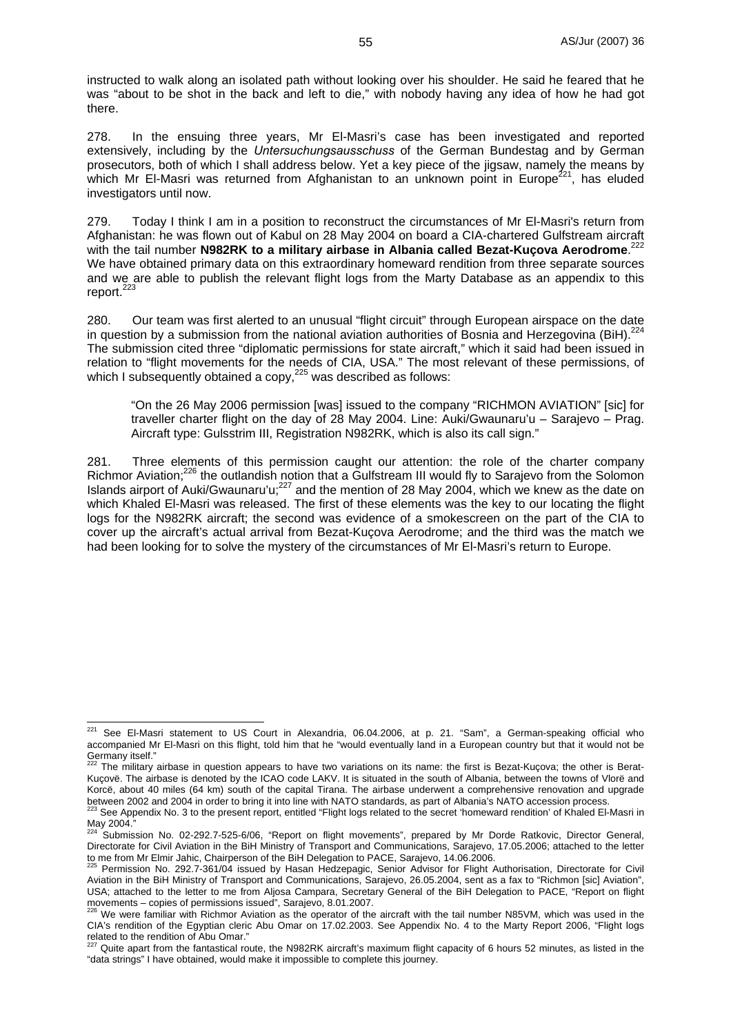instructed to walk along an isolated path without looking over his shoulder. He said he feared that he was "about to be shot in the back and left to die," with nobody having any idea of how he had got there.

278. In the ensuing three years, Mr El-Masri's case has been investigated and reported extensively, including by the *Untersuchungsausschuss* of the German Bundestag and by German prosecutors, both of which I shall address below. Yet a key piece of the jigsaw, namely the means by which Mr El-Masri was returned from Afghanistan to an unknown point in Europe[221], has eluded investigators until now.

279. Today I think I am in a position to reconstruct the circumstances of Mr El-Masri's return from Afghanistan: he was flown out of Kabul on 28 May 2004 on board a CIA-chartered Gulfstream aircraft with the tail number **N982RK to a military airbase in Albania called Bezat-Kuçova Aerodrome**.[222] We have obtained primary data on this extraordinary homeward rendition from three separate sources and we are able to publish the relevant flight logs from the Marty Database as an appendix to this report.[223]

280. Our team was first alerted to an unusual "flight circuit" through European airspace on the date in question by a submission from the national aviation authorities of Bosnia and Herzegovina (BiH).[224] The submission cited three "diplomatic permissions for state aircraft," which it said had been issued in relation to "flight movements for the needs of CIA, USA." The most relevant of these permissions, of which I subsequently obtained a copy,[225] was described as follows:

> "On the 26 May 2006 permission [was] issued to the company "RICHMON AVIATION" [sic] for traveller charter flight on the day of 28 May 2004. Line: Auki/Gwaunaru'u – Sarajevo – Prag. Aircraft type: Gulsstrim III, Registration N982RK, which is also its call sign."

281. Three elements of this permission caught our attention: the role of the charter company Richmor Aviation;[226] the outlandish notion that a Gulfstream III would fly to Sarajevo from the Solomon Islands airport of Auki/Gwaunaru'u;[227] and the mention of 28 May 2004, which we knew as the date on which Khaled El-Masri was released. The first of these elements was the key to our locating the flight logs for the N982RK aircraft; the second was evidence of a smokescreen on the part of the CIA to cover up the aircraft's actual arrival from Bezat-Kuçova Aerodrome; and the third was the match we had been looking for to solve the mystery of the circumstances of Mr El-Masri's return to Europe.

---

[221] See El-Masri statement to US Court in Alexandria, 06.04.2006, at p. 21. "Sam", a German-speaking official who accompanied Mr El-Masri on this flight, told him that he "would eventually land in a European country but that it would not be Germany itself."

[222] The military airbase in question appears to have two variations on its name: the first is Bezat-Kuçova; the other is Berat-Kuçovë. The airbase is denoted by the ICAO code LAKV. It is situated in the south of Albania, between the towns of Vlorë and Korcë, about 40 miles (64 km) south of the capital Tirana. The airbase underwent a comprehensive renovation and upgrade between 2002 and 2004 in order to bring it into line with NATO standards, as part of Albania's NATO accession process.

[223] See Appendix No. 3 to the present report, entitled "Flight logs related to the secret 'homeward rendition' of Khaled El-Masri in May 2004."

[224] Submission No. 02-292.7-525-6/06, "Report on flight movements", prepared by Mr Dorde Ratkovic, Director General, Directorate for Civil Aviation in the BiH Ministry of Transport and Communications, Sarajevo, 17.05.2006; attached to the letter to me from Mr Elmir Jahic, Chairperson of the BiH Delegation to PACE, Sarajevo, 14.06.2006.

[225] Permission No. 292.7-361/04 issued by Hasan Hedzepagic, Senior Advisor for Flight Authorisation, Directorate for Civil Aviation in the BiH Ministry of Transport and Communications, Sarajevo, 26.05.2004, sent as a fax to "Richmon [sic] Aviation", USA; attached to the letter to me from Aljosa Campara, Secretary General of the BiH Delegation to PACE, "Report on flight movements – copies of permissions issued", Sarajevo, 8.01.2007.

[226] We were familiar with Richmor Aviation as the operator of the aircraft with the tail number N85VM, which was used in the CIA's rendition of the Egyptian cleric Abu Omar on 17.02.2003. See Appendix No. 4 to the Marty Report 2006, "Flight logs related to the rendition of Abu Omar."

[227] Quite apart from the fantastical route, the N982RK aircraft's maximum flight capacity of 6 hours 52 minutes, as listed in the "data strings" I have obtained, would make it impossible to complete this journey.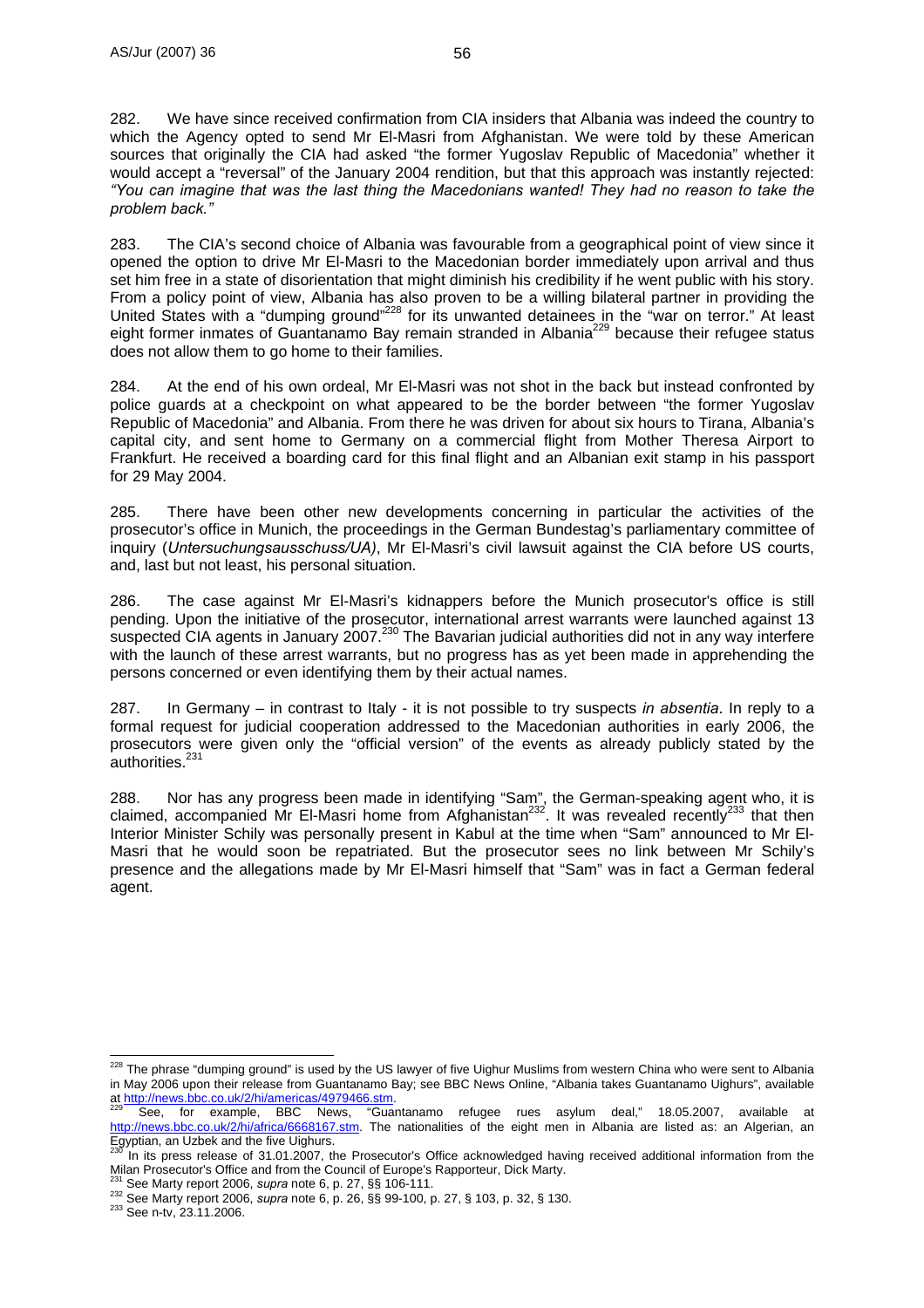282. We have since received confirmation from CIA insiders that Albania was indeed the country to which the Agency opted to send Mr El-Masri from Afghanistan. We were told by these American sources that originally the CIA had asked "the former Yugoslav Republic of Macedonia" whether it would accept a "reversal" of the January 2004 rendition, but that this approach was instantly rejected: *"You can imagine that was the last thing the Macedonians wanted! They had no reason to take the problem back."*

283. The CIA's second choice of Albania was favourable from a geographical point of view since it opened the option to drive Mr El-Masri to the Macedonian border immediately upon arrival and thus set him free in a state of disorientation that might diminish his credibility if he went public with his story. From a policy point of view, Albania has also proven to be a willing bilateral partner in providing the United States with a "dumping ground"[228] for its unwanted detainees in the "war on terror." At least eight former inmates of Guantanamo Bay remain stranded in Albania[229] because their refugee status does not allow them to go home to their families.

284. At the end of his own ordeal, Mr El-Masri was not shot in the back but instead confronted by police guards at a checkpoint on what appeared to be the border between "the former Yugoslav Republic of Macedonia" and Albania. From there he was driven for about six hours to Tirana, Albania's capital city, and sent home to Germany on a commercial flight from Mother Theresa Airport to Frankfurt. He received a boarding card for this final flight and an Albanian exit stamp in his passport for 29 May 2004.

285. There have been other new developments concerning in particular the activities of the prosecutor's office in Munich, the proceedings in the German Bundestag's parliamentary committee of inquiry (*Untersuchungsausschuss/UA)*, Mr El-Masri's civil lawsuit against the CIA before US courts, and, last but not least, his personal situation.

286. The case against Mr El-Masri's kidnappers before the Munich prosecutor's office is still pending. Upon the initiative of the prosecutor, international arrest warrants were launched against 13 suspected CIA agents in January 2007.[230] The Bavarian judicial authorities did not in any way interfere with the launch of these arrest warrants, but no progress has as yet been made in apprehending the persons concerned or even identifying them by their actual names.

287. In Germany – in contrast to Italy - it is not possible to try suspects *in absentia*. In reply to a formal request for judicial cooperation addressed to the Macedonian authorities in early 2006, the prosecutors were given only the "official version" of the events as already publicly stated by the authorities.[231]

288. Nor has any progress been made in identifying "Sam", the German-speaking agent who, it is claimed, accompanied Mr El-Masri home from Afghanistan[232]. It was revealed recently[233] that then Interior Minister Schily was personally present in Kabul at the time when "Sam" announced to Mr El-Masri that he would soon be repatriated. But the prosecutor sees no link between Mr Schily's presence and the allegations made by Mr El-Masri himself that "Sam" was in fact a German federal agent.

---

[228] The phrase "dumping ground" is used by the US lawyer of five Uighur Muslims from western China who were sent to Albania in May 2006 upon their release from Guantanamo Bay; see BBC News Online, "Albania takes Guantanamo Uighurs", available at http://news.bbc.co.uk/2/hi/americas/4979466.stm.

[229] See, for example, BBC News, "Guantanamo refugee rues asylum deal," 18.05.2007, available at http://news.bbc.co.uk/2/hi/africa/6668167.stm. The nationalities of the eight men in Albania are listed as: an Algerian, an Egyptian, an Uzbek and the five Uighurs.

[230] In its press release of 31.01.2007, the Prosecutor's Office acknowledged having received additional information from the Milan Prosecutor's Office and from the Council of Europe's Rapporteur, Dick Marty.

[231] See Marty report 2006, *supra* note 6, p. 27, §§ 106-111.

[232] See Marty report 2006, *supra* note 6, p. 26, §§ 99-100, p. 27, § 103, p. 32, § 130.

[233] See n-tv, 23.11.2006.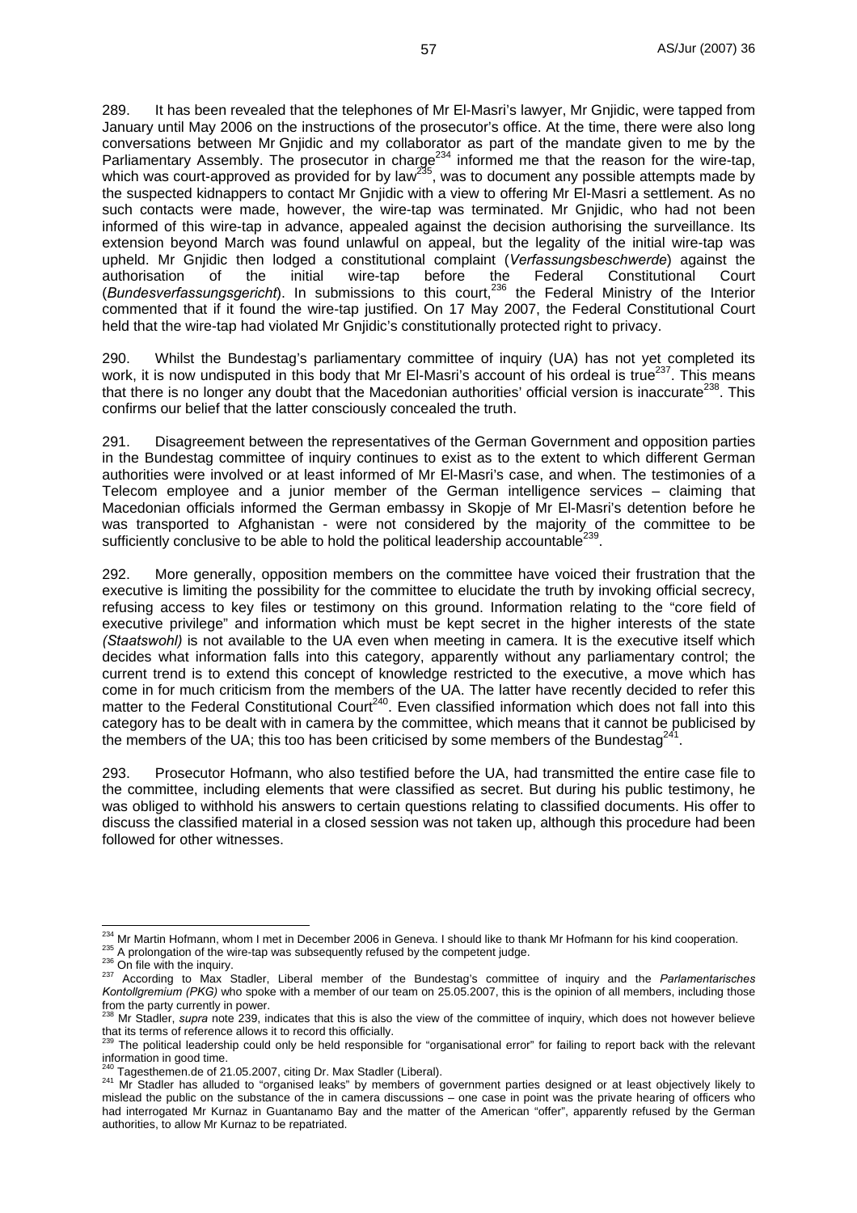289. It has been revealed that the telephones of Mr El-Masri's lawyer, Mr Gnjidic, were tapped from January until May 2006 on the instructions of the collaborator as part of the mandate given to me by the prosecutor's office. At the time, there were also long conversations between Mr Gnjidic and my collaborator as part of the mandate given to me by the Parliamentary Assembly. The prosecutor in charge[234] informed me that the reason for the wire-tap, which was court-approved as provided for by law[235], was to document any possible attempts made by the suspected kidnappers to contact Mr Gnjidic with a view to offering Mr El-Masri a settlement. As no such contacts were made, however, the wire-tap was terminated. Mr Gnjidic, who had not been informed of this wire-tap in advance, appealed against the decision authorising the surveillance. Its extension beyond March was found unlawful on appeal, but the legality of the initial wire-tap was upheld. Mr Gnjidic then lodged a constitutional complaint (*Verfassungsbeschwerde*) against the authorisation of the initial wire-tap before the Federal Constitutional Court (*Bundesverfassungsgericht*). In submissions to this court,[236] the Federal Ministry of the Interior commented that if it found the wire-tap justified. On 17 May 2007, the Federal Constitutional Court held that the wire-tap had violated Mr Gnjidic's constitutionally protected right to privacy.

290. Whilst the Bundestag's parliamentary committee of inquiry (UA) has not yet completed its work, it is now undisputed in this body that Mr El-Masri's account of his ordeal is true[237]. This means that there is no longer any doubt that the Macedonian authorities' official version is inaccurate[238]. This confirms our belief that the latter consciously concealed the truth.

291. Disagreement between the representatives of the German Government and opposition parties in the Bundestag committee of inquiry continues to exist as to the extent to which different German authorities were involved or at least informed of Mr El-Masri's case, and when. The testimonies of a Telecom employee and a junior member of the German intelligence services – claiming that Macedonian officials informed the German embassy in Skopje of Mr El-Masri's detention before he was transported to Afghanistan - were not considered by the majority of the committee to be sufficiently conclusive to be able to hold the political leadership accountable[239].

292. More generally, opposition members on the committee have voiced their frustration that the executive is limiting the possibility for the committee to elucidate the truth by invoking official secrecy, refusing access to key files or testimony on this ground. Information relating to the "core field of executive privilege" and information which must be kept secret in the higher interests of the state *(Staatswohl)* is not available to the UA even when meeting in camera. It is the executive itself which decides what information falls into this category, apparently without any parliamentary control; the current trend is to extend this concept of knowledge restricted to the executive, a move which has come in for much criticism from the members of the UA. The latter have recently decided to refer this matter to the Federal Constitutional Court[240]. Even classified information which does not fall into this category has to be dealt with in camera by the committee, which means that it cannot be publicised by the members of the UA; this too has been criticised by some members of the Bundestag[241].

293. Prosecutor Hofmann, who also testified before the UA, had transmitted the entire case file to the committee, including elements that were classified as secret. But during his public testimony, he was obliged to withhold his answers to certain questions relating to classified documents. His offer to discuss the classified material in a closed session was not taken up, although this procedure had been followed for other witnesses.

---

[234] Mr Martin Hofmann, whom I met in December 2006 in Geneva. I should like to thank Mr Hofmann for his kind cooperation.

[235] A prolongation of the wire-tap was subsequently refused by the competent judge.

[236] On file with the inquiry.

[237] According to Max Stadler, Liberal member of the Bundestag's committee of inquiry and the *Parlamentarisches Kontollgremium (PKG)* who spoke with a member of our team on 25.05.2007, this is the opinion of all members, including those from the party currently in power.

[238] Mr Stadler, *supra* note 239, indicates that this is also the view of the committee of inquiry, which does not however believe that its terms of reference allows it to record this officially.

[239] The political leadership could only be held responsible for "organisational error" for failing to report back with the relevant information in good time.

[240] Tagesthemen.de of 21.05.2007, citing Dr. Max Stadler (Liberal).

[241] Mr Stadler has alluded to "organised leaks" by members of government parties designed or at least objectively likely to mislead the public on the substance of the in camera discussions – one case in point was the private hearing of officers who had interrogated Mr Kurnaz in Guantanamo Bay and the matter of the American "offer", apparently refused by the German authorities, to allow Mr Kurnaz to be repatriated.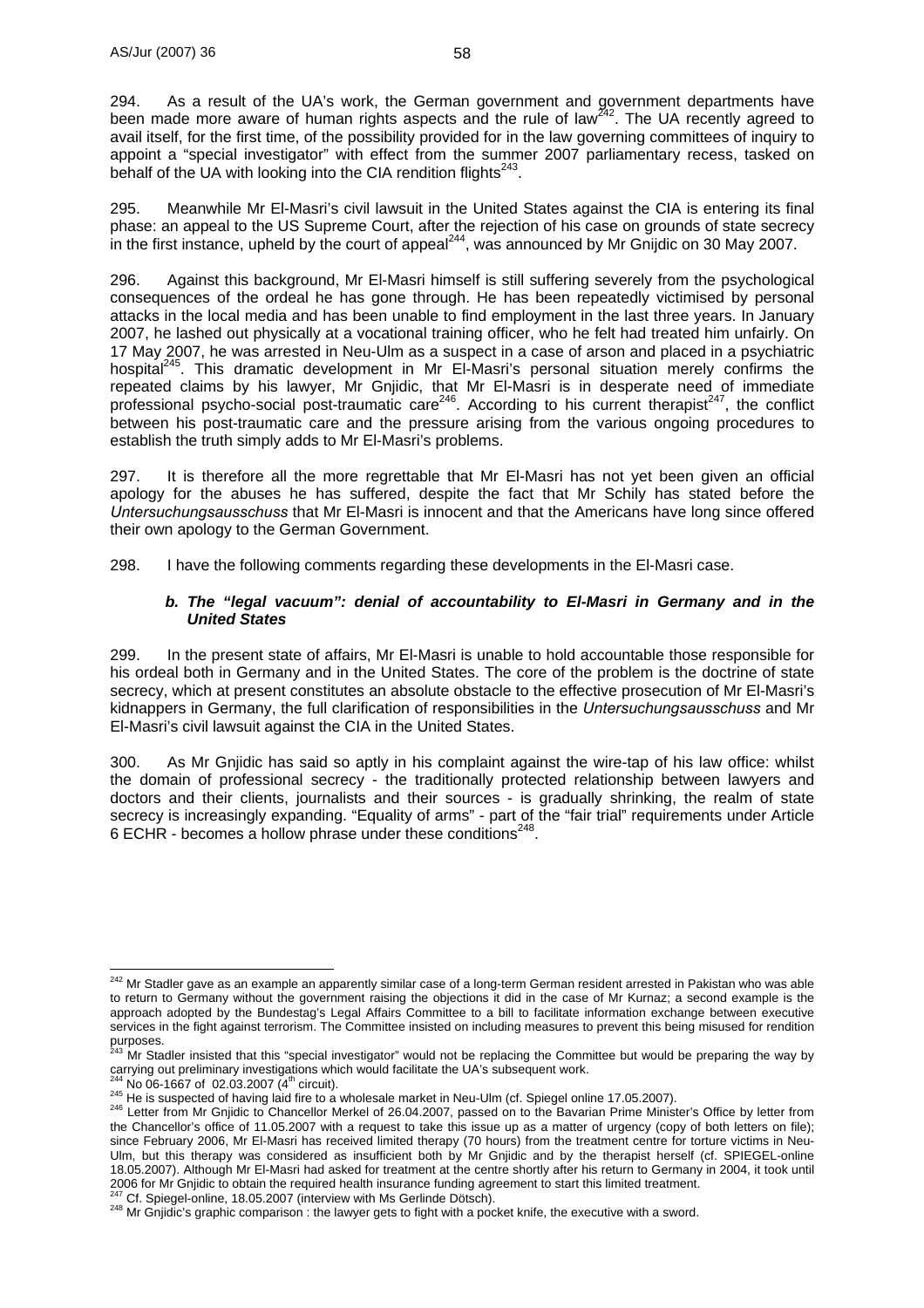294. As a result of the UA's work, the German government and government departments have been made more aware of human rights aspects and the rule of law[242]. The UA recently agreed to avail itself, for the first time, of the possibility provided for in the law governing committees of inquiry to appoint a "special investigator" with effect from the summer 2007 parliamentary recess, tasked on behalf of the UA with looking into the CIA rendition flights[243].

295. Meanwhile Mr El-Masri's civil lawsuit in the United States against the CIA is entering its final phase: an appeal to the US Supreme Court, after the rejection of his case on grounds of state secrecy in the first instance, upheld by the court of appeal[244], was announced by Mr Gnijdic on 30 May 2007.

296. Against this background, Mr El-Masri himself is still suffering severely from the psychological consequences of the ordeal he has gone through. He has been repeatedly victimised by personal attacks in the local media and has been unable to find employment in the last three years. In January 2007, he lashed out physically at a vocational training officer, who he felt had treated him unfairly. On 17 May 2007, he was arrested in Neu-Ulm as a suspect in a case of arson and placed in a psychiatric hospital[245]. This dramatic development in Mr El-Masri's personal situation merely confirms the repeated claims by his lawyer, Mr Gnjidic, that Mr El-Masri is in desperate need of immediate professional psycho-social post-traumatic care[246]. According to his current therapist[247], the conflict between his post-traumatic care and the pressure arising from the various ongoing procedures to establish the truth simply adds to Mr El-Masri's problems.

297. It is therefore all the more regrettable that Mr El-Masri has not yet been given an official apology for the abuses he has suffered, despite the fact that Mr Schily has stated before the *Untersuchungsausschuss* that Mr El-Masri is innocent and that the Americans have long since offered their own apology to the German Government.

298. I have the following comments regarding these developments in the El-Masri case.

#### *b. The "legal vacuum": denial of accountability to El-Masri in Germany and in the United States*

299. In the present state of affairs, Mr El-Masri is unable to hold accountable those responsible for his ordeal both in Germany and in the United States. The core of the problem is the doctrine of state secrecy, which at present constitutes an absolute obstacle to the effective prosecution of Mr El-Masri's kidnappers in Germany, the full clarification of responsibilities in the *Untersuchungsausschuss* and Mr El-Masri's civil lawsuit against the CIA in the United States.

300. As Mr Gnjidic has said so aptly in his complaint against the wire-tap of his law office: whilst the domain of professional secrecy - the traditionally protected relationship between lawyers and doctors and their clients, journalists and their sources - is gradually shrinking, the realm of state secrecy is increasingly expanding. "Equality of arms" - part of the "fair trial" requirements under Article 6 ECHR - becomes a hollow phrase under these conditions[248].

---

[242] Mr Stadler gave as an example an apparently similar case of a long-term German resident arrested in Pakistan who was able to return to Germany without the government raising the objections it did in the case of Mr Kurnaz; a second example is the approach adopted by the Bundestag's Legal Affairs Committee to a bill to facilitate information exchange between executive services in the fight against terrorism. The Committee insisted on including measures to prevent this being misused for rendition purposes.

[243] Mr Stadler insisted that this "special investigator" would not be replacing the Committee but would be preparing the way by carrying out preliminary investigations which would facilitate the UA's subsequent work.

[244] No 06-1667 of 02.03.2007 (4th circuit).

[245] He is suspected of having laid fire to a wholesale market in Neu-Ulm (cf. Spiegel online 17.05.2007).

[246] Letter from Mr Gnjidic to Chancellor Merkel of 26.04.2007, passed on to the Bavarian Prime Minister's Office by letter from the Chancellor's office of 11.05.2007 with a request to take this issue up as a matter of urgency (copy of both letters on file); since February 2006, Mr El-Masri has received limited therapy (70 hours) from the treatment centre for torture victims in Neu-Ulm, but this therapy was considered as insufficient both by Mr Gnjidic and by the therapist herself (cf. SPIEGEL-online 18.05.2007). Although Mr El-Masri had asked for treatment at the centre shortly after his return to Germany in 2004, it took until 2006 for Mr Gnjidic to obtain the required health insurance funding agreement to start this limited treatment.

[247] Cf. Spiegel-online, 18.05.2007 (interview with Ms Gerlinde Dötsch).

[248] Mr Gnjidic's graphic comparison : the lawyer gets to fight with a pocket knife, the executive with a sword.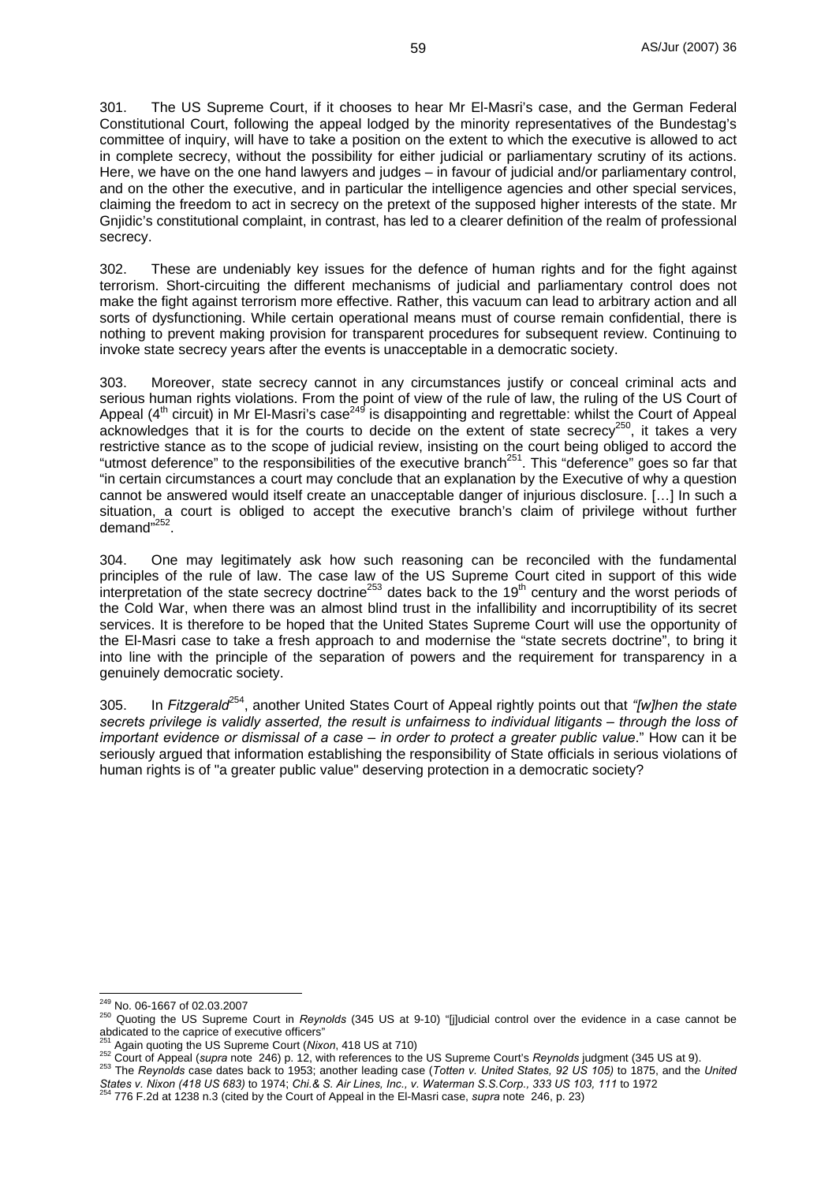301. The US Supreme Court, if it chooses to hear Mr El-Masri's case, and the German Federal Constitutional Court, following the appeal lodged by the minority representatives of the Bundestag's committee of inquiry, will have to take a position on the extent to which the executive is allowed to act in complete secrecy, without the possibility for either judicial or parliamentary scrutiny of its actions. Here, we have on the one hand lawyers and judges – in favour of judicial and/or parliamentary control, and on the other the executive, and in particular the intelligence agencies and other special services, claiming the freedom to act in secrecy on the pretext of the supposed higher interests of the state. Mr Gnjidic's constitutional complaint, in contrast, has led to a clearer definition of the realm of professional secrecy.

302. These are undeniably key issues for the defence of human rights and for the fight against terrorism. Short-circuiting the different mechanisms of judicial and parliamentary control does not make the fight against terrorism more effective. Rather, this vacuum can lead to arbitrary action and all sorts of dysfunctioning. While certain operational means must of course remain confidential, there is nothing to prevent making provision for transparent procedures for subsequent review. Continuing to invoke state secrecy years after the events is unacceptable in a democratic society.

303. Moreover, state secrecy cannot in any circumstances justify or conceal criminal acts and serious human rights violations. From the point of view of the rule of law, the ruling of the US Court of Appeal (4th circuit) in Mr El-Masri's case[249] is disappointing and regrettable: whilst the Court of Appeal acknowledges that it is for the courts to decide on the extent of state secrecy[250], it takes a very restrictive stance as to the scope of judicial review, insisting on the court being obliged to accord the "utmost deference" to the responsibilities of the executive branch[251]. This "deference" goes so far that "in certain circumstances a court may conclude that an explanation by the Executive of why a question cannot be answered would itself create an unacceptable danger of injurious disclosure. […] In such a situation, a court is obliged to accept the executive branch's claim of privilege without further demand"[252].

304. One may legitimately ask how such reasoning can be reconciled with the fundamental principles of the rule of law. The case law of the US Supreme Court cited in support of this wide interpretation of the state secrecy doctrine[253] dates back to the 19th century and the worst periods of the Cold War, when there was an almost blind trust in the infallibility and incorruptibility of its secret services. It is therefore to be hoped that the United States Supreme Court will use the opportunity of the El-Masri case to take a fresh approach to and modernise the "state secrets doctrine", to bring it into line with the principle of the separation of powers and the requirement for transparency in a genuinely democratic society.

305. In *Fitzgerald*[254], another United States Court of Appeal rightly points out that *"[w]hen the state secrets privilege is validly asserted, the result is unfairness to individual litigants – through the loss of important evidence or dismissal of a case – in order to protect a greater public value*." How can it be seriously argued that information establishing the responsibility of State officials in serious violations of human rights is of "a greater public value" deserving protection in a democratic society?

---

[249] No. 06-1667 of 02.03.2007

[250] Quoting the US Supreme Court in *Reynolds* (345 US at 9-10) "[j]udicial control over the evidence in a case cannot be abdicated to the caprice of executive officers"

[251] Again quoting the US Supreme Court (*Nixon*, 418 US at 710)

[252] Court of Appeal (*supra* note 246) p. 12, with references to the US Supreme Court's *Reynolds* judgment (345 US at 9).

[253] The *Reynolds* case dates back to 1953; another leading case (*Totten v. United States, 92 US 105)* to 1875, and the *United States v. Nixon (418 US 683)* to 1974; *Chi.& S. Air Lines, Inc., v. Waterman S.S.Corp., 333 US 103, 111* to 1972

[254] 776 F.2d at 1238 n.3 (cited by the Court of Appeal in the El-Masri case, *supra* note 246, p. 23)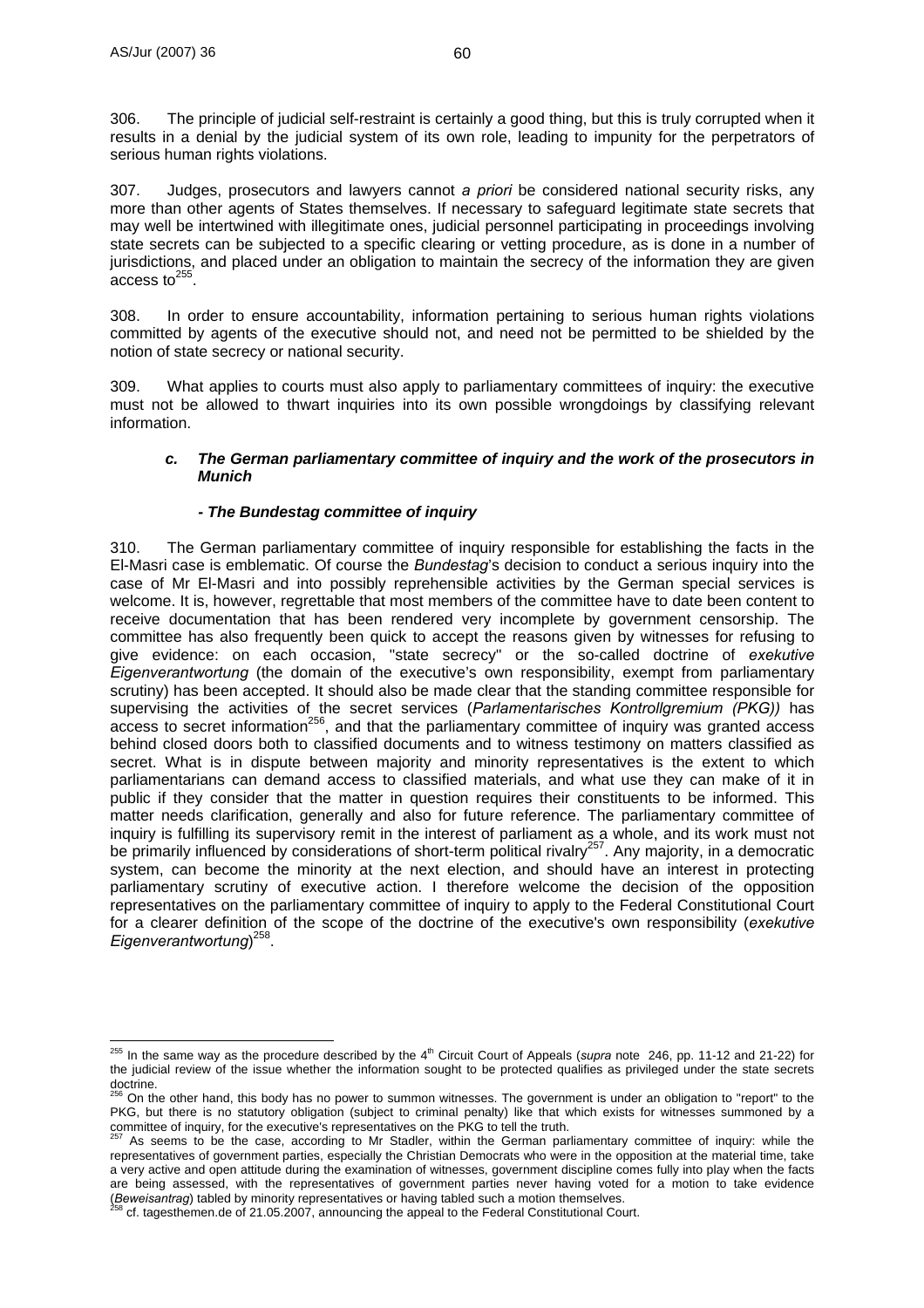306. The principle of judicial self-restraint is certainly a good thing, but this is truly corrupted when it results in a denial by the judicial system of its own role, leading to impunity for the perpetrators of serious human rights violations.

307. Judges, prosecutors and lawyers cannot *a priori* be considered national security risks, any more than other agents of States themselves. If necessary to safeguard legitimate state secrets that may well be intertwined with illegitimate ones, judicial personnel participating in proceedings involving state secrets can be subjected to a specific clearing or vetting procedure, as is done in a number of jurisdictions, and placed under an obligation to maintain the secrecy of the information they are given access to[255].

308. In order to ensure accountability, information pertaining to serious human rights violations committed by agents of the executive should not, and need not be permitted to be shielded by the notion of state secrecy or national security.

309. What applies to courts must also apply to parliamentary committees of inquiry: the executive must not be allowed to thwart inquiries into its own possible wrongdoings by classifying relevant information.

### *c. The German parliamentary committee of inquiry and the work of the prosecutors in Munich*

#### *- The Bundestag committee of inquiry*

310. The German parliamentary committee of inquiry responsible for establishing the facts in the El-Masri case is emblematic. Of course the *Bundestag*'s decision to conduct a serious inquiry into the case of Mr El-Masri and into possibly reprehensible activities by the German special services is welcome. It is, however, regrettable that most members of the committee have to date been content to receive documentation that has been rendered very incomplete by government censorship. The committee has also frequently been quick to accept the reasons given by witnesses for refusing to give evidence: on each occasion, "state secrecy" or the so-called doctrine of *exekutive Eigenverantwortung* (the domain of the executive's own responsibility, exempt from parliamentary scrutiny) has been accepted. It should also be made clear that the standing committee responsible for supervising the activities of the secret services (*Parlamentarisches Kontrollgremium (PKG))* has access to secret information[256], and that the parliamentary committee of inquiry was granted access behind closed doors both to classified documents and to witness testimony on matters classified as secret. What is in dispute between majority and minority representatives is the extent to which parliamentarians can demand access to classified materials, and what use they can make of it in public if they consider that the matter in question requires their constituents to be informed. This matter needs clarification, generally and also for future reference. The parliamentary committee of inquiry is fulfilling its supervisory remit in the interest of parliament as a whole, and its work must not be primarily influenced by considerations of short-term political rivalry[257]. Any majority, in a democratic system, can become the minority at the next election, and should have an interest in protecting parliamentary scrutiny of executive action. I therefore welcome the decision of the opposition representatives on the parliamentary committee of inquiry to apply to the Federal Constitutional Court for a clearer definition of the scope of the doctrine of the executive's own responsibility (*exekutive Eigenverantwortung*)[258].

---

[255] In the same way as the procedure described by the 4th Circuit Court of Appeals (*supra* note 246, pp. 11-12 and 21-22) for the judicial review of the issue whether the information sought to be protected qualifies as privileged under the state secrets doctrine.

[256] On the other hand, this body has no power to summon witnesses. The government is under an obligation to "report" to the PKG, but there is no statutory obligation (subject to criminal penalty) like that which exists for witnesses summoned by a committee of inquiry, for the executive's representatives on the PKG to tell the truth.

[257] As seems to be the case, according to Mr Stadler, within the German parliamentary committee of inquiry: while the representatives of government parties, especially the Christian Democrats who were in the opposition at the material time, take a very active and open attitude during the examination of witnesses, government discipline comes fully into play when the facts are being assessed, with the representatives of government parties never having voted for a motion to take evidence (*Beweisantrag*) tabled by minority representatives or having tabled such a motion themselves.

[258] cf. tagesthemen.de of 21.05.2007, announcing the appeal to the Federal Constitutional Court.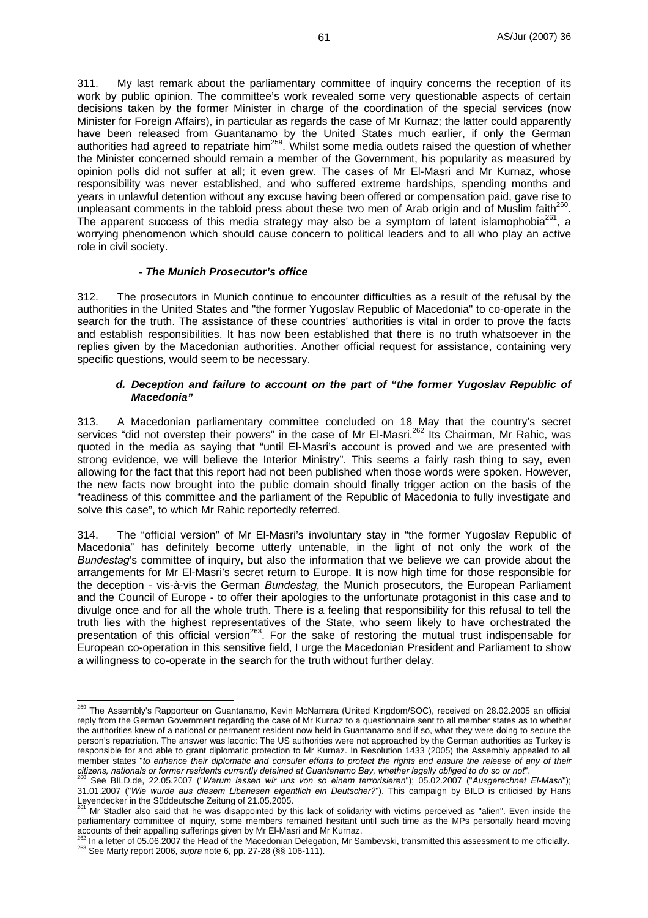311. My last remark about the parliamentary committee of inquiry concerns the reception of its work by public opinion. The committee's work revealed some very questionable aspects of certain decisions taken by the former Minister in charge of the coordination of the special services (now Minister for Foreign Affairs), in particular as regards the case of Mr Kurnaz; the latter could apparently have been released from Guantanamo by the United States much earlier, if only the German authorities had agreed to repatriate him[259]. Whilst some media outlets raised the question of whether the Minister concerned should remain a member of the Government, his popularity as measured by opinion polls did not suffer at all; it even grew. The cases of Mr El-Masri and Mr Kurnaz, whose responsibility was never established, and who suffered extreme hardships, spending months and years in unlawful detention without any excuse having been offered or compensation paid, gave rise to unpleasant comments in the tabloid press about these two men of Arab origin and of Muslim faith[260]. The apparent success of this media strategy may also be a symptom of latent islamophobia[261], a worrying phenomenon which should cause concern to political leaders and to all who play an active role in civil society.

#### *- The Munich Prosecutor's office*

312. The prosecutors in Munich continue to encounter difficulties as a result of the refusal by the authorities in the United States and "the former Yugoslav Republic of Macedonia" to co-operate in the search for the truth. The assistance of these countries' authorities is vital in order to prove the facts and establish responsibilities. It has now been established that there is no truth whatsoever in the replies given by the Macedonian authorities. Another official request for assistance, containing very specific questions, would seem to be necessary.

### *d. Deception and failure to account on the part of "the former Yugoslav Republic of Macedonia"*

313. A Macedonian parliamentary committee concluded on 18 May that the country's secret services "did not overstep their powers" in the case of Mr El-Masri.[262] Its Chairman, Mr Rahic, was quoted in the media as saying that "until El-Masri's account is proved and we are presented with strong evidence, we will believe the Interior Ministry". This seems a fairly rash thing to say, even allowing for the fact that this report had not been published when those words were spoken. However, the new facts now brought into the public domain should finally trigger action on the basis of the "readiness of this committee and the parliament of the Republic of Macedonia to fully investigate and solve this case", to which Mr Rahic reportedly referred.

314. The "official version" of Mr El-Masri's involuntary stay in "the former Yugoslav Republic of Macedonia" has definitely become utterly untenable, in the light of not only the work of the *Bundestag*'s committee of inquiry, but also the information that we believe we can provide about the arrangements for Mr El-Masri's secret return to Europe. It is now high time for those responsible for the deception - vis-à-vis the German *Bundestag*, the Munich prosecutors, the European Parliament and the Council of Europe - to offer their apologies to the unfortunate protagonist in this case and to divulge once and for all the whole truth. There is a feeling that responsibility for this refusal to tell the truth lies with the highest representatives of the State, who seem likely to have orchestrated the presentation of this official version[263]. For the sake of restoring the mutual trust indispensable for European co-operation in this sensitive field, I urge the Macedonian President and Parliament to show a willingness to co-operate in the search for the truth without further delay.

---

[259] The Assembly's Rapporteur on Guantanamo, Kevin McNamara (United Kingdom/SOC), received on 28.02.2005 an official reply from the German Government regarding the case of Mr Kurnaz to a questionnaire sent to all member states as to whether the authorities knew of a national or permanent resident now held in Guantanamo and if so, what they were doing to secure the person's repatriation. The answer was laconic: The US authorities were not approached by the German authorities as Turkey is responsible for and able to grant diplomatic protection to Mr Kurnaz. In Resolution 1433 (2005) the Assembly appealed to all member states "*to enhance their diplomatic and consular efforts to protect the rights and ensure the release of any of their citizens, nationals or former residents currently detained at Guantanamo Bay, whether legally obliged to do so or not*".

[260] See BILD.de, 22.05.2007 ("*Warum lassen wir uns von so einem terrorisieren*"); 05.02.2007 ("*Ausgerechnet El-Masri*"); 31.01.2007 ("*Wie wurde aus diesem Libanesen eigentlich ein Deutscher?*"). This campaign by BILD is criticised by Hans Leyendecker in the Süddeutsche Zeitung of 21.05.2005.

[261] Mr Stadler also said that he was disappointed by this lack of solidarity with victims perceived as "alien". Even inside the parliamentary committee of inquiry, some members remained hesitant until such time as the MPs personally heard moving accounts of their appalling sufferings given by Mr El-Masri and Mr Kurnaz.

[262] In a letter of 05.06.2007 the Head of the Macedonian Delegation, Mr Sambevski, transmitted this assessment to me officially.

[263] See Marty report 2006, *supra* note 6, pp. 27-28 (§§ 106-111).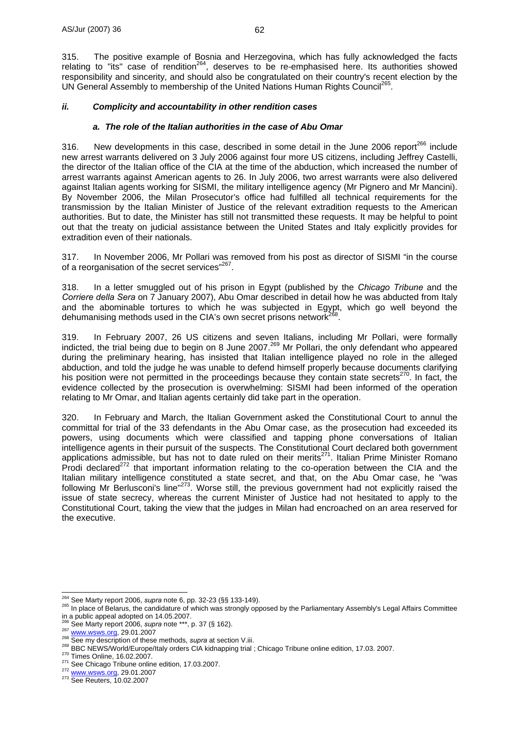315. The positive example of Bosnia and Herzegovina, which has fully acknowledged the facts relating to "its" case of rendition[264], deserves to be re-emphasised here. Its authorities showed responsibility and sincerity, and should also be congratulated on their country's recent election by the UN General Assembly to membership of the United Nations Human Rights Council[265].

### *ii. Complicity and accountability in other rendition cases*

#### *a. The role of the Italian authorities in the case of Abu Omar*

316. New developments in this case, described in some detail in the June 2006 report[266] include new arrest warrants delivered on 3 July 2006 against four more US citizens, including Jeffrey Castelli, the director of the Italian office of the CIA at the time of the abduction, which increased the number of arrest warrants against American agents to 26. In July 2006, two arrest warrants were also delivered against Italian agents working for SISMI, the military intelligence agency (Mr Pignero and Mr Mancini). By November 2006, the Milan Prosecutor's office had fulfilled all technical requirements for the transmission by the Italian Minister of Justice of the relevant extradition requests to the American authorities. But to date, the Minister has still not transmitted these requests. It may be helpful to point out that the treaty on judicial assistance between the United States and Italy explicitly provides for extradition even of their nationals.

317. In November 2006, Mr Pollari was removed from his post as director of SISMI "in the course of a reorganisation of the secret services"[267].

318. In a letter smuggled out of his prison in Egypt (published by the *Chicago Tribune* and the *Corriere della Sera* on 7 January 2007), Abu Omar described in detail how he was abducted from Italy and the abominable tortures to which he was subjected in Egypt, which go well beyond the dehumanising methods used in the CIA's own secret prisons network[268].

319. In February 2007, 26 US citizens and seven Italians, including Mr Pollari, were formally indicted, the trial being due to begin on 8 June 2007.[269] Mr Pollari, the only defendant who appeared during the preliminary hearing, has insisted that Italian intelligence played no role in the alleged abduction, and told the judge he was unable to defend himself properly because documents clarifying his position were not permitted in the proceedings because they contain state secrets[270]. In fact, the evidence collected by the prosecution is overwhelming: SISMI had been informed of the operation relating to Mr Omar, and Italian agents certainly did take part in the operation.

320. In February and March, the Italian Government asked the Constitutional Court to annul the committal for trial of the 33 defendants in the Abu Omar case, as the prosecution had exceeded its powers, using documents which were classified and tapping phone conversations of Italian intelligence agents in their pursuit of the suspects. The Constitutional Court declared both government applications admissible, but has not to date ruled on their merits[271]. Italian Prime Minister Romano Prodi declared[272] that important information relating to the co-operation between the CIA and the Italian military intelligence constituted a state secret, and that, on the Abu Omar case, he "was following Mr Berlusconi's line"[273]. Worse still, the previous government had not explicitly raised the issue of state secrecy, whereas the current Minister of Justice had not hesitated to apply to the Constitutional Court, taking the view that the judges in Milan had encroached on an area reserved for the executive.

---

[264] See Marty report 2006, *supra* note 6, pp. 32-23 (§§ 133-149).

[265] In place of Belarus, the candidature of which was strongly opposed by the Parliamentary Assembly's Legal Affairs Committee in a public appeal adopted on 14.05.2007.

[266] See Marty report 2006, *supra* note \*\*\*, p. 37 (§ 162).

[267] www.wsws.org, 29.01.2007

[268] See my description of these methods, *supra* at section V.iii.

[269] BBC NEWS/World/Europe/Italy orders CIA kidnapping trial ; Chicago Tribune online edition, 17.03. 2007.

[270] Times Online, 16.02.2007.

[271] See Chicago Tribune online edition, 17.03.2007.

[272] www.wsws.org, 29.01.2007

[273] See Reuters, 10.02.2007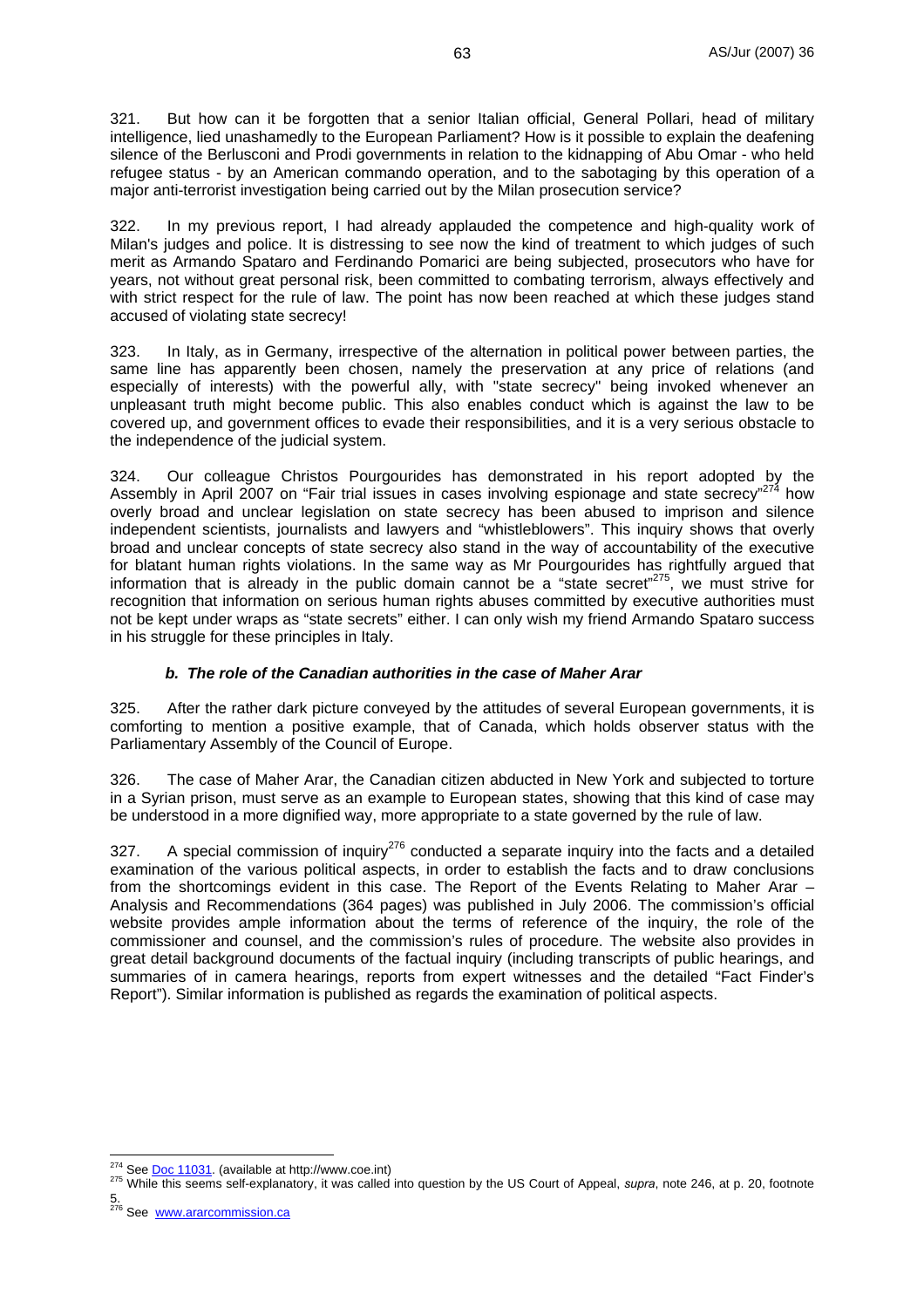321. But how can it be forgotten that a senior Italian official, General Pollari, head of military intelligence, lied unashamedly to the European Parliament? How is it possible to explain the deafening silence of the Berlusconi and Prodi governments in relation to the kidnapping of Abu Omar - who held refugee status - by an American commando operation, and to the sabotaging by this operation of a major anti-terrorist investigation being carried out by the Milan prosecution service?

322. In my previous report, I had already applauded the competence and high-quality work of Milan's judges and police. It is distressing to see now the kind of treatment to which judges of such merit as Armando Spataro and Ferdinando Pomarici are being subjected, prosecutors who have for years, not without great personal risk, been committed to combating terrorism, always effectively and with strict respect for the rule of law. The point has now been reached at which these judges stand accused of violating state secrecy!

323. In Italy, as in Germany, irrespective of the alternation in political power between parties, the same line has apparently been chosen, namely the preservation at any price of relations (and especially of interests) with the powerful ally, with "state secrecy" being invoked whenever an unpleasant truth might become public. This also enables conduct which is against the law to be covered up, and government offices to evade their responsibilities, and it is a very serious obstacle to the independence of the judicial system.

324. Our colleague Christos Pourgourides has demonstrated in his report adopted by the Assembly in April 2007 on "Fair trial issues in cases involving espionage and state secrecy"[274] how overly broad and unclear legislation on state secrecy has been abused to imprison and silence independent scientists, journalists and lawyers and "whistleblowers". This inquiry shows that overly broad and unclear concepts of state secrecy also stand in the way of accountability of the executive for blatant human rights violations. In the same way as Mr Pourgourides has rightfully argued that information that is already in the public domain cannot be a "state secret"[275], we must strive for recognition that information on serious human rights abuses committed by executive authorities must not be kept under wraps as "state secrets" either. I can only wish my friend Armando Spataro success in his struggle for these principles in Italy.

### *b. The role of the Canadian authorities in the case of Maher Arar*

325. After the rather dark picture conveyed by the attitudes of several European governments, it is comforting to mention a positive example, that of Canada, which holds observer status with the Parliamentary Assembly of the Council of Europe.

326. The case of Maher Arar, the Canadian citizen abducted in New York and subjected to torture in a Syrian prison, must serve as an example to European states, showing that this kind of case may be understood in a more dignified way, more appropriate to a state governed by the rule of law.

327. A special commission of inquiry[276] conducted a separate inquiry into the facts and a detailed examination of the various political aspects, in order to establish the facts and to draw conclusions from the shortcomings evident in this case. The Report of the Events Relating to Maher Arar – Analysis and Recommendations (364 pages) was published in July 2006. The commission's official website provides ample information about the terms of reference of the inquiry, the role of the commissioner and counsel, and the commission's rules of procedure. The website also provides in great detail background documents of the factual inquiry (including transcripts of public hearings, and summaries of in camera hearings, reports from expert witnesses and the detailed "Fact Finder's Report"). Similar information is published as regards the examination of political aspects.

---

[274] See Doc 11031. (available at http://www.coe.int)

[275] While this seems self-explanatory, it was called into question by the US Court of Appeal, *supra*, note 246, at p. 20, footnote 5.

[276] See www.ararcommission.ca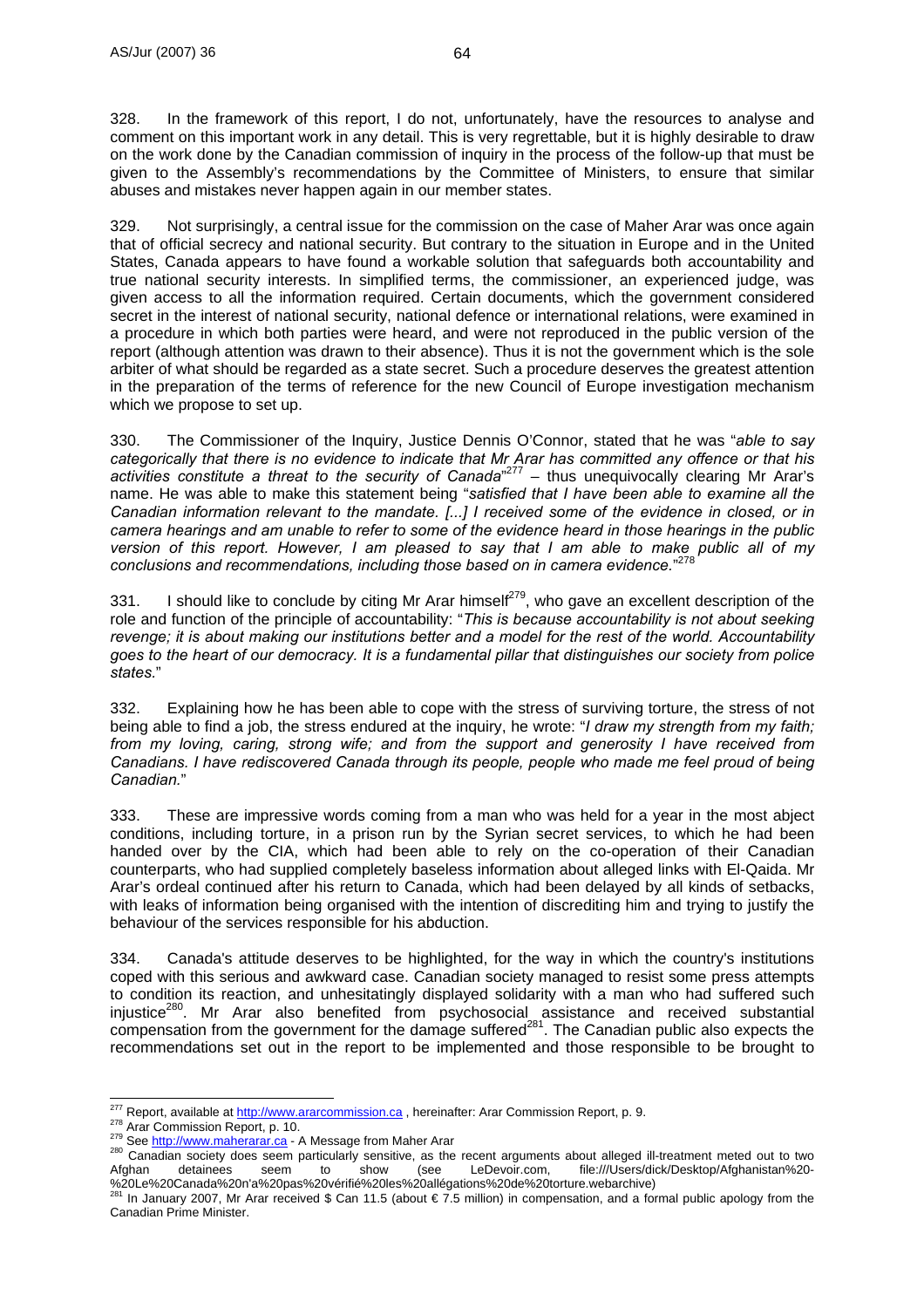328. In the framework of this report, I do not, unfortunately, have the resources to analyse and comment on this important work in any detail. This is very regrettable, but it is highly desirable to draw on the work done by the Canadian commission of inquiry in the process of the follow-up that must be given to the Assembly's recommendations by the Committee of Ministers, to ensure that similar abuses and mistakes never happen again in our member states.

329. Not surprisingly, a central issue for the commission on the case of Maher Arar was once again that of official secrecy and national security. But contrary to the situation in Europe and in the United States, Canada appears to have found a workable solution that safeguards both accountability and true national security interests. In simplified terms, the commissioner, an experienced judge, was given access to all the information required. Certain documents, which the government considered secret in the interest of national security, national defence or international relations, were examined in a procedure in which both parties were heard, and were not reproduced in the public version of the report (although attention was drawn to their absence). Thus it is not the government which is the sole arbiter of what should be regarded as a state secret. Such a procedure deserves the greatest attention in the preparation of the terms of reference for the new Council of Europe investigation mechanism which we propose to set up.

330. The Commissioner of the Inquiry, Justice Dennis O'Connor, stated that he was "*able to say categorically that there is no evidence to indicate that Mr Arar has committed any offence or that his activities constitute a threat to the security of Canada*"[277] – thus unequivocally clearing Mr Arar's name. He was able to make this statement being "*satisfied that I have been able to examine all the Canadian information relevant to the mandate. [...] I received some of the evidence in closed, or in camera hearings and am unable to refer to some of the evidence heard in those hearings in the public version of this report. However, I am pleased to say that I am able to make public all of my conclusions and recommendations, including those based on in camera evidence.*"[278]

331. I should like to conclude by citing Mr Arar himself[279], who gave an excellent description of the role and function of the principle of accountability: "*This is because accountability is not about seeking revenge; it is about making our institutions better and a model for the rest of the world. Accountability goes to the heart of our democracy. It is a fundamental pillar that distinguishes our society from police states.*"

332. Explaining how he has been able to cope with the stress of surviving torture, the stress of not being able to find a job, the stress endured at the inquiry, he wrote: "*I draw my strength from my faith; from my loving, caring, strong wife; and from the support and generosity I have received from Canadians. I have rediscovered Canada through its people, people who made me feel proud of being Canadian.*"

333. These are impressive words coming from a man who was held for a year in the most abject conditions, including torture, in a prison run by the Syrian secret services, to which he had been handed over by the CIA, which had been able to rely on the co-operation of their Canadian counterparts, who had supplied completely baseless information about alleged links with El-Qaida. Mr Arar's ordeal continued after his return to Canada, which had been delayed by all kinds of setbacks, with leaks of information being organised with the intention of discrediting him and trying to justify the behaviour of the services responsible for his abduction.

334. Canada's attitude deserves to be highlighted, for the way in which the country's institutions coped with this serious and awkward case. Canadian society managed to resist some press attempts to condition its reaction, and unhesitatingly displayed solidarity with a man who had suffered such injustice[280]. Mr Arar also benefited from psychosocial assistance and received substantial compensation from the government for the damage suffered[281]. The Canadian public also expects the recommendations set out in the report to be implemented and those responsible to be brought to

---

[277] Report, available at http://www.ararcommission.ca , hereinafter: Arar Commission Report, p. 9.

[278] Arar Commission Report, p. 10.

[279] See http://www.maherarar.ca - A Message from Maher Arar

[280] Canadian society does seem particularly sensitive, as the recent arguments about alleged ill-treatment meted out to two Afghan detainees seem to show (see LeDevoir.com, file:///Users/dick/Desktop/Afghanistan%20-%20Le%20Canada%20n'a%20pas%20vérifié%20les%20allégations%20de%20torture.webarchive)

[281] In January 2007, Mr Arar received $ Can 11.5 (about € 7.5 million) in compensation, and a formal public apology from the Canadian Prime Minister.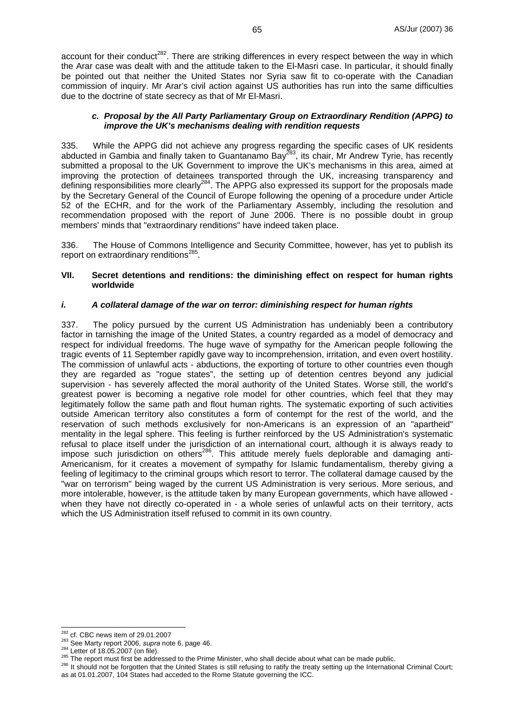account for their conduct[282]. There are striking differences in every respect between the way in which the Arar case was dealt with and the attitude taken to the El-Masri case. In particular, it should finally be pointed out that neither the United States nor Syria saw fit to co-operate with the Canadian commission of inquiry. Mr Arar's civil action against US authorities has run into the same difficulties due to the doctrine of state secrecy as that of Mr El-Masri.

#### *c. Proposal by the All Party Parliamentary Group on Extraordinary Rendition (APPG) to improve the UK's mechanisms dealing with rendition requests*

335. While the APPG did not achieve any progress regarding the specific cases of UK residents abducted in Gambia and finally taken to Guantanamo Bay[283], its chair, Mr Andrew Tyrie, has recently submitted a proposal to the UK Government to improve the UK's mechanisms in this area, aimed at improving the protection of detainees transported through the UK, increasing transparency and defining responsibilities more clearly[284]. The APPG also expressed its support for the proposals made by the Secretary General of the Council of Europe following the opening of a procedure under Article 52 of the ECHR, and for the work of the Parliamentary Assembly, including the resolution and recommendation proposed with the report of June 2006. There is no possible doubt in group members' minds that "extraordinary renditions" have indeed taken place.

336. The House of Commons Intelligence and Security Committee, however, has yet to publish its report on extraordinary renditions[285].

## VII. Secret detentions and renditions: the diminishing effect on respect for human rights worldwide

### *i. A collateral damage of the war on terror: diminishing respect for human rights*

337. The policy pursued by the current US Administration has undeniably been a contributory factor in tarnishing the image of the United States, a country regarded as a model of democracy and respect for individual freedoms. The huge wave of sympathy for the American people following the tragic events of 11 September rapidly gave way to incomprehension, irritation, and even overt hostility. The commission of unlawful acts - abductions, the exporting of torture to other countries even though they are regarded as "rogue states", the setting up of detention centres beyond any judicial supervision - has severely affected the moral authority of the United States. Worse still, the world's greatest power is becoming a negative role model for other countries, which feel that they may legitimately follow the same path and flout human rights. The systematic exporting of such activities outside American territory also constitutes a form of contempt for the rest of the world, and the reservation of such methods exclusively for non-Americans is an expression of an "apartheid" mentality in the legal sphere. This feeling is further reinforced by the US Administration's systematic refusal to place itself under the jurisdiction of an international court, although it is always ready to impose such jurisdiction on others[286]. This attitude merely fuels deplorable and damaging anti-Americanism, for it creates a movement of sympathy for Islamic fundamentalism, thereby giving a feeling of legitimacy to the criminal groups which resort to terror. The collateral damage caused by the "war on terrorism" being waged by the current US Administration is very serious. More serious, and more intolerable, however, is the attitude taken by many European governments, which have allowed - when they have not directly co-operated in - a whole series of unlawful acts on their territory, acts which the US Administration itself refused to commit in its own country.

---

[282] cf. CBC news item of 29.01.2007

[283] See Marty report 2006, *supra* note 6, page 46.

[284] Letter of 18.05.2007 (on file).

[285] The report must first be addressed to the Prime Minister, who shall decide about what can be made public.

[286] It should not be forgotten that the United States is still refusing to ratify the treaty setting up the International Criminal Court; as at 01.01.2007, 104 States had acceded to the Rome Statute governing the ICC.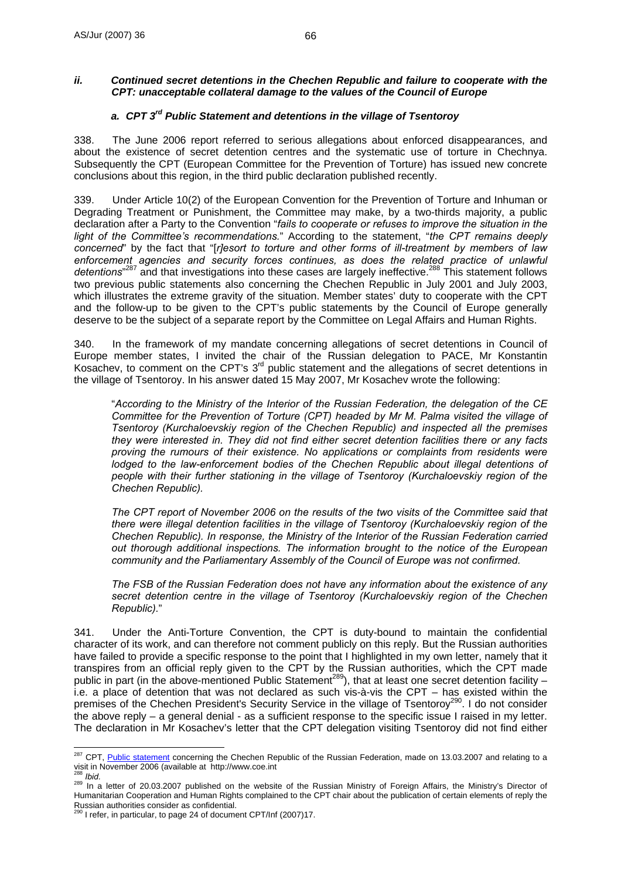### *ii. Continued secret detentions in the Chechen Republic and failure to cooperate with the CPT: unacceptable collateral damage to the values of the Council of Europe*

#### *a. CPT 3rd Public Statement and detentions in the village of Tsentoroy*

338. The June 2006 report referred to serious allegations about enforced disappearances, and about the existence of secret detention centres and the systematic use of torture in Chechnya. Subsequently the CPT (European Committee for the Prevention of Torture) has issued new concrete conclusions about this region, in the third public declaration published recently.

339. Under Article 10(2) of the European Convention for the Prevention of Torture and Inhuman or Degrading Treatment or Punishment, the Committee may make, by a two-thirds majority, a public declaration after a Party to the Convention "*fails to cooperate or refuses to improve the situation in the light of the Committee's recommendations.*" According to the statement, "*the CPT remains deeply concerned*" by the fact that "[*r*]*esort to torture and other forms of ill-treatment by members of law enforcement agencies and security forces continues, as does the related practice of unlawful detentions*"[287] and that investigations into these cases are largely ineffective.[288] This statement follows two previous public statements also concerning the Chechen Republic in July 2001 and July 2003, which illustrates the extreme gravity of the situation. Member states' duty to cooperate with the CPT and the follow-up to be given to the CPT's public statements by the Council of Europe generally deserve to be the subject of a separate report by the Committee on Legal Affairs and Human Rights.

340. In the framework of my mandate concerning allegations of secret detentions in Council of Europe member states, I invited the chair of the Russian delegation to PACE, Mr Konstantin Kosachev, to comment on the CPT's 3rd public statement and the allegations of secret detentions in the village of Tsentoroy. In his answer dated 15 May 2007, Mr Kosachev wrote the following:

> "*According to the Ministry of the Interior of the Russian Federation, the delegation of the CE Committee for the Prevention of Torture (CPT) headed by Mr M. Palma visited the village of Tsentoroy (Kurchaloevskiy region of the Chechen Republic) and inspected all the premises they were interested in. They did not find either secret detention facilities there or any facts proving the rumours of their existence. No applications or complaints from residents were lodged to the law-enforcement bodies of the Chechen Republic about illegal detentions of people with their further stationing in the village of Tsentoroy (Kurchaloevskiy region of the Chechen Republic).*
>
> *The CPT report of November 2006 on the results of the two visits of the Committee said that there were illegal detention facilities in the village of Tsentoroy (Kurchaloevskiy region of the Chechen Republic). In response, the Ministry of the Interior of the Russian Federation carried out thorough additional inspections. The information brought to the notice of the European community and the Parliamentary Assembly of the Council of Europe was not confirmed.*
>
> *The FSB of the Russian Federation does not have any information about the existence of any secret detention centre in the village of Tsentoroy (Kurchaloevskiy region of the Chechen Republic)*."

341. Under the Anti-Torture Convention, the CPT is duty-bound to maintain the confidential character of its work, and can therefore not comment publicly on this reply. But the Russian authorities have failed to provide a specific response to the point that I highlighted in my own letter, namely that it transpires from an official reply given to the CPT by the Russian authorities, which the CPT made public in part (in the above-mentioned Public Statement[289]), that at least one secret detention facility – i.e. a place of detention that was not declared as such vis-à-vis the CPT – has existed within the premises of the Chechen President's Security Service in the village of Tsentoroy[290]. I do not consider the above reply – a general denial - as a sufficient response to the specific issue I raised in my letter. The declaration in Mr Kosachev's letter that the CPT delegation visiting Tsentoroy did not find either

---

[287] CPT, Public statement concerning the Chechen Republic of the Russian Federation, made on 13.03.2007 and relating to a visit in November 2006 (available at http://www.coe.int

[288] *Ibid.*

[289] In a letter of 20.03.2007 published on the website of the Russian Ministry of Foreign Affairs, the Ministry's Director of Humanitarian Cooperation and Human Rights complained to the CPT chair about the publication of certain elements of reply the Russian authorities consider as confidential.

[290] I refer, in particular, to page 24 of document CPT/Inf (2007)17.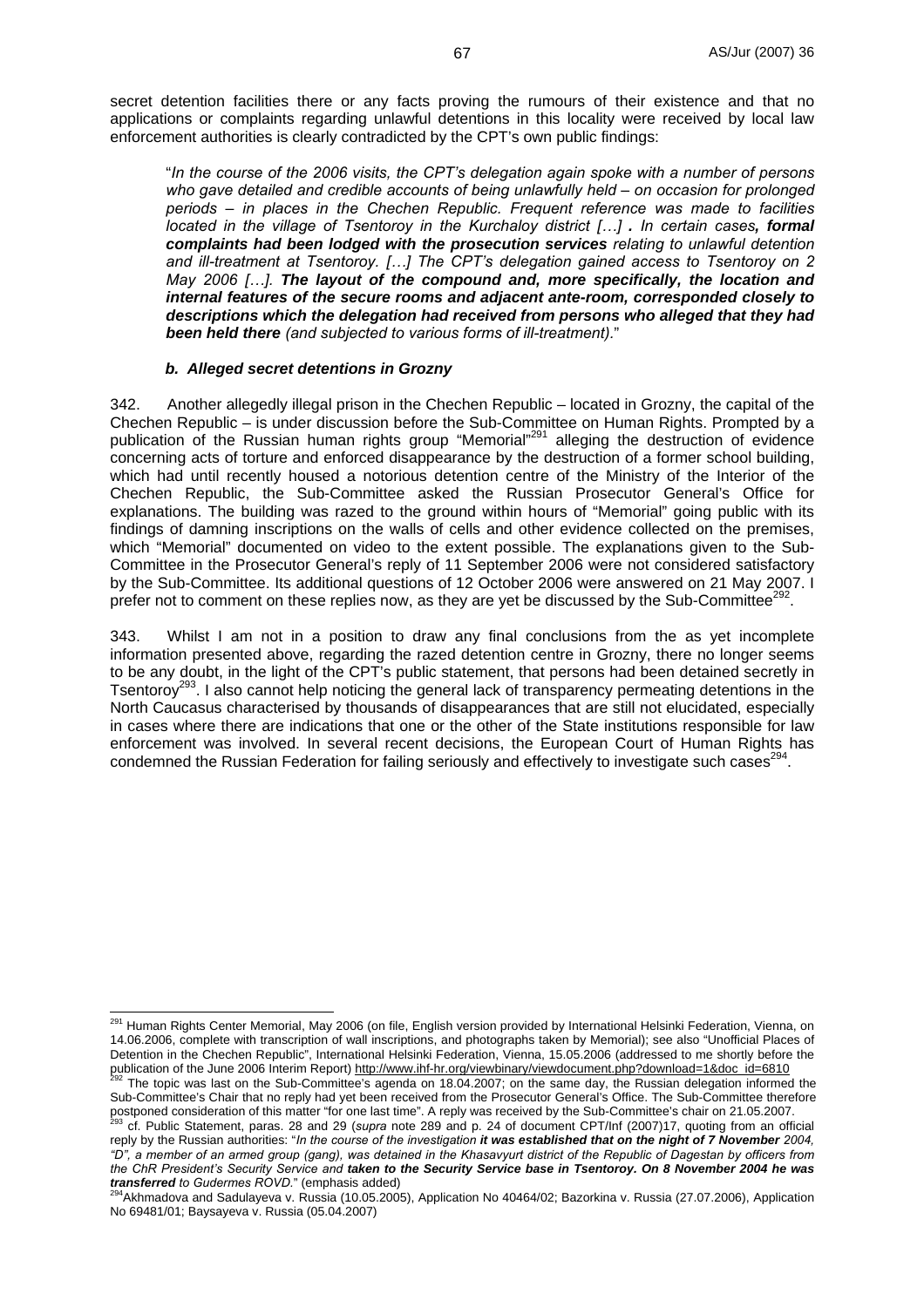secret detention facilities there or any facts proving the rumours of their existence and that no applications or complaints regarding unlawful detentions in this locality were received by local law enforcement authorities is clearly contradicted by the CPT's own public findings:

> "*In the course of the 2006 visits, the CPT's delegation again spoke with a number of persons who gave detailed and credible accounts of being unlawfully held – on occasion for prolonged periods – in places in the Chechen Republic. Frequent reference was made to facilities located in the village of Tsentoroy in the Kurchaloy district […] . In certain cases**, formal complaints had been lodged with the prosecution services** relating to unlawful detention and ill-treatment at Tsentoroy. […] The CPT's delegation gained access to Tsentoroy on 2 May 2006 […]. **The layout of the compound and, more specifically, the location and internal features of the secure rooms and adjacent ante-room, corresponded closely to descriptions which the delegation had received from persons who alleged that they had been held there** (and subjected to various forms of ill-treatment).*"

### *b. Alleged secret detentions in Grozny*

342. Another allegedly illegal prison in the Chechen Republic – located in Grozny, the capital of the Chechen Republic – is under discussion before the Sub-Committee on Human Rights. Prompted by a publication of the Russian human rights group "Memorial"[291] alleging the destruction of evidence concerning acts of torture and enforced disappearance by the destruction of a former school building, which had until recently housed a notorious detention centre of the Ministry of the Interior of the Chechen Republic, the Sub-Committee asked the Russian Prosecutor General's Office for explanations. The building was razed to the ground within hours of "Memorial" going public with its findings of damning inscriptions on the walls of cells and other evidence collected on the premises, which "Memorial" documented on video to the extent possible. The explanations given to the Sub-Committee in the Prosecutor General's reply of 11 September 2006 were not considered satisfactory by the Sub-Committee. Its additional questions of 12 October 2006 were answered on 21 May 2007. I prefer not to comment on these replies now, as they are yet be discussed by the Sub-Committee[292].

343. Whilst I am not in a position to draw any final conclusions from the as yet incomplete information presented above, regarding the razed detention centre in Grozny, there no longer seems to be any doubt, in the light of the CPT's public statement, that persons had been detained secretly in Tsentoroy[293]. I also cannot help noticing the general lack of transparency permeating detentions in the North Caucasus characterised by thousands of disappearances that are still not elucidated, especially in cases where there are indications that one or the other of the State institutions responsible for law enforcement was involved. In several recent decisions, the European Court of Human Rights has condemned the Russian Federation for failing seriously and effectively to investigate such cases[294].

---

[291] Human Rights Center Memorial, May 2006 (on file, English version provided by International Helsinki Federation, Vienna, on 14.06.2006, complete with transcription of wall inscriptions, and photographs taken by Memorial); see also "Unofficial Places of Detention in the Chechen Republic", International Helsinki Federation, Vienna, 15.05.2006 (addressed to me shortly before the publication of the June 2006 Interim Report) http://www.ihf-hr.org/viewbinary/viewdocument.php?download=1&doc_id=6810

[292] The topic was last on the Sub-Committee's agenda on 18.04.2007; on the same day, the Russian delegation informed the Sub-Committee's Chair that no reply had yet been received from the Prosecutor General's Office. The Sub-Committee therefore postponed consideration of this matter "for one last time". A reply was received by the Sub-Committee's chair on 21.05.2007.

[293] cf. Public Statement, paras. 28 and 29 (*supra* note 289 and p. 24 of document CPT/Inf (2007)17, quoting from an official reply by the Russian authorities: "*In the course of the investigation **it was established that on the night of 7 November** 2004, "D", a member of an armed group (gang), was detained in the Khasavyurt district of the Republic of Dagestan by officers from the ChR President's Security Service and **taken to the Security Service base in Tsentoroy. On 8 November 2004 he was transferred** to Gudermes ROVD.*" (emphasis added)

[294] Akhmadova and Sadulayeva v. Russia (10.05.2005), Application No 40464/02; Bazorkina v. Russia (27.07.2006), Application No 69481/01; Baysayeva v. Russia (05.04.2007)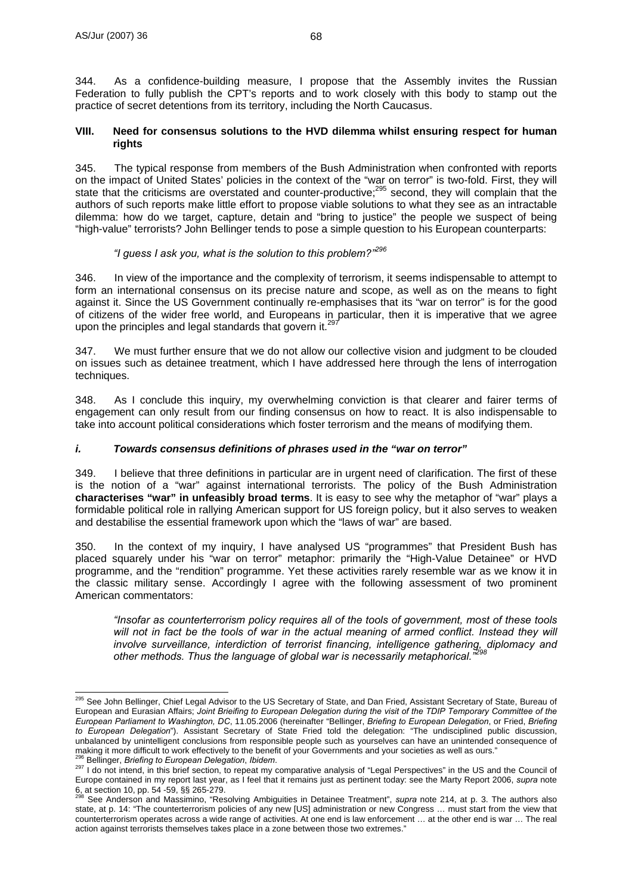344. As a confidence-building measure, I propose that the Assembly invites the Russian Federation to fully publish the CPT's reports and to work closely with this body to stamp out the practice of secret detentions from its territory, including the North Caucasus.

## VIII. Need for consensus solutions to the HVD dilemma whilst ensuring respect for human rights

345. The typical response from members of the Bush Administration when confronted with reports on the impact of United States' policies in the context of the "war on terror" is two-fold. First, they will state that the criticisms are overstated and counter-productive;[295] second, they will complain that the authors of such reports make little effort to propose viable solutions to what they see as an intractable dilemma: how do we target, capture, detain and "bring to justice" the people we suspect of being "high-value" terrorists? John Bellinger tends to pose a simple question to his European counterparts:

*"I guess I ask you, what is the solution to this problem?"*[296]

346. In view of the importance and the complexity of terrorism, it seems indispensable to attempt to form an international consensus on its precise nature and scope, as well as on the means to fight against it. Since the US Government continually re-emphasises that its "war on terror" is for the good of citizens of the wider free world, and Europeans in particular, then it is imperative that we agree upon the principles and legal standards that govern it.[297]

347. We must further ensure that we do not allow our collective vision and judgment to be clouded on issues such as detainee treatment, which I have addressed here through the lens of interrogation techniques.

348. As I conclude this inquiry, my overwhelming conviction is that clearer and fairer terms of engagement can only result from our finding consensus on how to react. It is also indispensable to take into account political considerations which foster terrorism and the means of modifying them.

### *i. Towards consensus definitions of phrases used in the "war on terror"*

349. I believe that three definitions in particular are in urgent need of clarification. The first of these is the notion of a "war" against international terrorists. The policy of the Bush Administration **characterises "war" in unfeasibly broad terms**. It is easy to see why the metaphor of "war" plays a formidable political role in rallying American support for US foreign policy, but it also serves to weaken and destabilise the essential framework upon which the "laws of war" are based.

350. In the context of my inquiry, I have analysed US "programmes" that President Bush has placed squarely under his "war on terror" metaphor: primarily the "High-Value Detainee" or HVD programme, and the "rendition" programme. Yet these activities rarely resemble war as we know it in the classic military sense. Accordingly I agree with the following assessment of two prominent American commentators:

> *"Insofar as counterterrorism policy requires all of the tools of government, most of these tools will not in fact be the tools of war in the actual meaning of armed conflict. Instead they will involve surveillance, interdiction of terrorist financing, intelligence gathering, diplomacy and other methods. Thus the language of global war is necessarily metaphorical."*[298]

---

[295] See John Bellinger, Chief Legal Advisor to the US Secretary of State, and Dan Fried, Assistant Secretary of State, Bureau of European and Eurasian Affairs; *Joint Brieifing to European Delegation during the visit of the TDIP Temporary Committee of the European Parliament to Washington, DC*, 11.05.2006 (hereinafter "Bellinger, *Briefing to European Delegation*", or Fried, *Briefing to European Delegation*"). Assistant Secretary of State Fried told the delegation: "The undisciplined public discussion, unbalanced by unintelligent conclusions from responsible people such as yourselves can have an unintended consequence of making it more difficult to work effectively to the benefit of your Governments and your societies as well as ours."

[296] Bellinger, *Briefing to European Delegation*, *Ibidem*.

[297] I do not intend, in this brief section, to repeat my comparative analysis of "Legal Perspectives" in the US and the Council of Europe contained in my report last year, as I feel that it remains just as pertinent today: see the Marty Report 2006, *supra* note 6, at section 10, pp. 54 -59, §§ 265-279.

[298] See Anderson and Massimino, "Resolving Ambiguities in Detainee Treatment", *supra* note 214, at p. 3. The authors also state, at p. 14: "The counterterrorism policies of any new [US] administration or new Congress … must start from the view that counterterrorism operates across a wide range of activities. At one end is law enforcement … at the other end is war … The real action against terrorists themselves takes place in a zone between those two extremes."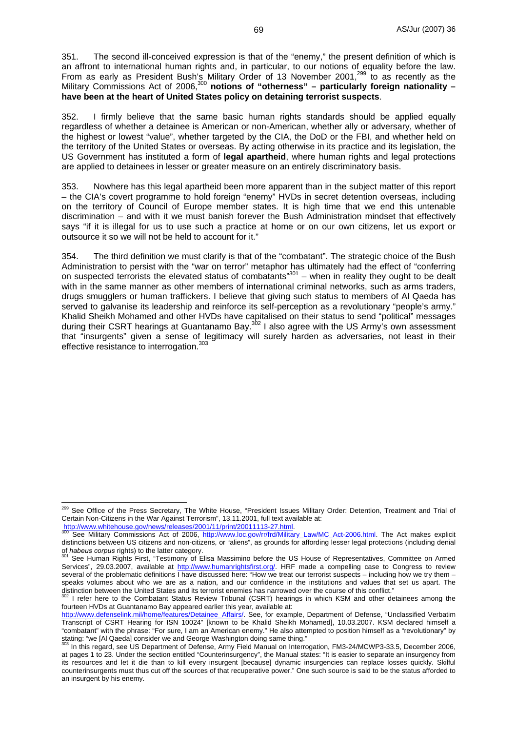351. The second ill-conceived expression is that of the "enemy," the present definition of which is an affront to international human rights and, in particular, to our notions of equality before the law. From as early as President Bush's Military Order of 13 November 2001,[299] to as recently as the Military Commissions Act of 2006,[300] **notions of "otherness" – particularly foreign nationality – have been at the heart of United States policy on detaining terrorist suspects**.

352. I firmly believe that the same basic human rights standards should be applied equally regardless of whether a detainee is American or non-American, whether ally or adversary, whether of the highest or lowest "value", whether targeted by the CIA, the DoD or the FBI, and whether held on the territory of the United States or overseas. By acting otherwise in its practice and its legislation, the US Government has instituted a form of **legal apartheid**, where human rights and legal protections are applied to detainees in lesser or greater measure on an entirely discriminatory basis.

353. Nowhere has this legal apartheid been more apparent than in the subject matter of this report – the CIA's covert programme to hold foreign "enemy" HVDs in secret detention overseas, including on the territory of Council of Europe member states. It is high time that we end this untenable discrimination – and with it we must banish forever the Bush Administration mindset that effectively says "if it is illegal for us to use such a practice at home or on our own citizens, let us export or outsource it so we will not be held to account for it."

354. The third definition we must clarify is that of the "combatant". The strategic choice of the Bush Administration to persist with the "war on terror" metaphor has ultimately had the effect of "conferring on suspected terrorists the elevated status of combatants"[301] – when in reality they ought to be dealt with in the same manner as other members of international criminal networks, such as arms traders, drugs smugglers or human traffickers. I believe that giving such status to members of Al Qaeda has served to galvanise its leadership and reinforce its self-perception as a revolutionary "people's army." Khalid Sheikh Mohamed and other HVDs have capitalised on their status to send "political" messages during their CSRT hearings at Guantanamo Bay.[302] I also agree with the US Army's own assessment that "insurgents" given a sense of legitimacy will surely harden as adversaries, not least in their effective resistance to interrogation.[303]

---

[299] See Office of the Press Secretary, The White House, "President Issues Military Order: Detention, Treatment and Trial of Certain Non-Citizens in the War Against Terrorism", 13.11.2001, full text available at: http://www.whitehouse.gov/news/releases/2001/11/print/20011113-27.html.

[300] See Military Commissions Act of 2006, http://www.loc.gov/rr/frd/Military_Law/MC_Act-2006.html. The Act makes explicit distinctions between US citizens and non-citizens, or "aliens", as grounds for affording lesser legal protections (including denial of *habeus corpus* rights) to the latter category.

[301] See Human Rights First, "Testimony of Elisa Massimino before the US House of Representatives, Committee on Armed Services", 29.03.2007, available at http://www.humanrightsfirst.org/. HRF made a compelling case to Congress to review several of the problematic definitions I have discussed here: "How we treat our terrorist suspects – including how we try them – speaks volumes about who we are as a nation, and our confidence in the institutions and values that set us apart. The distinction between the United States and its terrorist enemies has narrowed over the course of this conflict."

[302] I refer here to the Combatant Status Review Tribunal (CSRT) hearings in which KSM and other detainees among the fourteen HVDs at Guantanamo Bay appeared earlier this year, available at: http://www.defenselink.mil/home/features/Detainee_Affairs/. See, for example, Department of Defense, "Unclassified Verbatim Transcript of CSRT Hearing for ISN 10024" [known to be Khalid Sheikh Mohamed], 10.03.2007. KSM declared himself a "combatant" with the phrase: "For sure, I am an American enemy." He also attempted to position himself as a "revolutionary" by stating: "we [Al Qaeda] consider we and George Washington doing same thing."

[303] In this regard, see US Department of Defense, Army Field Manual on Interrogation, FM3-24/MCWP3-33.5, December 2006, at pages 1 to 23. Under the section entitled "Counterinsurgency", the Manual states: "It is easier to separate an insurgency from its resources and let it die than to kill every insurgent [because] dynamic insurgencies can replace losses quickly. Skilful counterinsurgents must thus cut off the sources of that recuperative power." One such source is said to be the status afforded to an insurgent by his enemy.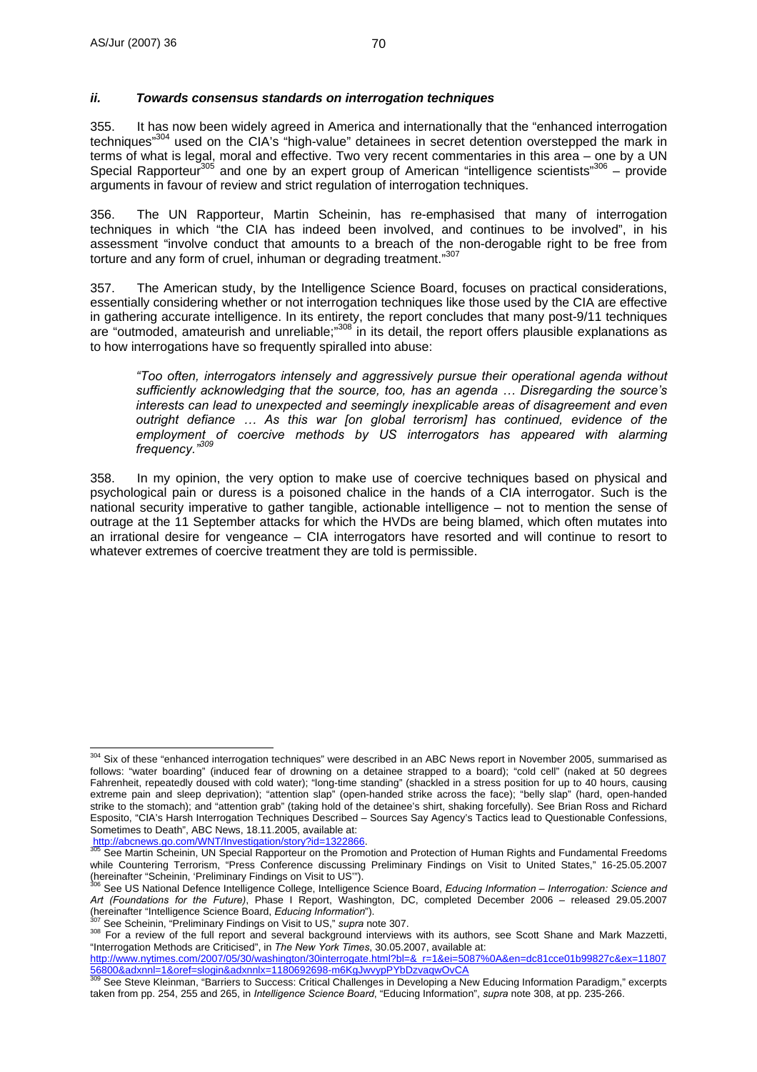### *ii. Towards consensus standards on interrogation techniques*

355. It has now been widely agreed in America and internationally that the "enhanced interrogation techniques"[304] used on the CIA's "high-value" detainees in secret detention overstepped the mark in terms of what is legal, moral and effective. Two very recent commentaries in this area – one by a UN Special Rapporteur[305] and one by an expert group of American "intelligence scientists"[306] – provide arguments in favour of review and strict regulation of interrogation techniques.

356. The UN Rapporteur, Martin Scheinin, has re-emphasised that many of interrogation techniques in which "the CIA has indeed been involved, and continues to be involved", in his assessment "involve conduct that amounts to a breach of the non-derogable right to be free from torture and any form of cruel, inhuman or degrading treatment."[307]

357. The American study, by the Intelligence Science Board, focuses on practical considerations, essentially considering whether or not interrogation techniques like those used by the CIA are effective in gathering accurate intelligence. In its entirety, the report concludes that many post-9/11 techniques are "outmoded, amateurish and unreliable;"[308] in its detail, the report offers plausible explanations as to how interrogations have so frequently spiralled into abuse:

> *"Too often, interrogators intensely and aggressively pursue their operational agenda without sufficiently acknowledging that the source, too, has an agenda … Disregarding the source's interests can lead to unexpected and seemingly inexplicable areas of disagreement and even outright defiance … As this war [on global terrorism] has continued, evidence of the employment of coercive methods by US interrogators has appeared with alarming frequency."*[309]

358. In my opinion, the very option to make use of coercive techniques based on physical and psychological pain or duress is a poisoned chalice in the hands of a CIA interrogator. Such is the national security imperative to gather tangible, actionable intelligence – not to mention the sense of outrage at the 11 September attacks for which the HVDs are being blamed, which often mutates into an irrational desire for vengeance – CIA interrogators have resorted and will continue to resort to whatever extremes of coercive treatment they are told is permissible.

---

[304] Six of these "enhanced interrogation techniques" were described in an ABC News report in November 2005, summarised as follows: "water boarding" (induced fear of drowning on a detainee strapped to a board); "cold cell" (naked at 50 degrees Fahrenheit, repeatedly doused with cold water); "long-time standing" (shackled in a stress position for up to 40 hours, causing extreme pain and sleep deprivation); "attention slap" (open-handed strike across the face); "belly slap" (hard, open-handed strike to the stomach); and "attention grab" (taking hold of the detainee's shirt, shaking forcefully). See Brian Ross and Richard Esposito, "CIA's Harsh Interrogation Techniques Described – Sources Say Agency's Tactics lead to Questionable Confessions, Sometimes to Death", ABC News, 18.11.2005, available at: http://abcnews.go.com/WNT/Investigation/story?id=1322866.

[305] See Martin Scheinin, UN Special Rapporteur on the Promotion and Protection of Human Rights and Fundamental Freedoms while Countering Terrorism, "Press Conference discussing Preliminary Findings on Visit to United States," 16-25.05.2007 (hereinafter "Scheinin, 'Preliminary Findings on Visit to US'").

[306] See US National Defence Intelligence College, Intelligence Science Board, *Educing Information – Interrogation: Science and Art (Foundations for the Future)*, Phase I Report, Washington, DC, completed December 2006 – released 29.05.2007 (hereinafter "Intelligence Science Board, *Educing Information*").

[307] See Scheinin, "Preliminary Findings on Visit to US," *supra* note 307.

[308] For a review of the full report and several background interviews with its authors, see Scott Shane and Mark Mazzetti, "Interrogation Methods are Criticised", in *The New York Times*, 30.05.2007, available at: http://www.nytimes.com/2007/05/30/washington/30interrogate.html?bl=&_r=1&ei=5087%0A&en=dc81cce01b99827c&ex=1180756800&adxnnl=1&oref=slogin&adxnnlx=1180692698-m6KgJwvypPYbDzvaqwOvCA

[309] See Steve Kleinman, "Barriers to Success: Critical Challenges in Developing a New Educing Information Paradigm," excerpts taken from pp. 254, 255 and 265, in *Intelligence Science Board*, "Educing Information", *supra* note 308, at pp. 235-266.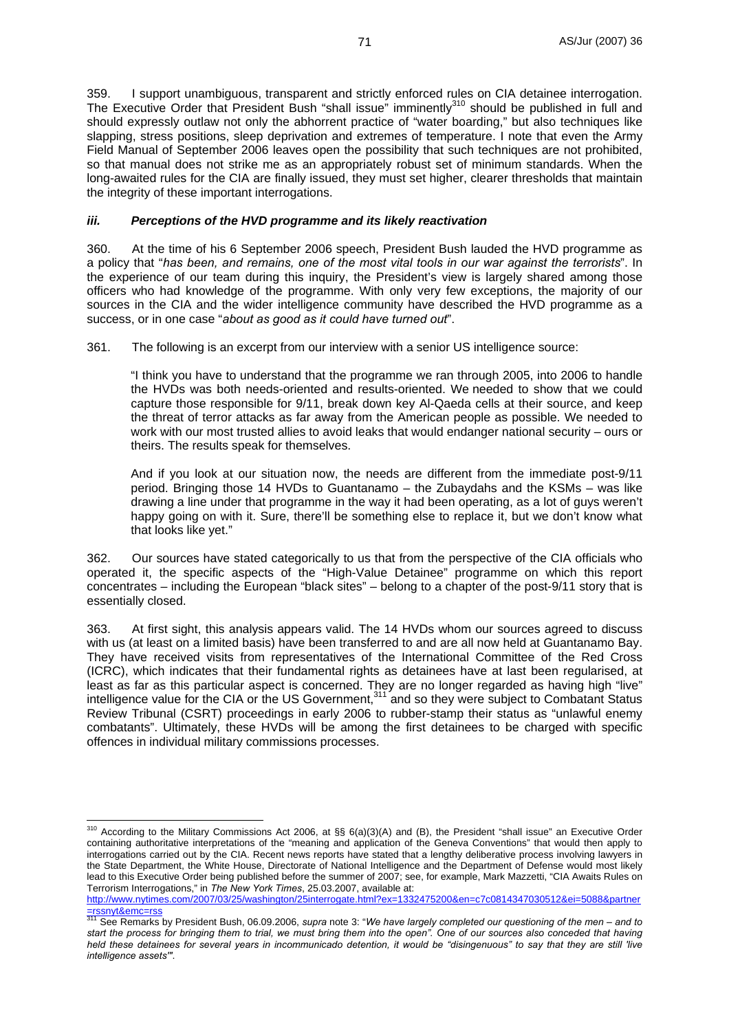359. I support unambiguous, transparent and strictly enforced rules on CIA detainee interrogation. The Executive Order that President Bush "shall issue" imminently[310] should be published in full and should expressly outlaw not only the abhorrent practice of "water boarding," but also techniques like slapping, stress positions, sleep deprivation and extremes of temperature. I note that even the Army Field Manual of September 2006 leaves open the possibility that such techniques are not prohibited, so that manual does not strike me as an appropriately robust set of minimum standards. When the long-awaited rules for the CIA are finally issued, they must set higher, clearer thresholds that maintain the integrity of these important interrogations.

### *iii. Perceptions of the HVD programme and its likely reactivation*

360. At the time of his 6 September 2006 speech, President Bush lauded the HVD programme as a policy that "*has been, and remains, one of the most vital tools in our war against the terrorists*". In the experience of our team during this inquiry, the President's view is largely shared among those officers who had knowledge of the programme. With only very few exceptions, the majority of our sources in the CIA and the wider intelligence community have described the HVD programme as a success, or in one case "*about as good as it could have turned out*".

361. The following is an excerpt from our interview with a senior US intelligence source:

> "I think you have to understand that the programme we ran through 2005, into 2006 to handle the HVDs was both needs-oriented and results-oriented. We needed to show that we could capture those responsible for 9/11, break down key Al-Qaeda cells at their source, and keep the threat of terror attacks as far away from the American people as possible. We needed to work with our most trusted allies to avoid leaks that would endanger national security – ours or theirs. The results speak for themselves.
>
> And if you look at our situation now, the needs are different from the immediate post-9/11 period. Bringing those 14 HVDs to Guantanamo – the Zubaydahs and the KSMs – was like drawing a line under that programme in the way it had been operating, as a lot of guys weren't happy going on with it. Sure, there'll be something else to replace it, but we don't know what that looks like yet."

362. Our sources have stated categorically to us that from the perspective of the CIA officials who operated it, the specific aspects of the "High-Value Detainee" programme on which this report concentrates – including the European "black sites" – belong to a chapter of the post-9/11 story that is essentially closed.

363. At first sight, this analysis appears valid. The 14 HVDs whom our sources agreed to discuss with us (at least on a limited basis) have been transferred to and are all now held at Guantanamo Bay. They have received visits from representatives of the International Committee of the Red Cross (ICRC), which indicates that their fundamental rights as detainees have at last been regularised, at least as far as this particular aspect is concerned. They are no longer regarded as having high "live" intelligence value for the CIA or the US Government,[311] and so they were subject to Combatant Status Review Tribunal (CSRT) proceedings in early 2006 to rubber-stamp their status as "unlawful enemy combatants". Ultimately, these HVDs will be among the first detainees to be charged with specific offences in individual military commissions processes.

---

[310] According to the Military Commissions Act 2006, at §§ 6(a)(3)(A) and (B), the President "shall issue" an Executive Order containing authoritative interpretations of the "meaning and application of the Geneva Conventions" that would then apply to interrogations carried out by the CIA. Recent news reports have stated that a lengthy deliberative process involving lawyers in the State Department, the White House, Directorate of National Intelligence and the Department of Defense would most likely lead to this Executive Order being published before the summer of 2007; see, for example, Mark Mazzetti, "CIA Awaits Rules on Terrorism Interrogations," in *The New York Times*, 25.03.2007, available at: http://www.nytimes.com/2007/03/25/washington/25interrogate.html?ex=1332475200&en=c7c0814347030512&ei=5088&partner=rssnyt&emc=rss

[311] See Remarks by President Bush, 06.09.2006, *supra* note 3: "*We have largely completed our questioning of the men – and to start the process for bringing them to trial, we must bring them into the open". One of our sources also conceded that having held these detainees for several years in incommunicado detention, it would be "disingenuous" to say that they are still 'live intelligence assets'"*.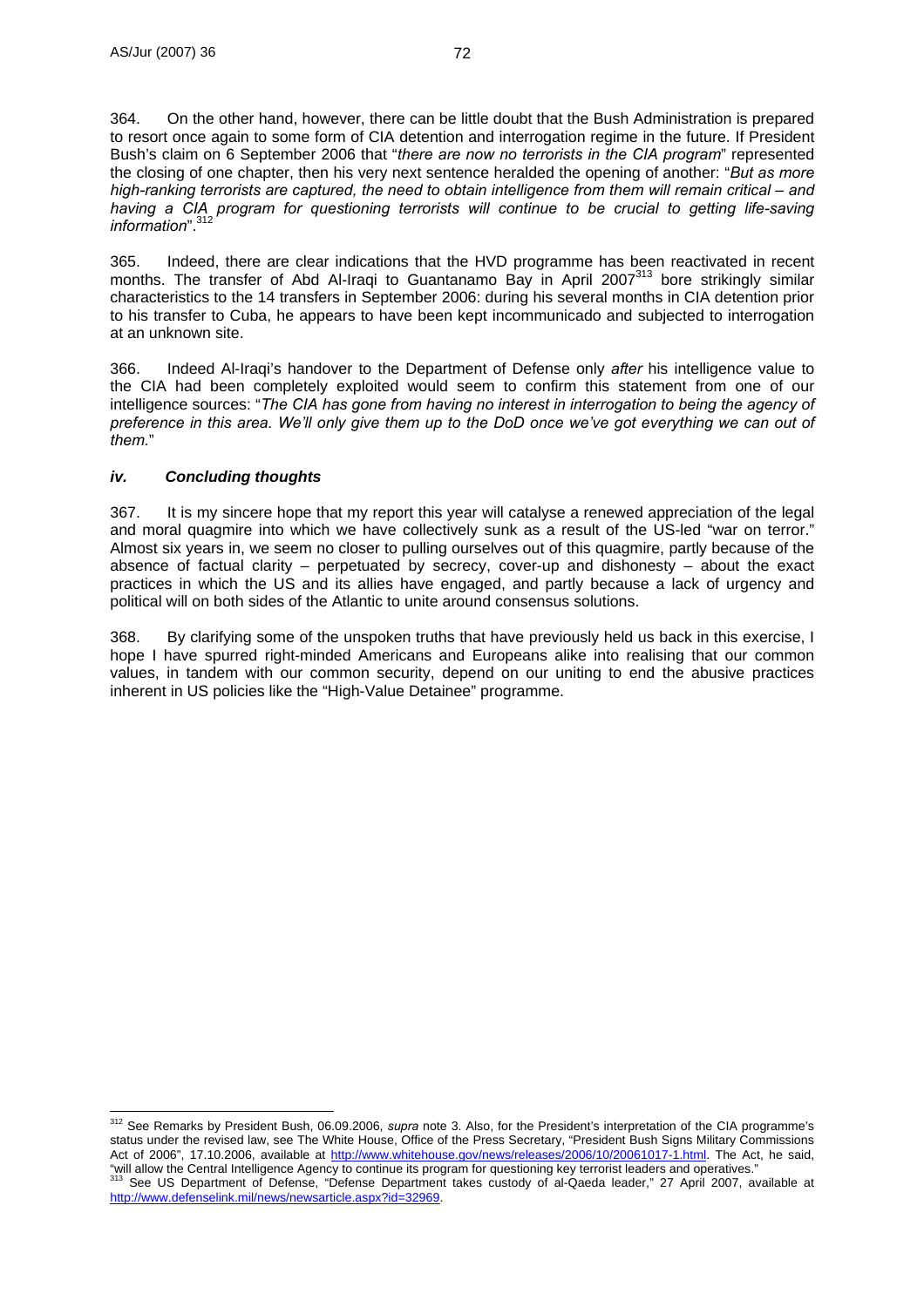364. On the other hand, however, there can be little doubt that the Bush Administration is prepared to resort once again to some form of CIA detention and interrogation regime in the future. If President Bush's claim on 6 September 2006 that "*there are now no terrorists in the CIA program*" represented the closing of one chapter, then his very next sentence heralded the opening of another: "*But as more high-ranking terrorists are captured, the need to obtain intelligence from them will remain critical – and having a CIA program for questioning terrorists will continue to be crucial to getting life-saving information*".[312]

365. Indeed, there are clear indications that the HVD programme has been reactivated in recent months. The transfer of Abd Al-Iraqi to Guantanamo Bay in April 2007[313] bore strikingly similar characteristics to the 14 transfers in September 2006: during his several months in CIA detention prior to his transfer to Cuba, he appears to have been kept incommunicado and subjected to interrogation at an unknown site.

366. Indeed Al-Iraqi's handover to the Department of Defense only *after* his intelligence value to the CIA had been completely exploited would seem to confirm this statement from one of our intelligence sources: "*The CIA has gone from having no interest in interrogation to being the agency of preference in this area. We'll only give them up to the DoD once we've got everything we can out of them.*"

### *iv. Concluding thoughts*

367. It is my sincere hope that my report this year will catalyse a renewed appreciation of the legal and moral quagmire into which we have collectively sunk as a result of the US-led "war on terror." Almost six years in, we seem no closer to pulling ourselves out of this quagmire, partly because of the absence of factual clarity – perpetuated by secrecy, cover-up and dishonesty – about the exact practices in which the US and its allies have engaged, and partly because a lack of urgency and political will on both sides of the Atlantic to unite around consensus solutions.

368. By clarifying some of the unspoken truths that have previously held us back in this exercise, I hope I have spurred right-minded Americans and Europeans alike into realising that our common values, in tandem with our common security, depend on our uniting to end the abusive practices inherent in US policies like the "High-Value Detainee" programme.

---

[312] See Remarks by President Bush, 06.09.2006, *supra* note 3. Also, for the President's interpretation of the CIA programme's status under the revised law, see The White House, Office of the Press Secretary, "President Bush Signs Military Commissions Act of 2006", 17.10.2006, available at http://www.whitehouse.gov/news/releases/2006/10/20061017-1.html. The Act, he said, "will allow the Central Intelligence Agency to continue its program for questioning key terrorist leaders and operatives."

[313] See US Department of Defense, "Defense Department takes custody of al-Qaeda leader," 27 April 2007, available at http://www.defenselink.mil/news/newsarticle.aspx?id=32969.